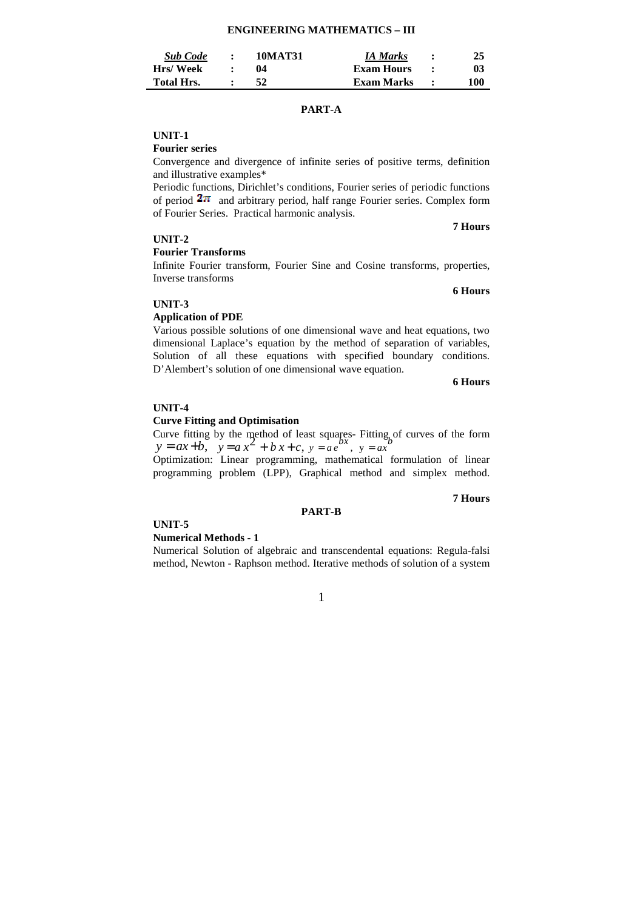# ENGINEERING MATHEMATICS – III

| *Sub Code* | : | 10MAT31 | *IA Marks* | : | 25 |
|---|---|---|---|---|---|
| Hrs/ Week | : | 04 | Exam Hours | : | 03 |
| Total Hrs. | : | 52 | Exam Marks | : | 100 |

## PART-A

### UNIT-1

**Fourier series**

Convergence and divergence of infinite series of positive terms, definition and illustrative examples*

Periodic functions, Dirichlet's conditions, Fourier series of periodic functions of period $2\pi$ and arbitrary period, half range Fourier series. Complex form of Fourier Series. Practical harmonic analysis.

**7 Hours**

### UNIT-2

**Fourier Transforms**

Infinite Fourier transform, Fourier Sine and Cosine transforms, properties, Inverse transforms

**6 Hours**

### UNIT-3

**Application of PDE**

Various possible solutions of one dimensional wave and heat equations, two dimensional Laplace's equation by the method of separation of variables, Solution of all these equations with specified boundary conditions. D'Alembert's solution of one dimensional wave equation.

**6 Hours**

### UNIT-4

**Curve Fitting and Optimisation**

Curve fitting by the method of least squares- Fitting of curves of the form $y = ax + b$, $y = ax^2 + bx + c$, $y = ae^{bx}$, $y = ax^b$

Optimization: Linear programming, mathematical formulation of linear programming problem (LPP), Graphical method and simplex method.

**7 Hours**

## PART-B

### UNIT-5

**Numerical Methods - 1**

Numerical Solution of algebraic and transcendental equations: Regula-falsi method, Newton - Raphson method. Iterative methods of solution of a system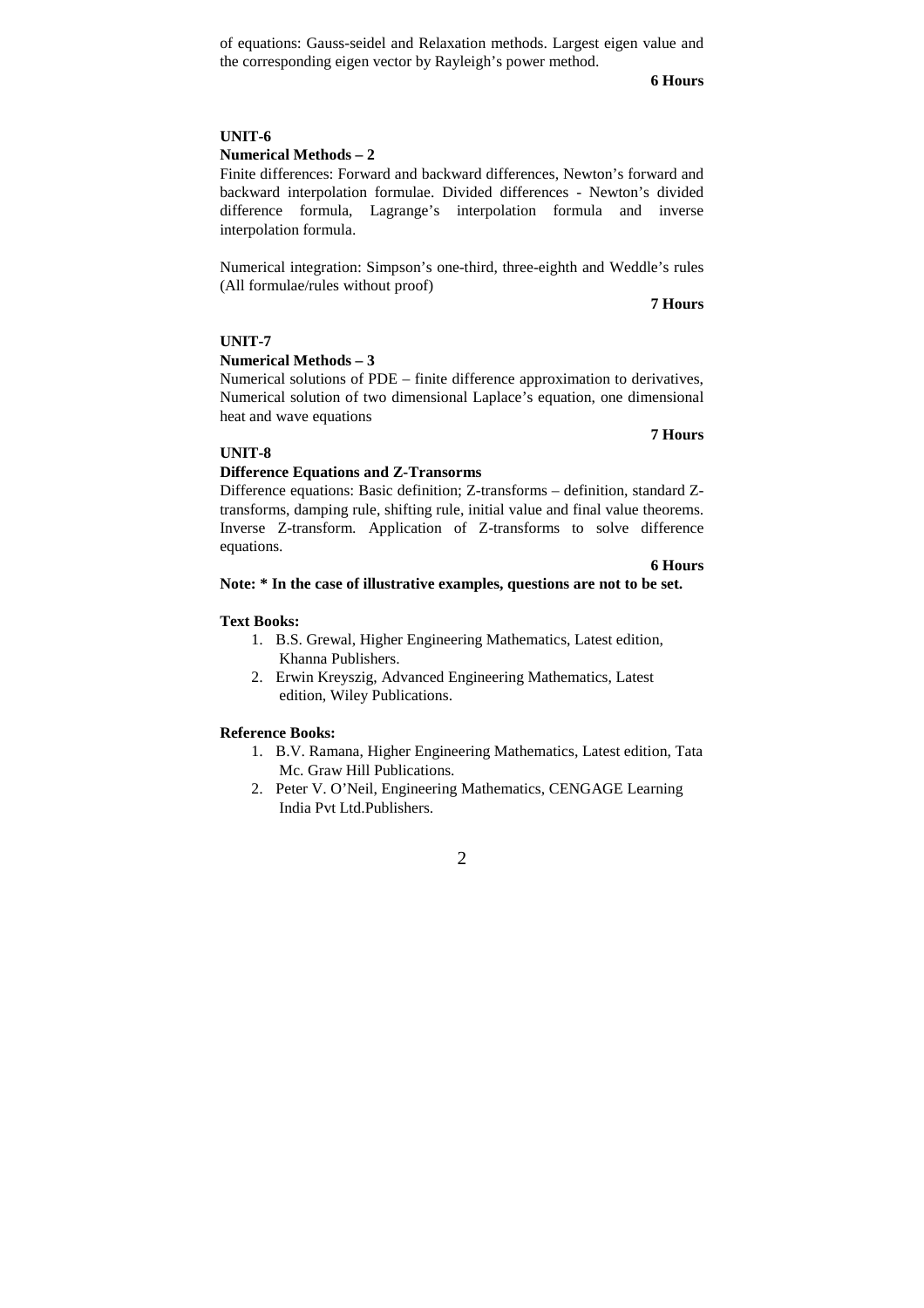of equations: Gauss-seidel and Relaxation methods. Largest eigen value and the corresponding eigen vector by Rayleigh's power method.

**6 Hours**

**UNIT-6**

**Numerical Methods – 2**

Finite differences: Forward and backward differences, Newton's forward and backward interpolation formulae. Divided differences - Newton's divided difference formula, Lagrange's interpolation formula and inverse interpolation formula.

Numerical integration: Simpson's one-third, three-eighth and Weddle's rules (All formulae/rules without proof)

**7 Hours**

**UNIT-7**

**Numerical Methods – 3**

Numerical solutions of PDE – finite difference approximation to derivatives, Numerical solution of two dimensional Laplace's equation, one dimensional heat and wave equations

**7 Hours**

**UNIT-8**

**Difference Equations and Z-Transorms**

Difference equations: Basic definition; Z-transforms – definition, standard Z-transforms, damping rule, shifting rule, initial value and final value theorems. Inverse Z-transform. Application of Z-transforms to solve difference equations.

**6 Hours**

**Note: * In the case of illustrative examples, questions are not to be set.**

**Text Books:**

1. B.S. Grewal, Higher Engineering Mathematics, Latest edition, Khanna Publishers.
2. Erwin Kreyszig, Advanced Engineering Mathematics, Latest edition, Wiley Publications.

**Reference Books:**

1. B.V. Ramana, Higher Engineering Mathematics, Latest edition, Tata Mc. Graw Hill Publications.
2. Peter V. O'Neil, Engineering Mathematics, CENGAGE Learning India Pvt Ltd.Publishers.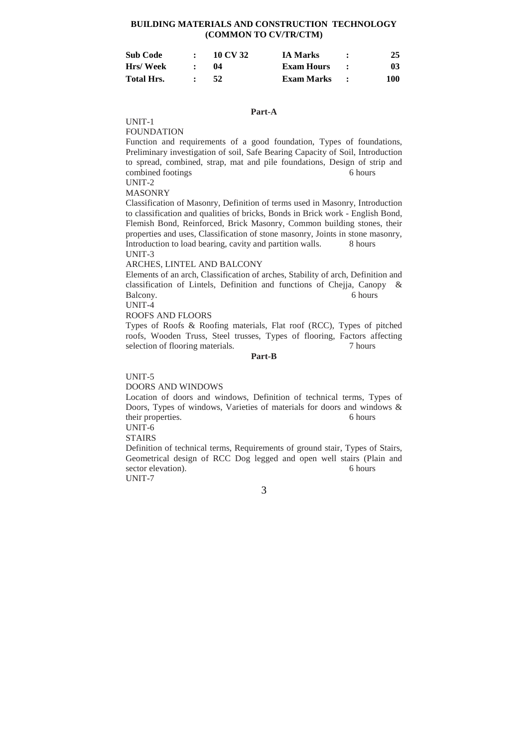## BUILDING MATERIALS AND CONSTRUCTION TECHNOLOGY (COMMON TO CV/TR/CTM)

| | | | | | |
|---|---|---|---|---|---|
| **Sub Code** | **:** | **10 CV 32** | **IA Marks** | **:** | **25** |
| **Hrs/ Week** | **:** | **04** | **Exam Hours** | **:** | **03** |
| **Total Hrs.** | **:** | **52** | **Exam Marks** | **:** | **100** |

### Part-A

UNIT-1

FOUNDATION

Function and requirements of a good foundation, Types of foundations, Preliminary investigation of soil, Safe Bearing Capacity of Soil, Introduction to spread, combined, strap, mat and pile foundations, Design of strip and combined footings 6 hours

UNIT-2

MASONRY

Classification of Masonry, Definition of terms used in Masonry, Introduction to classification and qualities of bricks, Bonds in Brick work - English Bond, Flemish Bond, Reinforced, Brick Masonry, Common building stones, their properties and uses, Classification of stone masonry, Joints in stone masonry, Introduction to load bearing, cavity and partition walls. 8 hours

UNIT-3

ARCHES, LINTEL AND BALCONY

Elements of an arch, Classification of arches, Stability of arch, Definition and classification of Lintels, Definition and functions of Chejja, Canopy & Balcony. 6 hours

UNIT-4

ROOFS AND FLOORS

Types of Roofs & Roofing materials, Flat roof (RCC), Types of pitched roofs, Wooden Truss, Steel trusses, Types of flooring, Factors affecting selection of flooring materials. 7 hours

### Part-B

UNIT-5

DOORS AND WINDOWS

Location of doors and windows, Definition of technical terms, Types of Doors, Types of windows, Varieties of materials for doors and windows & their properties. 6 hours

UNIT-6

STAIRS

Definition of technical terms, Requirements of ground stair, Types of Stairs, Geometrical design of RCC Dog legged and open well stairs (Plain and sector elevation). 6 hours

UNIT-7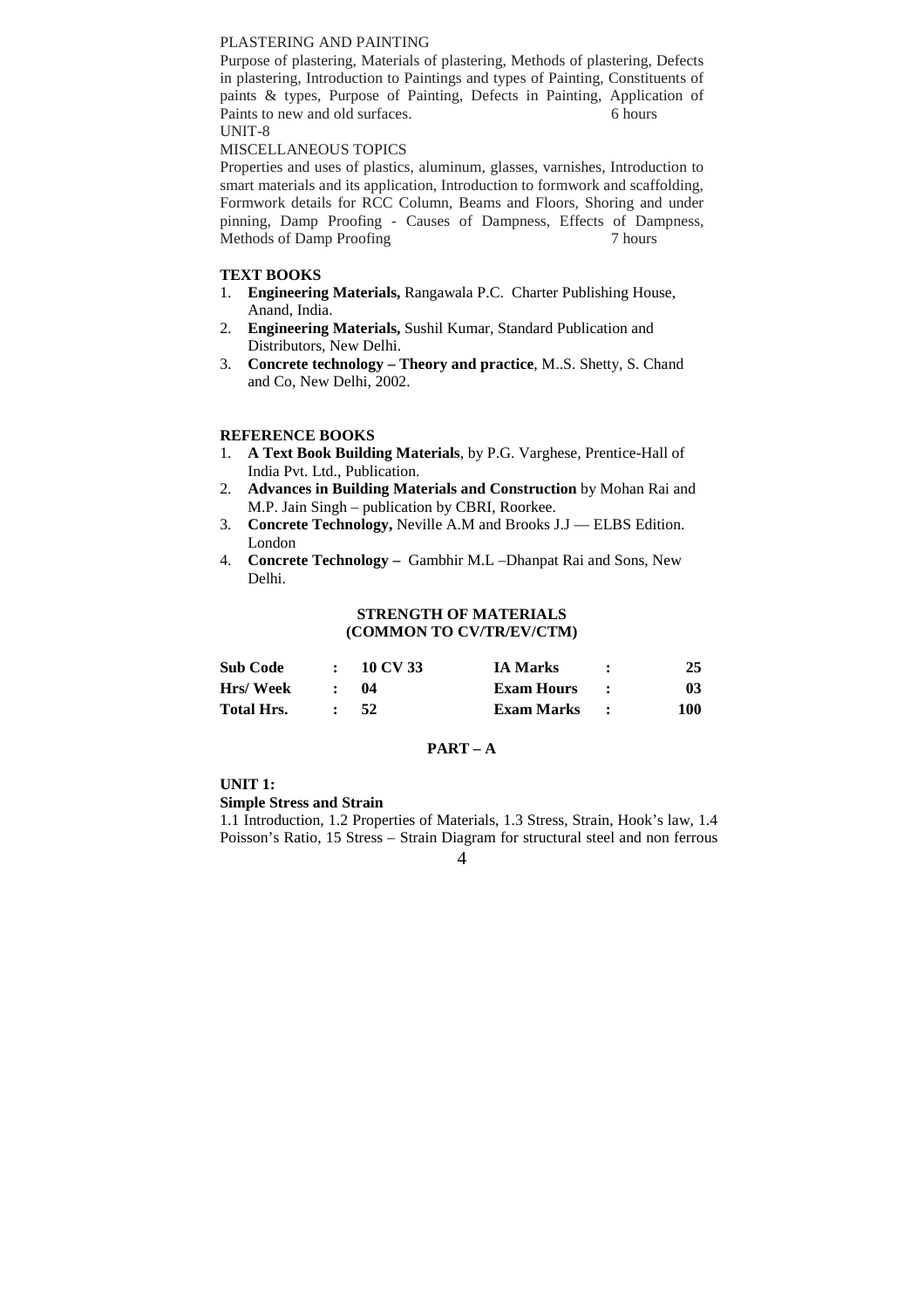PLASTERING AND PAINTING

Purpose of plastering, Materials of plastering, Methods of plastering, Defects in plastering, Introduction to Paintings and types of Painting, Constituents of paints & types, Purpose of Painting, Defects in Painting, Application of Paints to new and old surfaces. 6 hours

UNIT-8

MISCELLANEOUS TOPICS

Properties and uses of plastics, aluminum, glasses, varnishes, Introduction to smart materials and its application, Introduction to formwork and scaffolding, Formwork details for RCC Column, Beams and Floors, Shoring and under pinning, Damp Proofing - Causes of Dampness, Effects of Dampness, Methods of Damp Proofing 7 hours

**TEXT BOOKS**

1. **Engineering Materials,** Rangawala P.C. Charter Publishing House, Anand, India.
2. **Engineering Materials,** Sushil Kumar, Standard Publication and Distributors, New Delhi.
3. **Concrete technology – Theory and practice**, M..S. Shetty, S. Chand and Co, New Delhi, 2002.

**REFERENCE BOOKS**

1. **A Text Book Building Materials**, by P.G. Varghese, Prentice-Hall of India Pvt. Ltd., Publication.
2. **Advances in Building Materials and Construction** by Mohan Rai and M.P. Jain Singh – publication by CBRI, Roorkee.
3. **Concrete Technology,** Neville A.M and Brooks J.J — ELBS Edition. London
4. **Concrete Technology –** Gambhir M.L –Dhanpat Rai and Sons, New Delhi.

## STRENGTH OF MATERIALS
## (COMMON TO CV/TR/EV/CTM)

| **Sub Code** | : | **10 CV 33** | **IA Marks** | : | **25** |
|---|---|---|---|---|---|
| **Hrs/ Week** | : | **04** | **Exam Hours** | : | **03** |
| **Total Hrs.** | : | **52** | **Exam Marks** | : | **100** |

### PART – A

**UNIT 1:**

**Simple Stress and Strain**

1.1 Introduction, 1.2 Properties of Materials, 1.3 Stress, Strain, Hook's law, 1.4 Poisson's Ratio, 15 Stress – Strain Diagram for structural steel and non ferrous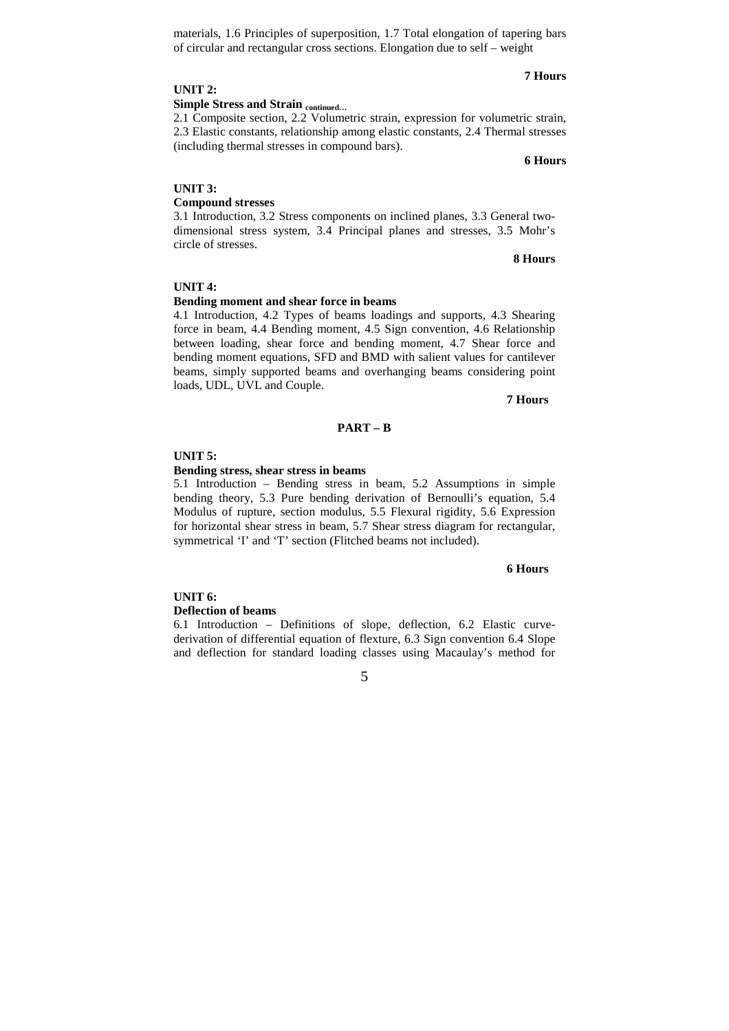materials, 1.6 Principles of superposition, 1.7 Total elongation of tapering bars of circular and rectangular cross sections. Elongation due to self – weight

**7 Hours**

**UNIT 2:**

**Simple Stress and Strain** continued...

2.1 Composite section, 2.2 Volumetric strain, expression for volumetric strain, 2.3 Elastic constants, relationship among elastic constants, 2.4 Thermal stresses (including thermal stresses in compound bars).

**6 Hours**

**UNIT 3:**

**Compound stresses**

3.1 Introduction, 3.2 Stress components on inclined planes, 3.3 General two-dimensional stress system, 3.4 Principal planes and stresses, 3.5 Mohr's circle of stresses.

**8 Hours**

**UNIT 4:**

**Bending moment and shear force in beams**

4.1 Introduction, 4.2 Types of beams loadings and supports, 4.3 Shearing force in beam, 4.4 Bending moment, 4.5 Sign convention, 4.6 Relationship between loading, shear force and bending moment, 4.7 Shear force and bending moment equations, SFD and BMD with salient values for cantilever beams, simply supported beams and overhanging beams considering point loads, UDL, UVL and Couple.

**7 Hours**

## PART – B

**UNIT 5:**

**Bending stress, shear stress in beams**

5.1 Introduction – Bending stress in beam, 5.2 Assumptions in simple bending theory, 5.3 Pure bending derivation of Bernoulli's equation, 5.4 Modulus of rupture, section modulus, 5.5 Flexural rigidity, 5.6 Expression for horizontal shear stress in beam, 5.7 Shear stress diagram for rectangular, symmetrical 'I' and 'T' section (Flitched beams not included).

**6 Hours**

**UNIT 6:**

**Deflection of beams**

6.1 Introduction – Definitions of slope, deflection, 6.2 Elastic curve-derivation of differential equation of flexture, 6.3 Sign convention 6.4 Slope and deflection for standard loading classes using Macaulay's method for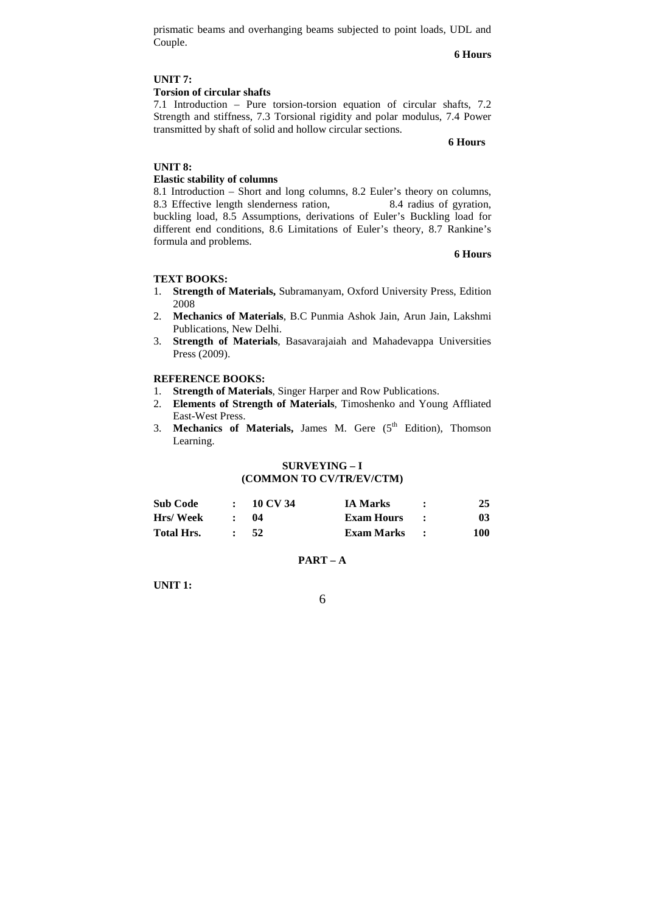prismatic beams and overhanging beams subjected to point loads, UDL and Couple.

**6 Hours**

**UNIT 7:**

**Torsion of circular shafts**

7.1 Introduction – Pure torsion-torsion equation of circular shafts, 7.2 Strength and stiffness, 7.3 Torsional rigidity and polar modulus, 7.4 Power transmitted by shaft of solid and hollow circular sections.

**6 Hours**

**UNIT 8:**

**Elastic stability of columns**

8.1 Introduction – Short and long columns, 8.2 Euler's theory on columns, 8.3 Effective length slenderness ration, 8.4 radius of gyration, buckling load, 8.5 Assumptions, derivations of Euler's Buckling load for different end conditions, 8.6 Limitations of Euler's theory, 8.7 Rankine's formula and problems.

**6 Hours**

**TEXT BOOKS:**

1. **Strength of Materials,** Subramanyam, Oxford University Press, Edition 2008
2. **Mechanics of Materials**, B.C Punmia Ashok Jain, Arun Jain, Lakshmi Publications, New Delhi.
3. **Strength of Materials**, Basavarajaiah and Mahadevappa Universities Press (2009).

**REFERENCE BOOKS:**

1. **Strength of Materials**, Singer Harper and Row Publications.
2. **Elements of Strength of Materials**, Timoshenko and Young Affliated East-West Press.
3. **Mechanics of Materials,** James M. Gere (5th Edition), Thomson Learning.

## SURVEYING – I
## (COMMON TO CV/TR/EV/CTM)

| **Sub Code** | **:** | **10 CV 34** | **IA Marks** | **:** | **25** |
|---|---|---|---|---|---|
| **Hrs/ Week** | **:** | **04** | **Exam Hours** | **:** | **03** |
| **Total Hrs.** | **:** | **52** | **Exam Marks** | **:** | **100** |

### PART – A

**UNIT 1:**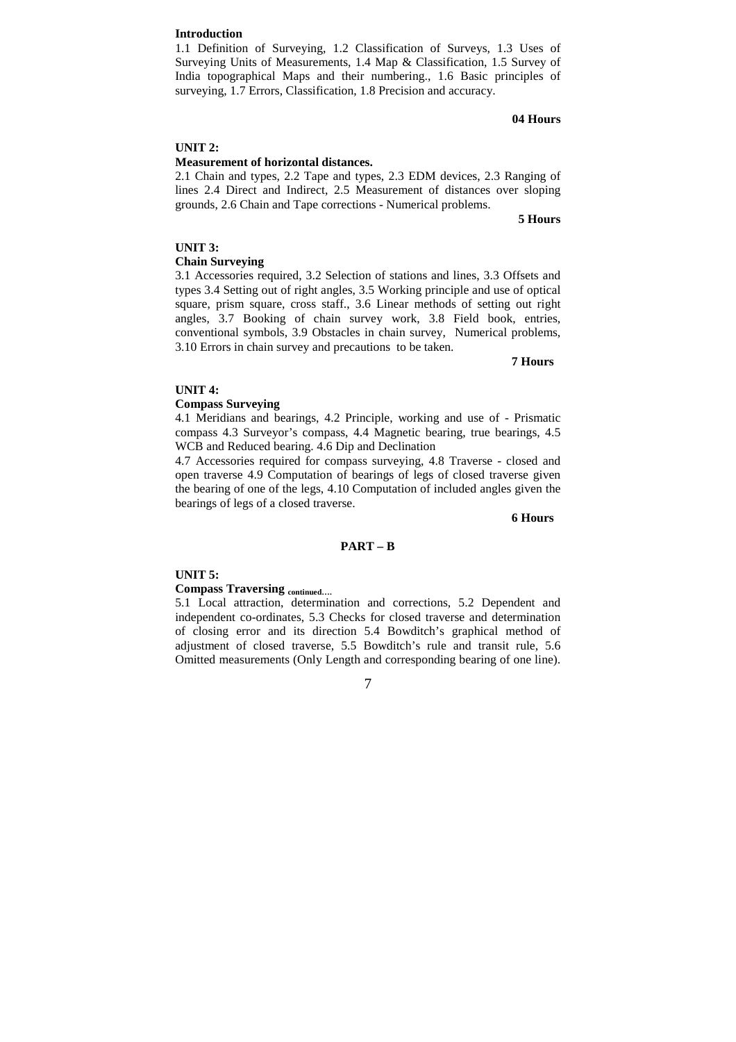**Introduction**

1.1 Definition of Surveying, 1.2 Classification of Surveys, 1.3 Uses of Surveying Units of Measurements, 1.4 Map & Classification, 1.5 Survey of India topographical Maps and their numbering., 1.6 Basic principles of surveying, 1.7 Errors, Classification, 1.8 Precision and accuracy.

**04 Hours**

**UNIT 2:**

**Measurement of horizontal distances.**

2.1 Chain and types, 2.2 Tape and types, 2.3 EDM devices, 2.3 Ranging of lines 2.4 Direct and Indirect, 2.5 Measurement of distances over sloping grounds, 2.6 Chain and Tape corrections - Numerical problems.

**5 Hours**

**UNIT 3:**

**Chain Surveying**

3.1 Accessories required, 3.2 Selection of stations and lines, 3.3 Offsets and types 3.4 Setting out of right angles, 3.5 Working principle and use of optical square, prism square, cross staff., 3.6 Linear methods of setting out right angles, 3.7 Booking of chain survey work, 3.8 Field book, entries, conventional symbols, 3.9 Obstacles in chain survey, Numerical problems, 3.10 Errors in chain survey and precautions to be taken.

**7 Hours**

**UNIT 4:**

**Compass Surveying**

4.1 Meridians and bearings, 4.2 Principle, working and use of - Prismatic compass 4.3 Surveyor's compass, 4.4 Magnetic bearing, true bearings, 4.5 WCB and Reduced bearing. 4.6 Dip and Declination

4.7 Accessories required for compass surveying, 4.8 Traverse - closed and open traverse 4.9 Computation of bearings of legs of closed traverse given the bearing of one of the legs, 4.10 Computation of included angles given the bearings of legs of a closed traverse.

**6 Hours**

## PART – B

**UNIT 5:**

**Compass Traversing** continued….

5.1 Local attraction, determination and corrections, 5.2 Dependent and independent co-ordinates, 5.3 Checks for closed traverse and determination of closing error and its direction 5.4 Bowditch's graphical method of adjustment of closed traverse, 5.5 Bowditch's rule and transit rule, 5.6 Omitted measurements (Only Length and corresponding bearing of one line).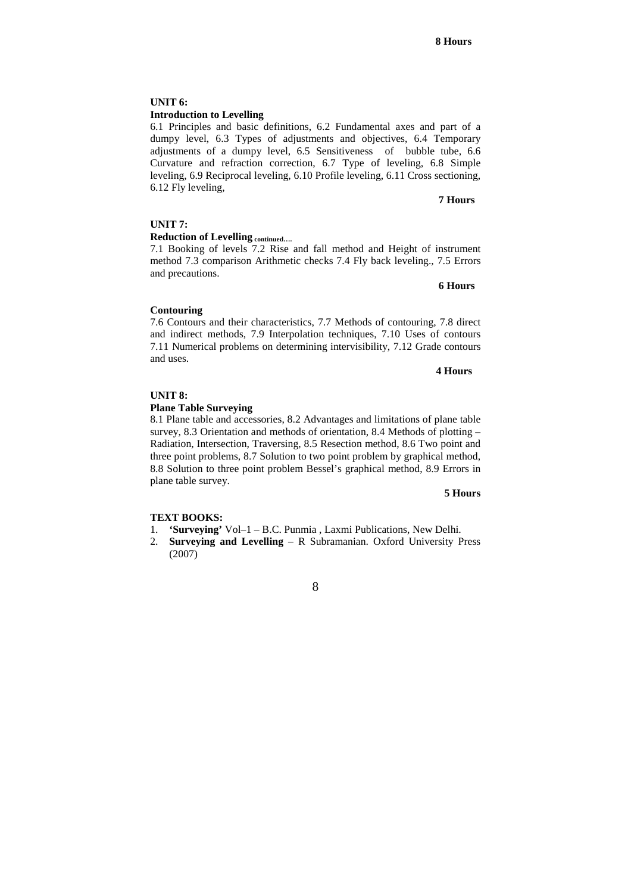**8 Hours**

**UNIT 6:**

**Introduction to Levelling**

6.1 Principles and basic definitions, 6.2 Fundamental axes and part of a dumpy level, 6.3 Types of adjustments and objectives, 6.4 Temporary adjustments of a dumpy level, 6.5 Sensitiveness of bubble tube, 6.6 Curvature and refraction correction, 6.7 Type of leveling, 6.8 Simple leveling, 6.9 Reciprocal leveling, 6.10 Profile leveling, 6.11 Cross sectioning, 6.12 Fly leveling,

**7 Hours**

**UNIT 7:**

**Reduction of Levelling** continued….

7.1 Booking of levels 7.2 Rise and fall method and Height of instrument method 7.3 comparison Arithmetic checks 7.4 Fly back leveling., 7.5 Errors and precautions.

**6 Hours**

**Contouring**

7.6 Contours and their characteristics, 7.7 Methods of contouring, 7.8 direct and indirect methods, 7.9 Interpolation techniques, 7.10 Uses of contours 7.11 Numerical problems on determining intervisibility, 7.12 Grade contours and uses.

**4 Hours**

**UNIT 8:**

**Plane Table Surveying**

8.1 Plane table and accessories, 8.2 Advantages and limitations of plane table survey, 8.3 Orientation and methods of orientation, 8.4 Methods of plotting – Radiation, Intersection, Traversing, 8.5 Resection method, 8.6 Two point and three point problems, 8.7 Solution to two point problem by graphical method, 8.8 Solution to three point problem Bessel's graphical method, 8.9 Errors in plane table survey.

**5 Hours**

**TEXT BOOKS:**

1. **'Surveying'** Vol–1 – B.C. Punmia , Laxmi Publications, New Delhi.
2. **Surveying and Levelling** – R Subramanian. Oxford University Press (2007)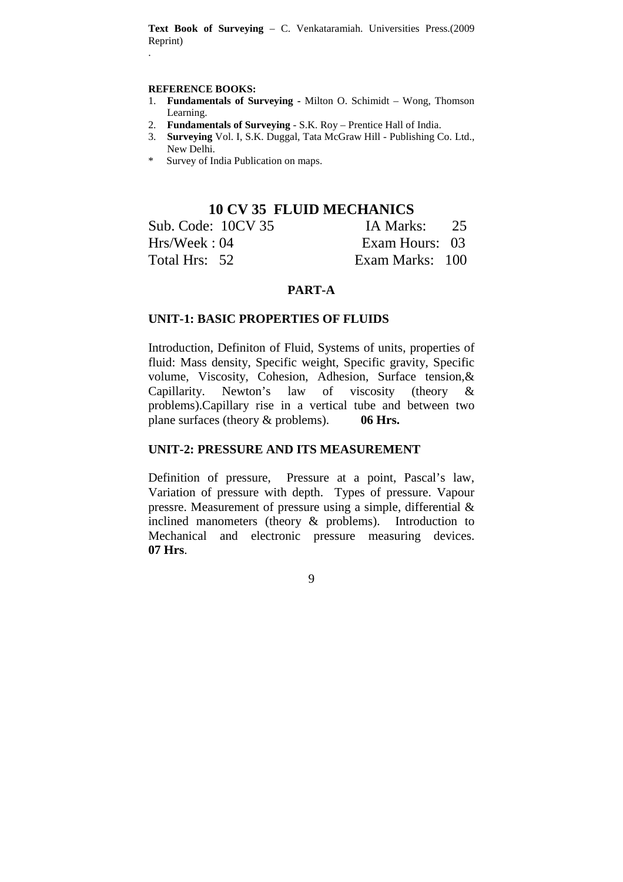**Text Book of Surveying** – C. Venkataramiah. Universities Press.(2009 Reprint)

.

**REFERENCE BOOKS:**

1. **Fundamentals of Surveying -** Milton O. Schimidt – Wong, Thomson Learning.
2. **Fundamentals of Surveying** - S.K. Roy – Prentice Hall of India.
3. **Surveying** Vol. I, S.K. Duggal, Tata McGraw Hill - Publishing Co. Ltd., New Delhi.

\* Survey of India Publication on maps.

## 10 CV 35 FLUID MECHANICS

| | |
|---|---|
| Sub. Code: 10CV 35 | IA Marks: 25 |
| Hrs/Week : 04 | Exam Hours: 03 |
| Total Hrs: 52 | Exam Marks: 100 |

### PART-A

#### UNIT-1: BASIC PROPERTIES OF FLUIDS

Introduction, Definiton of Fluid, Systems of units, properties of fluid: Mass density, Specific weight, Specific gravity, Specific volume, Viscosity, Cohesion, Adhesion, Surface tension,& Capillarity. Newton's law of viscosity (theory & problems).Capillary rise in a vertical tube and between two plane surfaces (theory & problems). **06 Hrs.**

#### UNIT-2: PRESSURE AND ITS MEASUREMENT

Definition of pressure, Pressure at a point, Pascal's law, Variation of pressure with depth. Types of pressure. Vapour pressre. Measurement of pressure using a simple, differential & inclined manometers (theory & problems). Introduction to Mechanical and electronic pressure measuring devices. **07 Hrs**.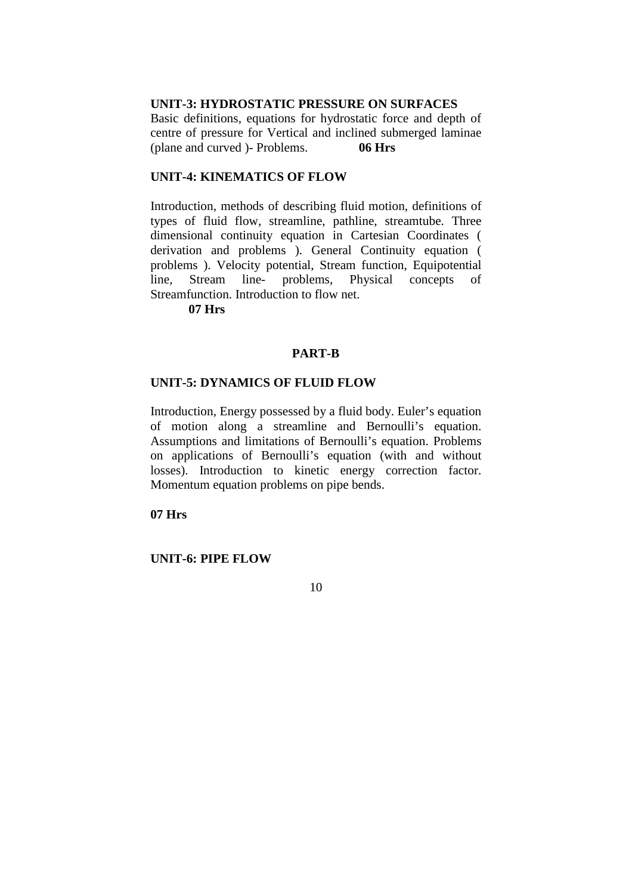**UNIT-3: HYDROSTATIC PRESSURE ON SURFACES**

Basic definitions, equations for hydrostatic force and depth of centre of pressure for Vertical and inclined submerged laminae (plane and curved )- Problems. **06 Hrs**

**UNIT-4: KINEMATICS OF FLOW**

Introduction, methods of describing fluid motion, definitions of types of fluid flow, streamline, pathline, streamtube. Three dimensional continuity equation in Cartesian Coordinates ( derivation and problems ). General Continuity equation ( problems ). Velocity potential, Stream function, Equipotential line, Stream line- problems, Physical concepts of Streamfunction. Introduction to flow net.

**07 Hrs**

**PART-B**

**UNIT-5: DYNAMICS OF FLUID FLOW**

Introduction, Energy possessed by a fluid body. Euler's equation of motion along a streamline and Bernoulli's equation. Assumptions and limitations of Bernoulli's equation. Problems on applications of Bernoulli's equation (with and without losses). Introduction to kinetic energy correction factor. Momentum equation problems on pipe bends.

**07 Hrs**

**UNIT-6: PIPE FLOW**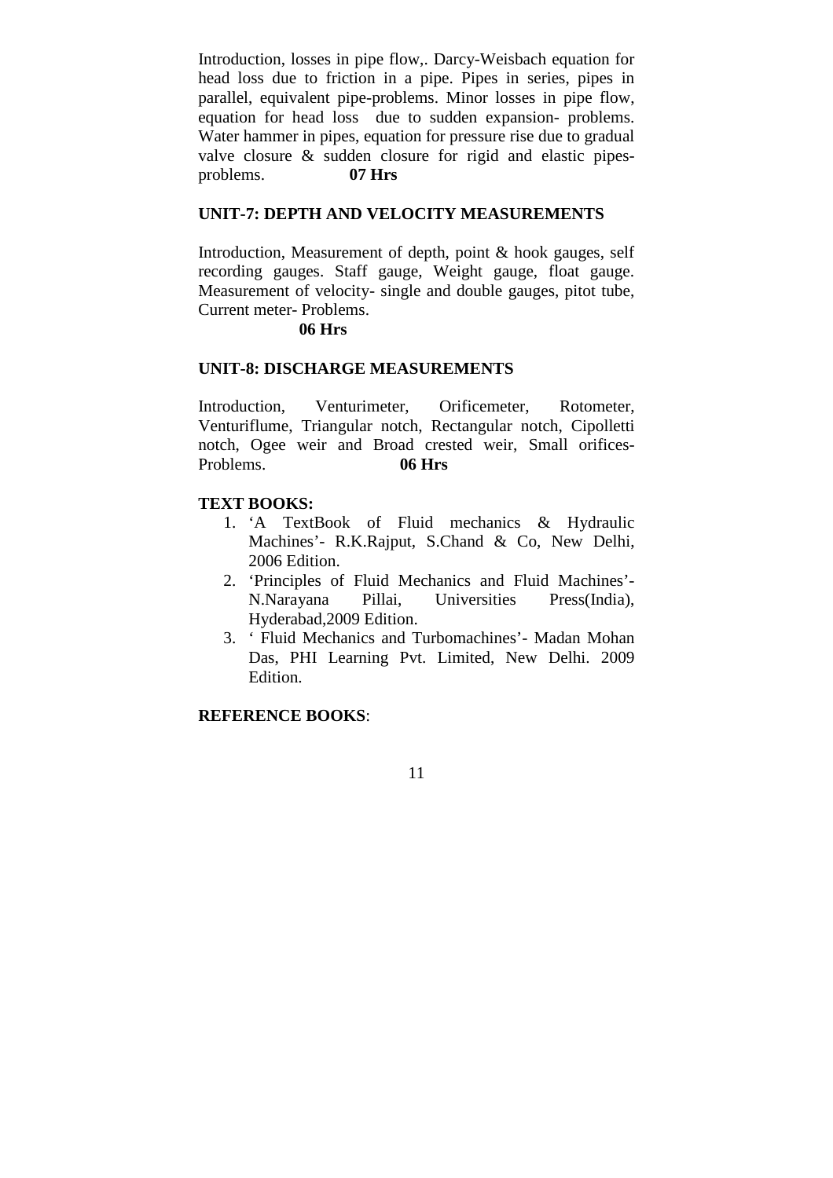Introduction, losses in pipe flow,. Darcy-Weisbach equation for head loss due to friction in a pipe. Pipes in series, pipes in parallel, equivalent pipe-problems. Minor losses in pipe flow, equation for head loss due to sudden expansion- problems. Water hammer in pipes, equation for pressure rise due to gradual valve closure & sudden closure for rigid and elastic pipes-problems. **07 Hrs**

## UNIT-7: DEPTH AND VELOCITY MEASUREMENTS

Introduction, Measurement of depth, point & hook gauges, self recording gauges. Staff gauge, Weight gauge, float gauge. Measurement of velocity- single and double gauges, pitot tube, Current meter- Problems.

**06 Hrs**

## UNIT-8: DISCHARGE MEASUREMENTS

Introduction, Venturimeter, Orificemeter, Rotometer, Venturiflume, Triangular notch, Rectangular notch, Cipolletti notch, Ogee weir and Broad crested weir, Small orifices-Problems. **06 Hrs**

**TEXT BOOKS:**

1. 'A TextBook of Fluid mechanics & Hydraulic Machines'- R.K.Rajput, S.Chand & Co, New Delhi, 2006 Edition.
2. 'Principles of Fluid Mechanics and Fluid Machines'- N.Narayana Pillai, Universities Press(India), Hyderabad,2009 Edition.
3. ' Fluid Mechanics and Turbomachines'- Madan Mohan Das, PHI Learning Pvt. Limited, New Delhi. 2009 Edition.

**REFERENCE BOOKS**: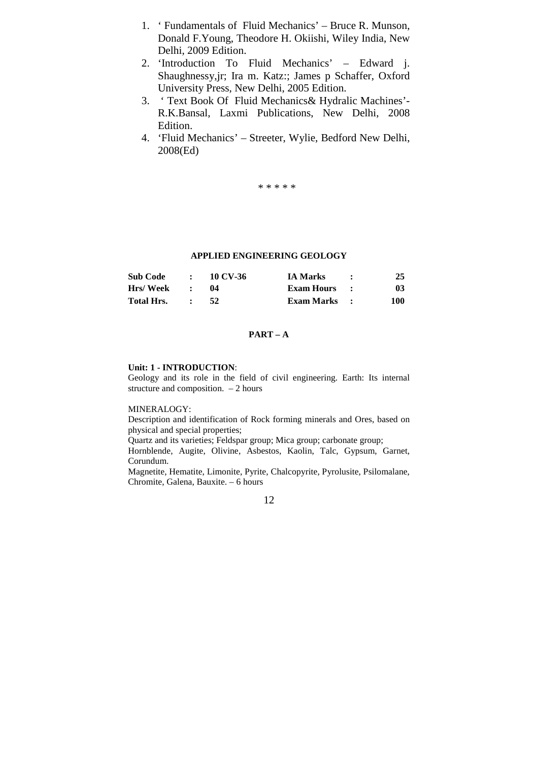1. ' Fundamentals of Fluid Mechanics' – Bruce R. Munson, Donald F.Young, Theodore H. Okiishi, Wiley India, New Delhi, 2009 Edition.
2. 'Introduction To Fluid Mechanics' – Edward j. Shaughnessy,jr; Ira m. Katz:; James p Schaffer, Oxford University Press, New Delhi, 2005 Edition.
3. ' Text Book Of Fluid Mechanics& Hydralic Machines'- R.K.Bansal, Laxmi Publications, New Delhi, 2008 Edition.
4. 'Fluid Mechanics' – Streeter, Wylie, Bedford New Delhi, 2008(Ed)

\* \* \* \* \*

## APPLIED ENGINEERING GEOLOGY

| | | | | | |
|---|---|---|---|---|---|
| **Sub Code** | **:** | **10 CV-36** | **IA Marks** | **:** | **25** |
| **Hrs/ Week** | **:** | **04** | **Exam Hours** | **:** | **03** |
| **Total Hrs.** | **:** | **52** | **Exam Marks** | **:** | **100** |

### PART – A

**Unit: 1 - INTRODUCTION**:
Geology and its role in the field of civil engineering. Earth: Its internal structure and composition. – 2 hours

MINERALOGY:
Description and identification of Rock forming minerals and Ores, based on physical and special properties;
Quartz and its varieties; Feldspar group; Mica group; carbonate group;
Hornblende, Augite, Olivine, Asbestos, Kaolin, Talc, Gypsum, Garnet, Corundum.
Magnetite, Hematite, Limonite, Pyrite, Chalcopyrite, Pyrolusite, Psilomalane, Chromite, Galena, Bauxite. – 6 hours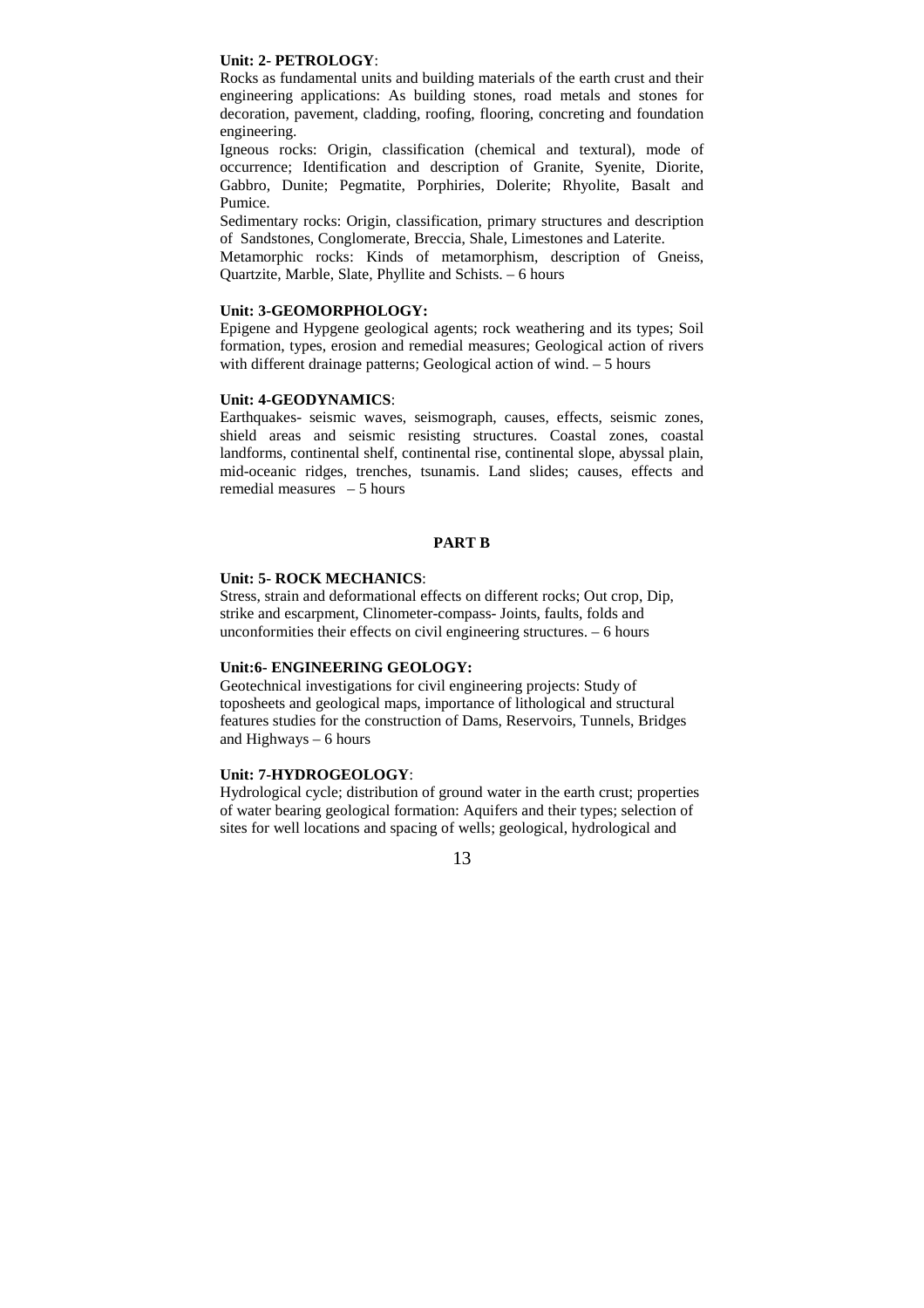**Unit: 2- PETROLOGY**:

Rocks as fundamental units and building materials of the earth crust and their engineering applications: As building stones, road metals and stones for decoration, pavement, cladding, roofing, flooring, concreting and foundation engineering.

Igneous rocks: Origin, classification (chemical and textural), mode of occurrence; Identification and description of Granite, Syenite, Diorite, Gabbro, Dunite; Pegmatite, Porphiries, Dolerite; Rhyolite, Basalt and Pumice.

Sedimentary rocks: Origin, classification, primary structures and description of Sandstones, Conglomerate, Breccia, Shale, Limestones and Laterite.

Metamorphic rocks: Kinds of metamorphism, description of Gneiss, Quartzite, Marble, Slate, Phyllite and Schists. – 6 hours

**Unit: 3-GEOMORPHOLOGY:**

Epigene and Hypgene geological agents; rock weathering and its types; Soil formation, types, erosion and remedial measures; Geological action of rivers with different drainage patterns; Geological action of wind. – 5 hours

**Unit: 4-GEODYNAMICS**:

Earthquakes- seismic waves, seismograph, causes, effects, seismic zones, shield areas and seismic resisting structures. Coastal zones, coastal landforms, continental shelf, continental rise, continental slope, abyssal plain, mid-oceanic ridges, trenches, tsunamis. Land slides; causes, effects and remedial measures – 5 hours

## PART B

**Unit: 5- ROCK MECHANICS**:

Stress, strain and deformational effects on different rocks; Out crop, Dip, strike and escarpment, Clinometer-compass- Joints, faults, folds and unconformities their effects on civil engineering structures. – 6 hours

**Unit:6- ENGINEERING GEOLOGY:**

Geotechnical investigations for civil engineering projects: Study of toposheets and geological maps, importance of lithological and structural features studies for the construction of Dams, Reservoirs, Tunnels, Bridges and Highways – 6 hours

**Unit: 7-HYDROGEOLOGY**:

Hydrological cycle; distribution of ground water in the earth crust; properties of water bearing geological formation: Aquifers and their types; selection of sites for well locations and spacing of wells; geological, hydrological and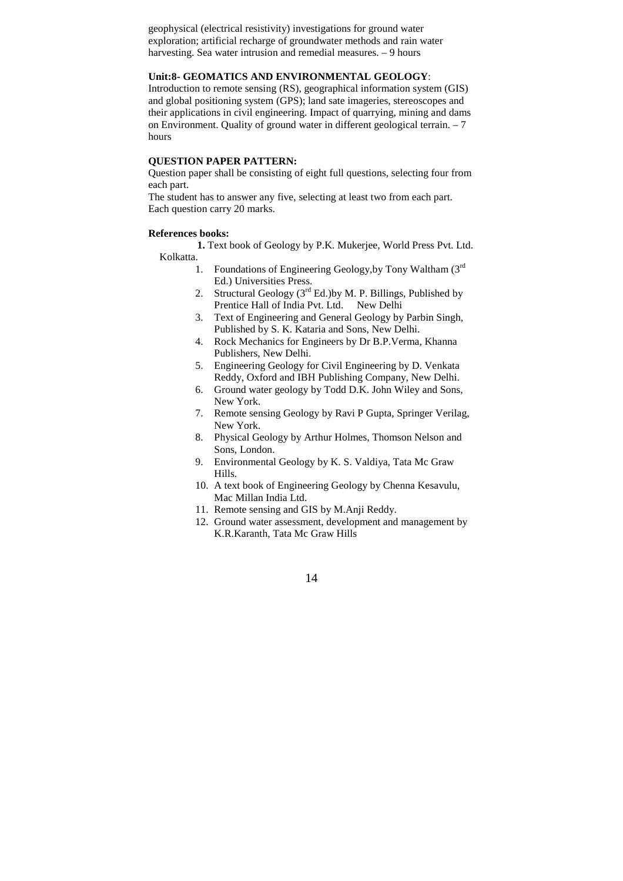geophysical (electrical resistivity) investigations for ground water exploration; artificial recharge of groundwater methods and rain water harvesting. Sea water intrusion and remedial measures. – 9 hours

**Unit:8- GEOMATICS AND ENVIRONMENTAL GEOLOGY**:

Introduction to remote sensing (RS), geographical information system (GIS) and global positioning system (GPS); land sate imageries, stereoscopes and their applications in civil engineering. Impact of quarrying, mining and dams on Environment. Quality of ground water in different geological terrain. – 7 hours

**QUESTION PAPER PATTERN:**

Question paper shall be consisting of eight full questions, selecting four from each part.

The student has to answer any five, selecting at least two from each part. Each question carry 20 marks.

**References books:**

**1.** Text book of Geology by P.K. Mukerjee, World Press Pvt. Ltd. Kolkatta.

1. Foundations of Engineering Geology,by Tony Waltham (3rd Ed.) Universities Press.
2. Structural Geology (3rd Ed.)by M. P. Billings, Published by Prentice Hall of India Pvt. Ltd. New Delhi
3. Text of Engineering and General Geology by Parbin Singh, Published by S. K. Kataria and Sons, New Delhi.
4. Rock Mechanics for Engineers by Dr B.P.Verma, Khanna Publishers, New Delhi.
5. Engineering Geology for Civil Engineering by D. Venkata Reddy, Oxford and IBH Publishing Company, New Delhi.
6. Ground water geology by Todd D.K. John Wiley and Sons, New York.
7. Remote sensing Geology by Ravi P Gupta, Springer Verilag, New York.
8. Physical Geology by Arthur Holmes, Thomson Nelson and Sons, London.
9. Environmental Geology by K. S. Valdiya, Tata Mc Graw Hills.
10. A text book of Engineering Geology by Chenna Kesavulu, Mac Millan India Ltd.
11. Remote sensing and GIS by M.Anji Reddy.
12. Ground water assessment, development and management by K.R.Karanth, Tata Mc Graw Hills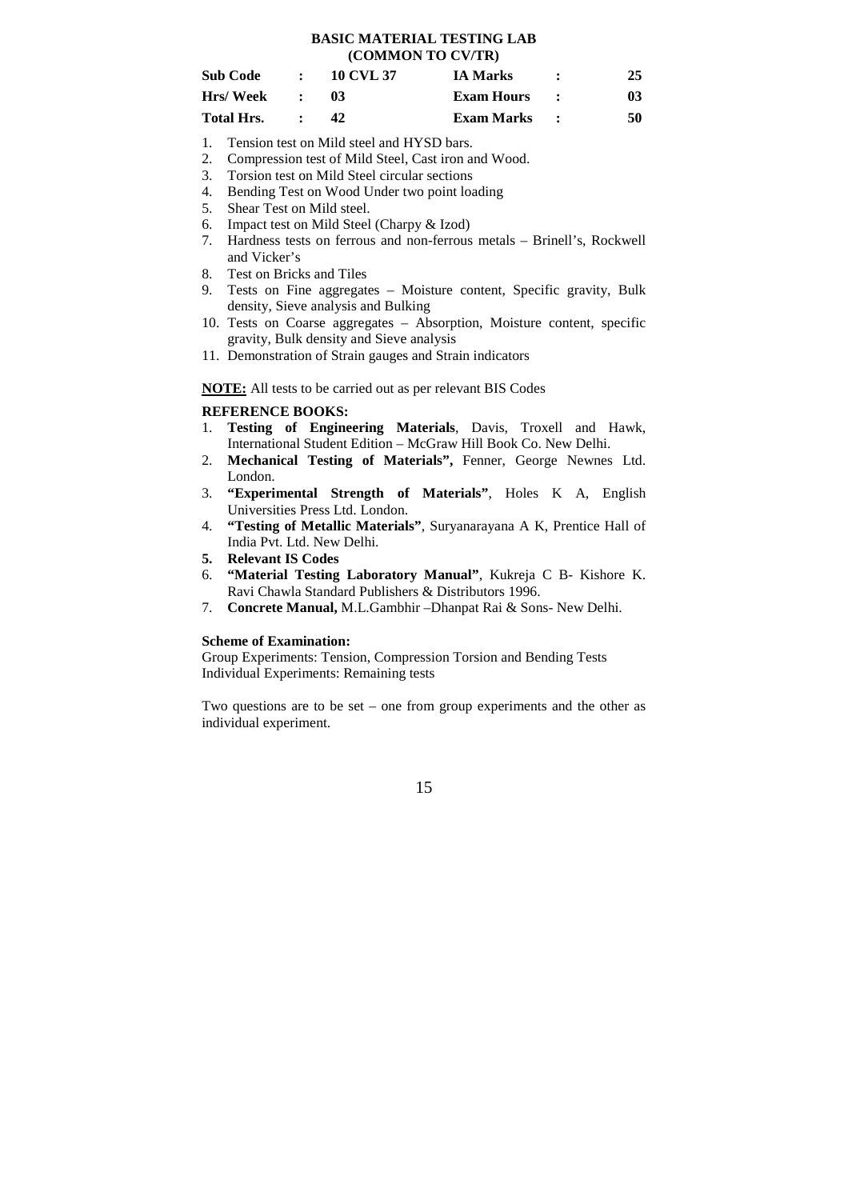# BASIC MATERIAL TESTING LAB
## (COMMON TO CV/TR)

| | | | | | |
|---|---|---|---|---|---|
| **Sub Code** | **:** | **10 CVL 37** | **IA Marks** | **:** | **25** |
| **Hrs/ Week** | **:** | **03** | **Exam Hours** | **:** | **03** |
| **Total Hrs.** | **:** | **42** | **Exam Marks** | **:** | **50** |

1. Tension test on Mild steel and HYSD bars.
2. Compression test of Mild Steel, Cast iron and Wood.
3. Torsion test on Mild Steel circular sections
4. Bending Test on Wood Under two point loading
5. Shear Test on Mild steel.
6. Impact test on Mild Steel (Charpy & Izod)
7. Hardness tests on ferrous and non-ferrous metals – Brinell's, Rockwell and Vicker's
8. Test on Bricks and Tiles
9. Tests on Fine aggregates – Moisture content, Specific gravity, Bulk density, Sieve analysis and Bulking
10. Tests on Coarse aggregates – Absorption, Moisture content, specific gravity, Bulk density and Sieve analysis
11. Demonstration of Strain gauges and Strain indicators

**NOTE:** All tests to be carried out as per relevant BIS Codes

**REFERENCE BOOKS:**

1. **Testing of Engineering Materials**, Davis, Troxell and Hawk, International Student Edition – McGraw Hill Book Co. New Delhi.
2. **Mechanical Testing of Materials",** Fenner, George Newnes Ltd. London.
3. **"Experimental Strength of Materials"**, Holes K A, English Universities Press Ltd. London.
4. **"Testing of Metallic Materials"**, Suryanarayana A K, Prentice Hall of India Pvt. Ltd. New Delhi.
5. **Relevant IS Codes**
6. **"Material Testing Laboratory Manual"**, Kukreja C B- Kishore K. Ravi Chawla Standard Publishers & Distributors 1996.
7. **Concrete Manual,** M.L.Gambhir –Dhanpat Rai & Sons- New Delhi.

**Scheme of Examination:**

Group Experiments: Tension, Compression Torsion and Bending Tests
Individual Experiments: Remaining tests

Two questions are to be set – one from group experiments and the other as individual experiment.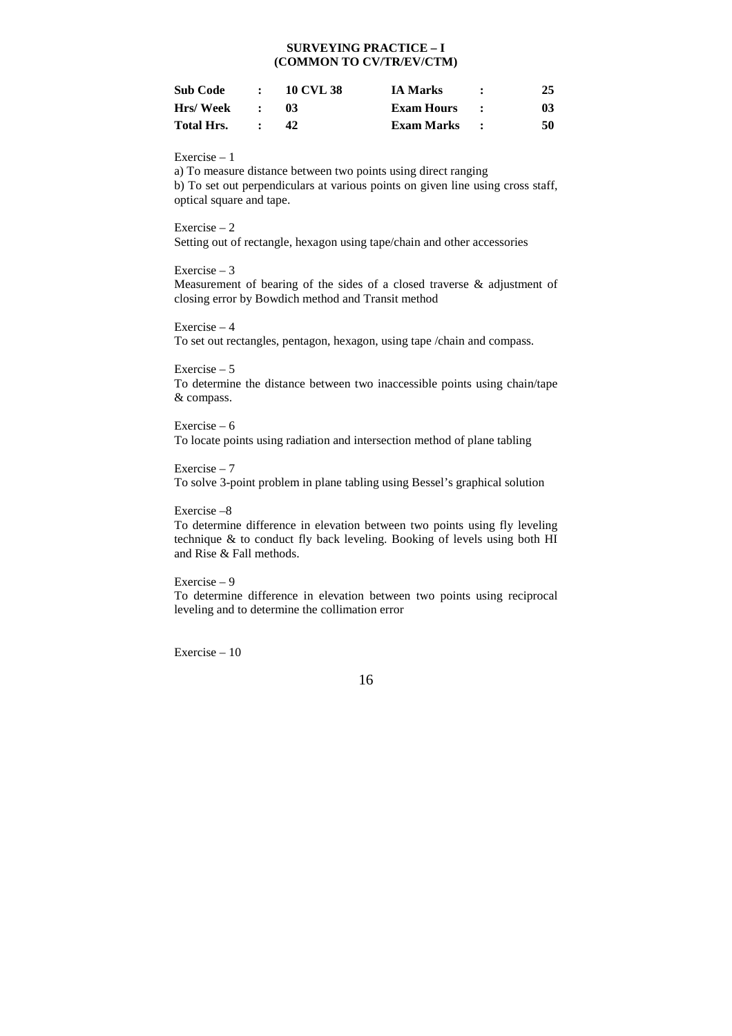**SURVEYING PRACTICE – I**
**(COMMON TO CV/TR/EV/CTM)**

| | | | | | |
|---|---|---|---|---|---|
| **Sub Code** | **:** | **10 CVL 38** | **IA Marks** | **:** | **25** |
| **Hrs/ Week** | **:** | **03** | **Exam Hours** | **:** | **03** |
| **Total Hrs.** | **:** | **42** | **Exam Marks** | **:** | **50** |

Exercise – 1
a) To measure distance between two points using direct ranging
b) To set out perpendiculars at various points on given line using cross staff, optical square and tape.

Exercise – 2
Setting out of rectangle, hexagon using tape/chain and other accessories

Exercise – 3
Measurement of bearing of the sides of a closed traverse & adjustment of closing error by Bowdich method and Transit method

Exercise – 4
To set out rectangles, pentagon, hexagon, using tape /chain and compass.

Exercise – 5
To determine the distance between two inaccessible points using chain/tape & compass.

Exercise – 6
To locate points using radiation and intersection method of plane tabling

Exercise – 7
To solve 3-point problem in plane tabling using Bessel's graphical solution

Exercise –8
To determine difference in elevation between two points using fly leveling technique & to conduct fly back leveling. Booking of levels using both HI and Rise & Fall methods.

Exercise – 9
To determine difference in elevation between two points using reciprocal leveling and to determine the collimation error

Exercise – 10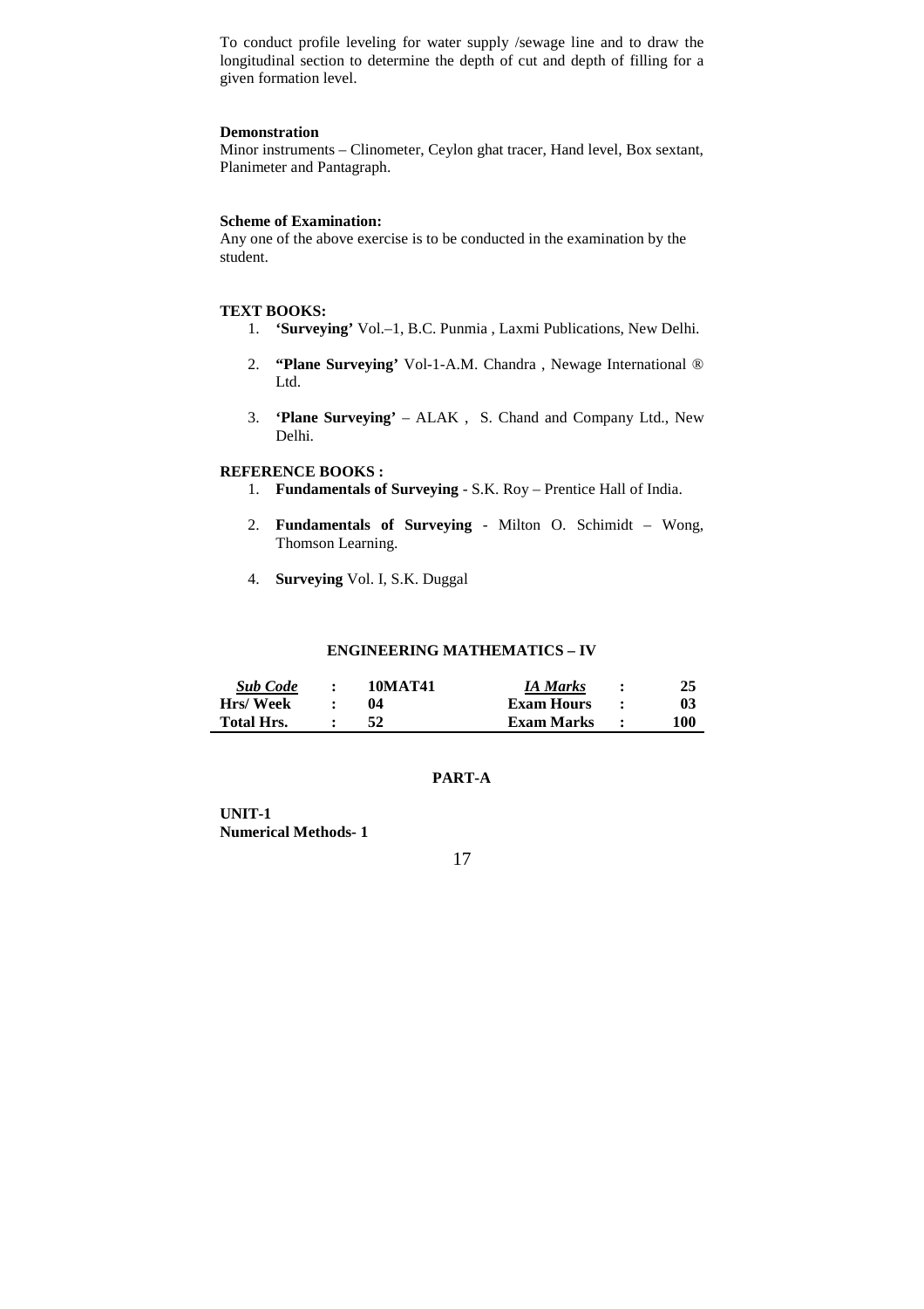To conduct profile leveling for water supply /sewage line and to draw the longitudinal section to determine the depth of cut and depth of filling for a given formation level.

**Demonstration**

Minor instruments – Clinometer, Ceylon ghat tracer, Hand level, Box sextant, Planimeter and Pantagraph.

**Scheme of Examination:**

Any one of the above exercise is to be conducted in the examination by the student.

**TEXT BOOKS:**

1. **'Surveying'** Vol.–1, B.C. Punmia , Laxmi Publications, New Delhi.
2. **"Plane Surveying'** Vol-1-A.M. Chandra , Newage International ® Ltd.
3. **'Plane Surveying'** – ALAK , S. Chand and Company Ltd., New Delhi.

**REFERENCE BOOKS :**

1. **Fundamentals of Surveying** - S.K. Roy – Prentice Hall of India.
2. **Fundamentals of Surveying** - Milton O. Schimidt – Wong, Thomson Learning.
4. **Surveying** Vol. I, S.K. Duggal

## ENGINEERING MATHEMATICS – IV

| ***Sub Code*** | **:** | **10MAT41** | ***IA Marks*** | **:** | **25** |
|---|---|---|---|---|---|
| **Hrs/ Week** | **:** | **04** | **Exam Hours** | **:** | **03** |
| **Total Hrs.** | **:** | **52** | **Exam Marks** | **:** | **100** |

### PART-A

**UNIT-1**
**Numerical Methods- 1**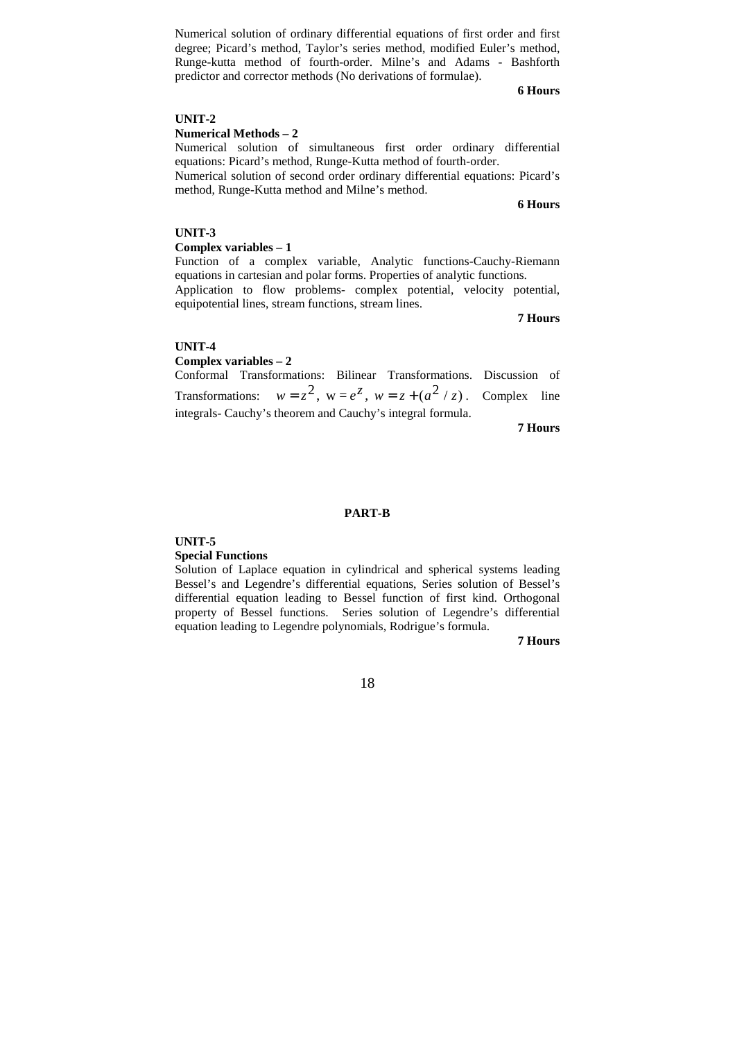Numerical solution of ordinary differential equations of first order and first degree; Picard's method, Taylor's series method, modified Euler's method, Runge-kutta method of fourth-order. Milne's and Adams - Bashforth predictor and corrector methods (No derivations of formulae).

**6 Hours**

**UNIT-2**

**Numerical Methods – 2**

Numerical solution of simultaneous first order ordinary differential equations: Picard's method, Runge-Kutta method of fourth-order.

Numerical solution of second order ordinary differential equations: Picard's method, Runge-Kutta method and Milne's method.

**6 Hours**

**UNIT-3**

**Complex variables – 1**

Function of a complex variable, Analytic functions-Cauchy-Riemann equations in cartesian and polar forms. Properties of analytic functions.

Application to flow problems- complex potential, velocity potential, equipotential lines, stream functions, stream lines.

**7 Hours**

**UNIT-4**

**Complex variables – 2**

Conformal Transformations: Bilinear Transformations. Discussion of Transformations: $w = z^2$, $w = e^z$, $w = z + (a^2 / z)$. Complex line integrals- Cauchy's theorem and Cauchy's integral formula.

**7 Hours**

## PART-B

**UNIT-5**

**Special Functions**

Solution of Laplace equation in cylindrical and spherical systems leading Bessel's and Legendre's differential equations, Series solution of Bessel's differential equation leading to Bessel function of first kind. Orthogonal property of Bessel functions. Series solution of Legendre's differential equation leading to Legendre polynomials, Rodrigue's formula.

**7 Hours**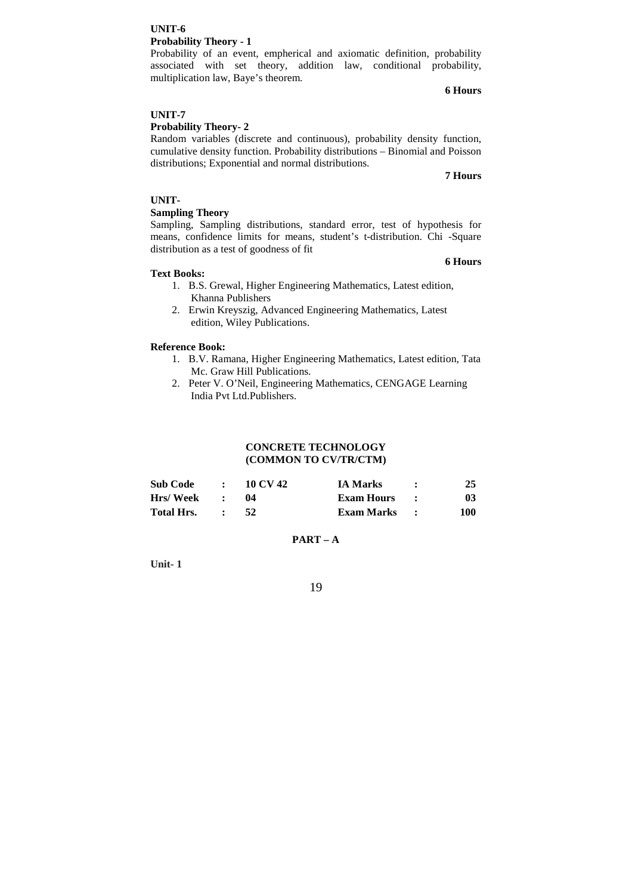**UNIT-6**

**Probability Theory - 1**

Probability of an event, empherical and axiomatic definition, probability associated with set theory, addition law, conditional probability, multiplication law, Baye's theorem.

**6 Hours**

**UNIT-7**

**Probability Theory- 2**

Random variables (discrete and continuous), probability density function, cumulative density function. Probability distributions – Binomial and Poisson distributions; Exponential and normal distributions.

**7 Hours**

**UNIT-**

**Sampling Theory**

Sampling, Sampling distributions, standard error, test of hypothesis for means, confidence limits for means, student's t-distribution. Chi -Square distribution as a test of goodness of fit

**6 Hours**

**Text Books:**

1. B.S. Grewal, Higher Engineering Mathematics, Latest edition, Khanna Publishers
2. Erwin Kreyszig, Advanced Engineering Mathematics, Latest edition, Wiley Publications.

**Reference Book:**

1. B.V. Ramana, Higher Engineering Mathematics, Latest edition, Tata Mc. Graw Hill Publications.
2. Peter V. O'Neil, Engineering Mathematics, CENGAGE Learning India Pvt Ltd.Publishers.

## CONCRETE TECHNOLOGY
## (COMMON TO CV/TR/CTM)

| | | | | | |
|---|---|---|---|---|---|
| **Sub Code** | **:** | **10 CV 42** | **IA Marks** | **:** | **25** |
| **Hrs/ Week** | **:** | **04** | **Exam Hours** | **:** | **03** |
| **Total Hrs.** | **:** | **52** | **Exam Marks** | **:** | **100** |

**PART – A**

**Unit- 1**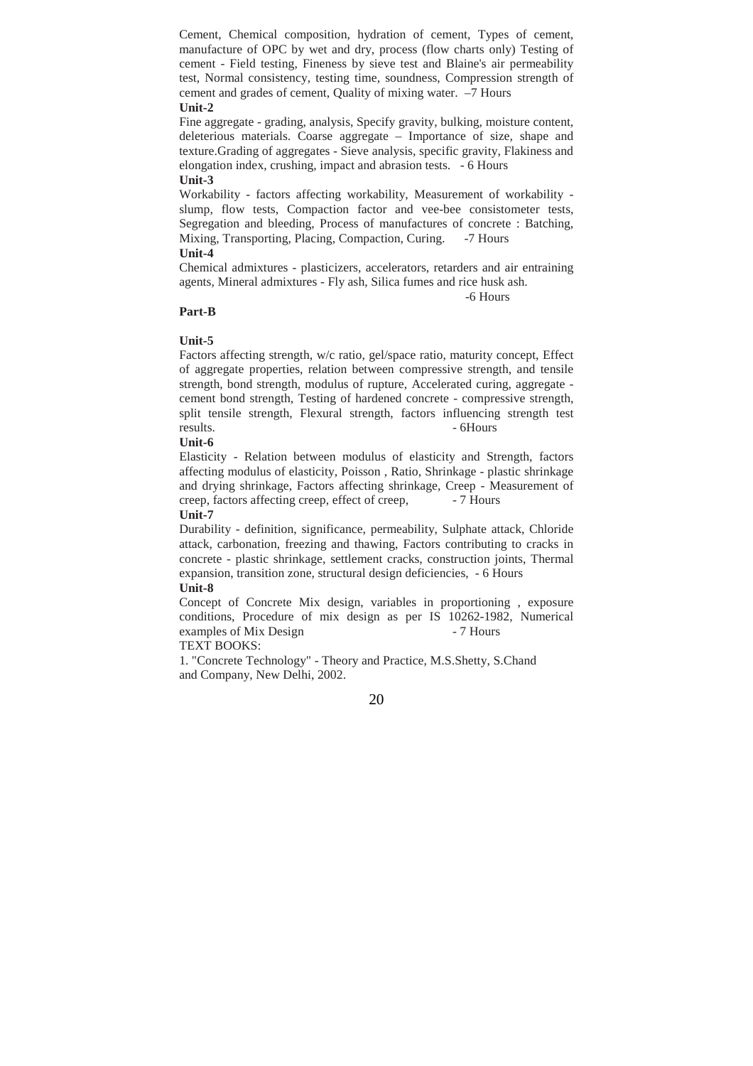Cement, Chemical composition, hydration of cement, Types of cement, manufacture of OPC by wet and dry, process (flow charts only) Testing of cement - Field testing, Fineness by sieve test and Blaine's air permeability test, Normal consistency, testing time, soundness, Compression strength of cement and grades of cement, Quality of mixing water. –7 Hours

**Unit-2**

Fine aggregate - grading, analysis, Specify gravity, bulking, moisture content, deleterious materials. Coarse aggregate – Importance of size, shape and texture.Grading of aggregates - Sieve analysis, specific gravity, Flakiness and elongation index, crushing, impact and abrasion tests. - 6 Hours

**Unit-3**

Workability - factors affecting workability, Measurement of workability - slump, flow tests, Compaction factor and vee-bee consistometer tests, Segregation and bleeding, Process of manufactures of concrete : Batching, Mixing, Transporting, Placing, Compaction, Curing. -7 Hours

**Unit-4**

Chemical admixtures - plasticizers, accelerators, retarders and air entraining agents, Mineral admixtures - Fly ash, Silica fumes and rice husk ash.

-6 Hours

**Part-B**

**Unit-5**

Factors affecting strength, w/c ratio, gel/space ratio, maturity concept, Effect of aggregate properties, relation between compressive strength, and tensile strength, bond strength, modulus of rupture, Accelerated curing, aggregate - cement bond strength, Testing of hardened concrete - compressive strength, split tensile strength, Flexural strength, factors influencing strength test results. - 6Hours

**Unit-6**

Elasticity - Relation between modulus of elasticity and Strength, factors affecting modulus of elasticity, Poisson , Ratio, Shrinkage - plastic shrinkage and drying shrinkage, Factors affecting shrinkage, Creep - Measurement of creep, factors affecting creep, effect of creep, - 7 Hours

**Unit-7**

Durability - definition, significance, permeability, Sulphate attack, Chloride attack, carbonation, freezing and thawing, Factors contributing to cracks in concrete - plastic shrinkage, settlement cracks, construction joints, Thermal expansion, transition zone, structural design deficiencies, - 6 Hours

**Unit-8**

Concept of Concrete Mix design, variables in proportioning , exposure conditions, Procedure of mix design as per IS 10262-1982, Numerical examples of Mix Design - 7 Hours

TEXT BOOKS:

1. "Concrete Technology" - Theory and Practice, M.S.Shetty, S.Chand and Company, New Delhi, 2002.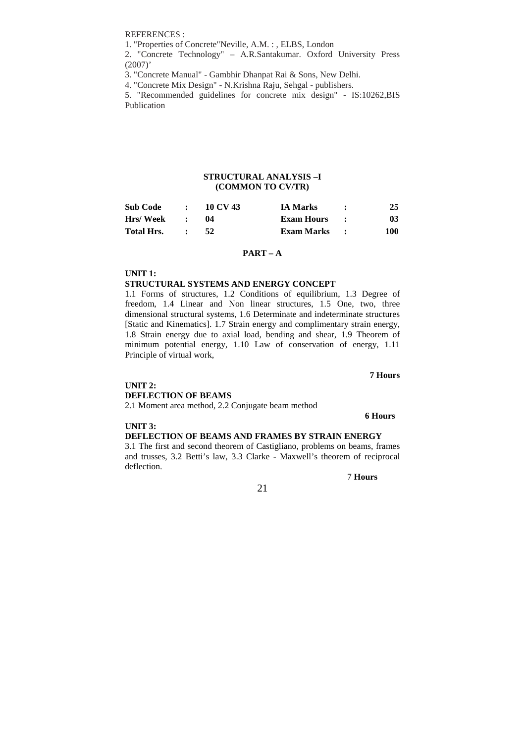REFERENCES :

1. "Properties of Concrete"Neville, A.M. : , ELBS, London
2. "Concrete Technology" – A.R.Santakumar. Oxford University Press (2007)'
3. "Concrete Manual" - Gambhir Dhanpat Rai & Sons, New Delhi.
4. "Concrete Mix Design" - N.Krishna Raju, Sehgal - publishers.
5. "Recommended guidelines for concrete mix design" - IS:10262,BIS Publication

## STRUCTURAL ANALYSIS –I
## (COMMON TO CV/TR)

| | | | | | |
|---|---|---|---|---|---|
| **Sub Code** | **:** | **10 CV 43** | **IA Marks** | **:** | **25** |
| **Hrs/ Week** | **:** | **04** | **Exam Hours** | **:** | **03** |
| **Total Hrs.** | **:** | **52** | **Exam Marks** | **:** | **100** |

### PART – A

**UNIT 1:**

**STRUCTURAL SYSTEMS AND ENERGY CONCEPT**

1.1 Forms of structures, 1.2 Conditions of equilibrium, 1.3 Degree of freedom, 1.4 Linear and Non linear structures, 1.5 One, two, three dimensional structural systems, 1.6 Determinate and indeterminate structures [Static and Kinematics]. 1.7 Strain energy and complimentary strain energy, 1.8 Strain energy due to axial load, bending and shear, 1.9 Theorem of minimum potential energy, 1.10 Law of conservation of energy, 1.11 Principle of virtual work,

**7 Hours**

**UNIT 2:**

**DEFLECTION OF BEAMS**

2.1 Moment area method, 2.2 Conjugate beam method

**6 Hours**

**UNIT 3:**

**DEFLECTION OF BEAMS AND FRAMES BY STRAIN ENERGY**

3.1 The first and second theorem of Castigliano, problems on beams, frames and trusses, 3.2 Betti's law, 3.3 Clarke - Maxwell's theorem of reciprocal deflection.

7 **Hours**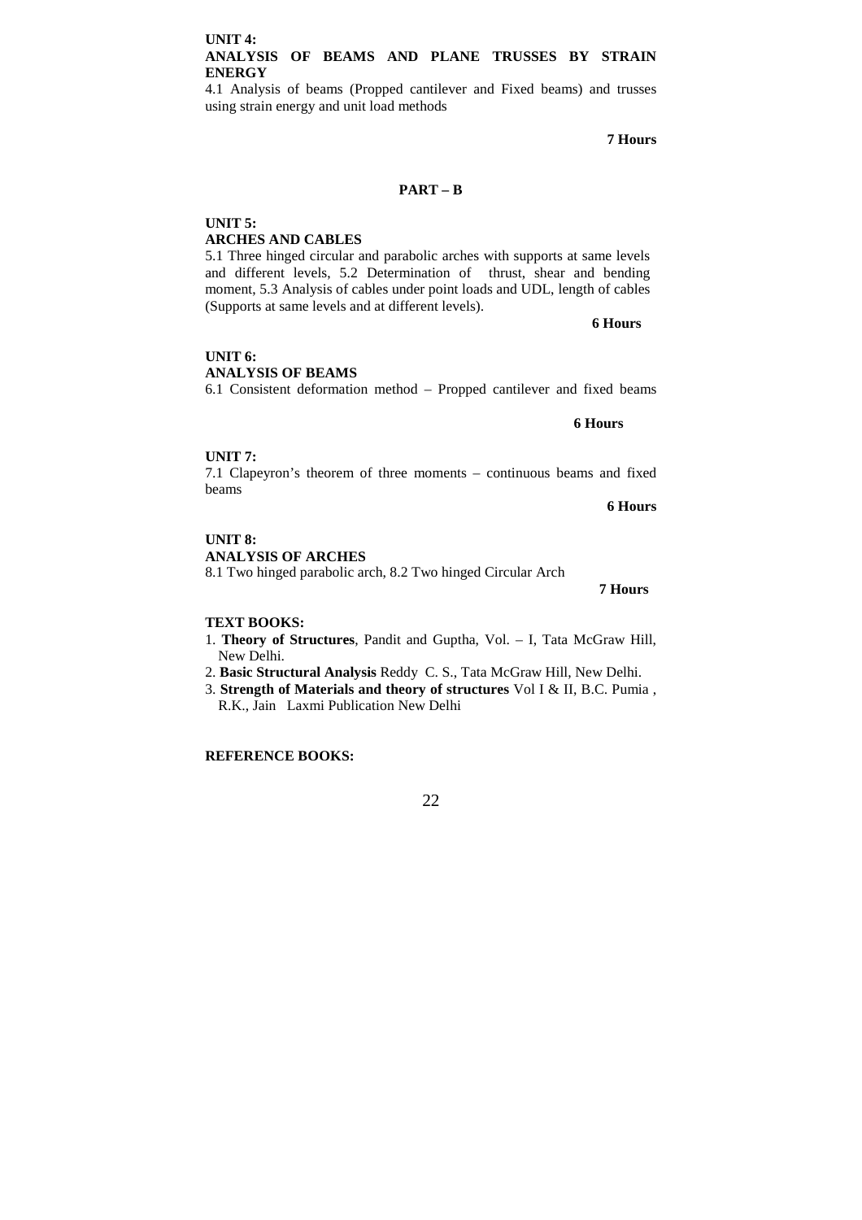**UNIT 4:**
**ANALYSIS OF BEAMS AND PLANE TRUSSES BY STRAIN ENERGY**

4.1 Analysis of beams (Propped cantilever and Fixed beams) and trusses using strain energy and unit load methods

**7 Hours**

**PART – B**

**UNIT 5:**
**ARCHES AND CABLES**

5.1 Three hinged circular and parabolic arches with supports at same levels and different levels, 5.2 Determination of thrust, shear and bending moment, 5.3 Analysis of cables under point loads and UDL, length of cables (Supports at same levels and at different levels).

**6 Hours**

**UNIT 6:**
**ANALYSIS OF BEAMS**

6.1 Consistent deformation method – Propped cantilever and fixed beams

**6 Hours**

**UNIT 7:**

7.1 Clapeyron's theorem of three moments – continuous beams and fixed beams

**6 Hours**

**UNIT 8:**
**ANALYSIS OF ARCHES**

8.1 Two hinged parabolic arch, 8.2 Two hinged Circular Arch

**7 Hours**

**TEXT BOOKS:**

1. **Theory of Structures**, Pandit and Guptha, Vol. – I, Tata McGraw Hill, New Delhi.
2. **Basic Structural Analysis** Reddy C. S., Tata McGraw Hill, New Delhi.
3. **Strength of Materials and theory of structures** Vol I & II, B.C. Pumia , R.K., Jain Laxmi Publication New Delhi

**REFERENCE BOOKS:**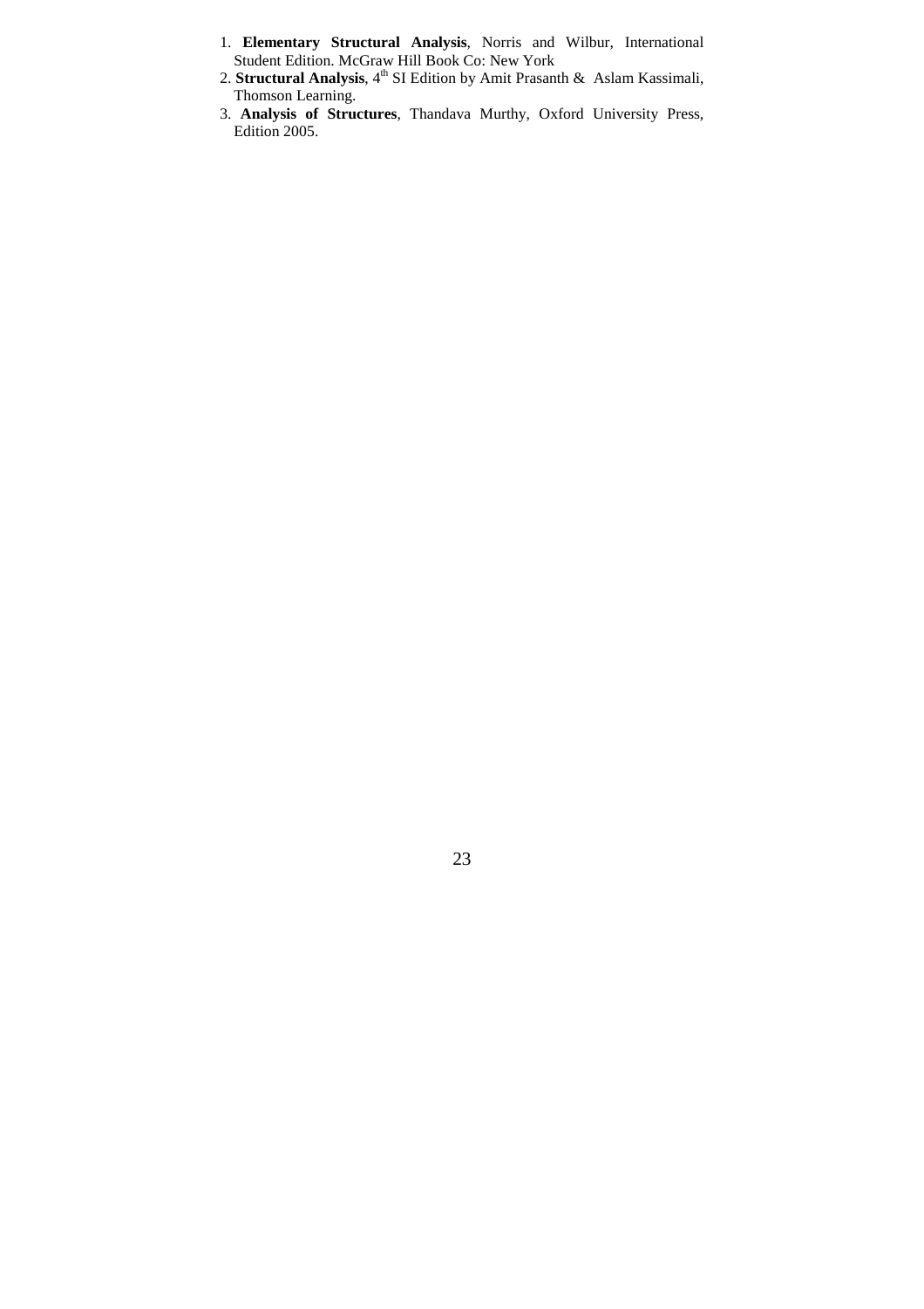1. **Elementary Structural Analysis**, Norris and Wilbur, International Student Edition. McGraw Hill Book Co: New York
2. **Structural Analysis**, $4^{th}$ SI Edition by Amit Prasanth & Aslam Kassimali, Thomson Learning.
3. **Analysis of Structures**, Thandava Murthy, Oxford University Press, Edition 2005.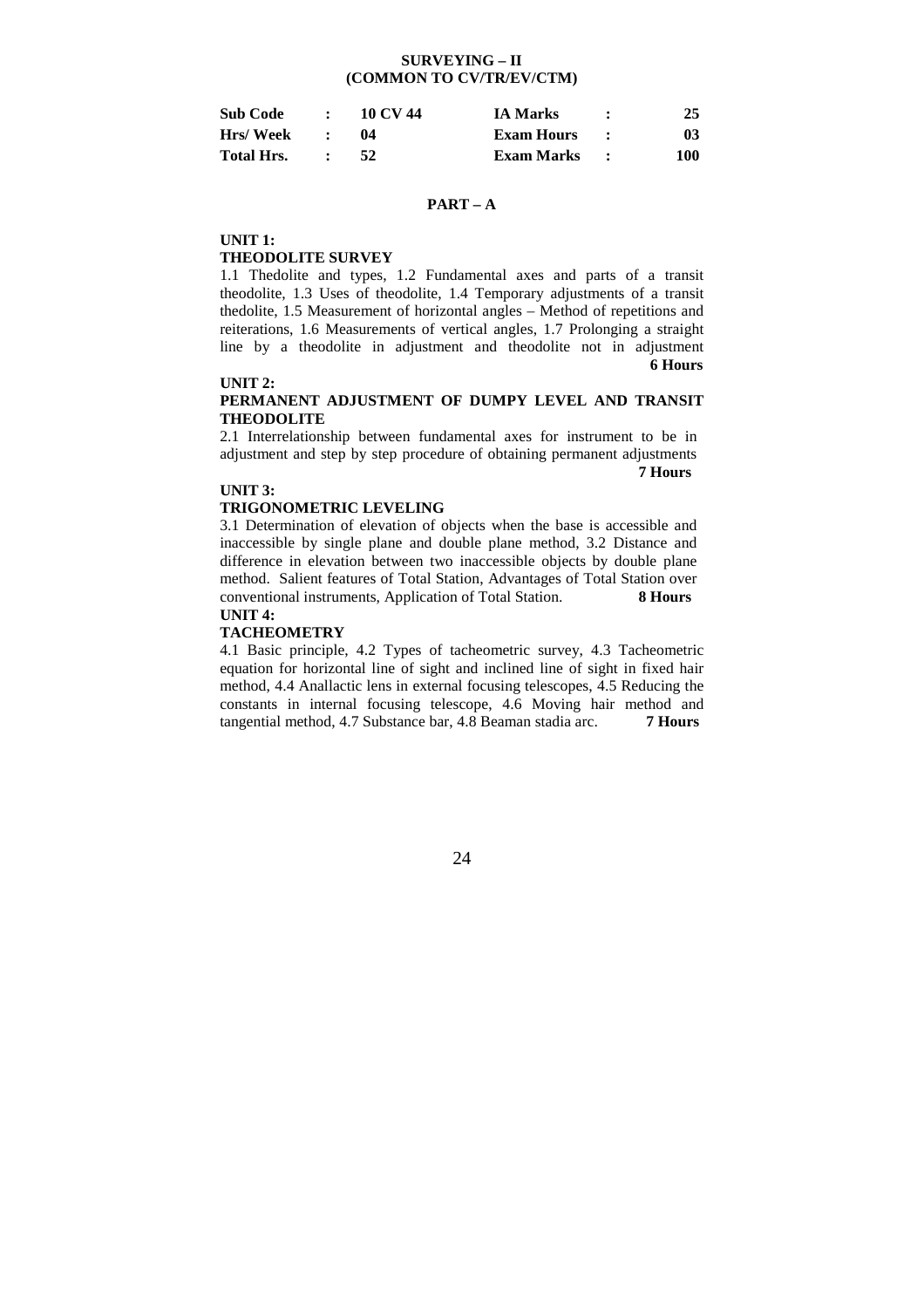# SURVEYING – II
## (COMMON TO CV/TR/EV/CTM)

| Sub Code | : | 10 CV 44 | IA Marks | : | 25 |
|---|---|---|---|---|---|
| Hrs/ Week | : | 04 | Exam Hours | : | 03 |
| Total Hrs. | : | 52 | Exam Marks | : | 100 |

## PART – A

**UNIT 1:**

**THEODOLITE SURVEY**

1.1 Thedolite and types, 1.2 Fundamental axes and parts of a transit theodolite, 1.3 Uses of theodolite, 1.4 Temporary adjustments of a transit thedolite, 1.5 Measurement of horizontal angles – Method of repetitions and reiterations, 1.6 Measurements of vertical angles, 1.7 Prolonging a straight line by a theodolite in adjustment and theodolite not in adjustment **6 Hours**

**UNIT 2:**

**PERMANENT ADJUSTMENT OF DUMPY LEVEL AND TRANSIT THEODOLITE**

2.1 Interrelationship between fundamental axes for instrument to be in adjustment and step by step procedure of obtaining permanent adjustments **7 Hours**

**UNIT 3:**

**TRIGONOMETRIC LEVELING**

3.1 Determination of elevation of objects when the base is accessible and inaccessible by single plane and double plane method, 3.2 Distance and difference in elevation between two inaccessible objects by double plane method. Salient features of Total Station, Advantages of Total Station over conventional instruments, Application of Total Station. **8 Hours**

**UNIT 4:**

**TACHEOMETRY**

4.1 Basic principle, 4.2 Types of tacheometric survey, 4.3 Tacheometric equation for horizontal line of sight and inclined line of sight in fixed hair method, 4.4 Anallactic lens in external focusing telescopes, 4.5 Reducing the constants in internal focusing telescope, 4.6 Moving hair method and tangential method, 4.7 Substance bar, 4.8 Beaman stadia arc. **7 Hours**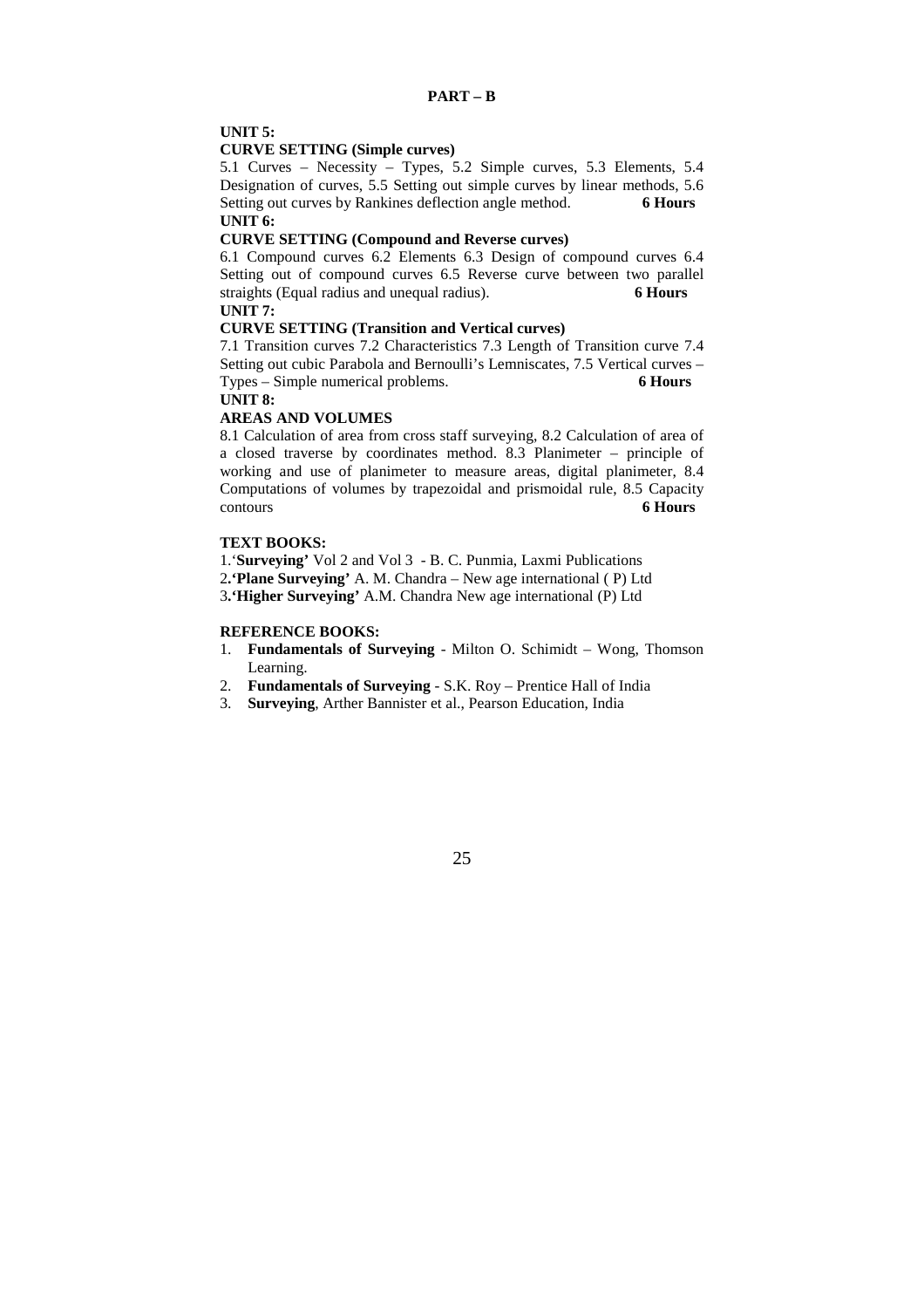## PART – B

**UNIT 5:**

**CURVE SETTING (Simple curves)**

5.1 Curves – Necessity – Types, 5.2 Simple curves, 5.3 Elements, 5.4 Designation of curves, 5.5 Setting out simple curves by linear methods, 5.6 Setting out curves by Rankines deflection angle method. **6 Hours**

**UNIT 6:**

**CURVE SETTING (Compound and Reverse curves)**

6.1 Compound curves 6.2 Elements 6.3 Design of compound curves 6.4 Setting out of compound curves 6.5 Reverse curve between two parallel straights (Equal radius and unequal radius). **6 Hours**

**UNIT 7:**

**CURVE SETTING (Transition and Vertical curves)**

7.1 Transition curves 7.2 Characteristics 7.3 Length of Transition curve 7.4 Setting out cubic Parabola and Bernoulli's Lemniscates, 7.5 Vertical curves – Types – Simple numerical problems. **6 Hours**

**UNIT 8:**

**AREAS AND VOLUMES**

8.1 Calculation of area from cross staff surveying, 8.2 Calculation of area of a closed traverse by coordinates method. 8.3 Planimeter – principle of working and use of planimeter to measure areas, digital planimeter, 8.4 Computations of volumes by trapezoidal and prismoidal rule, 8.5 Capacity contours **6 Hours**

**TEXT BOOKS:**

1.'**Surveying'** Vol 2 and Vol 3 - B. C. Punmia, Laxmi Publications

2.**'Plane Surveying'** A. M. Chandra – New age international ( P) Ltd

3.**'Higher Surveying'** A.M. Chandra New age international (P) Ltd

**REFERENCE BOOKS:**

1. **Fundamentals of Surveying** - Milton O. Schimidt – Wong, Thomson Learning.
2. **Fundamentals of Surveying** - S.K. Roy – Prentice Hall of India
3. **Surveying**, Arther Bannister et al., Pearson Education, India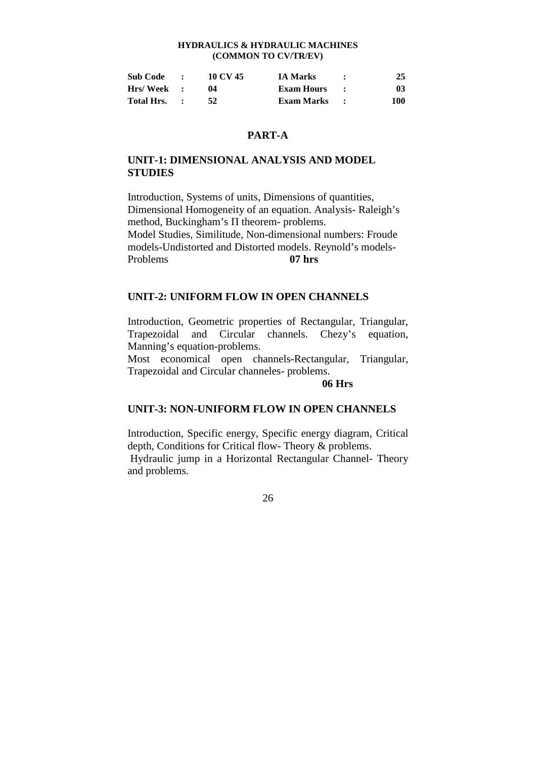**HYDRAULICS & HYDRAULIC MACHINES**
**(COMMON TO CV/TR/EV)**

| | | | | | |
|---|---|---|---|---|---|
| **Sub Code** | **:** | **10 CV 45** | **IA Marks** | **:** | **25** |
| **Hrs/ Week** | **:** | **04** | **Exam Hours** | **:** | **03** |
| **Total Hrs.** | **:** | **52** | **Exam Marks** | **:** | **100** |

## PART-A

### UNIT-1: DIMENSIONAL ANALYSIS AND MODEL STUDIES

Introduction, Systems of units, Dimensions of quantities, Dimensional Homogeneity of an equation. Analysis- Raleigh's method, Buckingham's Π theorem- problems.
Model Studies, Similitude, Non-dimensional numbers: Froude models-Undistorted and Distorted models. Reynold's models-Problems **07 hrs**

### UNIT-2: UNIFORM FLOW IN OPEN CHANNELS

Introduction, Geometric properties of Rectangular, Triangular, Trapezoidal and Circular channels. Chezy's equation, Manning's equation-problems.
Most economical open channels-Rectangular, Triangular, Trapezoidal and Circular channeles- problems.
**06 Hrs**

### UNIT-3: NON-UNIFORM FLOW IN OPEN CHANNELS

Introduction, Specific energy, Specific energy diagram, Critical depth, Conditions for Critical flow- Theory & problems.
Hydraulic jump in a Horizontal Rectangular Channel- Theory and problems.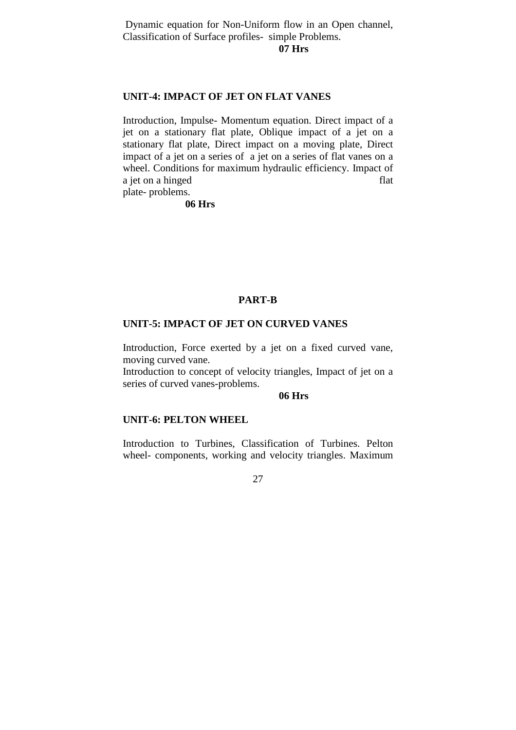Dynamic equation for Non-Uniform flow in an Open channel, Classification of Surface profiles- simple Problems.

**07 Hrs**

**UNIT-4: IMPACT OF JET ON FLAT VANES**

Introduction, Impulse- Momentum equation. Direct impact of a jet on a stationary flat plate, Oblique impact of a jet on a stationary flat plate, Direct impact on a moving plate, Direct impact of a jet on a series of a jet on a series of flat vanes on a wheel. Conditions for maximum hydraulic efficiency. Impact of a jet on a hinged flat plate- problems.

**06 Hrs**

## PART-B

**UNIT-5: IMPACT OF JET ON CURVED VANES**

Introduction, Force exerted by a jet on a fixed curved vane, moving curved vane.

Introduction to concept of velocity triangles, Impact of jet on a series of curved vanes-problems.

**06 Hrs**

**UNIT-6: PELTON WHEEL**

Introduction to Turbines, Classification of Turbines. Pelton wheel- components, working and velocity triangles. Maximum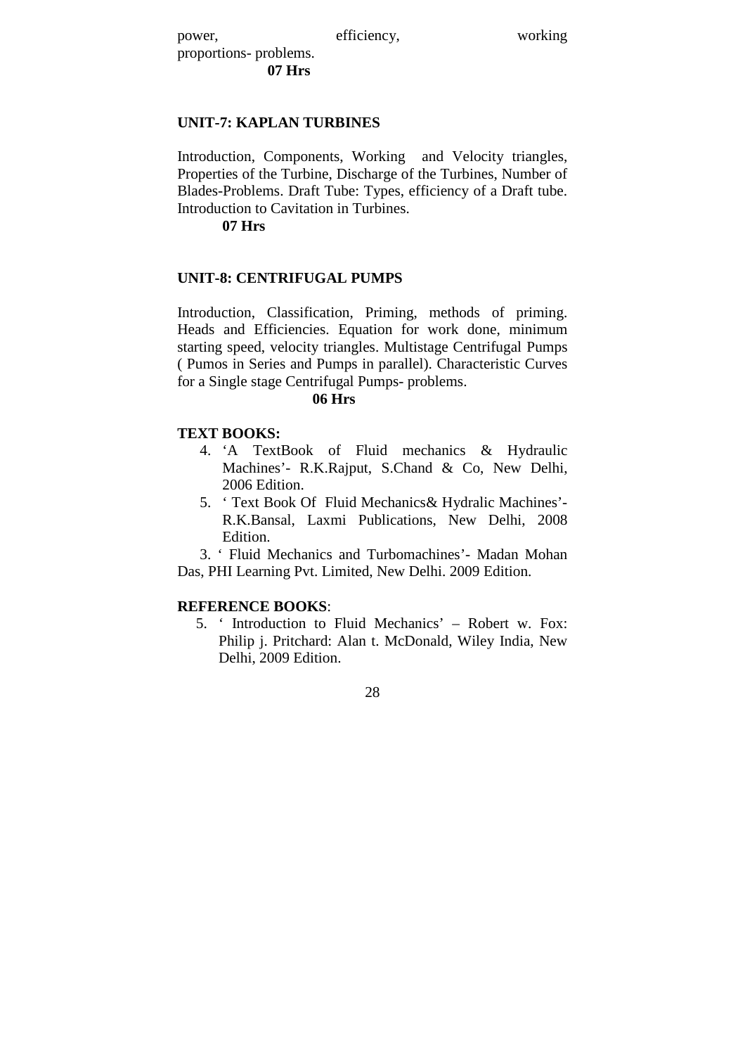power, efficiency, working proportions- problems.

**07 Hrs**

**UNIT-7: KAPLAN TURBINES**

Introduction, Components, Working and Velocity triangles, Properties of the Turbine, Discharge of the Turbines, Number of Blades-Problems. Draft Tube: Types, efficiency of a Draft tube. Introduction to Cavitation in Turbines.

**07 Hrs**

**UNIT-8: CENTRIFUGAL PUMPS**

Introduction, Classification, Priming, methods of priming. Heads and Efficiencies. Equation for work done, minimum starting speed, velocity triangles. Multistage Centrifugal Pumps ( Pumos in Series and Pumps in parallel). Characteristic Curves for a Single stage Centrifugal Pumps- problems.

**06 Hrs**

**TEXT BOOKS:**

4. 'A TextBook of Fluid mechanics & Hydraulic Machines'- R.K.Rajput, S.Chand & Co, New Delhi, 2006 Edition.
5. ' Text Book Of Fluid Mechanics& Hydralic Machines'- R.K.Bansal, Laxmi Publications, New Delhi, 2008 Edition.

3. ' Fluid Mechanics and Turbomachines'- Madan Mohan Das, PHI Learning Pvt. Limited, New Delhi. 2009 Edition.

**REFERENCE BOOKS**:

5. ' Introduction to Fluid Mechanics' – Robert w. Fox: Philip j. Pritchard: Alan t. McDonald, Wiley India, New Delhi, 2009 Edition.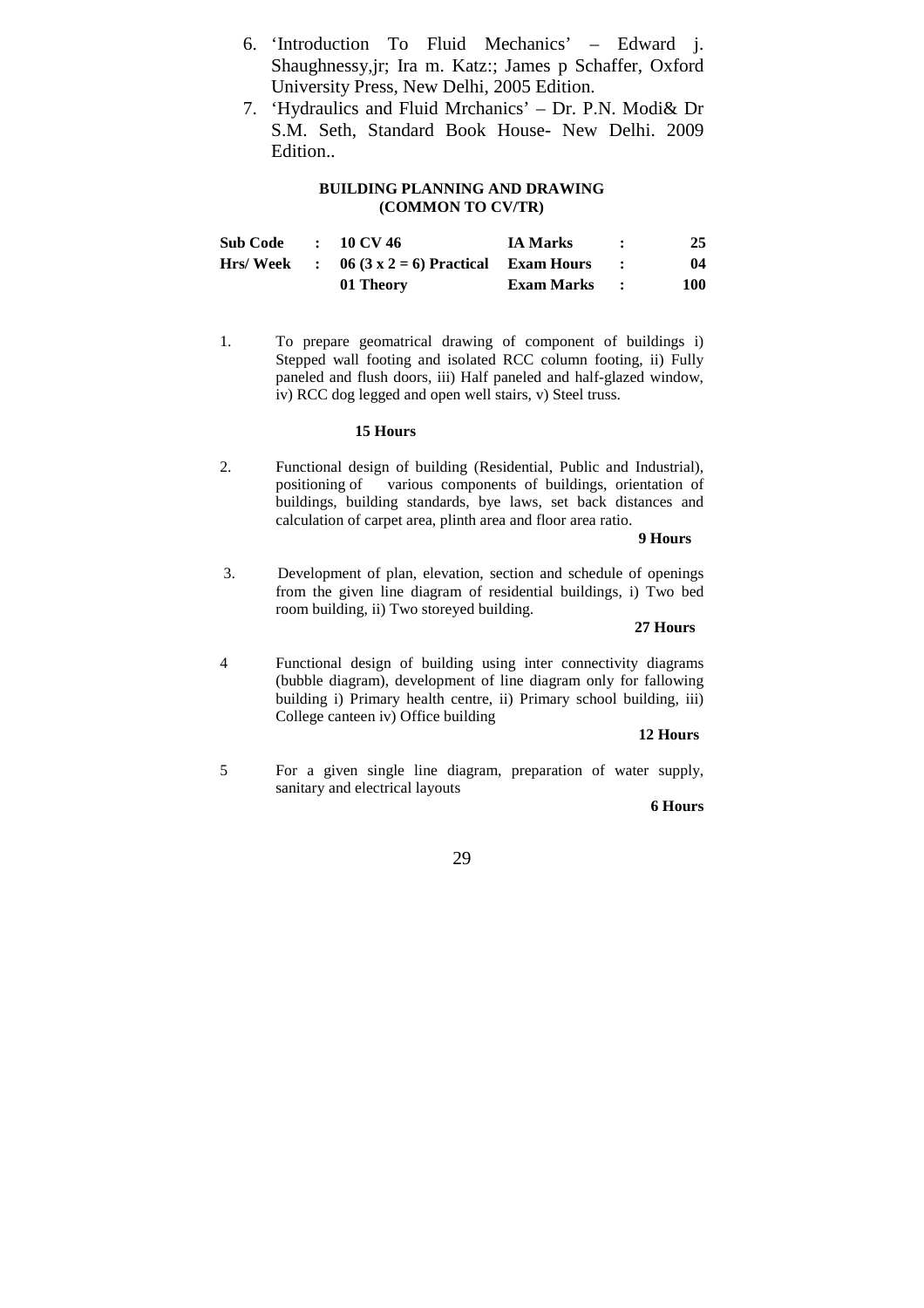6. 'Introduction To Fluid Mechanics' – Edward j. Shaughnessy,jr; Ira m. Katz:; James p Schaffer, Oxford University Press, New Delhi, 2005 Edition.
7. 'Hydraulics and Fluid Mrchanics' – Dr. P.N. Modi& Dr S.M. Seth, Standard Book House- New Delhi. 2009 Edition..

## BUILDING PLANNING AND DRAWING
## (COMMON TO CV/TR)

| | | | | | |
|---|---|---|---|---|---|
| **Sub Code** | **:** | **10 CV 46** | **IA Marks** | **:** | **25** |
| **Hrs/ Week** | **:** | **06 (3 x 2 = 6) Practical** | **Exam Hours** | **:** | **04** |
| | | **01 Theory** | **Exam Marks** | **:** | **100** |

1. To prepare geomatrical drawing of component of buildings i) Stepped wall footing and isolated RCC column footing, ii) Fully paneled and flush doors, iii) Half paneled and half-glazed window, iv) RCC dog legged and open well stairs, v) Steel truss.

   **15 Hours**

2. Functional design of building (Residential, Public and Industrial), positioning of various components of buildings, orientation of buildings, building standards, bye laws, set back distances and calculation of carpet area, plinth area and floor area ratio.

   **9 Hours**

3. Development of plan, elevation, section and schedule of openings from the given line diagram of residential buildings, i) Two bed room building, ii) Two storeyed building.

   **27 Hours**

4. Functional design of building using inter connectivity diagrams (bubble diagram), development of line diagram only for fallowing building i) Primary health centre, ii) Primary school building, iii) College canteen iv) Office building

   **12 Hours**

5. For a given single line diagram, preparation of water supply, sanitary and electrical layouts

   **6 Hours**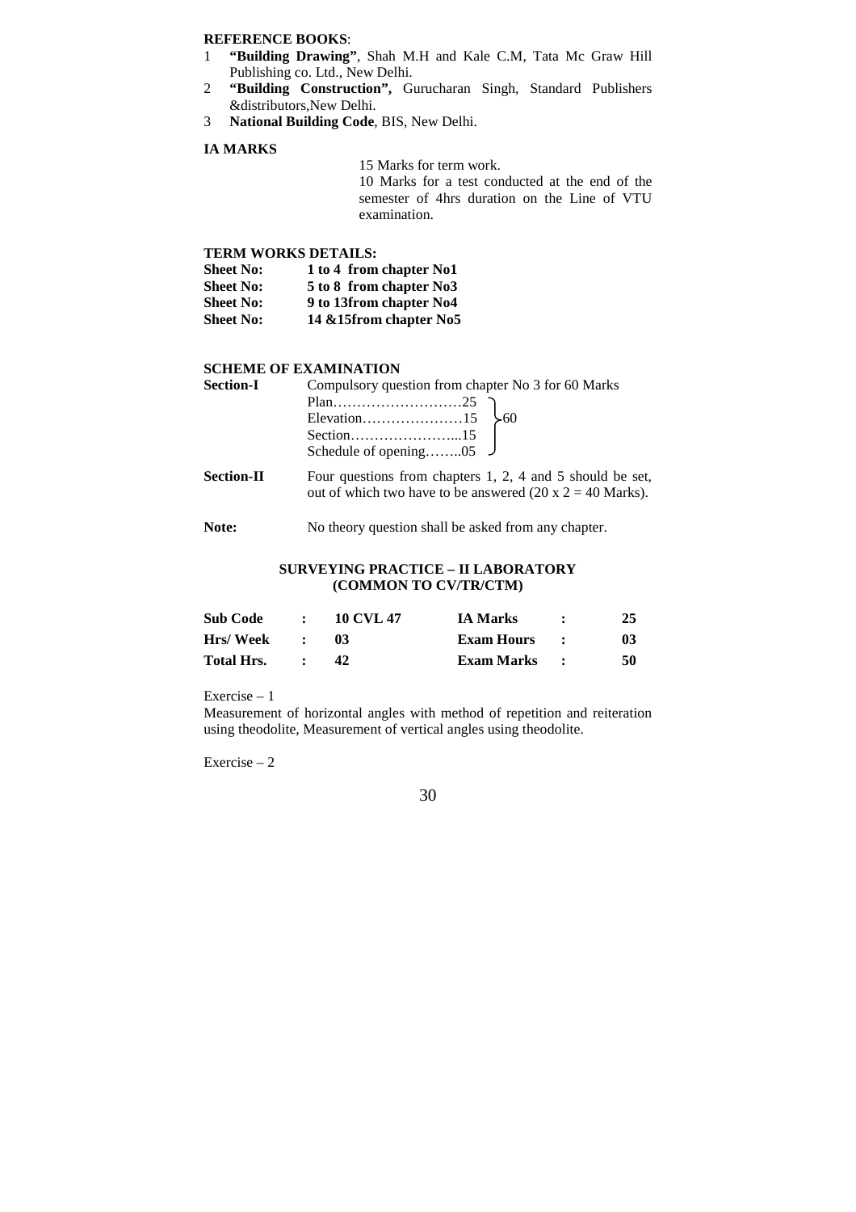**REFERENCE BOOKS**:

1. **"Building Drawing"**, Shah M.H and Kale C.M, Tata Mc Graw Hill Publishing co. Ltd., New Delhi.
2. **"Building Construction",** Gurucharan Singh, Standard Publishers &distributors,New Delhi.
3. **National Building Code**, BIS, New Delhi.

**IA MARKS**

15 Marks for term work.

10 Marks for a test conducted at the end of the semester of 4hrs duration on the Line of VTU examination.

**TERM WORKS DETAILS:**

**Sheet No: 1 to 4 from chapter No1**
**Sheet No: 5 to 8 from chapter No3**
**Sheet No: 9 to 13from chapter No4**
**Sheet No: 14 &15from chapter No5**

**SCHEME OF EXAMINATION**

**Section-I** Compulsory question from chapter No 3 for 60 Marks

Plan………………………25
Elevation…………………15
Section…………………...15
Schedule of opening……..05

} 60

**Section-II** Four questions from chapters 1, 2, 4 and 5 should be set, out of which two have to be answered (20 x 2 = 40 Marks).

**Note:** No theory question shall be asked from any chapter.

## SURVEYING PRACTICE – II LABORATORY (COMMON TO CV/TR/CTM)

| | | | | | |
|---|---|---|---|---|---|
| **Sub Code** | **:** | **10 CVL 47** | **IA Marks** | **:** | **25** |
| **Hrs/ Week** | **:** | **03** | **Exam Hours** | **:** | **03** |
| **Total Hrs.** | **:** | **42** | **Exam Marks** | **:** | **50** |

Exercise – 1

Measurement of horizontal angles with method of repetition and reiteration using theodolite, Measurement of vertical angles using theodolite.

Exercise – 2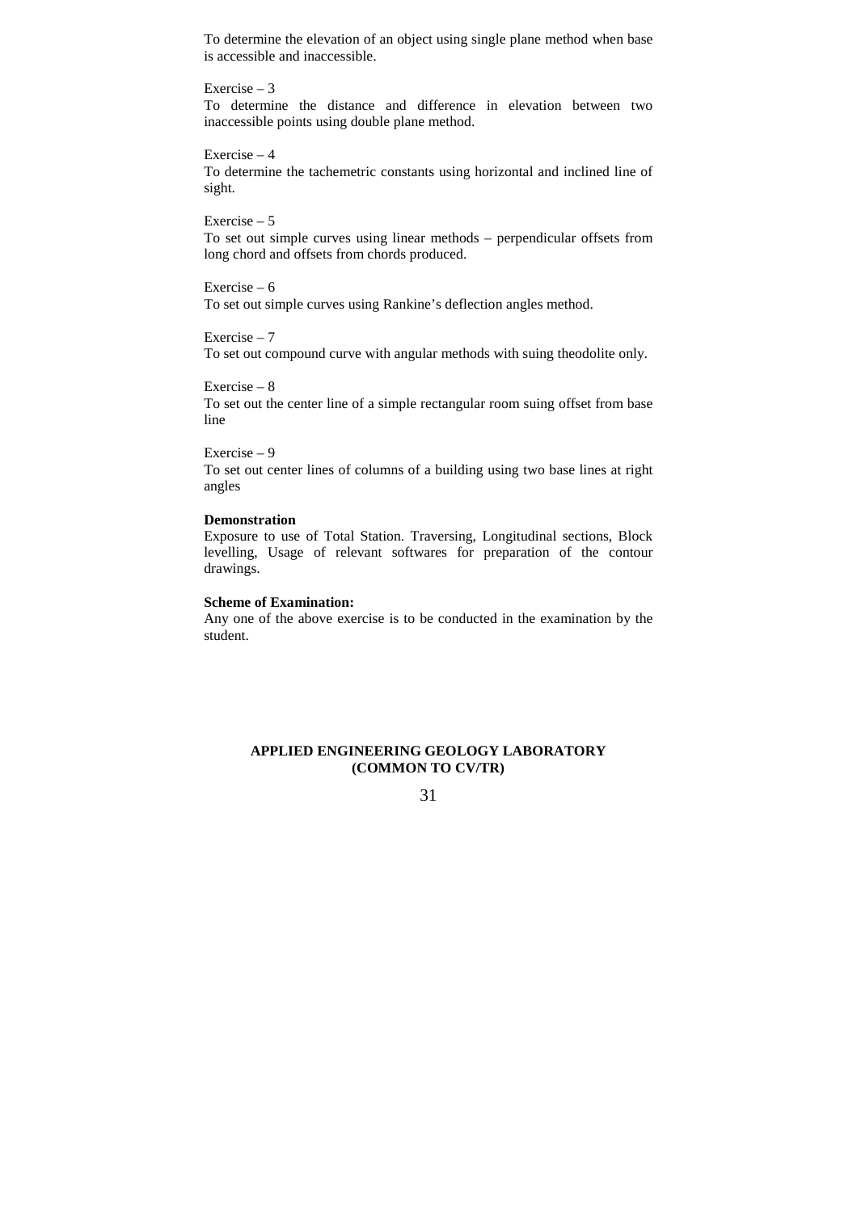To determine the elevation of an object using single plane method when base is accessible and inaccessible.

Exercise – 3
To determine the distance and difference in elevation between two inaccessible points using double plane method.

Exercise – 4
To determine the tachemetric constants using horizontal and inclined line of sight.

Exercise – 5
To set out simple curves using linear methods – perpendicular offsets from long chord and offsets from chords produced.

Exercise – 6
To set out simple curves using Rankine's deflection angles method.

Exercise – 7
To set out compound curve with angular methods with suing theodolite only.

Exercise – 8
To set out the center line of a simple rectangular room suing offset from base line

Exercise – 9
To set out center lines of columns of a building using two base lines at right angles

**Demonstration**
Exposure to use of Total Station. Traversing, Longitudinal sections, Block levelling, Usage of relevant softwares for preparation of the contour drawings.

**Scheme of Examination:**
Any one of the above exercise is to be conducted in the examination by the student.

## APPLIED ENGINEERING GEOLOGY LABORATORY (COMMON TO CV/TR)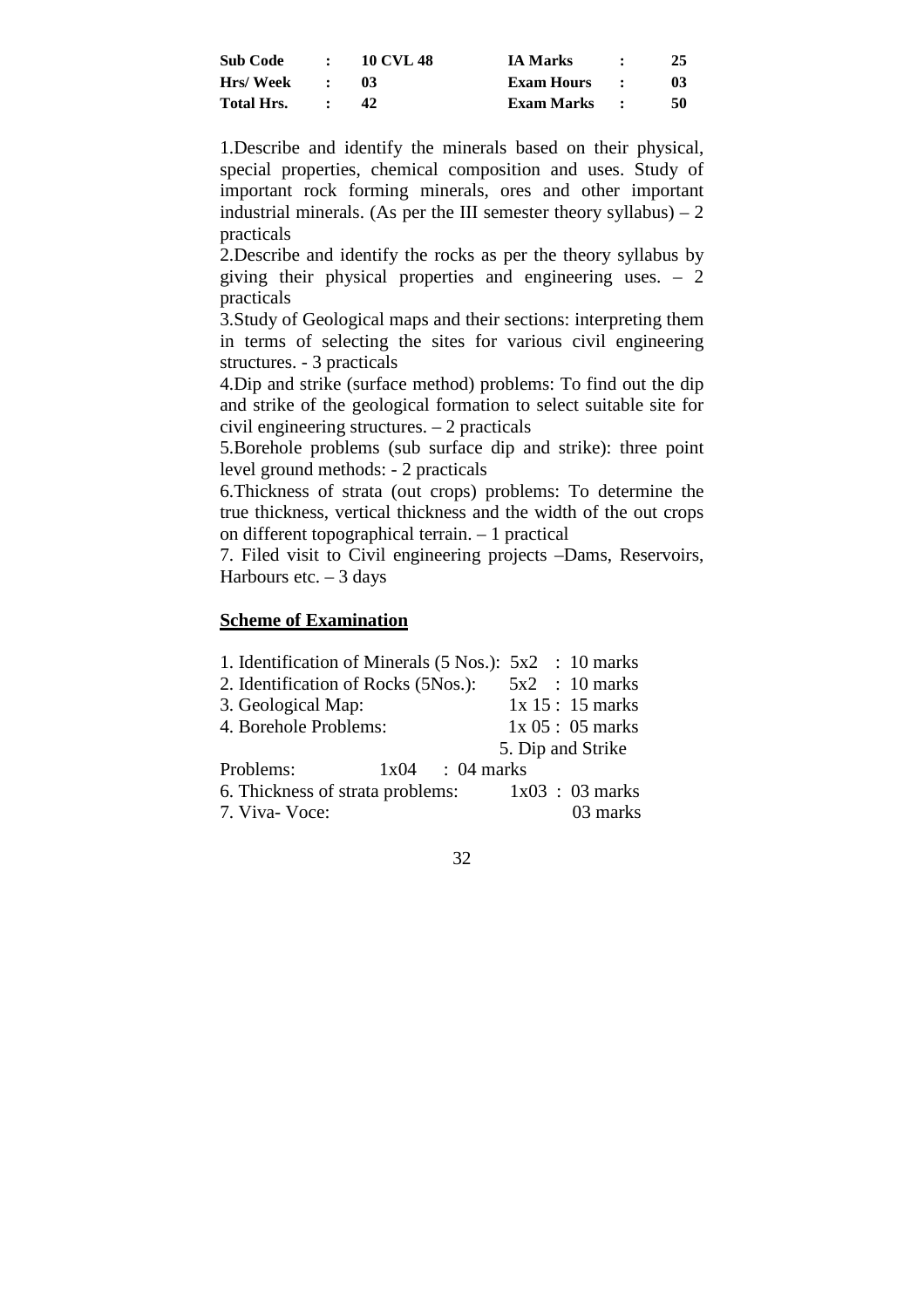| Sub Code | : | 10 CVL 48 | IA Marks | : | 25 |
|---|---|---|---|---|---|
| Hrs/ Week | : | 03 | Exam Hours | : | 03 |
| Total Hrs. | : | 42 | Exam Marks | : | 50 |

1.Describe and identify the minerals based on their physical, special properties, chemical composition and uses. Study of important rock forming minerals, ores and other important industrial minerals. (As per the III semester theory syllabus) – 2 practicals

2.Describe and identify the rocks as per the theory syllabus by giving their physical properties and engineering uses. – 2 practicals

3.Study of Geological maps and their sections: interpreting them in terms of selecting the sites for various civil engineering structures. - 3 practicals

4.Dip and strike (surface method) problems: To find out the dip and strike of the geological formation to select suitable site for civil engineering structures. – 2 practicals

5.Borehole problems (sub surface dip and strike): three point level ground methods: - 2 practicals

6.Thickness of strata (out crops) problems: To determine the true thickness, vertical thickness and the width of the out crops on different topographical terrain. – 1 practical

7. Filed visit to Civil engineering projects –Dams, Reservoirs, Harbours etc. – 3 days

## Scheme of Examination

1. Identification of Minerals (5 Nos.): 5x2 : 10 marks
2. Identification of Rocks (5Nos.): 5x2 : 10 marks
3. Geological Map: 1x 15 : 15 marks
4. Borehole Problems: 1x 05 : 05 marks
5. Dip and Strike Problems: 1x04 : 04 marks
6. Thickness of strata problems: 1x03 : 03 marks
7. Viva- Voce: 03 marks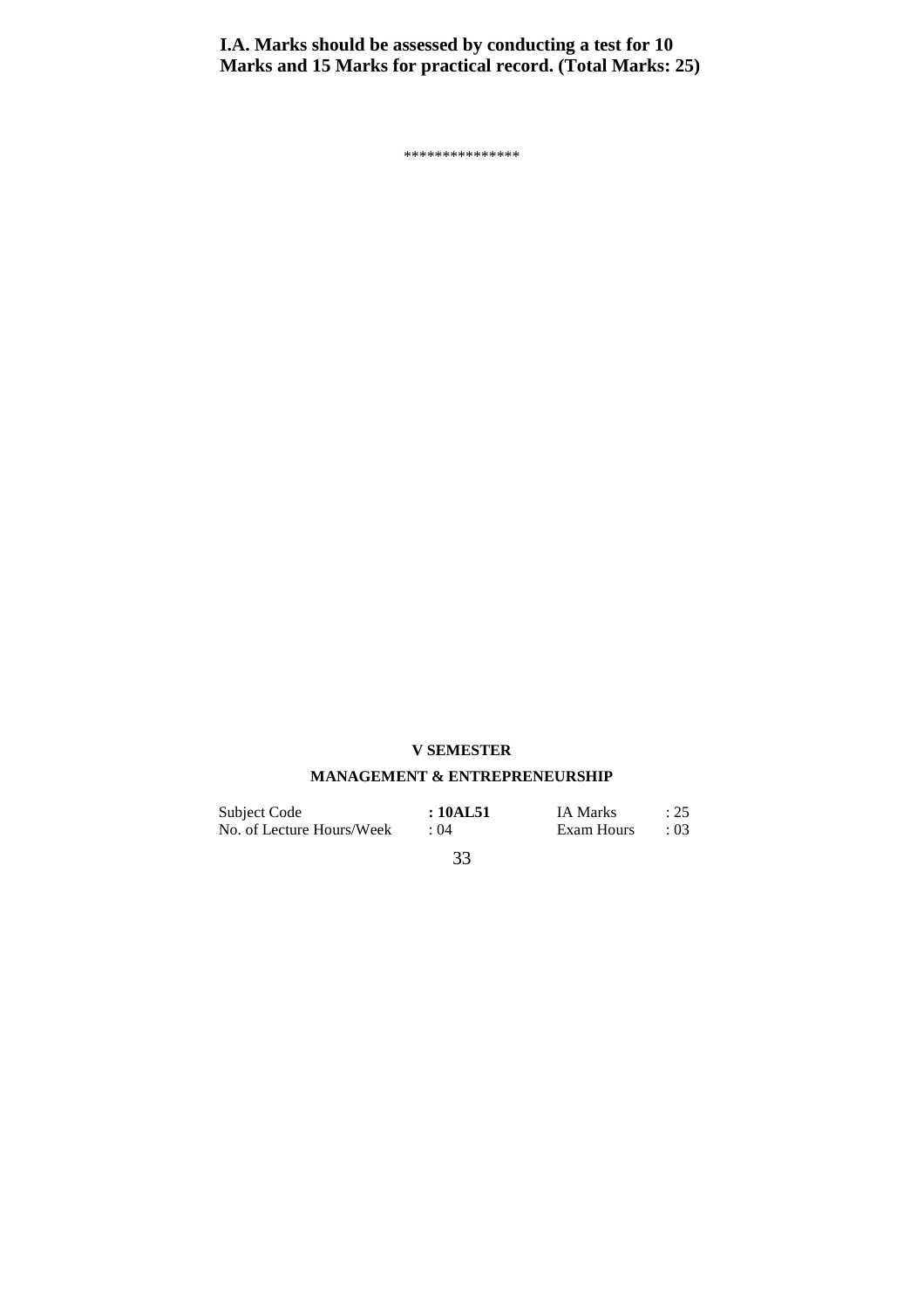**I.A. Marks should be assessed by conducting a test for 10 Marks and 15 Marks for practical record. (Total Marks: 25)**

***************

## V SEMESTER

## MANAGEMENT & ENTREPRENEURSHIP

| | | | |
|---|---|---|---|
| Subject Code | **: 10AL51** | IA Marks | : 25 |
| No. of Lecture Hours/Week | : 04 | Exam Hours | : 03 |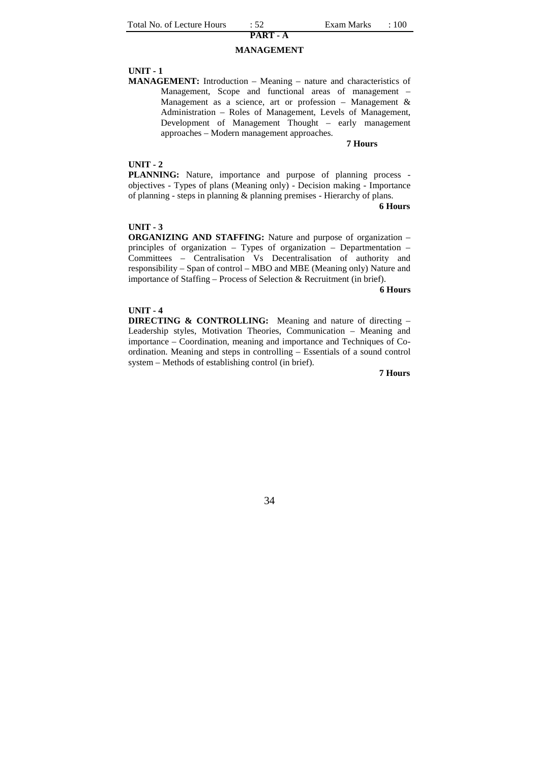Total No. of Lecture Hours : 52 Exam Marks : 100

## PART - A

## MANAGEMENT

**UNIT - 1**

**MANAGEMENT:** Introduction – Meaning – nature and characteristics of Management, Scope and functional areas of management – Management as a science, art or profession – Management & Administration – Roles of Management, Levels of Management, Development of Management Thought – early management approaches – Modern management approaches.

**7 Hours**

**UNIT - 2**

**PLANNING:** Nature, importance and purpose of planning process - objectives - Types of plans (Meaning only) - Decision making - Importance of planning - steps in planning & planning premises - Hierarchy of plans.

**6 Hours**

**UNIT - 3**

**ORGANIZING AND STAFFING:** Nature and purpose of organization – principles of organization – Types of organization – Departmentation – Committees – Centralisation Vs Decentralisation of authority and responsibility – Span of control – MBO and MBE (Meaning only) Nature and importance of Staffing – Process of Selection & Recruitment (in brief).

**6 Hours**

**UNIT - 4**

**DIRECTING & CONTROLLING:** Meaning and nature of directing – Leadership styles, Motivation Theories, Communication – Meaning and importance – Coordination, meaning and importance and Techniques of Co-ordination. Meaning and steps in controlling – Essentials of a sound control system – Methods of establishing control (in brief).

**7 Hours**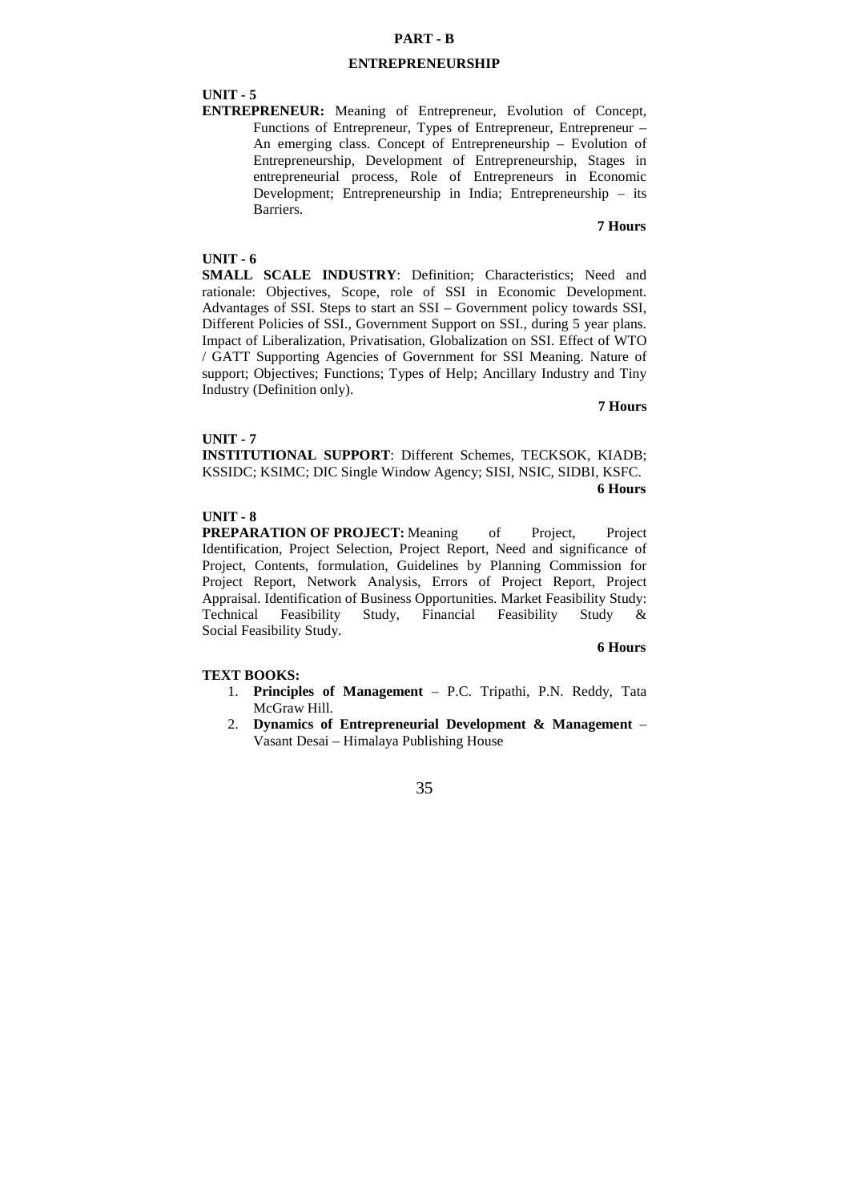## PART - B

## ENTREPRENEURSHIP

**UNIT - 5**

**ENTREPRENEUR:** Meaning of Entrepreneur, Evolution of Concept, Functions of Entrepreneur, Types of Entrepreneur, Entrepreneur – An emerging class. Concept of Entrepreneurship – Evolution of Entrepreneurship, Development of Entrepreneurship, Stages in entrepreneurial process, Role of Entrepreneurs in Economic Development; Entrepreneurship in India; Entrepreneurship – its Barriers.

**7 Hours**

**UNIT - 6**

**SMALL SCALE INDUSTRY**: Definition; Characteristics; Need and rationale: Objectives, Scope, role of SSI in Economic Development. Advantages of SSI. Steps to start an SSI – Government policy towards SSI, Different Policies of SSI., Government Support on SSI., during 5 year plans. Impact of Liberalization, Privatisation, Globalization on SSI. Effect of WTO / GATT Supporting Agencies of Government for SSI Meaning. Nature of support; Objectives; Functions; Types of Help; Ancillary Industry and Tiny Industry (Definition only).

**7 Hours**

**UNIT - 7**

**INSTITUTIONAL SUPPORT**: Different Schemes, TECKSOK, KIADB; KSSIDC; KSIMC; DIC Single Window Agency; SISI, NSIC, SIDBI, KSFC.

**6 Hours**

**UNIT - 8**

**PREPARATION OF PROJECT:** Meaning of Project, Project Identification, Project Selection, Project Report, Need and significance of Project, Contents, formulation, Guidelines by Planning Commission for Project Report, Network Analysis, Errors of Project Report, Project Appraisal. Identification of Business Opportunities. Market Feasibility Study: Technical Feasibility Study, Financial Feasibility Study & Social Feasibility Study.

**6 Hours**

**TEXT BOOKS:**

1. **Principles of Management** – P.C. Tripathi, P.N. Reddy, Tata McGraw Hill.
2. **Dynamics of Entrepreneurial Development & Management** – Vasant Desai – Himalaya Publishing House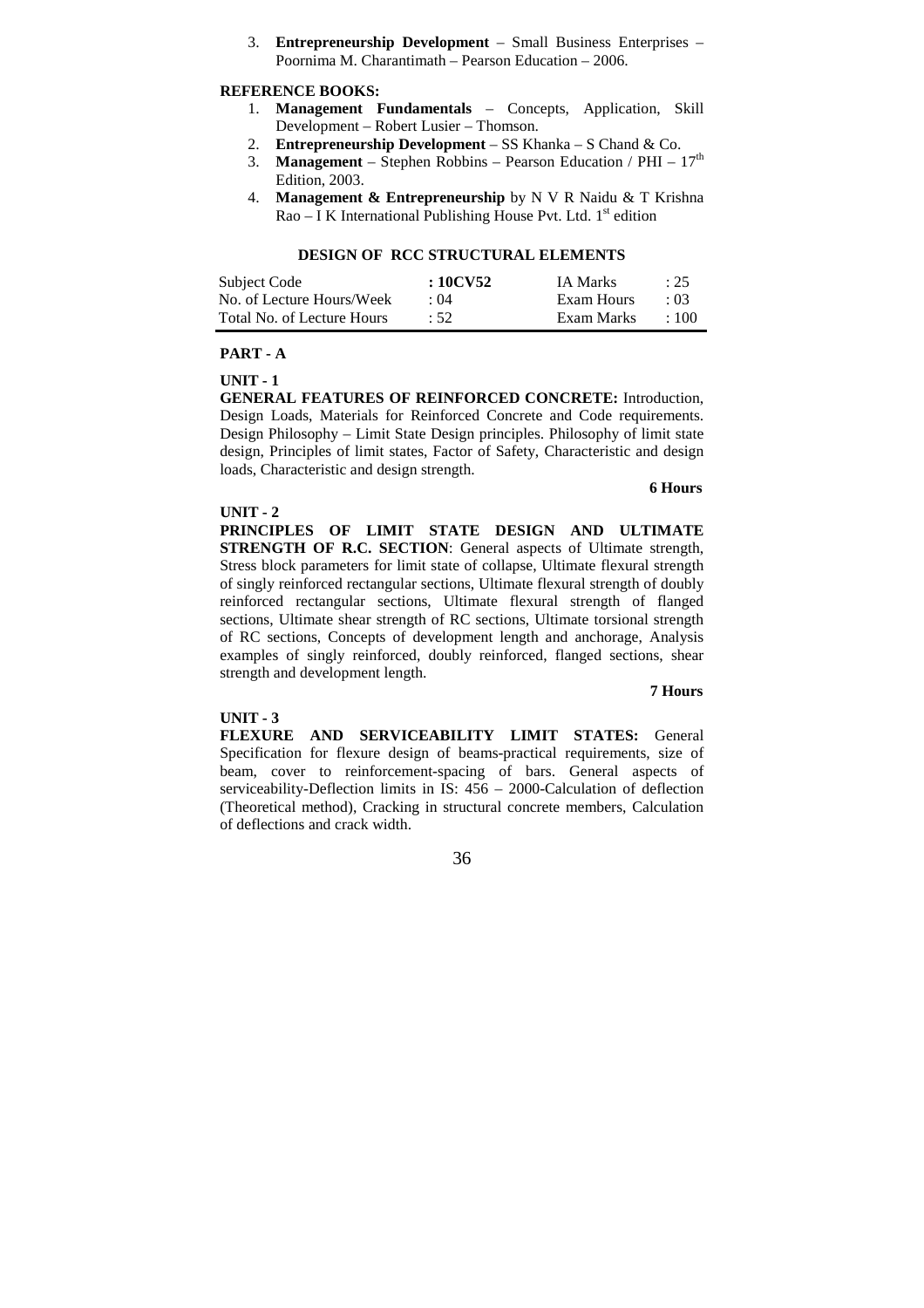3. **Entrepreneurship Development** – Small Business Enterprises – Poornima M. Charantimath – Pearson Education – 2006.

**REFERENCE BOOKS:**

1. **Management Fundamentals** – Concepts, Application, Skill Development – Robert Lusier – Thomson.
2. **Entrepreneurship Development** – SS Khanka – S Chand & Co.
3. **Management** – Stephen Robbins – Pearson Education / PHI – $17^{th}$ Edition, 2003.
4. **Management & Entrepreneurship** by N V R Naidu & T Krishna Rao – I K International Publishing House Pvt. Ltd. $1^{st}$ edition

## DESIGN OF RCC STRUCTURAL ELEMENTS

| Subject Code | **: 10CV52** | IA Marks | : 25 |
|---|---|---|---|
| No. of Lecture Hours/Week | : 04 | Exam Hours | : 03 |
| Total No. of Lecture Hours | : 52 | Exam Marks | : 100 |

### PART - A

**UNIT - 1**

**GENERAL FEATURES OF REINFORCED CONCRETE:** Introduction, Design Loads, Materials for Reinforced Concrete and Code requirements. Design Philosophy – Limit State Design principles. Philosophy of limit state design, Principles of limit states, Factor of Safety, Characteristic and design loads, Characteristic and design strength.

**6 Hours**

**UNIT - 2**

**PRINCIPLES OF LIMIT STATE DESIGN AND ULTIMATE STRENGTH OF R.C. SECTION**: General aspects of Ultimate strength, Stress block parameters for limit state of collapse, Ultimate flexural strength of singly reinforced rectangular sections, Ultimate flexural strength of doubly reinforced rectangular sections, Ultimate flexural strength of flanged sections, Ultimate shear strength of RC sections, Ultimate torsional strength of RC sections, Concepts of development length and anchorage, Analysis examples of singly reinforced, doubly reinforced, flanged sections, shear strength and development length.

**7 Hours**

**UNIT - 3**

**FLEXURE AND SERVICEABILITY LIMIT STATES:** General Specification for flexure design of beams-practical requirements, size of beam, cover to reinforcement-spacing of bars. General aspects of serviceability-Deflection limits in IS: 456 – 2000-Calculation of deflection (Theoretical method), Cracking in structural concrete members, Calculation of deflections and crack width.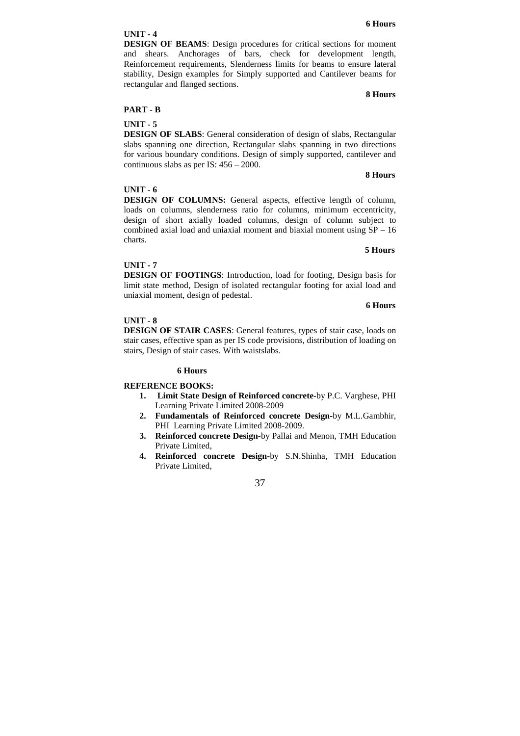**6 Hours**

**UNIT - 4**

**DESIGN OF BEAMS**: Design procedures for critical sections for moment and shears. Anchorages of bars, check for development length, Reinforcement requirements, Slenderness limits for beams to ensure lateral stability, Design examples for Simply supported and Cantilever beams for rectangular and flanged sections.

**8 Hours**

**PART - B**

**UNIT - 5**

**DESIGN OF SLABS**: General consideration of design of slabs, Rectangular slabs spanning one direction, Rectangular slabs spanning in two directions for various boundary conditions. Design of simply supported, cantilever and continuous slabs as per IS: 456 – 2000.

**8 Hours**

**UNIT - 6**

**DESIGN OF COLUMNS:** General aspects, effective length of column, loads on columns, slenderness ratio for columns, minimum eccentricity, design of short axially loaded columns, design of column subject to combined axial load and uniaxial moment and biaxial moment using SP – 16 charts.

**5 Hours**

**UNIT - 7**

**DESIGN OF FOOTINGS**: Introduction, load for footing, Design basis for limit state method, Design of isolated rectangular footing for axial load and uniaxial moment, design of pedestal.

**6 Hours**

**UNIT - 8**

**DESIGN OF STAIR CASES**: General features, types of stair case, loads on stair cases, effective span as per IS code provisions, distribution of loading on stairs, Design of stair cases. With waistslabs.

**6 Hours**

**REFERENCE BOOKS:**

1. **Limit State Design of Reinforced concrete**-by P.C. Varghese, PHI Learning Private Limited 2008-2009
2. **Fundamentals of Reinforced concrete Design**-by M.L.Gambhir, PHI Learning Private Limited 2008-2009.
3. **Reinforced concrete Design**-by Pallai and Menon, TMH Education Private Limited,
4. **Reinforced concrete Design**-by S.N.Shinha, TMH Education Private Limited,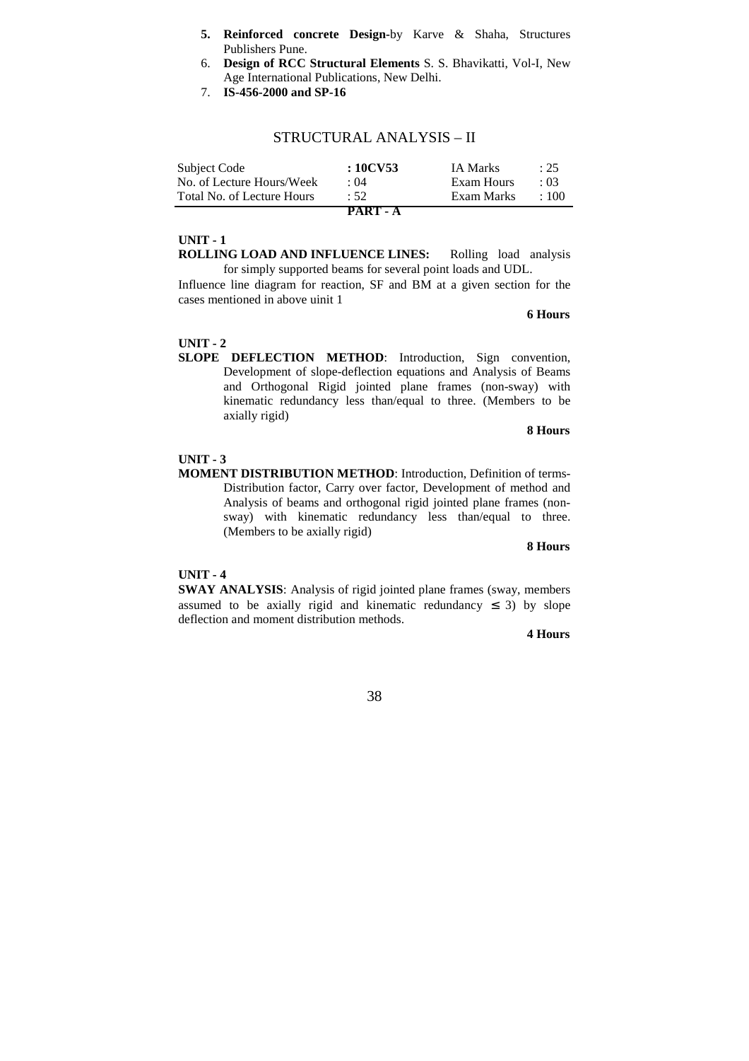5. **Reinforced concrete Design**-by Karve & Shaha, Structures Publishers Pune.
6. **Design of RCC Structural Elements** S. S. Bhavikatti, Vol-I, New Age International Publications, New Delhi.
7. **IS-456-2000 and SP-16**

## STRUCTURAL ANALYSIS – II

| Subject Code | **: 10CV53** | IA Marks | : 25 |
|---|---|---|---|
| No. of Lecture Hours/Week | : 04 | Exam Hours | : 03 |
| Total No. of Lecture Hours | : 52 | Exam Marks | : 100 |

**PART - A**

**UNIT - 1**

**ROLLING LOAD AND INFLUENCE LINES:** Rolling load analysis for simply supported beams for several point loads and UDL.

Influence line diagram for reaction, SF and BM at a given section for the cases mentioned in above uinit 1

**6 Hours**

**UNIT - 2**

**SLOPE DEFLECTION METHOD**: Introduction, Sign convention, Development of slope-deflection equations and Analysis of Beams and Orthogonal Rigid jointed plane frames (non-sway) with kinematic redundancy less than/equal to three. (Members to be axially rigid)

**8 Hours**

**UNIT - 3**

**MOMENT DISTRIBUTION METHOD**: Introduction, Definition of terms- Distribution factor, Carry over factor, Development of method and Analysis of beams and orthogonal rigid jointed plane frames (non-sway) with kinematic redundancy less than/equal to three. (Members to be axially rigid)

**8 Hours**

**UNIT - 4**

**SWAY ANALYSIS**: Analysis of rigid jointed plane frames (sway, members assumed to be axially rigid and kinematic redundancy $\leq 3$) by slope deflection and moment distribution methods.

**4 Hours**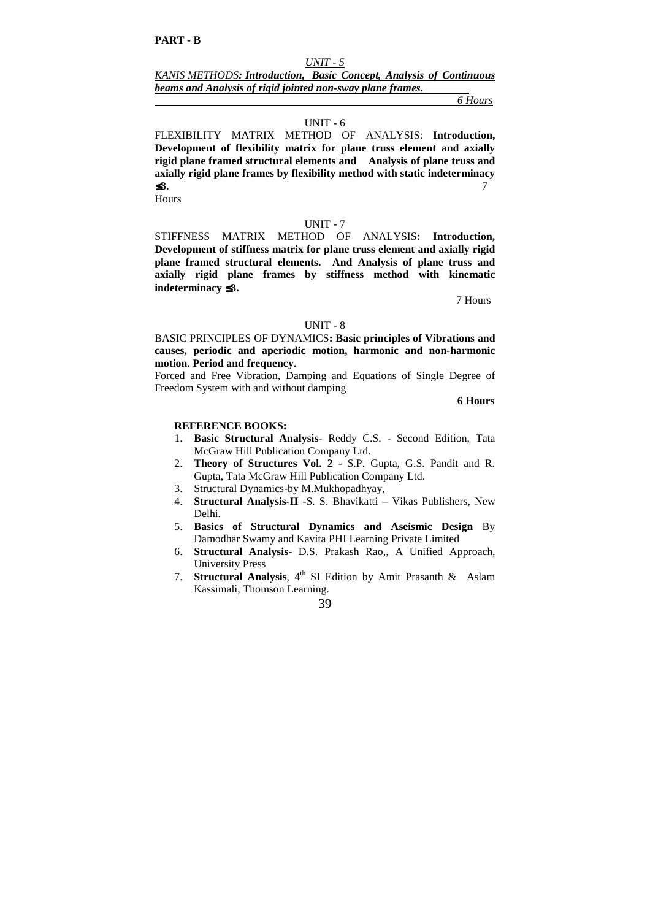**PART - B**

*UNIT - 5*

*KANIS METHODS**: Introduction, Basic Concept, Analysis of Continuous beams and Analysis of rigid jointed non-sway plane frames.***

*6 Hours*

UNIT - 6

FLEXIBILITY MATRIX METHOD OF ANALYSIS: **Introduction, Development of flexibility matrix for plane truss element and axially rigid plane framed structural elements and Analysis of plane truss and axially rigid plane frames by flexibility method with static indeterminacy ≤3.** 7 Hours

UNIT - 7

STIFFNESS MATRIX METHOD OF ANALYSIS**: Introduction, Development of stiffness matrix for plane truss element and axially rigid plane framed structural elements. And Analysis of plane truss and axially rigid plane frames by stiffness method with kinematic indeterminacy ≤3.**

7 Hours

UNIT - 8

BASIC PRINCIPLES OF DYNAMICS**: Basic principles of Vibrations and causes, periodic and aperiodic motion, harmonic and non-harmonic motion. Period and frequency.**

Forced and Free Vibration, Damping and Equations of Single Degree of Freedom System with and without damping

**6 Hours**

**REFERENCE BOOKS:**

1. **Basic Structural Analysis**- Reddy C.S. - Second Edition, Tata McGraw Hill Publication Company Ltd.
2. **Theory of Structures Vol. 2** - S.P. Gupta, G.S. Pandit and R. Gupta, Tata McGraw Hill Publication Company Ltd.
3. Structural Dynamics-by M.Mukhopadhyay,
4. **Structural Analysis-II** -S. S. Bhavikatti – Vikas Publishers, New Delhi.
5. **Basics of Structural Dynamics and Aseismic Design** By Damodhar Swamy and Kavita PHI Learning Private Limited
6. **Structural Analysis**- D.S. Prakash Rao,, A Unified Approach, University Press
7. **Structural Analysis**, 4th SI Edition by Amit Prasanth & Aslam Kassimali, Thomson Learning.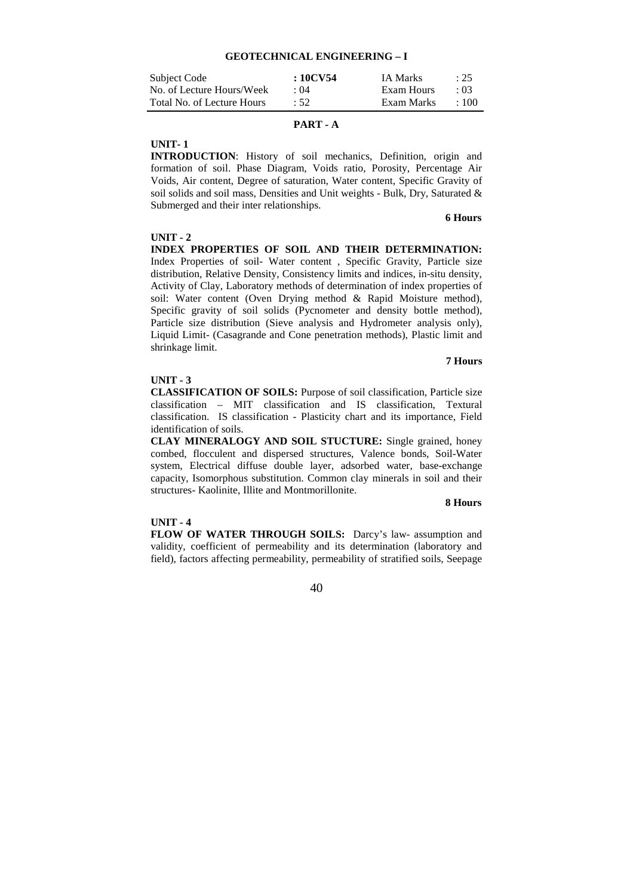## GEOTECHNICAL ENGINEERING – I

| Subject Code | : 10CV54 | IA Marks | : 25 |
|---|---|---|---|
| No. of Lecture Hours/Week | : 04 | Exam Hours | : 03 |
| Total No. of Lecture Hours | : 52 | Exam Marks | : 100 |

### PART - A

**UNIT- 1**

**INTRODUCTION**: History of soil mechanics, Definition, origin and formation of soil. Phase Diagram, Voids ratio, Porosity, Percentage Air Voids, Air content, Degree of saturation, Water content, Specific Gravity of soil solids and soil mass, Densities and Unit weights - Bulk, Dry, Saturated & Submerged and their inter relationships.

**6 Hours**

**UNIT - 2**

**INDEX PROPERTIES OF SOIL AND THEIR DETERMINATION:** Index Properties of soil- Water content , Specific Gravity, Particle size distribution, Relative Density, Consistency limits and indices, in-situ density, Activity of Clay, Laboratory methods of determination of index properties of soil: Water content (Oven Drying method & Rapid Moisture method), Specific gravity of soil solids (Pycnometer and density bottle method), Particle size distribution (Sieve analysis and Hydrometer analysis only), Liquid Limit- (Casagrande and Cone penetration methods), Plastic limit and shrinkage limit.

**7 Hours**

**UNIT - 3**

**CLASSIFICATION OF SOILS:** Purpose of soil classification, Particle size classification – MIT classification and IS classification, Textural classification. IS classification - Plasticity chart and its importance, Field identification of soils.

**CLAY MINERALOGY AND SOIL STUCTURE:** Single grained, honey combed, flocculent and dispersed structures, Valence bonds, Soil-Water system, Electrical diffuse double layer, adsorbed water, base-exchange capacity, Isomorphous substitution. Common clay minerals in soil and their structures- Kaolinite, Illite and Montmorillonite.

**8 Hours**

**UNIT - 4**

**FLOW OF WATER THROUGH SOILS:** Darcy's law- assumption and validity, coefficient of permeability and its determination (laboratory and field), factors affecting permeability, permeability of stratified soils, Seepage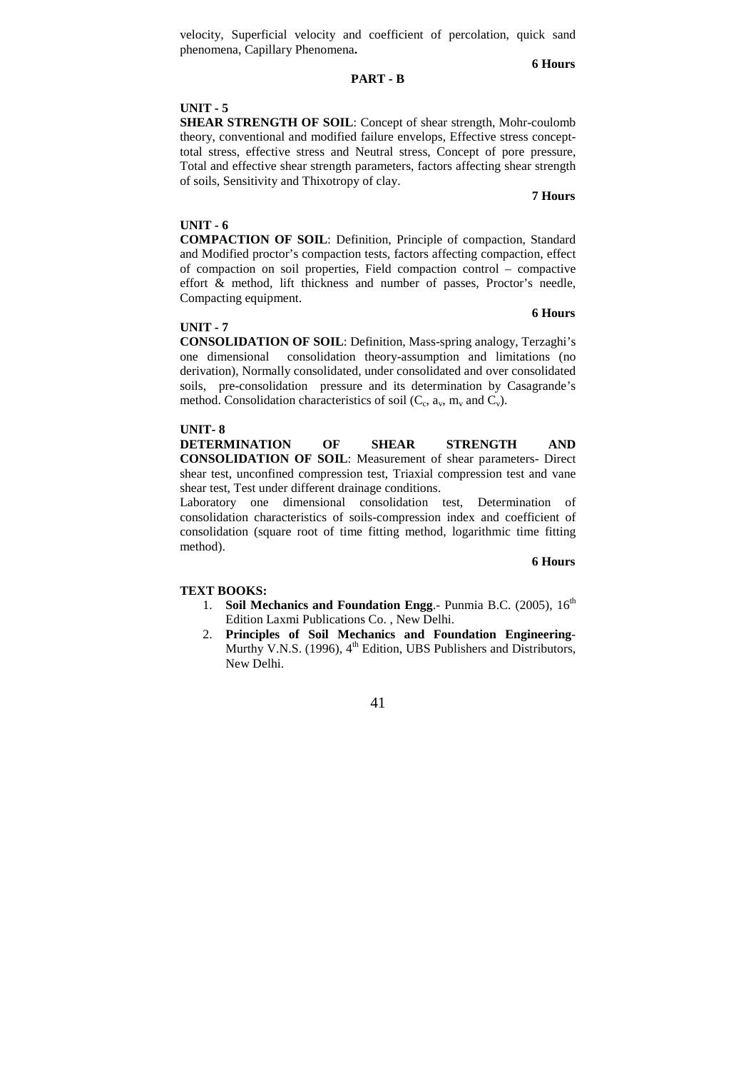velocity, Superficial velocity and coefficient of percolation, quick sand phenomena, Capillary Phenomena**.**

**6 Hours**

## PART - B

**UNIT - 5**

**SHEAR STRENGTH OF SOIL**: Concept of shear strength, Mohr-coulomb theory, conventional and modified failure envelops, Effective stress concept-total stress, effective stress and Neutral stress, Concept of pore pressure, Total and effective shear strength parameters, factors affecting shear strength of soils, Sensitivity and Thixotropy of clay.

**7 Hours**

**UNIT - 6**

**COMPACTION OF SOIL**: Definition, Principle of compaction, Standard and Modified proctor's compaction tests, factors affecting compaction, effect of compaction on soil properties, Field compaction control – compactive effort & method, lift thickness and number of passes, Proctor's needle, Compacting equipment.

**6 Hours**

**UNIT - 7**

**CONSOLIDATION OF SOIL**: Definition, Mass-spring analogy, Terzaghi's one dimensional consolidation theory-assumption and limitations (no derivation), Normally consolidated, under consolidated and over consolidated soils, pre-consolidation pressure and its determination by Casagrande's method. Consolidation characteristics of soil ($C_c$, $a_v$, $m_v$ and $C_v$).

**UNIT- 8**

**DETERMINATION OF SHEAR STRENGTH AND CONSOLIDATION OF SOIL**: Measurement of shear parameters- Direct shear test, unconfined compression test, Triaxial compression test and vane shear test, Test under different drainage conditions.

Laboratory one dimensional consolidation test, Determination of consolidation characteristics of soils-compression index and coefficient of consolidation (square root of time fitting method, logarithmic time fitting method).

**6 Hours**

**TEXT BOOKS:**

1. **Soil Mechanics and Foundation Engg**.- Punmia B.C. (2005), 16th Edition Laxmi Publications Co. , New Delhi.
2. **Principles of Soil Mechanics and Foundation Engineering**- Murthy V.N.S. (1996), 4th Edition, UBS Publishers and Distributors, New Delhi.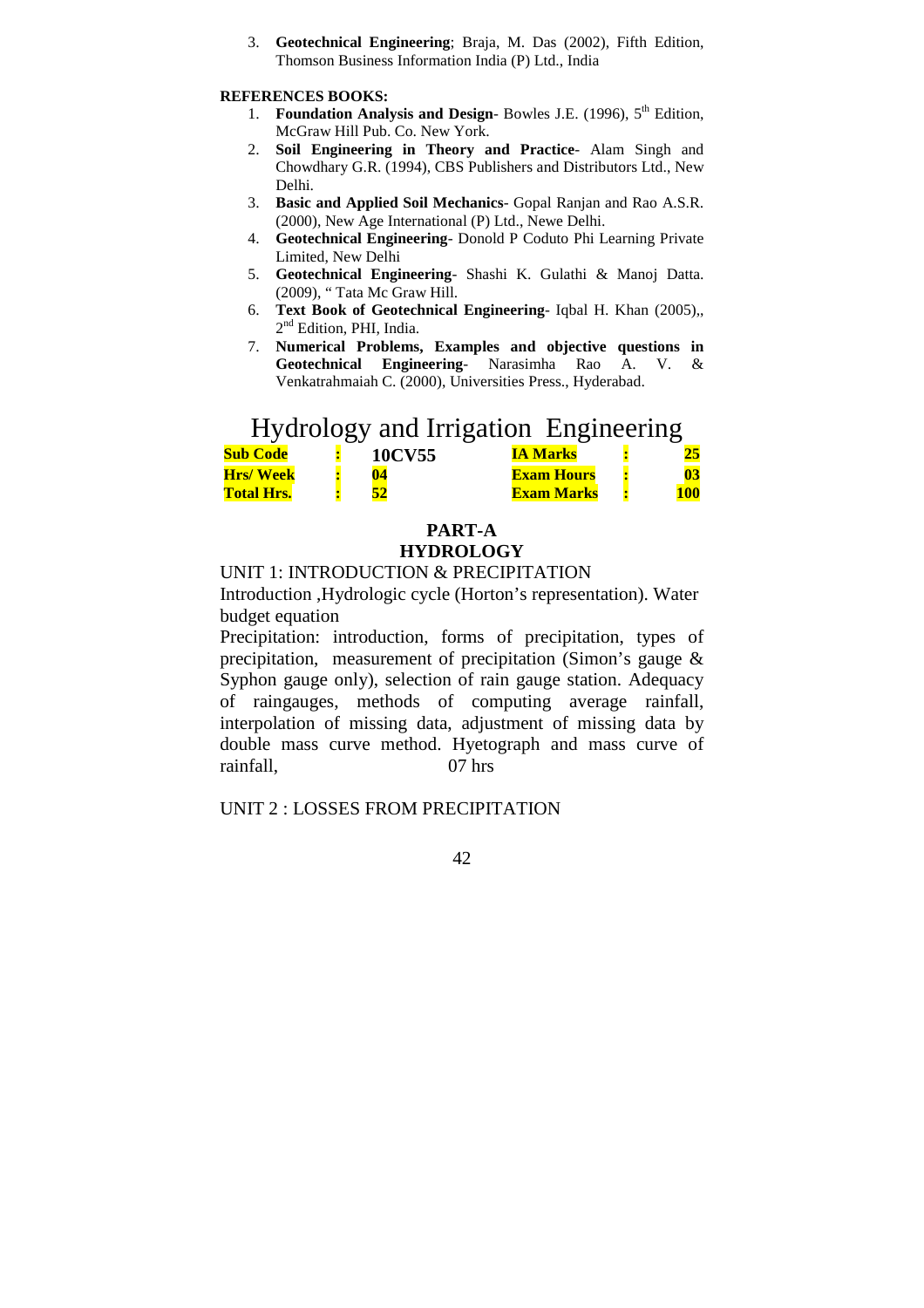3. **Geotechnical Engineering**; Braja, M. Das (2002), Fifth Edition, Thomson Business Information India (P) Ltd., India

**REFERENCES BOOKS:**

1. **Foundation Analysis and Design**- Bowles J.E. (1996), 5th Edition, McGraw Hill Pub. Co. New York.
2. **Soil Engineering in Theory and Practice**- Alam Singh and Chowdhary G.R. (1994), CBS Publishers and Distributors Ltd., New Delhi.
3. **Basic and Applied Soil Mechanics**- Gopal Ranjan and Rao A.S.R. (2000), New Age International (P) Ltd., Newe Delhi.
4. **Geotechnical Engineering**- Donold P Coduto Phi Learning Private Limited, New Delhi
5. **Geotechnical Engineering**- Shashi K. Gulathi & Manoj Datta. (2009), " Tata Mc Graw Hill.
6. **Text Book of Geotechnical Engineering**- Iqbal H. Khan (2005),, 2nd Edition, PHI, India.
7. **Numerical Problems, Examples and objective questions in Geotechnical Engineering**- Narasimha Rao A. V. & Venkatrahmaiah C. (2000), Universities Press., Hyderabad.

# Hydrology and Irrigation Engineering

| | | | | | |
|---|---|---|---|---|---|
| **Sub Code** | : | **10CV55** | **IA Marks** | : | **25** |
| **Hrs/ Week** | : | **04** | **Exam Hours** | : | **03** |
| **Total Hrs.** | : | **52** | **Exam Marks** | : | **100** |

## PART-A
## HYDROLOGY

UNIT 1: INTRODUCTION & PRECIPITATION

Introduction ,Hydrologic cycle (Horton's representation). Water budget equation

Precipitation: introduction, forms of precipitation, types of precipitation, measurement of precipitation (Simon's gauge & Syphon gauge only), selection of rain gauge station. Adequacy of raingauges, methods of computing average rainfall, interpolation of missing data, adjustment of missing data by double mass curve method. Hyetograph and mass curve of rainfall, 07 hrs

UNIT 2 : LOSSES FROM PRECIPITATION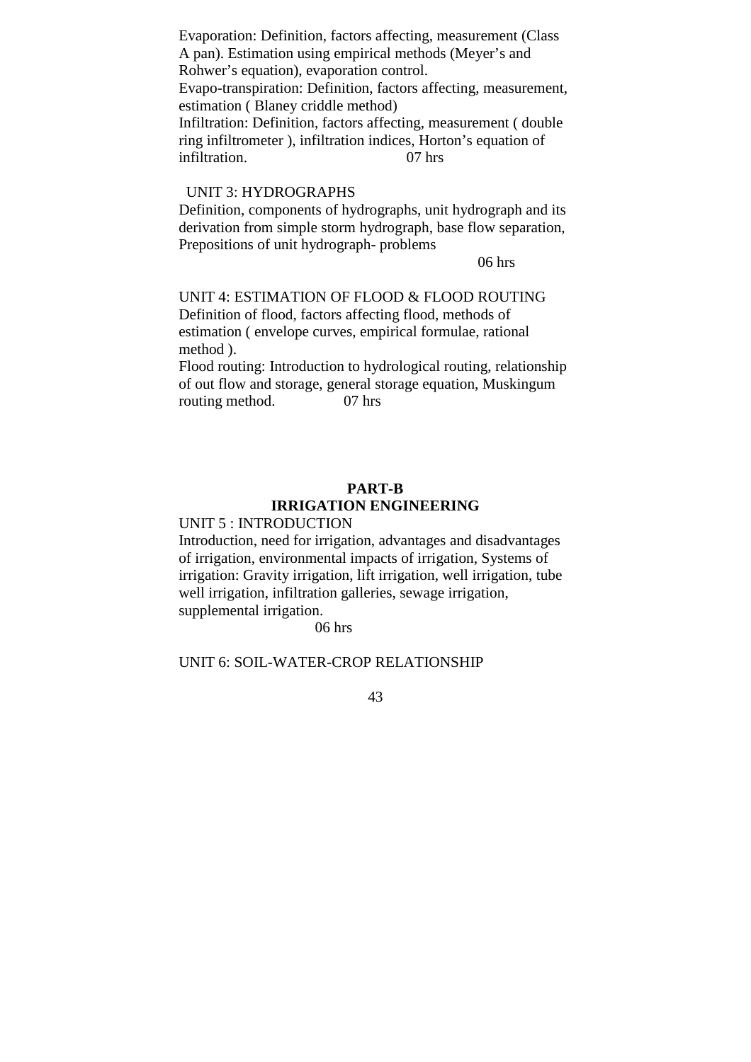Evaporation: Definition, factors affecting, measurement (Class A pan). Estimation using empirical methods (Meyer's and Rohwer's equation), evaporation control.

Evapo-transpiration: Definition, factors affecting, measurement, estimation ( Blaney criddle method)

Infiltration: Definition, factors affecting, measurement ( double ring infiltrometer ), infiltration indices, Horton's equation of infiltration. 07 hrs

UNIT 3: HYDROGRAPHS

Definition, components of hydrographs, unit hydrograph and its derivation from simple storm hydrograph, base flow separation, Prepositions of unit hydrograph- problems

06 hrs

UNIT 4: ESTIMATION OF FLOOD & FLOOD ROUTING

Definition of flood, factors affecting flood, methods of estimation ( envelope curves, empirical formulae, rational method ).

Flood routing: Introduction to hydrological routing, relationship of out flow and storage, general storage equation, Muskingum routing method. 07 hrs

## PART-B
## IRRIGATION ENGINEERING

UNIT 5 : INTRODUCTION

Introduction, need for irrigation, advantages and disadvantages of irrigation, environmental impacts of irrigation, Systems of irrigation: Gravity irrigation, lift irrigation, well irrigation, tube well irrigation, infiltration galleries, sewage irrigation, supplemental irrigation.

06 hrs

UNIT 6: SOIL-WATER-CROP RELATIONSHIP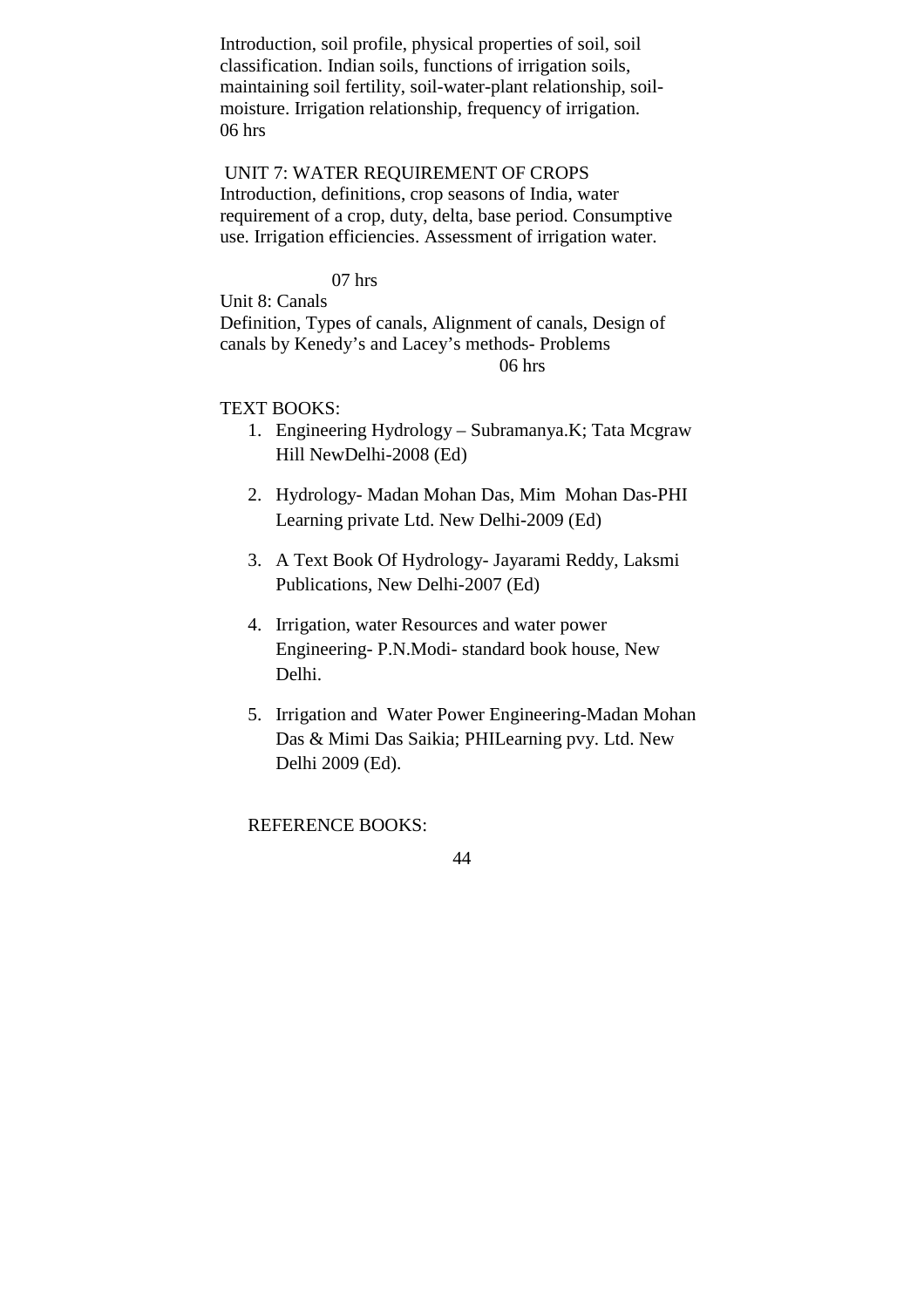Introduction, soil profile, physical properties of soil, soil classification. Indian soils, functions of irrigation soils, maintaining soil fertility, soil-water-plant relationship, soil-moisture. Irrigation relationship, frequency of irrigation.
06 hrs

UNIT 7: WATER REQUIREMENT OF CROPS
Introduction, definitions, crop seasons of India, water requirement of a crop, duty, delta, base period. Consumptive use. Irrigation efficiencies. Assessment of irrigation water.

07 hrs

Unit 8: Canals
Definition, Types of canals, Alignment of canals, Design of canals by Kenedy's and Lacey's methods- Problems
06 hrs

TEXT BOOKS:

1. Engineering Hydrology – Subramanya.K; Tata Mcgraw Hill NewDelhi-2008 (Ed)
2. Hydrology- Madan Mohan Das, Mim Mohan Das-PHI Learning private Ltd. New Delhi-2009 (Ed)
3. A Text Book Of Hydrology- Jayarami Reddy, Laksmi Publications, New Delhi-2007 (Ed)
4. Irrigation, water Resources and water power Engineering- P.N.Modi- standard book house, New Delhi.
5. Irrigation and Water Power Engineering-Madan Mohan Das & Mimi Das Saikia; PHILearning pvy. Ltd. New Delhi 2009 (Ed).

REFERENCE BOOKS: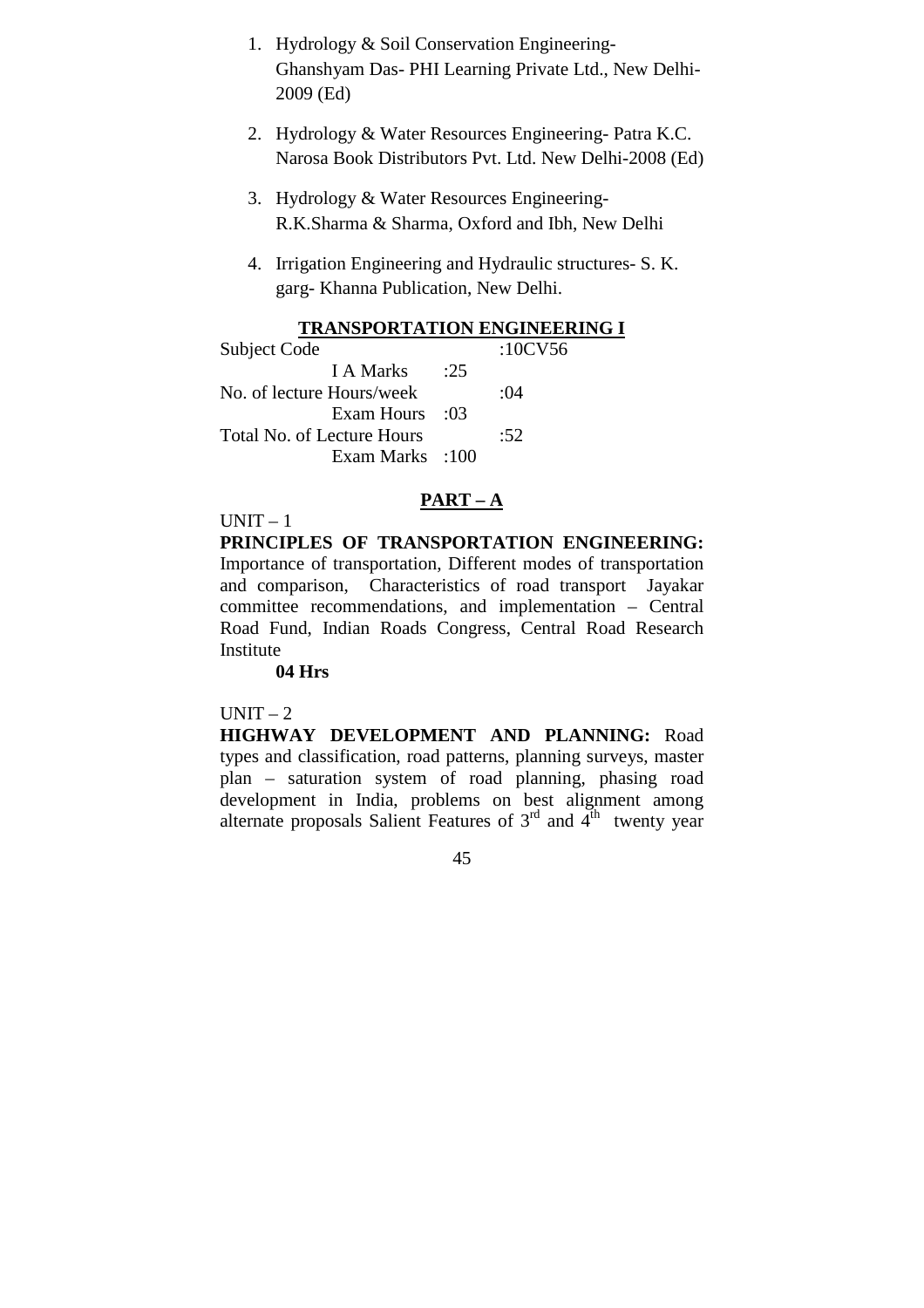1. Hydrology & Soil Conservation Engineering- Ghanshyam Das- PHI Learning Private Ltd., New Delhi-2009 (Ed)

2. Hydrology & Water Resources Engineering- Patra K.C. Narosa Book Distributors Pvt. Ltd. New Delhi-2008 (Ed)

3. Hydrology & Water Resources Engineering- R.K.Sharma & Sharma, Oxford and Ibh, New Delhi

4. Irrigation Engineering and Hydraulic structures- S. K. garg- Khanna Publication, New Delhi.

## TRANSPORTATION ENGINEERING I

Subject Code :10CV56
I A Marks :25
No. of lecture Hours/week :04
Exam Hours :03
Total No. of Lecture Hours :52
Exam Marks :100

### PART – A

UNIT – 1

**PRINCIPLES OF TRANSPORTATION ENGINEERING:** Importance of transportation, Different modes of transportation and comparison, Characteristics of road transport Jayakar committee recommendations, and implementation – Central Road Fund, Indian Roads Congress, Central Road Research Institute

**04 Hrs**

UNIT – 2

**HIGHWAY DEVELOPMENT AND PLANNING:** Road types and classification, road patterns, planning surveys, master plan – saturation system of road planning, phasing road development in India, problems on best alignment among alternate proposals Salient Features of 3rd and 4th twenty year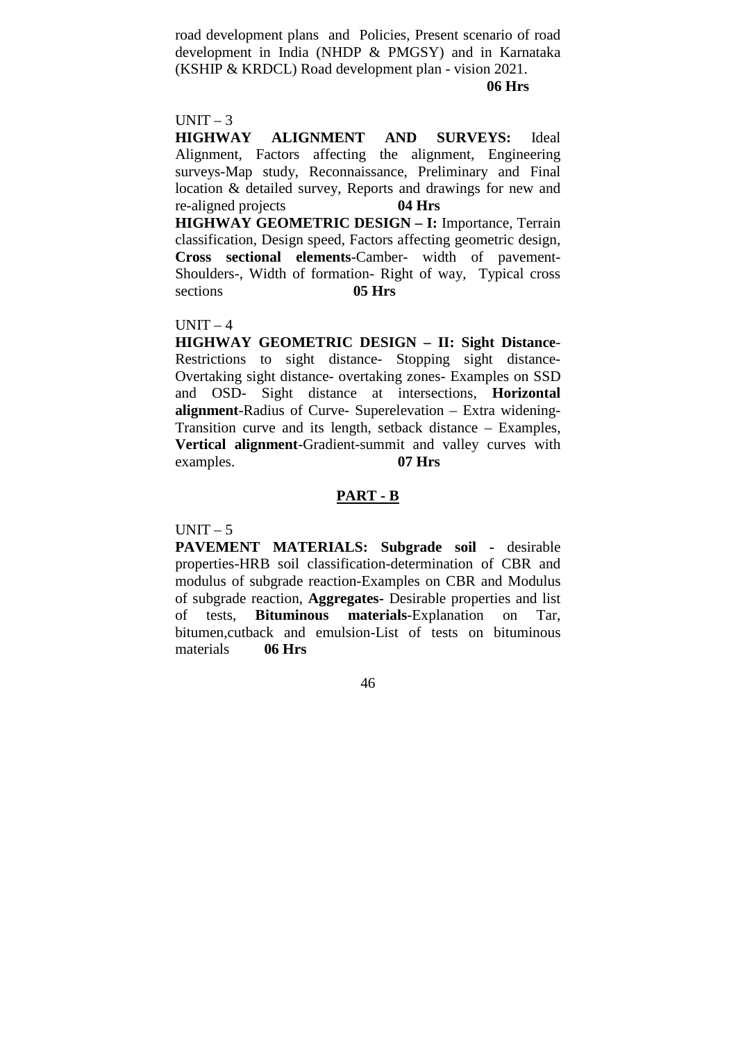road development plans and Policies, Present scenario of road development in India (NHDP & PMGSY) and in Karnataka (KSHIP & KRDCL) Road development plan - vision 2021.

**06 Hrs**

UNIT – 3

**HIGHWAY ALIGNMENT AND SURVEYS:** Ideal Alignment, Factors affecting the alignment, Engineering surveys-Map study, Reconnaissance, Preliminary and Final location & detailed survey, Reports and drawings for new and re-aligned projects **04 Hrs**

**HIGHWAY GEOMETRIC DESIGN – I:** Importance, Terrain classification, Design speed, Factors affecting geometric design, **Cross sectional elements**-Camber- width of pavement-Shoulders-, Width of formation- Right of way, Typical cross sections **05 Hrs**

UNIT – 4

**HIGHWAY GEOMETRIC DESIGN – II: Sight Distance**-Restrictions to sight distance- Stopping sight distance-Overtaking sight distance- overtaking zones- Examples on SSD and OSD- Sight distance at intersections, **Horizontal alignment**-Radius of Curve- Superelevation – Extra widening-Transition curve and its length, setback distance – Examples, **Vertical alignment**-Gradient-summit and valley curves with examples. **07 Hrs**

## PART - B

UNIT – 5

**PAVEMENT MATERIALS: Subgrade soil -** desirable properties-HRB soil classification-determination of CBR and modulus of subgrade reaction-Examples on CBR and Modulus of subgrade reaction, **Aggregates-** Desirable properties and list of tests, **Bituminous materials**-Explanation on Tar, bitumen,cutback and emulsion-List of tests on bituminous materials **06 Hrs**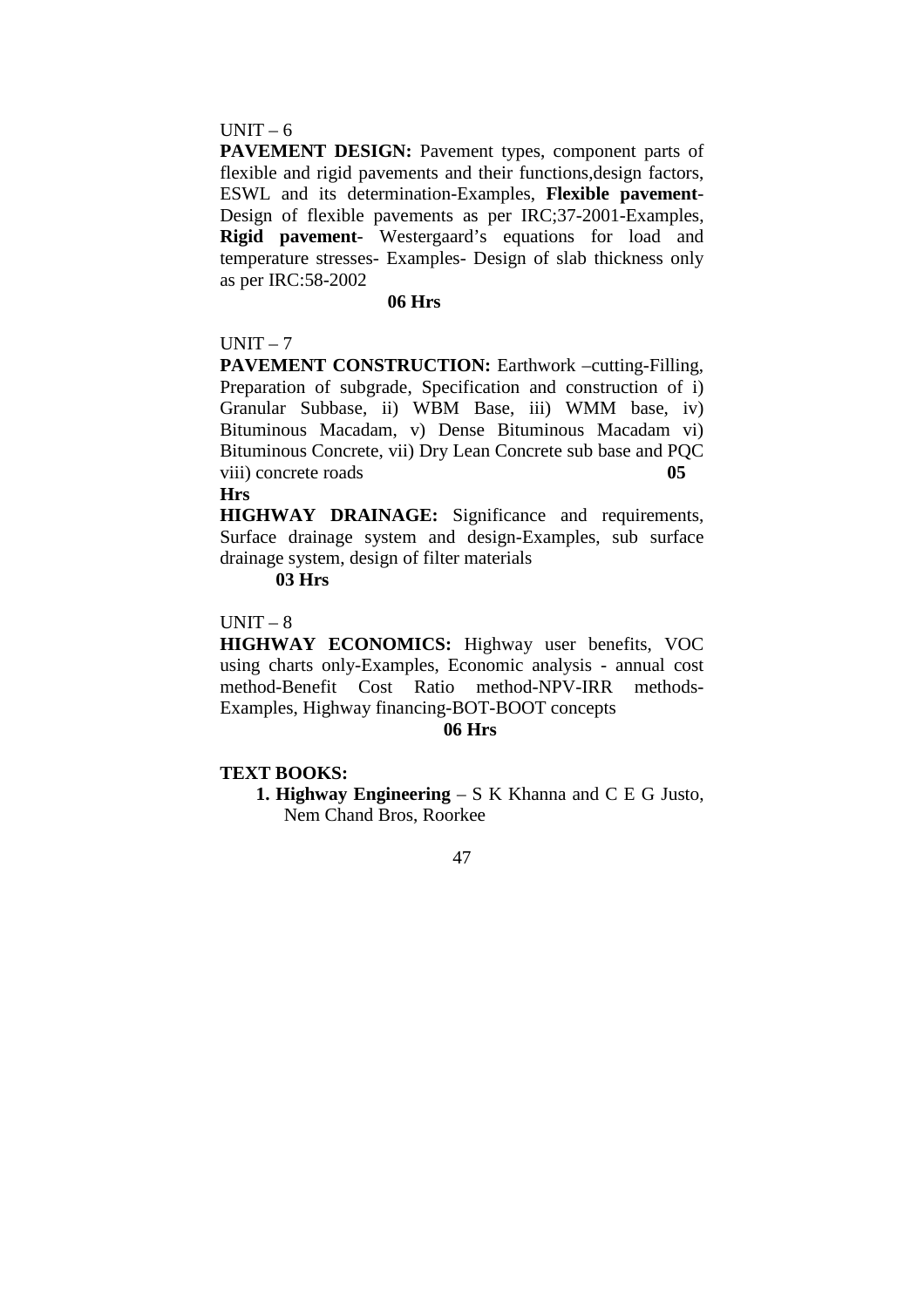UNIT – 6

**PAVEMENT DESIGN:** Pavement types, component parts of flexible and rigid pavements and their functions,design factors, ESWL and its determination-Examples, **Flexible pavement**-Design of flexible pavements as per IRC;37-2001-Examples, **Rigid pavement**- Westergaard's equations for load and temperature stresses- Examples- Design of slab thickness only as per IRC:58-2002

**06 Hrs**

UNIT – 7

**PAVEMENT CONSTRUCTION:** Earthwork –cutting-Filling, Preparation of subgrade, Specification and construction of i) Granular Subbase, ii) WBM Base, iii) WMM base, iv) Bituminous Macadam, v) Dense Bituminous Macadam vi) Bituminous Concrete, vii) Dry Lean Concrete sub base and PQC viii) concrete roads **05 Hrs**

**HIGHWAY DRAINAGE:** Significance and requirements, Surface drainage system and design-Examples, sub surface drainage system, design of filter materials

**03 Hrs**

UNIT – 8

**HIGHWAY ECONOMICS:** Highway user benefits, VOC using charts only-Examples, Economic analysis - annual cost method-Benefit Cost Ratio method-NPV-IRR methods-Examples, Highway financing-BOT-BOOT concepts

**06 Hrs**

**TEXT BOOKS:**

1. **Highway Engineering** – S K Khanna and C E G Justo, Nem Chand Bros, Roorkee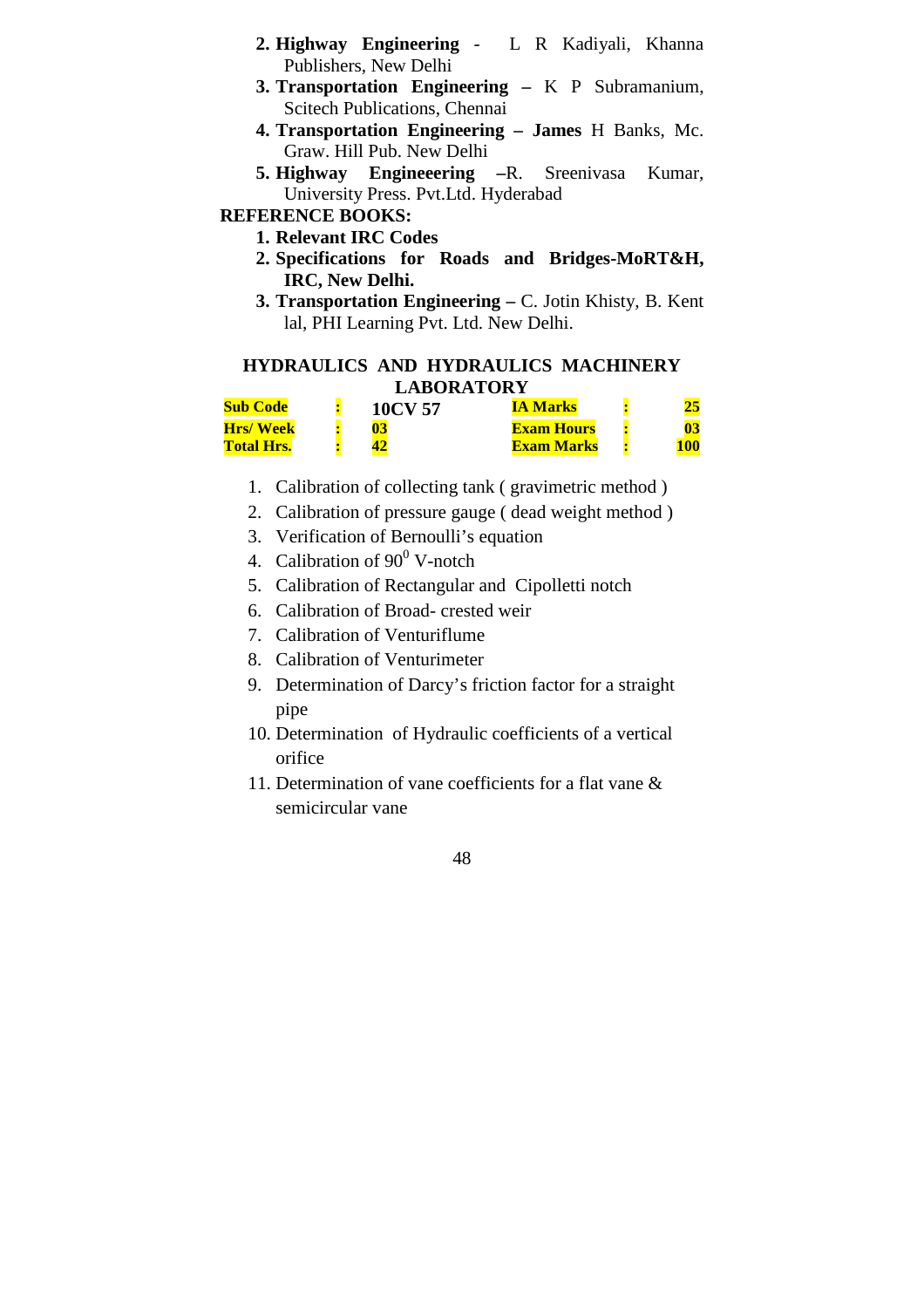2. **Highway Engineering** - L R Kadiyali, Khanna Publishers, New Delhi
3. **Transportation Engineering –** K P Subramanium, Scitech Publications, Chennai
4. **Transportation Engineering – James** H Banks, Mc. Graw. Hill Pub. New Delhi
5. **Highway Engineeering –**R. Sreenivasa Kumar, University Press. Pvt.Ltd. Hyderabad

**REFERENCE BOOKS:**

1. **Relevant IRC Codes**
2. **Specifications for Roads and Bridges-MoRT&H, IRC, New Delhi.**
3. **Transportation Engineering –** C. Jotin Khisty, B. Kent lal, PHI Learning Pvt. Ltd. New Delhi.

## HYDRAULICS AND HYDRAULICS MACHINERY LABORATORY

| | | | | | |
|---|---|---|---|---|---|
| **Sub Code** | **:** | **10CV 57** | **IA Marks** | **:** | **25** |
| **Hrs/ Week** | **:** | **03** | **Exam Hours** | **:** | **03** |
| **Total Hrs.** | **:** | **42** | **Exam Marks** | **:** | **100** |

1. Calibration of collecting tank ( gravimetric method )
2. Calibration of pressure gauge ( dead weight method )
3. Verification of Bernoulli's equation
4. Calibration of $90^0$ V-notch
5. Calibration of Rectangular and Cipolletti notch
6. Calibration of Broad- crested weir
7. Calibration of Venturiflume
8. Calibration of Venturimeter
9. Determination of Darcy's friction factor for a straight pipe
10. Determination of Hydraulic coefficients of a vertical orifice
11. Determination of vane coefficients for a flat vane & semicircular vane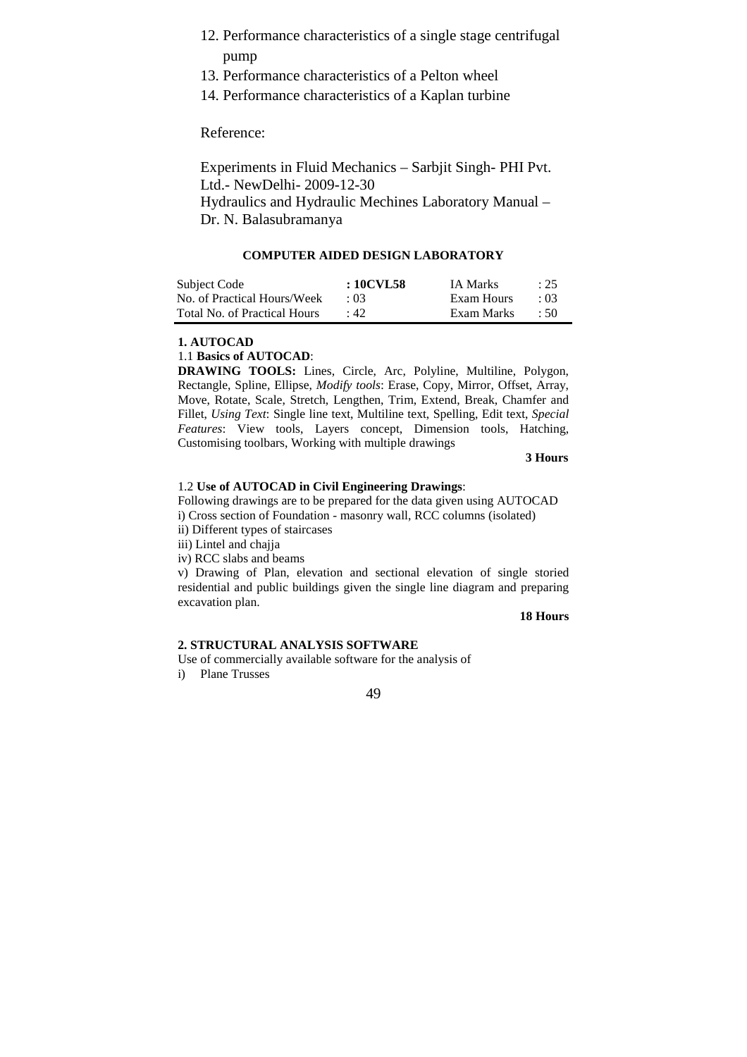12. Performance characteristics of a single stage centrifugal pump
13. Performance characteristics of a Pelton wheel
14. Performance characteristics of a Kaplan turbine

Reference:

Experiments in Fluid Mechanics – Sarbjit Singh- PHI Pvt. Ltd.- NewDelhi- 2009-12-30
Hydraulics and Hydraulic Mechines Laboratory Manual – Dr. N. Balasubramanya

## COMPUTER AIDED DESIGN LABORATORY

| Subject Code | **: 10CVL58** | IA Marks | : 25 |
|---|---|---|---|
| No. of Practical Hours/Week | : 03 | Exam Hours | : 03 |
| Total No. of Practical Hours | : 42 | Exam Marks | : 50 |

**1. AUTOCAD**

1.1 **Basics of AUTOCAD**:

**DRAWING TOOLS:** Lines, Circle, Arc, Polyline, Multiline, Polygon, Rectangle, Spline, Ellipse, *Modify tools*: Erase, Copy, Mirror, Offset, Array, Move, Rotate, Scale, Stretch, Lengthen, Trim, Extend, Break, Chamfer and Fillet, *Using Text*: Single line text, Multiline text, Spelling, Edit text, *Special Features*: View tools, Layers concept, Dimension tools, Hatching, Customising toolbars, Working with multiple drawings

**3 Hours**

1.2 **Use of AUTOCAD in Civil Engineering Drawings**:

Following drawings are to be prepared for the data given using AUTOCAD

i) Cross section of Foundation - masonry wall, RCC columns (isolated)
ii) Different types of staircases
iii) Lintel and chajja
iv) RCC slabs and beams
v) Drawing of Plan, elevation and sectional elevation of single storied residential and public buildings given the single line diagram and preparing excavation plan.

**18 Hours**

**2. STRUCTURAL ANALYSIS SOFTWARE**

Use of commercially available software for the analysis of

i) Plane Trusses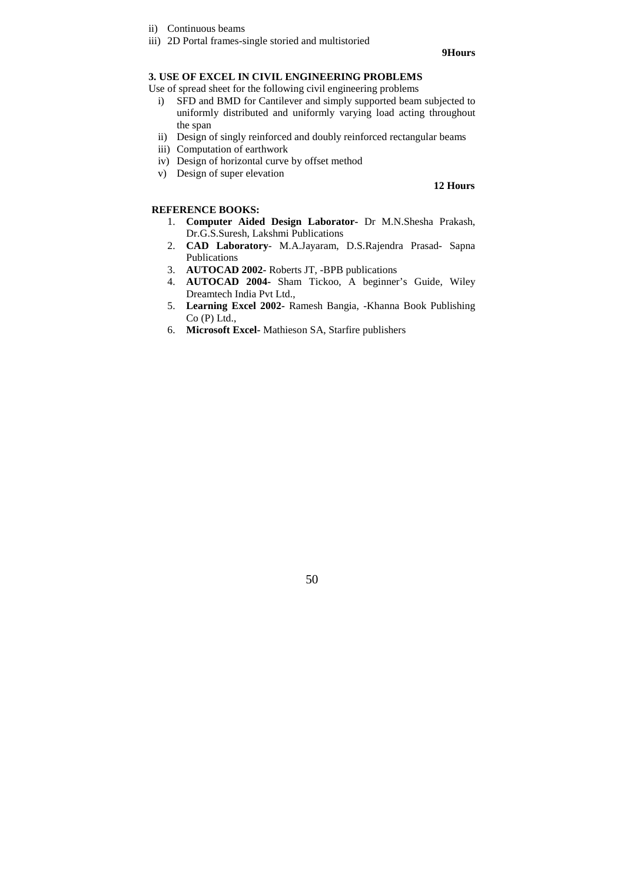ii) Continuous beams

iii) 2D Portal frames-single storied and multistoried

**9Hours**

**3. USE OF EXCEL IN CIVIL ENGINEERING PROBLEMS**

Use of spread sheet for the following civil engineering problems

i) SFD and BMD for Cantilever and simply supported beam subjected to uniformly distributed and uniformly varying load acting throughout the span

ii) Design of singly reinforced and doubly reinforced rectangular beams

iii) Computation of earthwork

iv) Design of horizontal curve by offset method

v) Design of super elevation

**12 Hours**

**REFERENCE BOOKS:**

1. **Computer Aided Design Laborator-** Dr M.N.Shesha Prakash, Dr.G.S.Suresh, Lakshmi Publications
2. **CAD Laboratory**- M.A.Jayaram, D.S.Rajendra Prasad- Sapna Publications
3. **AUTOCAD 2002-** Roberts JT, -BPB publications
4. **AUTOCAD 2004-** Sham Tickoo, A beginner's Guide, Wiley Dreamtech India Pvt Ltd.,
5. **Learning Excel 2002-** Ramesh Bangia, -Khanna Book Publishing Co (P) Ltd.,
6. **Microsoft Excel-** Mathieson SA, Starfire publishers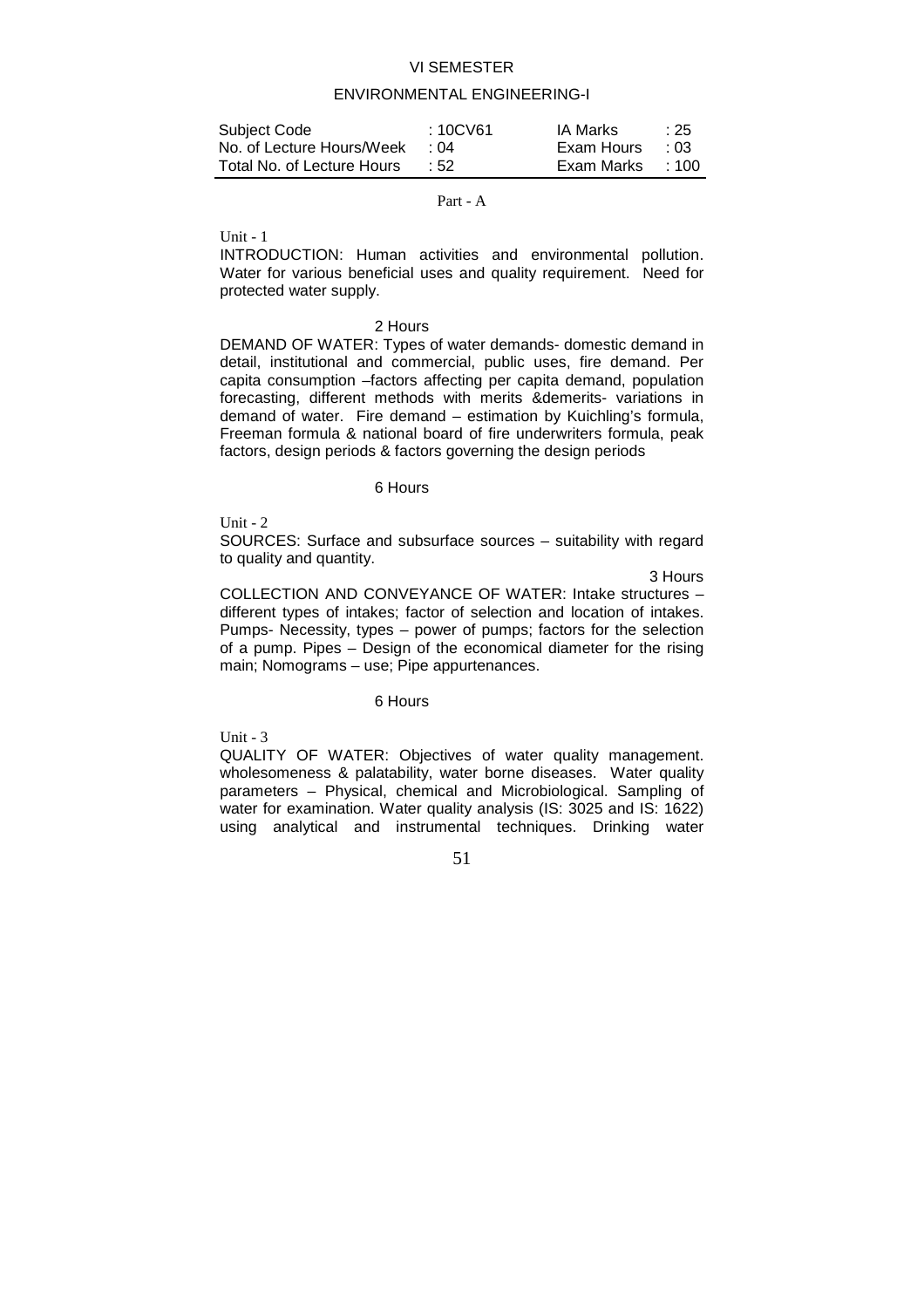VI SEMESTER

ENVIRONMENTAL ENGINEERING-I

| Subject Code | : 10CV61 | IA Marks | : 25 |
|---|---|---|---|
| No. of Lecture Hours/Week | : 04 | Exam Hours | : 03 |
| Total No. of Lecture Hours | : 52 | Exam Marks | : 100 |

Part - A

Unit - 1

INTRODUCTION: Human activities and environmental pollution. Water for various beneficial uses and quality requirement. Need for protected water supply.

2 Hours

DEMAND OF WATER: Types of water demands- domestic demand in detail, institutional and commercial, public uses, fire demand. Per capita consumption –factors affecting per capita demand, population forecasting, different methods with merits &demerits- variations in demand of water. Fire demand – estimation by Kuichling's formula, Freeman formula & national board of fire underwriters formula, peak factors, design periods & factors governing the design periods

6 Hours

Unit - 2

SOURCES: Surface and subsurface sources – suitability with regard to quality and quantity.

3 Hours

COLLECTION AND CONVEYANCE OF WATER: Intake structures – different types of intakes; factor of selection and location of intakes. Pumps- Necessity, types – power of pumps; factors for the selection of a pump. Pipes – Design of the economical diameter for the rising main; Nomograms – use; Pipe appurtenances.

6 Hours

Unit - 3

QUALITY OF WATER: Objectives of water quality management. wholesomeness & palatability, water borne diseases. Water quality parameters – Physical, chemical and Microbiological. Sampling of water for examination. Water quality analysis (IS: 3025 and IS: 1622) using analytical and instrumental techniques. Drinking water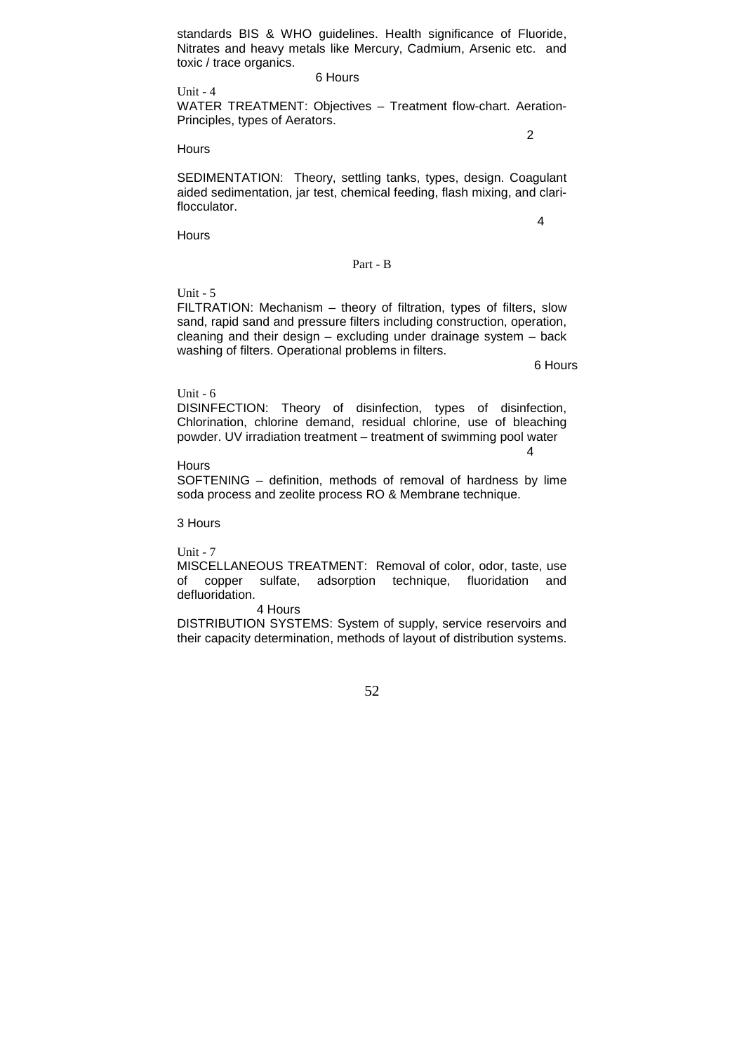standards BIS & WHO guidelines. Health significance of Fluoride, Nitrates and heavy metals like Mercury, Cadmium, Arsenic etc. and toxic / trace organics.

6 Hours

Unit - 4

WATER TREATMENT: Objectives – Treatment flow-chart. Aeration-Principles, types of Aerators.

2 Hours

SEDIMENTATION: Theory, settling tanks, types, design. Coagulant aided sedimentation, jar test, chemical feeding, flash mixing, and clari-flocculator.

4 Hours

Part - B

Unit - 5

FILTRATION: Mechanism – theory of filtration, types of filters, slow sand, rapid sand and pressure filters including construction, operation, cleaning and their design – excluding under drainage system – back washing of filters. Operational problems in filters.

6 Hours

Unit - 6

DISINFECTION: Theory of disinfection, types of disinfection, Chlorination, chlorine demand, residual chlorine, use of bleaching powder. UV irradiation treatment – treatment of swimming pool water

4 Hours

SOFTENING – definition, methods of removal of hardness by lime soda process and zeolite process RO & Membrane technique.

3 Hours

Unit - 7

MISCELLANEOUS TREATMENT: Removal of color, odor, taste, use of copper sulfate, adsorption technique, fluoridation and defluoridation.

4 Hours

DISTRIBUTION SYSTEMS: System of supply, service reservoirs and their capacity determination, methods of layout of distribution systems.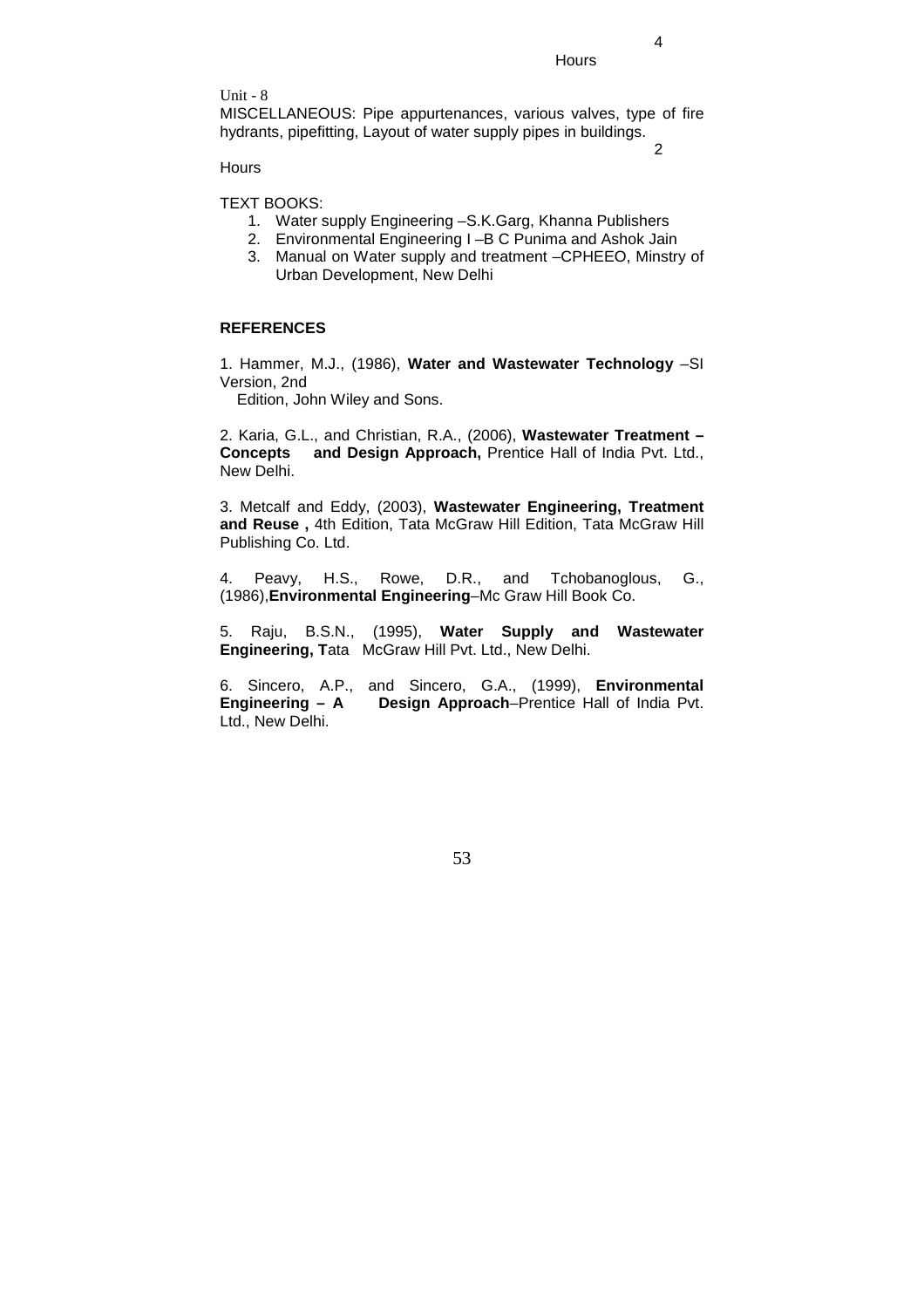4 Hours

Unit - 8

MISCELLANEOUS: Pipe appurtenances, various valves, type of fire hydrants, pipefitting, Layout of water supply pipes in buildings.

2 Hours

TEXT BOOKS:

1. Water supply Engineering –S.K.Garg, Khanna Publishers
2. Environmental Engineering I –B C Punima and Ashok Jain
3. Manual on Water supply and treatment –CPHEEO, Minstry of Urban Development, New Delhi

**REFERENCES**

1. Hammer, M.J., (1986), **Water and Wastewater Technology** –SI Version, 2nd Edition, John Wiley and Sons.

2. Karia, G.L., and Christian, R.A., (2006), **Wastewater Treatment – Concepts and Design Approach,** Prentice Hall of India Pvt. Ltd., New Delhi.

3. Metcalf and Eddy, (2003), **Wastewater Engineering, Treatment and Reuse ,** 4th Edition, Tata McGraw Hill Edition, Tata McGraw Hill Publishing Co. Ltd.

4. Peavy, H.S., Rowe, D.R., and Tchobanoglous, G., (1986),**Environmental Engineering**–Mc Graw Hill Book Co.

5. Raju, B.S.N., (1995), **Water Supply and Wastewater Engineering, T**ata McGraw Hill Pvt. Ltd., New Delhi.

6. Sincero, A.P., and Sincero, G.A., (1999), **Environmental Engineering – A Design Approach**–Prentice Hall of India Pvt. Ltd., New Delhi.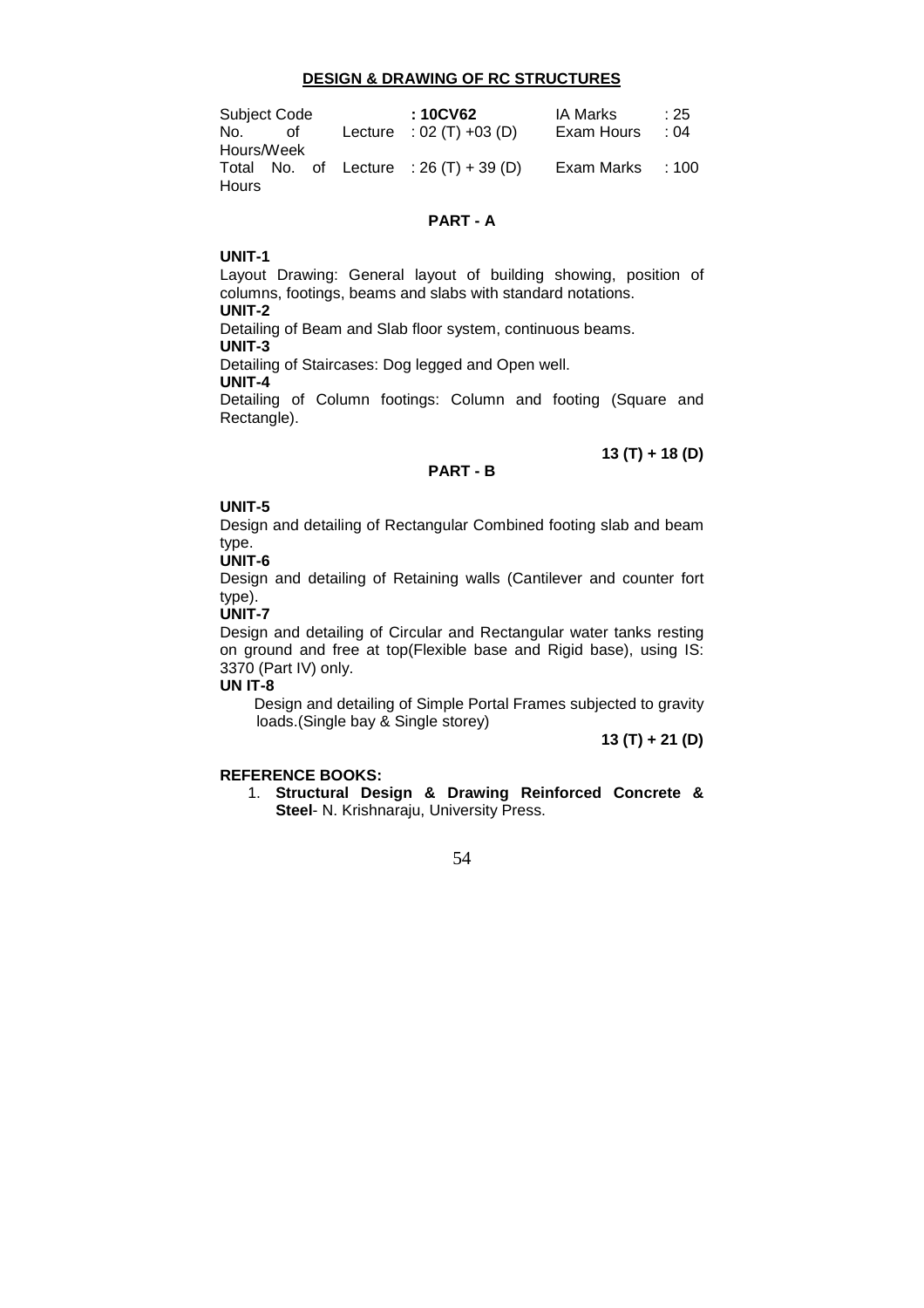## DESIGN & DRAWING OF RC STRUCTURES

| | | | |
|---|---|---|---|
| Subject Code | **: 10CV62** | IA Marks | : 25 |
| No. of Lecture Hours/Week | : 02 (T) +03 (D) | Exam Hours | : 04 |
| Total No. of Lecture Hours | : 26 (T) + 39 (D) | Exam Marks | : 100 |

### PART - A

**UNIT-1**

Layout Drawing: General layout of building showing, position of columns, footings, beams and slabs with standard notations.

**UNIT-2**

Detailing of Beam and Slab floor system, continuous beams.

**UNIT-3**

Detailing of Staircases: Dog legged and Open well.

**UNIT-4**

Detailing of Column footings: Column and footing (Square and Rectangle).

**13 (T) + 18 (D)**

### PART - B

**UNIT-5**

Design and detailing of Rectangular Combined footing slab and beam type.

**UNIT-6**

Design and detailing of Retaining walls (Cantilever and counter fort type).

**UNIT-7**

Design and detailing of Circular and Rectangular water tanks resting on ground and free at top(Flexible base and Rigid base), using IS: 3370 (Part IV) only.

**UN IT-8**

Design and detailing of Simple Portal Frames subjected to gravity loads.(Single bay & Single storey)

**13 (T) + 21 (D)**

**REFERENCE BOOKS:**

1. **Structural Design & Drawing Reinforced Concrete & Steel**- N. Krishnaraju, University Press.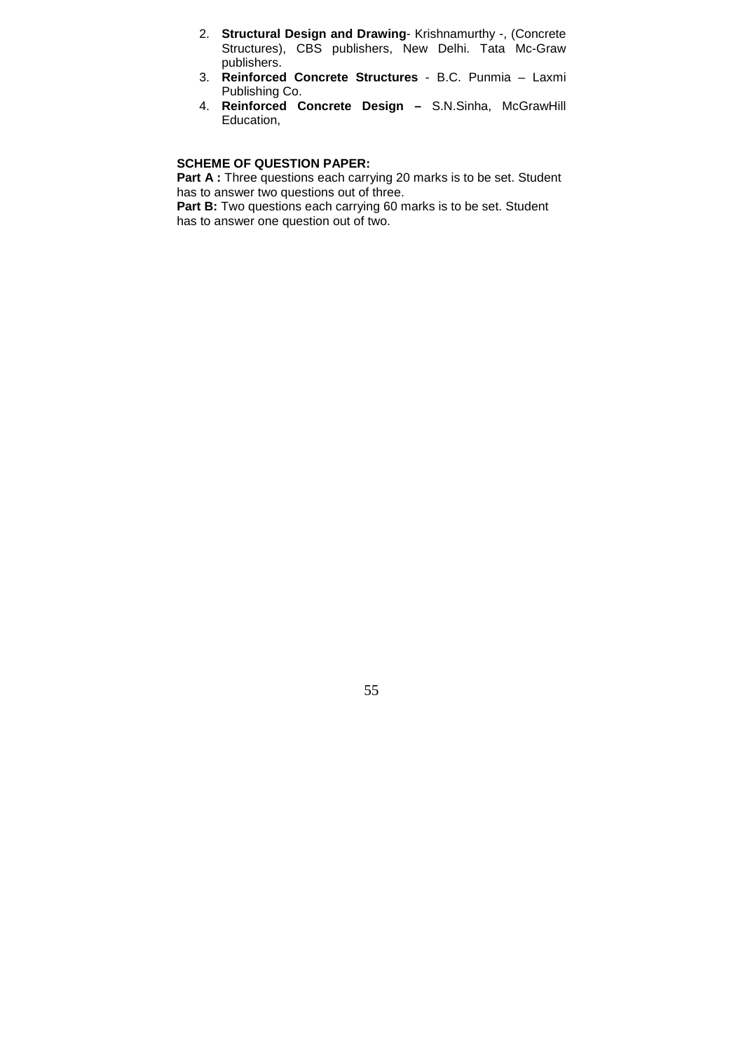2. **Structural Design and Drawing**- Krishnamurthy -, (Concrete Structures), CBS publishers, New Delhi. Tata Mc-Graw publishers.
3. **Reinforced Concrete Structures** - B.C. Punmia – Laxmi Publishing Co.
4. **Reinforced Concrete Design –** S.N.Sinha, McGrawHill Education,

**SCHEME OF QUESTION PAPER:**

**Part A :** Three questions each carrying 20 marks is to be set. Student has to answer two questions out of three.

**Part B:** Two questions each carrying 60 marks is to be set. Student has to answer one question out of two.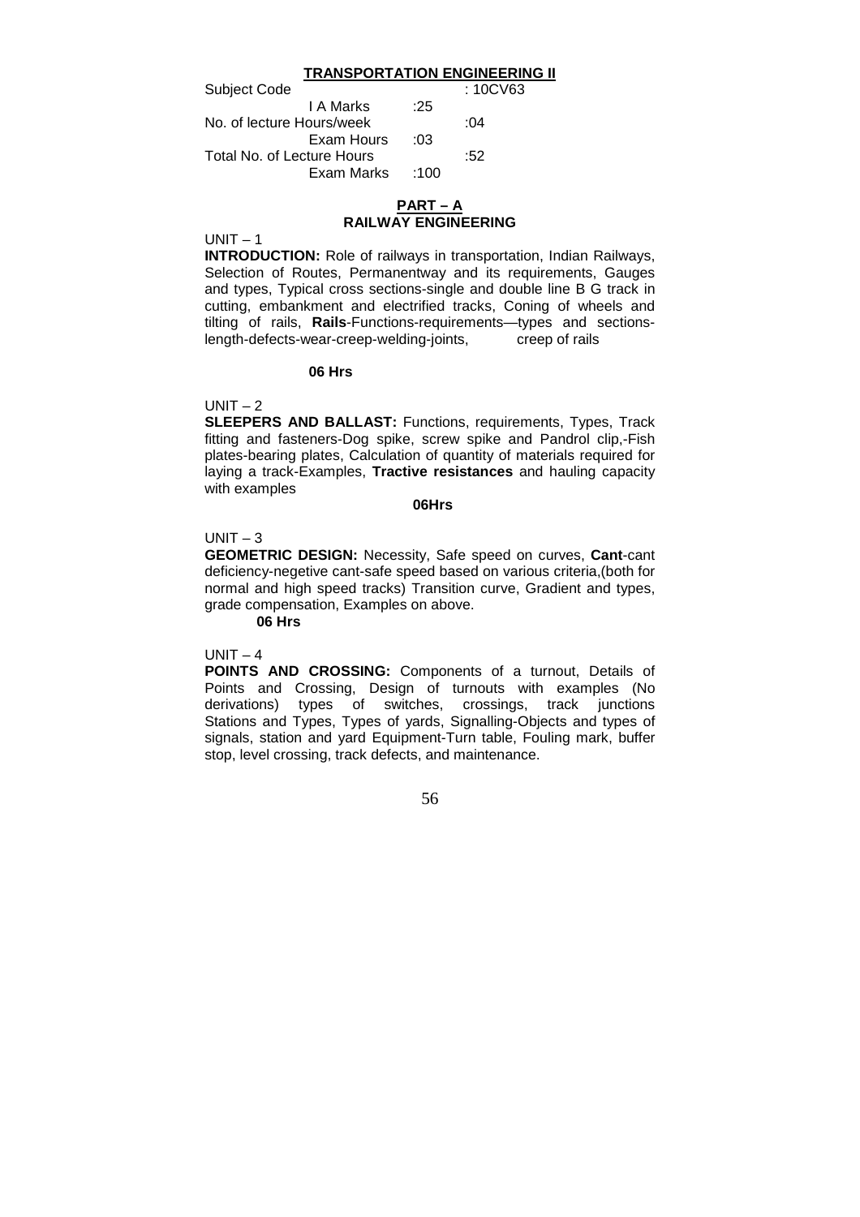## TRANSPORTATION ENGINEERING II

| | | |
|---|---|---|
| Subject Code | | : 10CV63 |
| I A Marks | :25 | |
| No. of lecture Hours/week | | :04 |
| Exam Hours | :03 | |
| Total No. of Lecture Hours | | :52 |
| Exam Marks | :100 | |

## PART – A
### RAILWAY ENGINEERING

UNIT – 1

**INTRODUCTION:** Role of railways in transportation, Indian Railways, Selection of Routes, Permanentway and its requirements, Gauges and types, Typical cross sections-single and double line B G track in cutting, embankment and electrified tracks, Coning of wheels and tilting of rails, **Rails**-Functions-requirements—types and sections-length-defects-wear-creep-welding-joints, creep of rails

**06 Hrs**

UNIT – 2

**SLEEPERS AND BALLAST:** Functions, requirements, Types, Track fitting and fasteners-Dog spike, screw spike and Pandrol clip,-Fish plates-bearing plates, Calculation of quantity of materials required for laying a track-Examples, **Tractive resistances** and hauling capacity with examples

**06Hrs**

UNIT – 3

**GEOMETRIC DESIGN:** Necessity, Safe speed on curves, **Cant**-cant deficiency-negetive cant-safe speed based on various criteria,(both for normal and high speed tracks) Transition curve, Gradient and types, grade compensation, Examples on above.

**06 Hrs**

UNIT – 4

**POINTS AND CROSSING:** Components of a turnout, Details of Points and Crossing, Design of turnouts with examples (No derivations) types of switches, crossings, track junctions Stations and Types, Types of yards, Signalling-Objects and types of signals, station and yard Equipment-Turn table, Fouling mark, buffer stop, level crossing, track defects, and maintenance.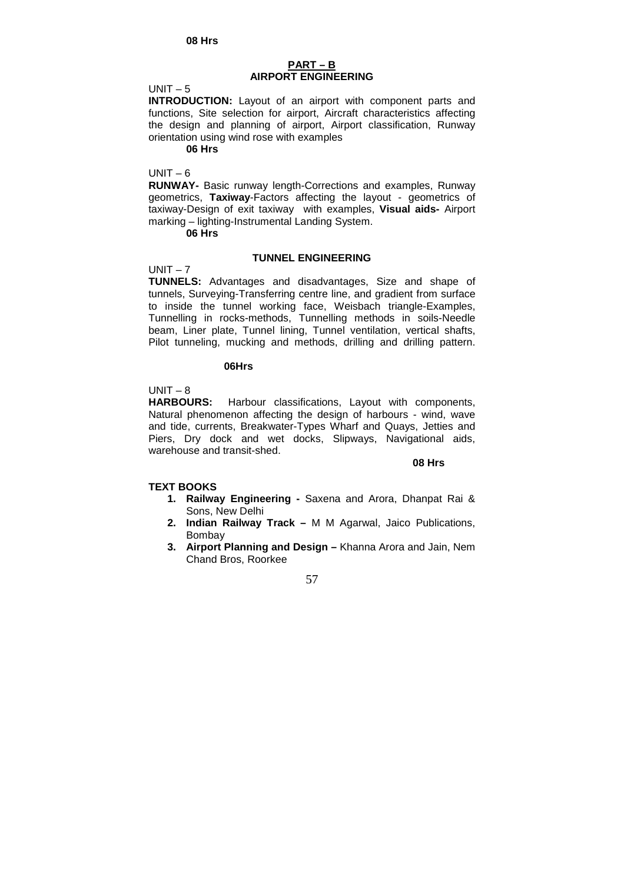**08 Hrs**

## PART – B

## AIRPORT ENGINEERING

UNIT – 5

**INTRODUCTION:** Layout of an airport with component parts and functions, Site selection for airport, Aircraft characteristics affecting the design and planning of airport, Airport classification, Runway orientation using wind rose with examples

**06 Hrs**

UNIT – 6

**RUNWAY-** Basic runway length-Corrections and examples, Runway geometrics, **Taxiway**-Factors affecting the layout - geometrics of taxiway-Design of exit taxiway with examples, **Visual aids-** Airport marking – lighting-Instrumental Landing System.

**06 Hrs**

## TUNNEL ENGINEERING

UNIT – 7

**TUNNELS:** Advantages and disadvantages, Size and shape of tunnels, Surveying-Transferring centre line, and gradient from surface to inside the tunnel working face, Weisbach triangle-Examples, Tunnelling in rocks-methods, Tunnelling methods in soils-Needle beam, Liner plate, Tunnel lining, Tunnel ventilation, vertical shafts, Pilot tunneling, mucking and methods, drilling and drilling pattern.

**06Hrs**

UNIT – 8

**HARBOURS:** Harbour classifications, Layout with components, Natural phenomenon affecting the design of harbours - wind, wave and tide, currents, Breakwater-Types Wharf and Quays, Jetties and Piers, Dry dock and wet docks, Slipways, Navigational aids, warehouse and transit-shed.

**08 Hrs**

**TEXT BOOKS**

1. **Railway Engineering -** Saxena and Arora, Dhanpat Rai & Sons, New Delhi
2. **Indian Railway Track –** M M Agarwal, Jaico Publications, Bombay
3. **Airport Planning and Design –** Khanna Arora and Jain, Nem Chand Bros, Roorkee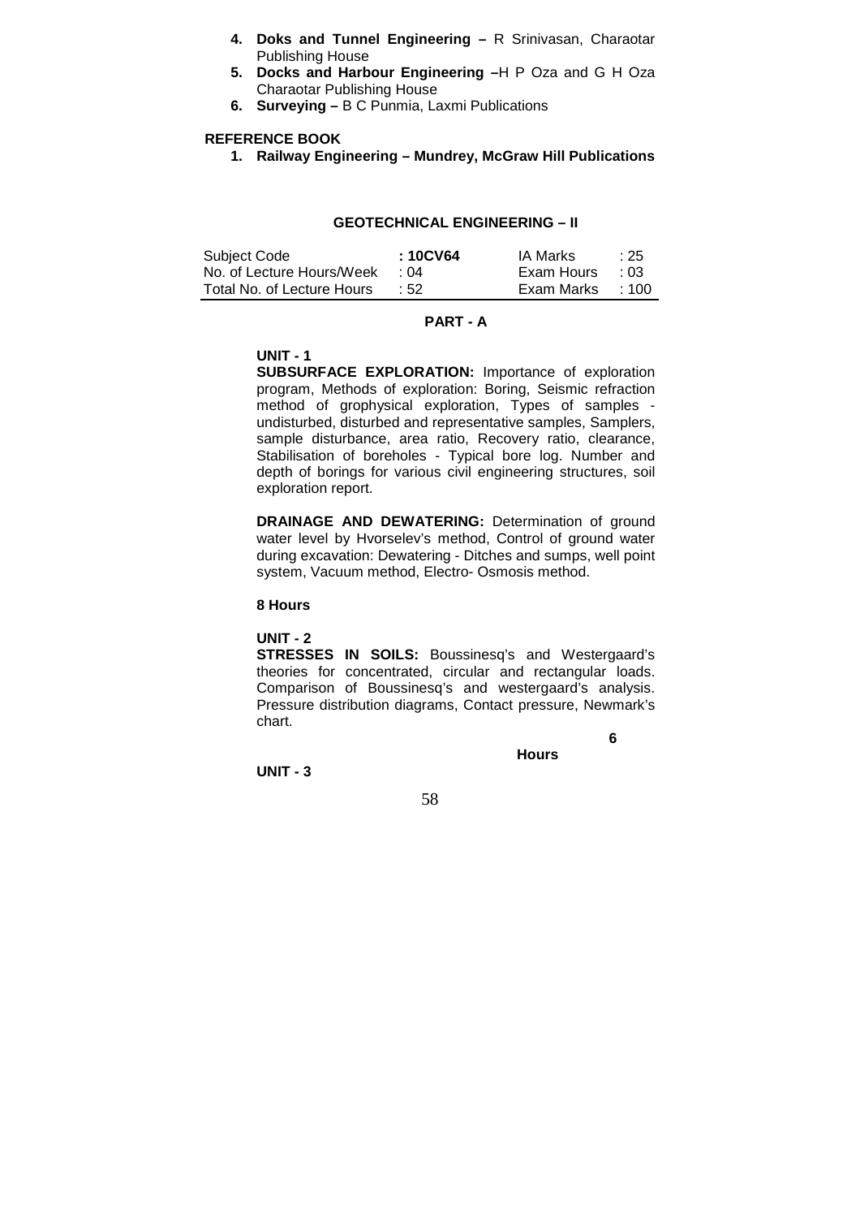4. **Doks and Tunnel Engineering –** R Srinivasan, Charaotar Publishing House
5. **Docks and Harbour Engineering –**H P Oza and G H Oza Charaotar Publishing House
6. **Surveying –** B C Punmia, Laxmi Publications

**REFERENCE BOOK**

1. **Railway Engineering – Mundrey, McGraw Hill Publications**

## GEOTECHNICAL ENGINEERING – II

| Subject Code | : 10CV64 | IA Marks | : 25 |
|---|---|---|---|
| No. of Lecture Hours/Week | : 04 | Exam Hours | : 03 |
| Total No. of Lecture Hours | : 52 | Exam Marks | : 100 |

### PART - A

**UNIT - 1**

**SUBSURFACE EXPLORATION:** Importance of exploration program, Methods of exploration: Boring, Seismic refraction method of grophysical exploration, Types of samples - undisturbed, disturbed and representative samples, Samplers, sample disturbance, area ratio, Recovery ratio, clearance, Stabilisation of boreholes - Typical bore log. Number and depth of borings for various civil engineering structures, soil exploration report.

**DRAINAGE AND DEWATERING:** Determination of ground water level by Hvorselev's method, Control of ground water during excavation: Dewatering - Ditches and sumps, well point system, Vacuum method, Electro- Osmosis method.

**8 Hours**

**UNIT - 2**

**STRESSES IN SOILS:** Boussinesq's and Westergaard's theories for concentrated, circular and rectangular loads. Comparison of Boussinesq's and westergaard's analysis. Pressure distribution diagrams, Contact pressure, Newmark's chart.

**6 Hours**

**UNIT - 3**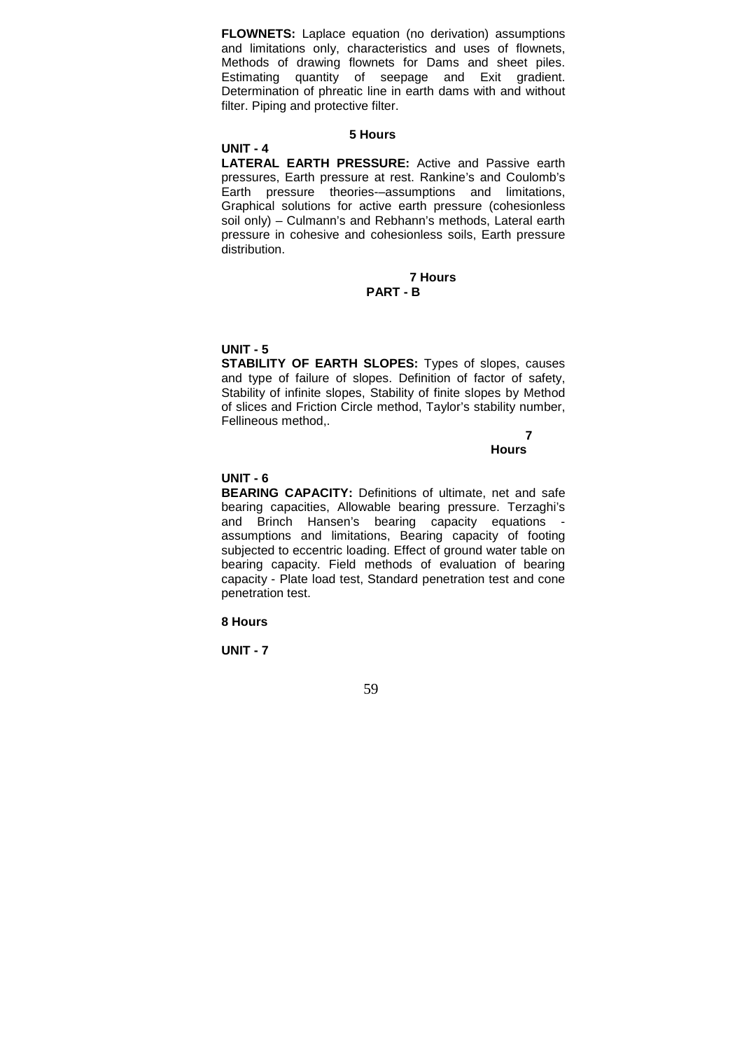**FLOWNETS:** Laplace equation (no derivation) assumptions and limitations only, characteristics and uses of flownets, Methods of drawing flownets for Dams and sheet piles. Estimating quantity of seepage and Exit gradient. Determination of phreatic line in earth dams with and without filter. Piping and protective filter.

**5 Hours**

**UNIT - 4**

**LATERAL EARTH PRESSURE:** Active and Passive earth pressures, Earth pressure at rest. Rankine's and Coulomb's Earth pressure theories-–assumptions and limitations, Graphical solutions for active earth pressure (cohesionless soil only) – Culmann's and Rebhann's methods, Lateral earth pressure in cohesive and cohesionless soils, Earth pressure distribution.

**7 Hours**

**PART - B**

**UNIT - 5**

**STABILITY OF EARTH SLOPES:** Types of slopes, causes and type of failure of slopes. Definition of factor of safety, Stability of infinite slopes, Stability of finite slopes by Method of slices and Friction Circle method, Taylor's stability number, Fellineous method,.

**7 Hours**

**UNIT - 6**

**BEARING CAPACITY:** Definitions of ultimate, net and safe bearing capacities, Allowable bearing pressure. Terzaghi's and Brinch Hansen's bearing capacity equations - assumptions and limitations, Bearing capacity of footing subjected to eccentric loading. Effect of ground water table on bearing capacity. Field methods of evaluation of bearing capacity - Plate load test, Standard penetration test and cone penetration test.

**8 Hours**

**UNIT - 7**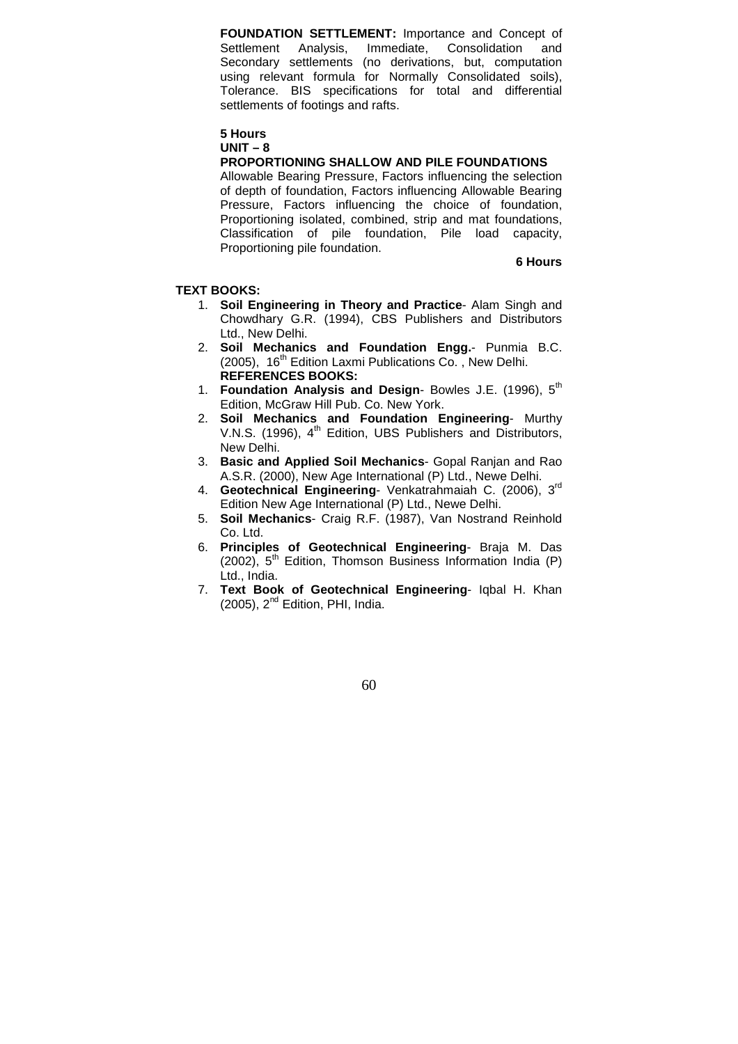**FOUNDATION SETTLEMENT:** Importance and Concept of Settlement Analysis, Immediate, Consolidation and Secondary settlements (no derivations, but, computation using relevant formula for Normally Consolidated soils), Tolerance. BIS specifications for total and differential settlements of footings and rafts.

**5 Hours**

**UNIT – 8**

**PROPORTIONING SHALLOW AND PILE FOUNDATIONS**

Allowable Bearing Pressure, Factors influencing the selection of depth of foundation, Factors influencing Allowable Bearing Pressure, Factors influencing the choice of foundation, Proportioning isolated, combined, strip and mat foundations, Classification of pile foundation, Pile load capacity, Proportioning pile foundation.

**6 Hours**

**TEXT BOOKS:**

1. **Soil Engineering in Theory and Practice**- Alam Singh and Chowdhary G.R. (1994), CBS Publishers and Distributors Ltd., New Delhi.
2. **Soil Mechanics and Foundation Engg.**- Punmia B.C. (2005), 16th Edition Laxmi Publications Co. , New Delhi.

**REFERENCES BOOKS:**

1. **Foundation Analysis and Design**- Bowles J.E. (1996), 5th Edition, McGraw Hill Pub. Co. New York.
2. **Soil Mechanics and Foundation Engineering**- Murthy V.N.S. (1996), 4th Edition, UBS Publishers and Distributors, New Delhi.
3. **Basic and Applied Soil Mechanics**- Gopal Ranjan and Rao A.S.R. (2000), New Age International (P) Ltd., Newe Delhi.
4. **Geotechnical Engineering**- Venkatrahmaiah C. (2006), 3rd Edition New Age International (P) Ltd., Newe Delhi.
5. **Soil Mechanics**- Craig R.F. (1987), Van Nostrand Reinhold Co. Ltd.
6. **Principles of Geotechnical Engineering**- Braja M. Das (2002), 5th Edition, Thomson Business Information India (P) Ltd., India.
7. **Text Book of Geotechnical Engineering**- Iqbal H. Khan (2005), 2nd Edition, PHI, India.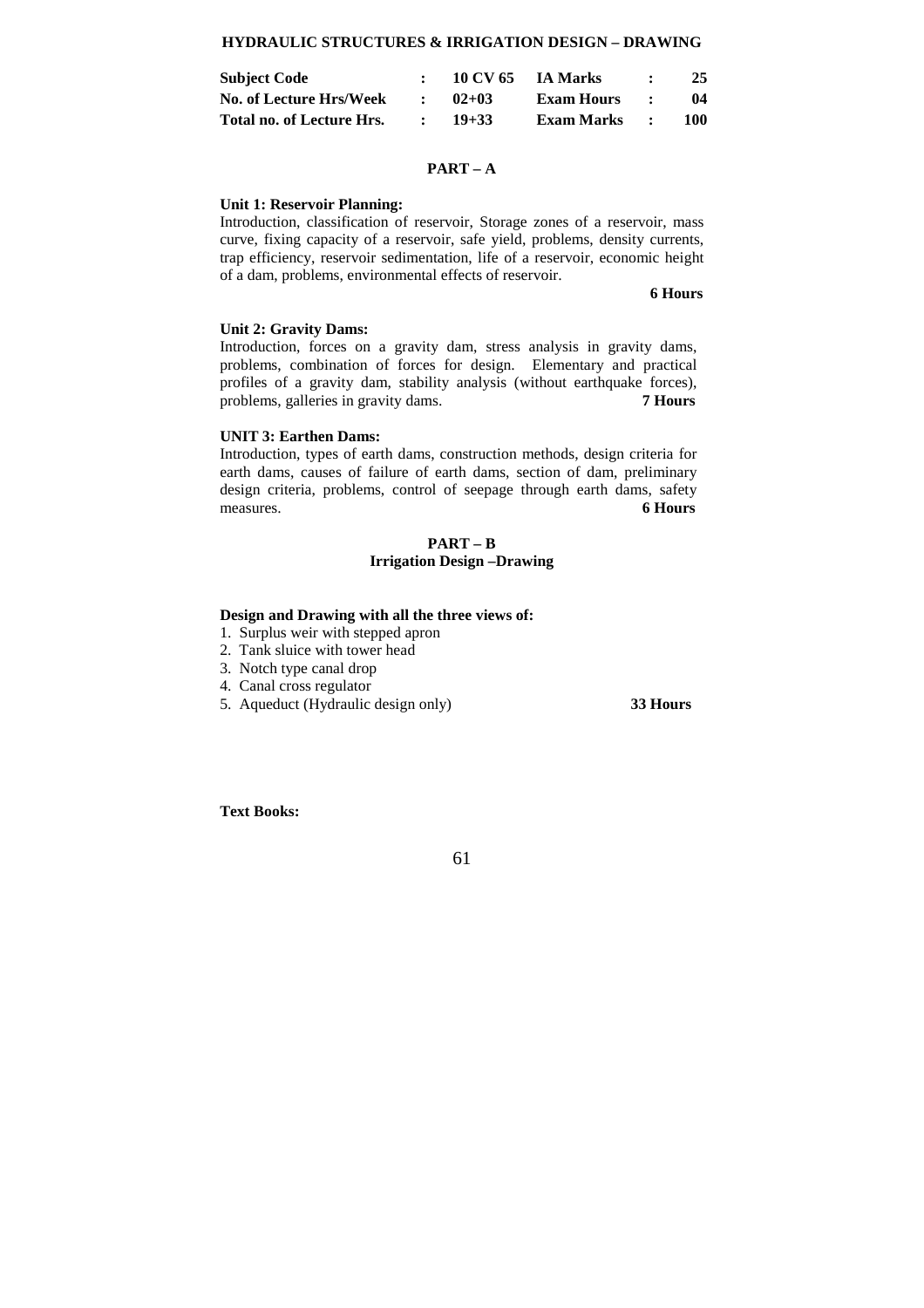**HYDRAULIC STRUCTURES & IRRIGATION DESIGN – DRAWING**

| | | | | | |
|---|---|---|---|---|---|
| **Subject Code** | **:** | **10 CV 65** | **IA Marks** | **:** | **25** |
| **No. of Lecture Hrs/Week** | **:** | **02+03** | **Exam Hours** | **:** | **04** |
| **Total no. of Lecture Hrs.** | **:** | **19+33** | **Exam Marks** | **:** | **100** |

## PART – A

**Unit 1: Reservoir Planning:**

Introduction, classification of reservoir, Storage zones of a reservoir, mass curve, fixing capacity of a reservoir, safe yield, problems, density currents, trap efficiency, reservoir sedimentation, life of a reservoir, economic height of a dam, problems, environmental effects of reservoir.

**6 Hours**

**Unit 2: Gravity Dams:**

Introduction, forces on a gravity dam, stress analysis in gravity dams, problems, combination of forces for design. Elementary and practical profiles of a gravity dam, stability analysis (without earthquake forces), problems, galleries in gravity dams. **7 Hours**

**UNIT 3: Earthen Dams:**

Introduction, types of earth dams, construction methods, design criteria for earth dams, causes of failure of earth dams, section of dam, preliminary design criteria, problems, control of seepage through earth dams, safety measures. **6 Hours**

## PART – B
### Irrigation Design –Drawing

**Design and Drawing with all the three views of:**

1. Surplus weir with stepped apron
2. Tank sluice with tower head
3. Notch type canal drop
4. Canal cross regulator
5. Aqueduct (Hydraulic design only) **33 Hours**

**Text Books:**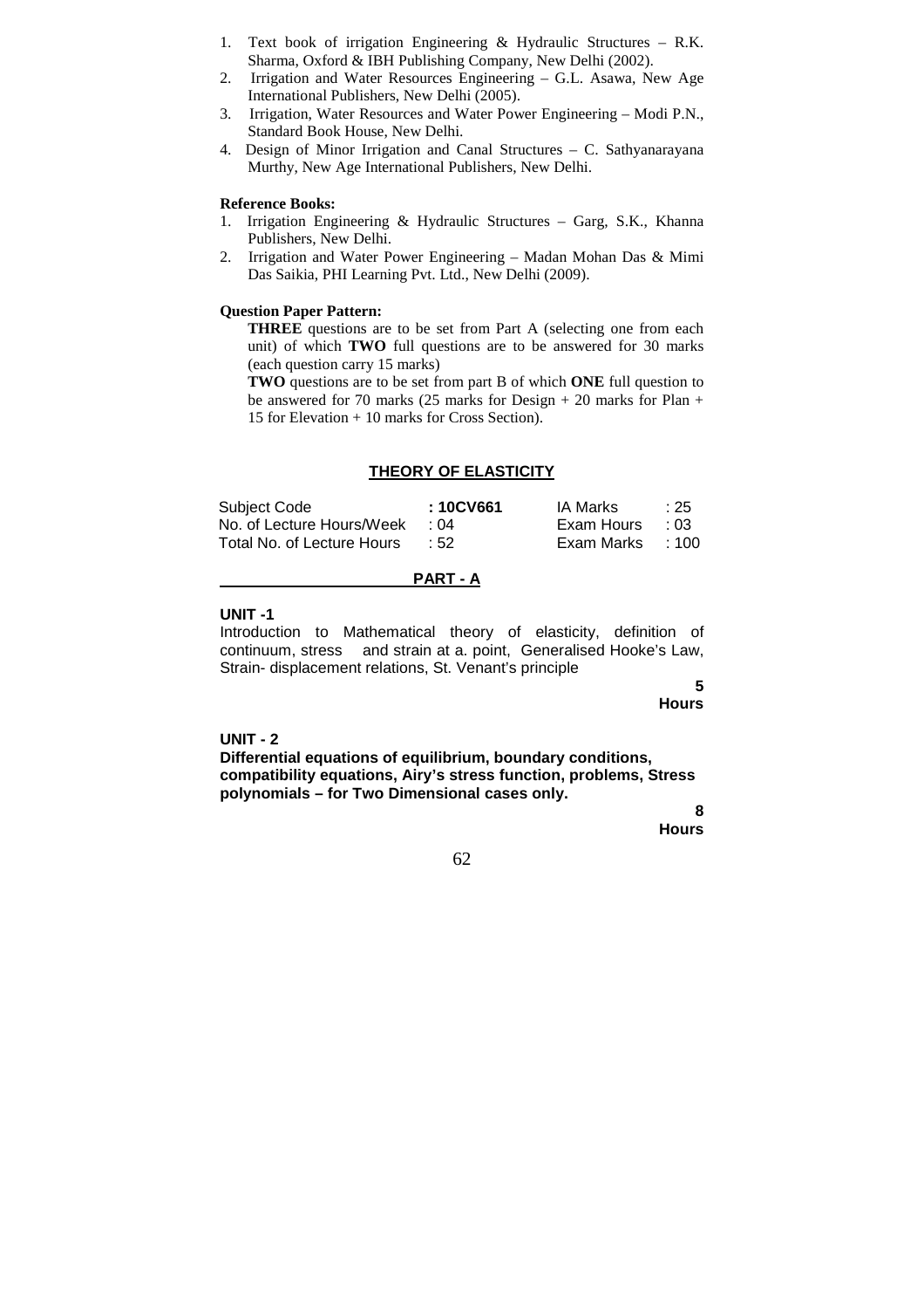1. Text book of irrigation Engineering & Hydraulic Structures – R.K. Sharma, Oxford & IBH Publishing Company, New Delhi (2002).
2. Irrigation and Water Resources Engineering – G.L. Asawa, New Age International Publishers, New Delhi (2005).
3. Irrigation, Water Resources and Water Power Engineering – Modi P.N., Standard Book House, New Delhi.
4. Design of Minor Irrigation and Canal Structures – C. Sathyanarayana Murthy, New Age International Publishers, New Delhi.

**Reference Books:**

1. Irrigation Engineering & Hydraulic Structures – Garg, S.K., Khanna Publishers, New Delhi.
2. Irrigation and Water Power Engineering – Madan Mohan Das & Mimi Das Saikia, PHI Learning Pvt. Ltd., New Delhi (2009).

**Question Paper Pattern:**

**THREE** questions are to be set from Part A (selecting one from each unit) of which **TWO** full questions are to be answered for 30 marks (each question carry 15 marks)

**TWO** questions are to be set from part B of which **ONE** full question to be answered for 70 marks (25 marks for Design + 20 marks for Plan + 15 for Elevation + 10 marks for Cross Section).

## THEORY OF ELASTICITY

| | | | |
|---|---|---|---|
| Subject Code | **: 10CV661** | IA Marks | : 25 |
| No. of Lecture Hours/Week | : 04 | Exam Hours | : 03 |
| Total No. of Lecture Hours | : 52 | Exam Marks | : 100 |

### PART - A

**UNIT -1**

Introduction to Mathematical theory of elasticity, definition of continuum, stress and strain at a. point, Generalised Hooke's Law, Strain- displacement relations, St. Venant's principle

**5 Hours**

**UNIT - 2**

**Differential equations of equilibrium, boundary conditions, compatibility equations, Airy's stress function, problems, Stress polynomials – for Two Dimensional cases only.**

**8 Hours**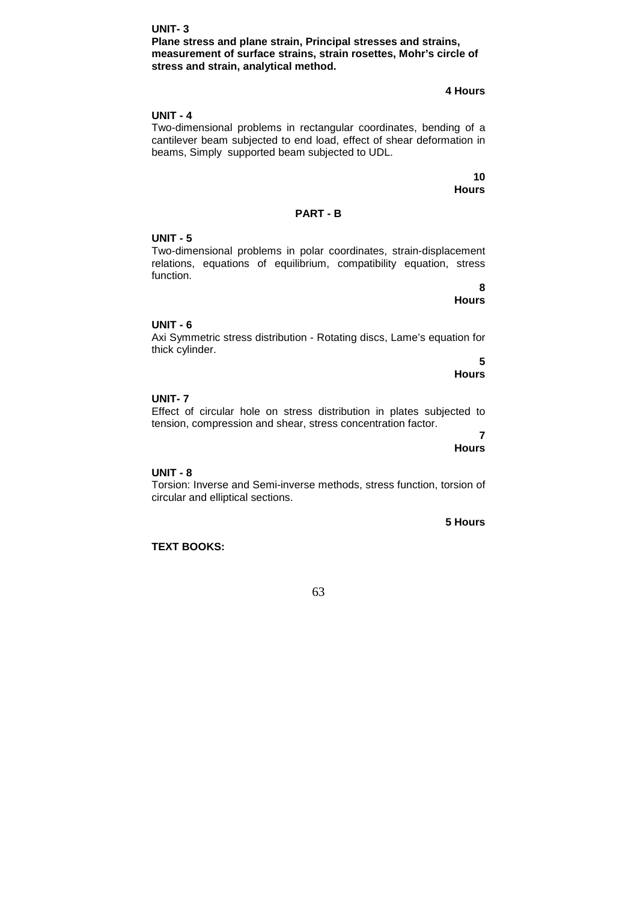**UNIT- 3**

**Plane stress and plane strain, Principal stresses and strains, measurement of surface strains, strain rosettes, Mohr's circle of stress and strain, analytical method.**

**4 Hours**

**UNIT - 4**

Two-dimensional problems in rectangular coordinates, bending of a cantilever beam subjected to end load, effect of shear deformation in beams, Simply supported beam subjected to UDL.

**10 Hours**

## PART - B

**UNIT - 5**

Two-dimensional problems in polar coordinates, strain-displacement relations, equations of equilibrium, compatibility equation, stress function.

**8 Hours**

**UNIT - 6**

Axi Symmetric stress distribution - Rotating discs, Lame's equation for thick cylinder.

**5 Hours**

**UNIT- 7**

Effect of circular hole on stress distribution in plates subjected to tension, compression and shear, stress concentration factor.

**7 Hours**

**UNIT - 8**

Torsion: Inverse and Semi-inverse methods, stress function, torsion of circular and elliptical sections.

**5 Hours**

**TEXT BOOKS:**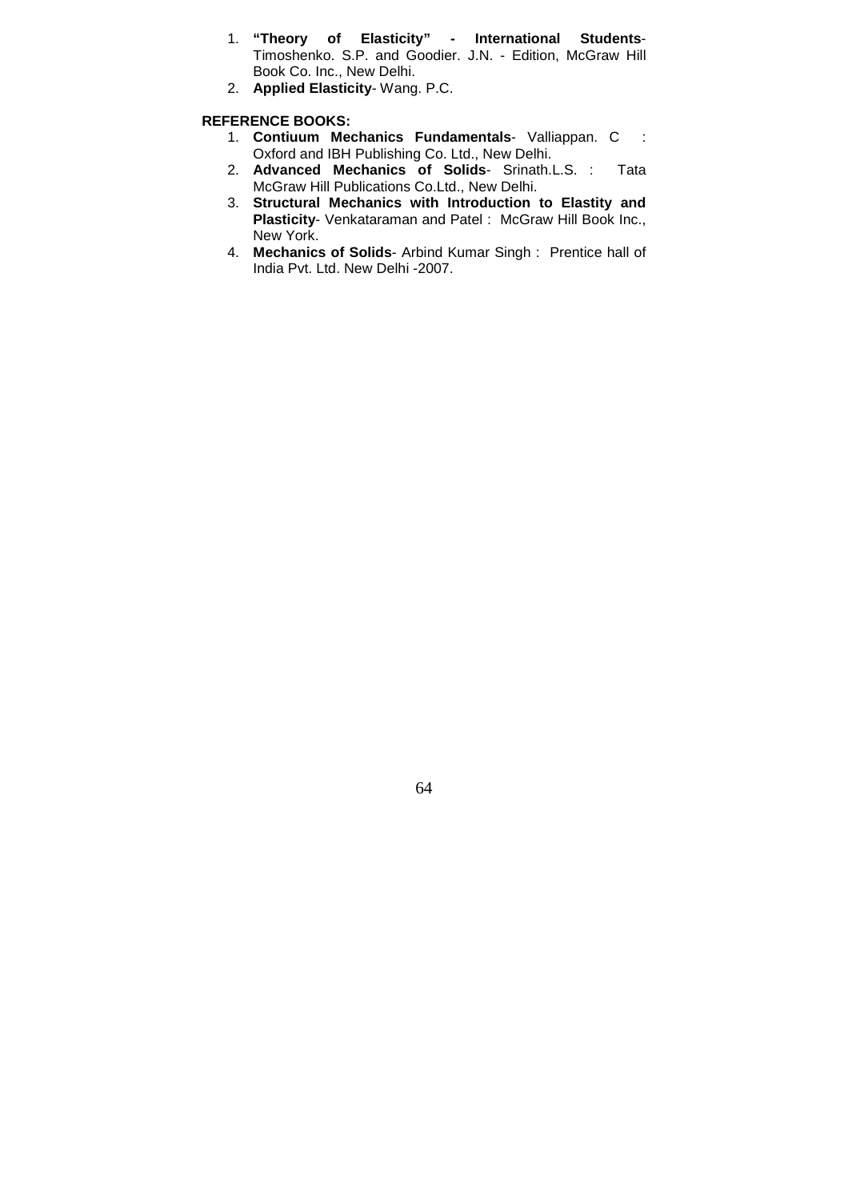1. **"Theory of Elasticity" - International Students**- Timoshenko. S.P. and Goodier. J.N. - Edition, McGraw Hill Book Co. Inc., New Delhi.
2. **Applied Elasticity**- Wang. P.C.

**REFERENCE BOOKS:**

1. **Contiuum Mechanics Fundamentals**- Valliappan. C : Oxford and IBH Publishing Co. Ltd., New Delhi.
2. **Advanced Mechanics of Solids**- Srinath.L.S. : Tata McGraw Hill Publications Co.Ltd., New Delhi.
3. **Structural Mechanics with Introduction to Elastity and Plasticity**- Venkataraman and Patel : McGraw Hill Book Inc., New York.
4. **Mechanics of Solids**- Arbind Kumar Singh : Prentice hall of India Pvt. Ltd. New Delhi -2007.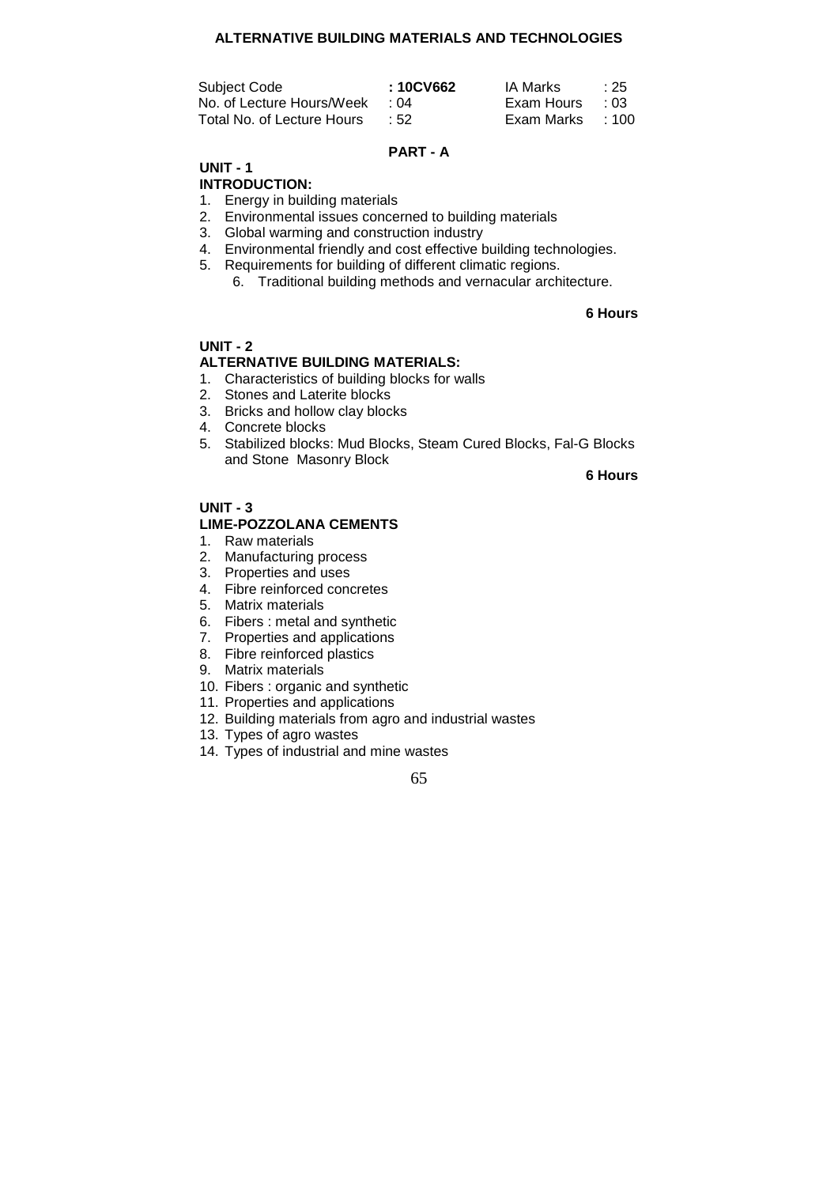# ALTERNATIVE BUILDING MATERIALS AND TECHNOLOGIES

| Subject Code | **: 10CV662** | IA Marks | : 25 |
|---|---|---|---|
| No. of Lecture Hours/Week | : 04 | Exam Hours | : 03 |
| Total No. of Lecture Hours | : 52 | Exam Marks | : 100 |

## PART - A

### UNIT - 1

**INTRODUCTION:**

1. Energy in building materials
2. Environmental issues concerned to building materials
3. Global warming and construction industry
4. Environmental friendly and cost effective building technologies.
5. Requirements for building of different climatic regions.
6. Traditional building methods and vernacular architecture.

**6 Hours**

### UNIT - 2

**ALTERNATIVE BUILDING MATERIALS:**

1. Characteristics of building blocks for walls
2. Stones and Laterite blocks
3. Bricks and hollow clay blocks
4. Concrete blocks
5. Stabilized blocks: Mud Blocks, Steam Cured Blocks, Fal-G Blocks and Stone Masonry Block

**6 Hours**

### UNIT - 3

**LIME-POZZOLANA CEMENTS**

1. Raw materials
2. Manufacturing process
3. Properties and uses
4. Fibre reinforced concretes
5. Matrix materials
6. Fibers : metal and synthetic
7. Properties and applications
8. Fibre reinforced plastics
9. Matrix materials
10. Fibers : organic and synthetic
11. Properties and applications
12. Building materials from agro and industrial wastes
13. Types of agro wastes
14. Types of industrial and mine wastes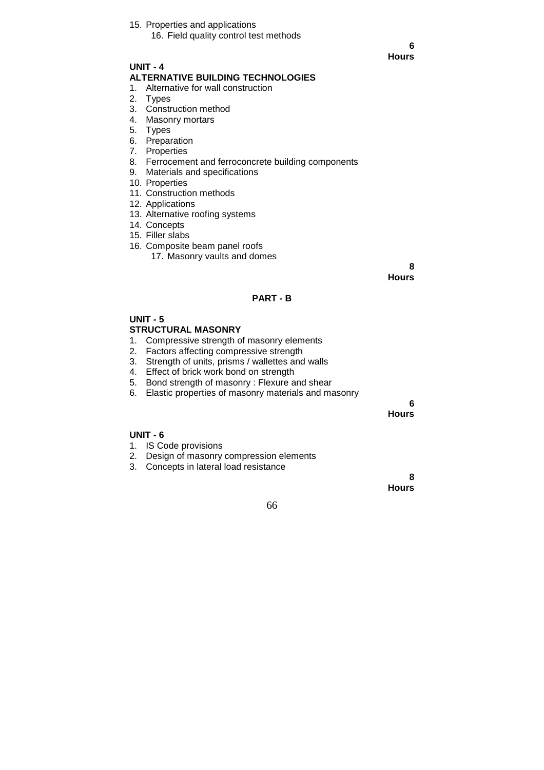15. Properties and applications
16. Field quality control test methods

**6 Hours**

**UNIT - 4**

**ALTERNATIVE BUILDING TECHNOLOGIES**

1. Alternative for wall construction
2. Types
3. Construction method
4. Masonry mortars
5. Types
6. Preparation
7. Properties
8. Ferrocement and ferroconcrete building components
9. Materials and specifications
10. Properties
11. Construction methods
12. Applications
13. Alternative roofing systems
14. Concepts
15. Filler slabs
16. Composite beam panel roofs
17. Masonry vaults and domes

**8 Hours**

**PART - B**

**UNIT - 5**

**STRUCTURAL MASONRY**

1. Compressive strength of masonry elements
2. Factors affecting compressive strength
3. Strength of units, prisms / wallettes and walls
4. Effect of brick work bond on strength
5. Bond strength of masonry : Flexure and shear
6. Elastic properties of masonry materials and masonry

**6 Hours**

**UNIT - 6**

1. IS Code provisions
2. Design of masonry compression elements
3. Concepts in lateral load resistance

**8 Hours**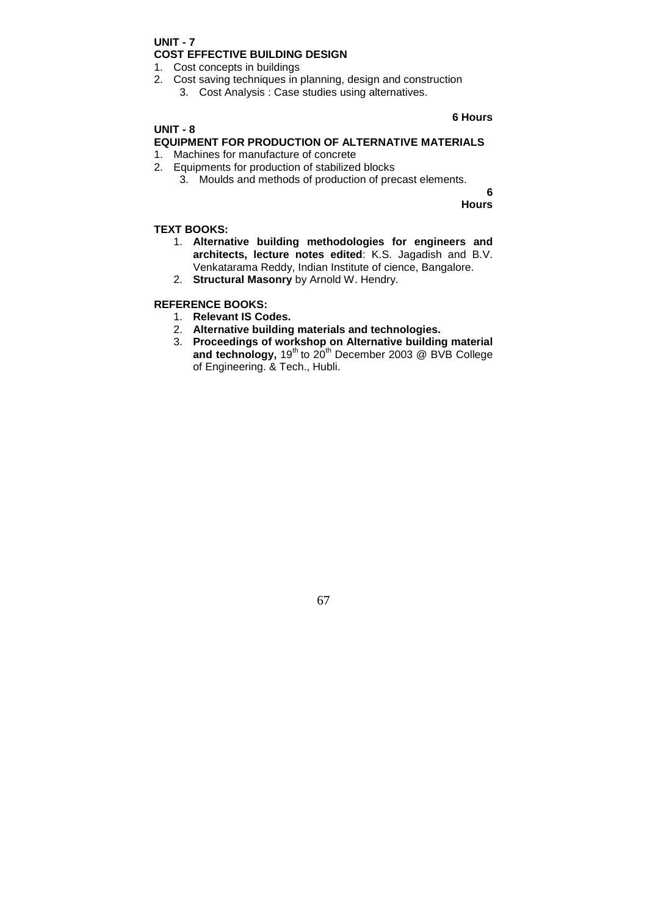**UNIT - 7**
**COST EFFECTIVE BUILDING DESIGN**

1. Cost concepts in buildings
2. Cost saving techniques in planning, design and construction
3. Cost Analysis : Case studies using alternatives.

**6 Hours**

**UNIT - 8**
**EQUIPMENT FOR PRODUCTION OF ALTERNATIVE MATERIALS**

1. Machines for manufacture of concrete
2. Equipments for production of stabilized blocks
3. Moulds and methods of production of precast elements.

**6 Hours**

**TEXT BOOKS:**

1. **Alternative building methodologies for engineers and architects, lecture notes edited**: K.S. Jagadish and B.V. Venkatarama Reddy, Indian Institute of cience, Bangalore.
2. **Structural Masonry** by Arnold W. Hendry.

**REFERENCE BOOKS:**

1. **Relevant IS Codes.**
2. **Alternative building materials and technologies.**
3. **Proceedings of workshop on Alternative building material and technology,** 19th to 20th December 2003 @ BVB College of Engineering. & Tech., Hubli.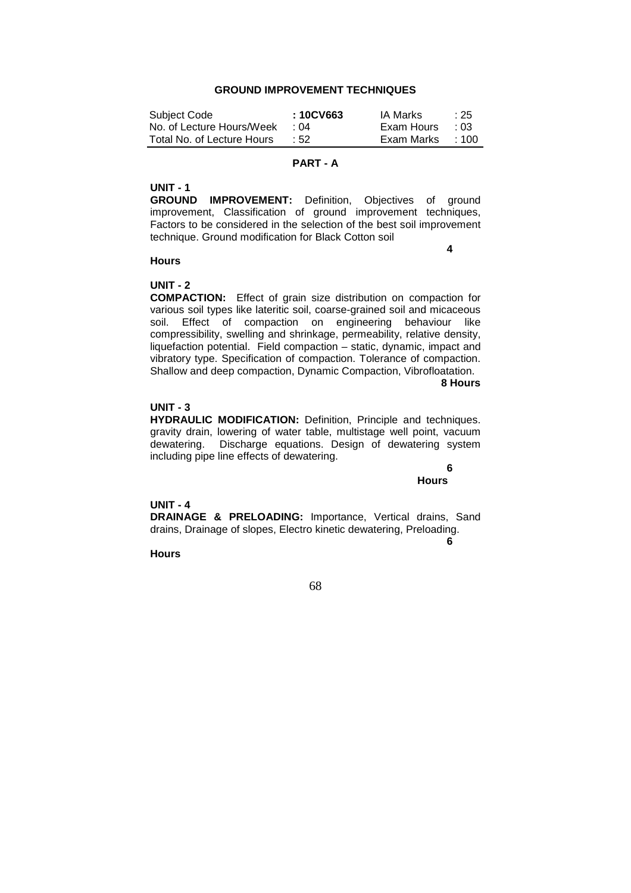## GROUND IMPROVEMENT TECHNIQUES

| Subject Code | **: 10CV663** | IA Marks | : 25 |
|---|---|---|---|
| No. of Lecture Hours/Week | : 04 | Exam Hours | : 03 |
| Total No. of Lecture Hours | : 52 | Exam Marks | : 100 |

### PART - A

**UNIT - 1**

**GROUND IMPROVEMENT:** Definition, Objectives of ground improvement, Classification of ground improvement techniques, Factors to be considered in the selection of the best soil improvement technique. Ground modification for Black Cotton soil

**4 Hours**

**UNIT - 2**

**COMPACTION:** Effect of grain size distribution on compaction for various soil types like lateritic soil, coarse-grained soil and micaceous soil. Effect of compaction on engineering behaviour like compressibility, swelling and shrinkage, permeability, relative density, liquefaction potential. Field compaction – static, dynamic, impact and vibratory type. Specification of compaction. Tolerance of compaction. Shallow and deep compaction, Dynamic Compaction, Vibrofloatation.

**8 Hours**

**UNIT - 3**

**HYDRAULIC MODIFICATION:** Definition, Principle and techniques. gravity drain, lowering of water table, multistage well point, vacuum dewatering. Discharge equations. Design of dewatering system including pipe line effects of dewatering.

**6 Hours**

**UNIT - 4**

**DRAINAGE & PRELOADING:** Importance, Vertical drains, Sand drains, Drainage of slopes, Electro kinetic dewatering, Preloading.

**6 Hours**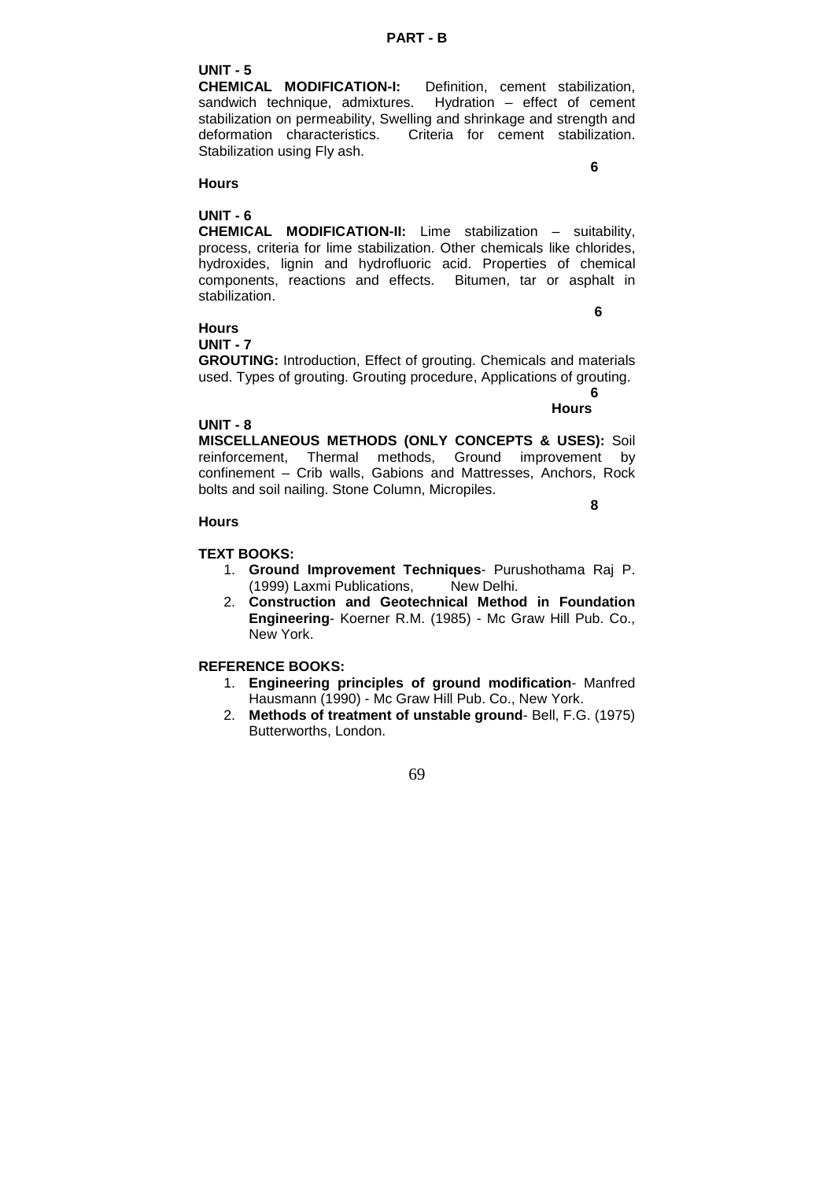## PART - B

**UNIT - 5**

**CHEMICAL MODIFICATION-I:** Definition, cement stabilization, sandwich technique, admixtures. Hydration – effect of cement stabilization on permeability, Swelling and shrinkage and strength and deformation characteristics. Criteria for cement stabilization. Stabilization using Fly ash.

**6 Hours**

**UNIT - 6**

**CHEMICAL MODIFICATION-II:** Lime stabilization – suitability, process, criteria for lime stabilization. Other chemicals like chlorides, hydroxides, lignin and hydrofluoric acid. Properties of chemical components, reactions and effects. Bitumen, tar or asphalt in stabilization.

**6 Hours**

**UNIT - 7**

**GROUTING:** Introduction, Effect of grouting. Chemicals and materials used. Types of grouting. Grouting procedure, Applications of grouting.

**6 Hours**

**UNIT - 8**

**MISCELLANEOUS METHODS (ONLY CONCEPTS & USES):** Soil reinforcement, Thermal methods, Ground improvement by confinement – Crib walls, Gabions and Mattresses, Anchors, Rock bolts and soil nailing. Stone Column, Micropiles.

**8 Hours**

**TEXT BOOKS:**

1. **Ground Improvement Techniques**- Purushothama Raj P. (1999) Laxmi Publications, New Delhi.
2. **Construction and Geotechnical Method in Foundation Engineering**- Koerner R.M. (1985) - Mc Graw Hill Pub. Co., New York.

**REFERENCE BOOKS:**

1. **Engineering principles of ground modification**- Manfred Hausmann (1990) - Mc Graw Hill Pub. Co., New York.
2. **Methods of treatment of unstable ground**- Bell, F.G. (1975) Butterworths, London.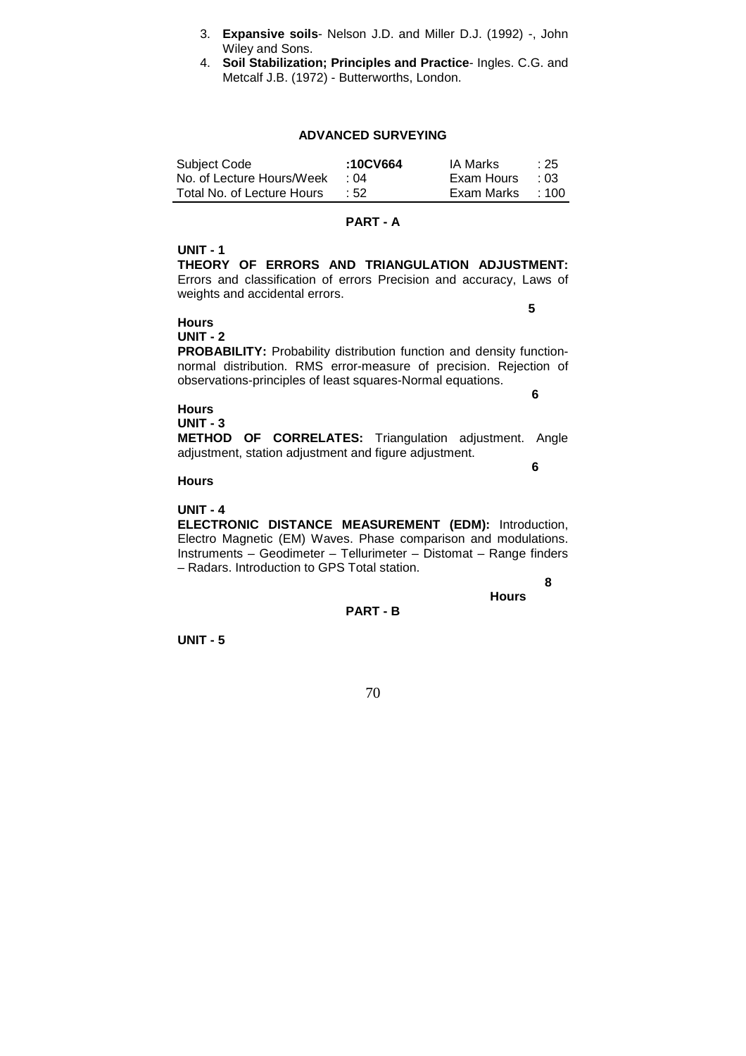3. **Expansive soils**- Nelson J.D. and Miller D.J. (1992) -, John Wiley and Sons.
4. **Soil Stabilization; Principles and Practice**- Ingles. C.G. and Metcalf J.B. (1972) - Butterworths, London.

## ADVANCED SURVEYING

| Subject Code | :10CV664 | IA Marks | : 25 |
|---|---|---|---|
| No. of Lecture Hours/Week | : 04 | Exam Hours | : 03 |
| Total No. of Lecture Hours | : 52 | Exam Marks | : 100 |

### PART - A

**UNIT - 1**

**THEORY OF ERRORS AND TRIANGULATION ADJUSTMENT:** Errors and classification of errors Precision and accuracy, Laws of weights and accidental errors.

**5 Hours**

**UNIT - 2**

**PROBABILITY:** Probability distribution function and density function-normal distribution. RMS error-measure of precision. Rejection of observations-principles of least squares-Normal equations.

**6 Hours**

**UNIT - 3**

**METHOD OF CORRELATES:** Triangulation adjustment. Angle adjustment, station adjustment and figure adjustment.

**6 Hours**

**UNIT - 4**

**ELECTRONIC DISTANCE MEASUREMENT (EDM):** Introduction, Electro Magnetic (EM) Waves. Phase comparison and modulations. Instruments – Geodimeter – Tellurimeter – Distomat – Range finders – Radars. Introduction to GPS Total station.

**8 Hours**

### PART - B

**UNIT - 5**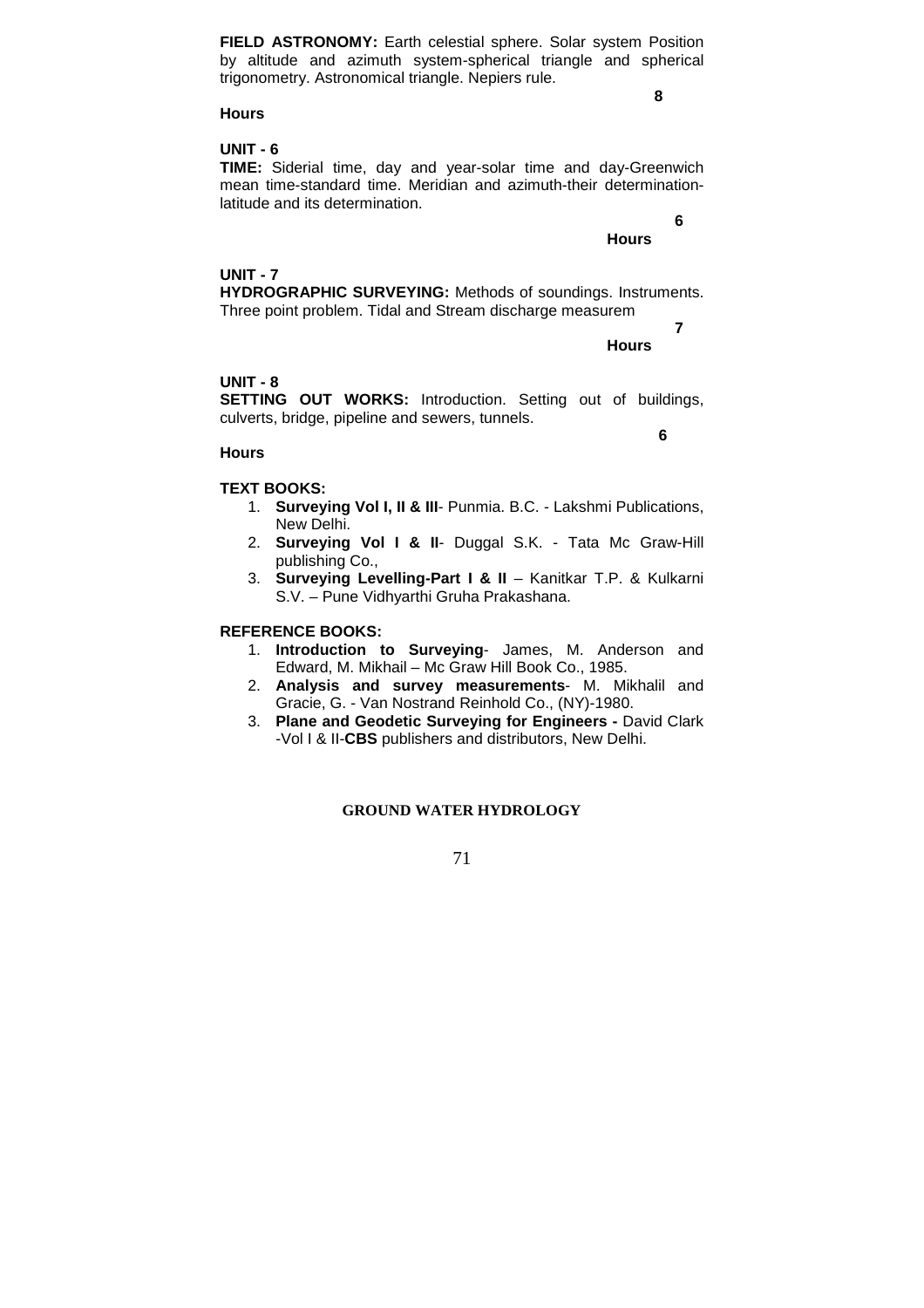**FIELD ASTRONOMY:** Earth celestial sphere. Solar system Position by altitude and azimuth system-spherical triangle and spherical trigonometry. Astronomical triangle. Nepiers rule.

**8 Hours**

**UNIT - 6**

**TIME:** Siderial time, day and year-solar time and day-Greenwich mean time-standard time. Meridian and azimuth-their determination-latitude and its determination.

**6 Hours**

**UNIT - 7**

**HYDROGRAPHIC SURVEYING:** Methods of soundings. Instruments. Three point problem. Tidal and Stream discharge measurem

**7 Hours**

**UNIT - 8**

**SETTING OUT WORKS:** Introduction. Setting out of buildings, culverts, bridge, pipeline and sewers, tunnels.

**6 Hours**

**TEXT BOOKS:**

1. **Surveying Vol I, II & III**- Punmia. B.C. - Lakshmi Publications, New Delhi.
2. **Surveying Vol I & II**- Duggal S.K. - Tata Mc Graw-Hill publishing Co.,
3. **Surveying Levelling-Part I & II** – Kanitkar T.P. & Kulkarni S.V. – Pune Vidhyarthi Gruha Prakashana.

**REFERENCE BOOKS:**

1. **Introduction to Surveying**- James, M. Anderson and Edward, M. Mikhail – Mc Graw Hill Book Co., 1985.
2. **Analysis and survey measurements**- M. Mikhalil and Gracie, G. - Van Nostrand Reinhold Co., (NY)-1980.
3. **Plane and Geodetic Surveying for Engineers -** David Clark -Vol I & II-**CBS** publishers and distributors, New Delhi.

## GROUND WATER HYDROLOGY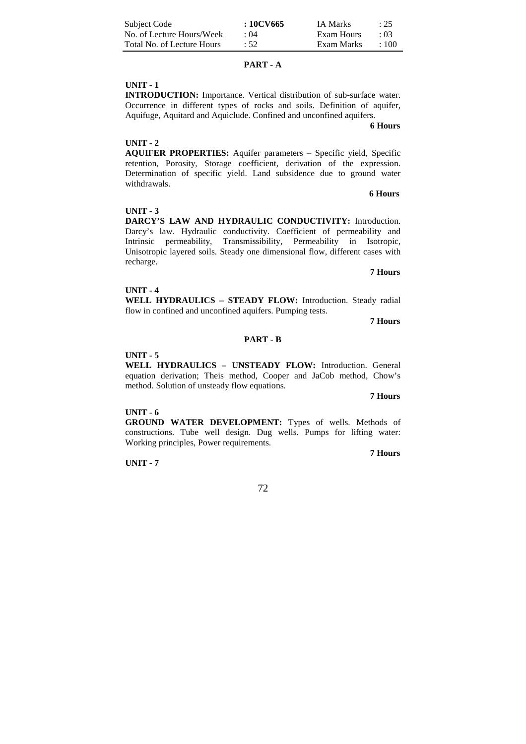| Subject Code | : **10CV665** | IA Marks | : 25 |
| --- | --- | --- | --- |
| No. of Lecture Hours/Week | : 04 | Exam Hours | : 03 |
| Total No. of Lecture Hours | : 52 | Exam Marks | : 100 |

## PART - A

**UNIT - 1**

**INTRODUCTION:** Importance. Vertical distribution of sub-surface water. Occurrence in different types of rocks and soils. Definition of aquifer, Aquifuge, Aquitard and Aquiclude. Confined and unconfined aquifers.

**6 Hours**

**UNIT - 2**

**AQUIFER PROPERTIES:** Aquifer parameters – Specific yield, Specific retention, Porosity, Storage coefficient, derivation of the expression. Determination of specific yield. Land subsidence due to ground water withdrawals.

**6 Hours**

**UNIT - 3**

**DARCY'S LAW AND HYDRAULIC CONDUCTIVITY:** Introduction. Darcy's law. Hydraulic conductivity. Coefficient of permeability and Intrinsic permeability, Transmissibility, Permeability in Isotropic, Unisotropic layered soils. Steady one dimensional flow, different cases with recharge.

**7 Hours**

**UNIT - 4**

**WELL HYDRAULICS – STEADY FLOW:** Introduction. Steady radial flow in confined and unconfined aquifers. Pumping tests.

**7 Hours**

## PART - B

**UNIT - 5**

**WELL HYDRAULICS – UNSTEADY FLOW:** Introduction. General equation derivation; Theis method, Cooper and JaCob method, Chow's method. Solution of unsteady flow equations.

**7 Hours**

**UNIT - 6**

**GROUND WATER DEVELOPMENT:** Types of wells. Methods of constructions. Tube well design. Dug wells. Pumps for lifting water: Working principles, Power requirements.

**7 Hours**

**UNIT - 7**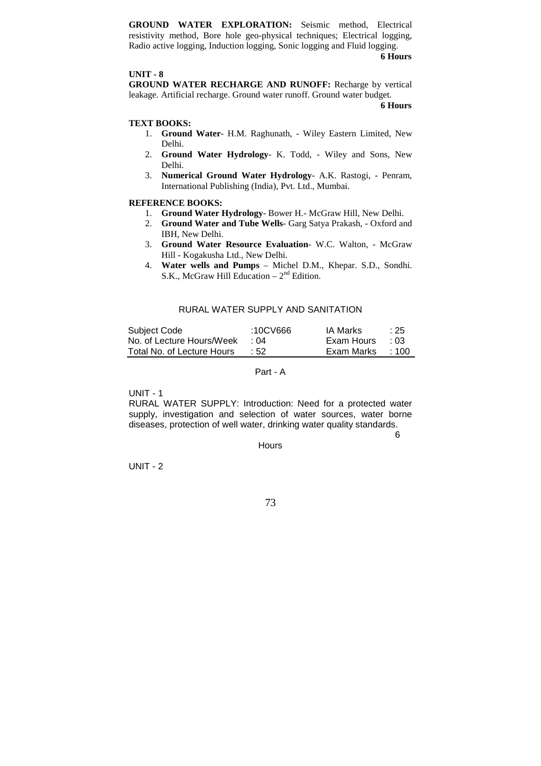**GROUND WATER EXPLORATION:** Seismic method, Electrical resistivity method, Bore hole geo-physical techniques; Electrical logging, Radio active logging, Induction logging, Sonic logging and Fluid logging.

**6 Hours**

**UNIT - 8**

**GROUND WATER RECHARGE AND RUNOFF:** Recharge by vertical leakage. Artificial recharge. Ground water runoff. Ground water budget.

**6 Hours**

**TEXT BOOKS:**

1. **Ground Water**- H.M. Raghunath, - Wiley Eastern Limited, New Delhi.
2. **Ground Water Hydrology**- K. Todd, - Wiley and Sons, New Delhi.
3. **Numerical Ground Water Hydrology**- A.K. Rastogi, - Penram, International Publishing (India), Pvt. Ltd., Mumbai.

**REFERENCE BOOKS:**

1. **Ground Water Hydrology**- Bower H.- McGraw Hill, New Delhi.
2. **Ground Water and Tube Wells**- Garg Satya Prakash, - Oxford and IBH, New Delhi.
3. **Ground Water Resource Evaluation**- W.C. Walton, - McGraw Hill - Kogakusha Ltd., New Delhi.
4. **Water wells and Pumps** – Michel D.M., Khepar. S.D., Sondhi. S.K., McGraw Hill Education – 2nd Edition.

## RURAL WATER SUPPLY AND SANITATION

| | | | |
|---|---|---|---|
| Subject Code | :10CV666 | IA Marks | : 25 |
| No. of Lecture Hours/Week | : 04 | Exam Hours | : 03 |
| Total No. of Lecture Hours | : 52 | Exam Marks | : 100 |

Part - A

UNIT - 1

RURAL WATER SUPPLY: Introduction: Need for a protected water supply, investigation and selection of water sources, water borne diseases, protection of well water, drinking water quality standards.

6 Hours

UNIT - 2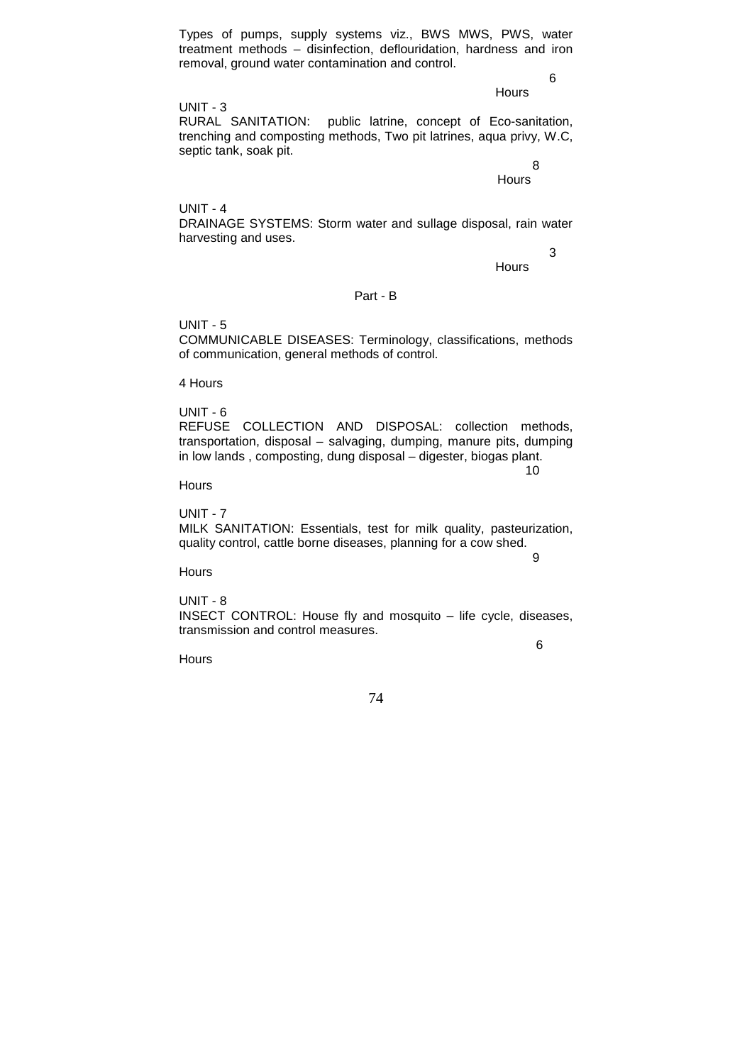Types of pumps, supply systems viz., BWS MWS, PWS, water treatment methods – disinfection, deflouridation, hardness and iron removal, ground water contamination and control.

6 Hours

UNIT - 3

RURAL SANITATION: public latrine, concept of Eco-sanitation, trenching and composting methods, Two pit latrines, aqua privy, W.C, septic tank, soak pit.

8 Hours

UNIT - 4

DRAINAGE SYSTEMS: Storm water and sullage disposal, rain water harvesting and uses.

3 Hours

Part - B

UNIT - 5

COMMUNICABLE DISEASES: Terminology, classifications, methods of communication, general methods of control.

4 Hours

UNIT - 6

REFUSE COLLECTION AND DISPOSAL: collection methods, transportation, disposal – salvaging, dumping, manure pits, dumping in low lands , composting, dung disposal – digester, biogas plant.

10 Hours

UNIT - 7

MILK SANITATION: Essentials, test for milk quality, pasteurization, quality control, cattle borne diseases, planning for a cow shed.

9 Hours

UNIT - 8

INSECT CONTROL: House fly and mosquito – life cycle, diseases, transmission and control measures.

6 Hours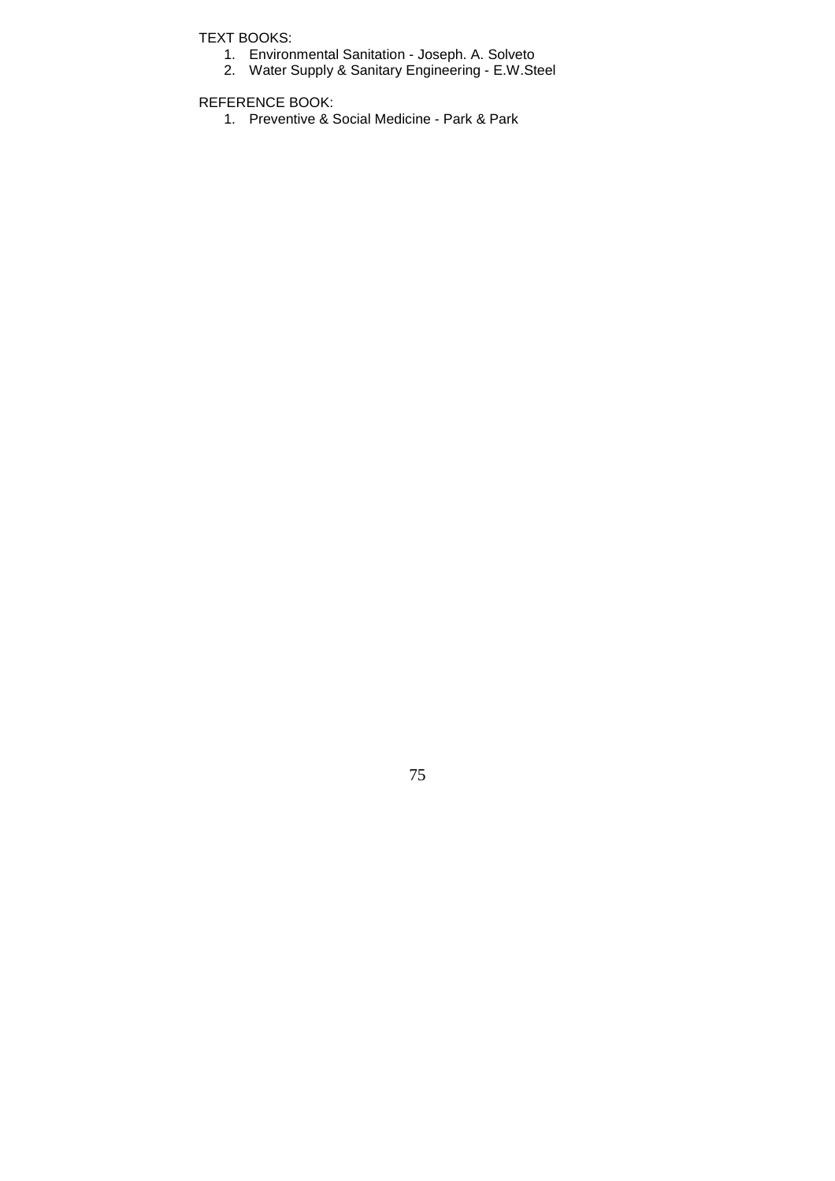TEXT BOOKS:

1. Environmental Sanitation - Joseph. A. Solveto
2. Water Supply & Sanitary Engineering - E.W.Steel

REFERENCE BOOK:

1. Preventive & Social Medicine - Park & Park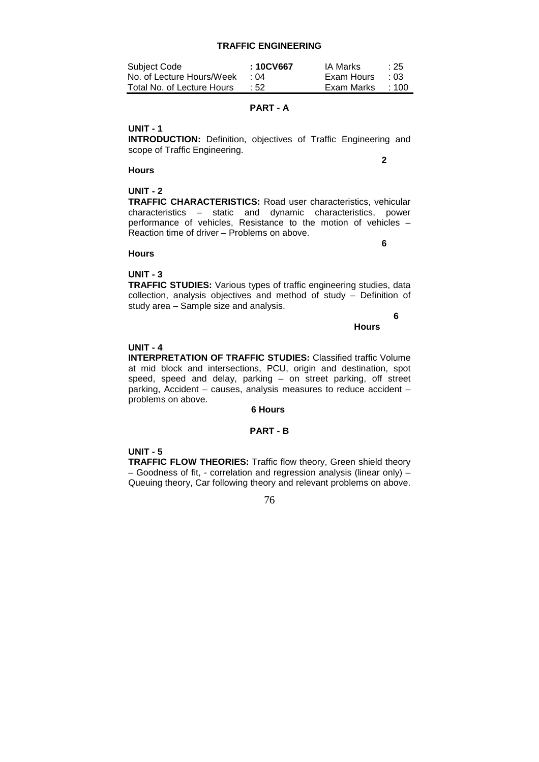## TRAFFIC ENGINEERING

| Subject Code | : **10CV667** | IA Marks | : 25 |
|---|---|---|---|
| No. of Lecture Hours/Week | : 04 | Exam Hours | : 03 |
| Total No. of Lecture Hours | : 52 | Exam Marks | : 100 |

### PART - A

**UNIT - 1**

**INTRODUCTION:** Definition, objectives of Traffic Engineering and scope of Traffic Engineering.

**2 Hours**

**UNIT - 2**

**TRAFFIC CHARACTERISTICS:** Road user characteristics, vehicular characteristics – static and dynamic characteristics, power performance of vehicles, Resistance to the motion of vehicles – Reaction time of driver – Problems on above.

**6 Hours**

**UNIT - 3**

**TRAFFIC STUDIES:** Various types of traffic engineering studies, data collection, analysis objectives and method of study – Definition of study area – Sample size and analysis.

**6 Hours**

**UNIT - 4**

**INTERPRETATION OF TRAFFIC STUDIES:** Classified traffic Volume at mid block and intersections, PCU, origin and destination, spot speed, speed and delay, parking – on street parking, off street parking, Accident – causes, analysis measures to reduce accident – problems on above.

**6 Hours**

### PART - B

**UNIT - 5**

**TRAFFIC FLOW THEORIES:** Traffic flow theory, Green shield theory – Goodness of fit, - correlation and regression analysis (linear only) – Queuing theory, Car following theory and relevant problems on above.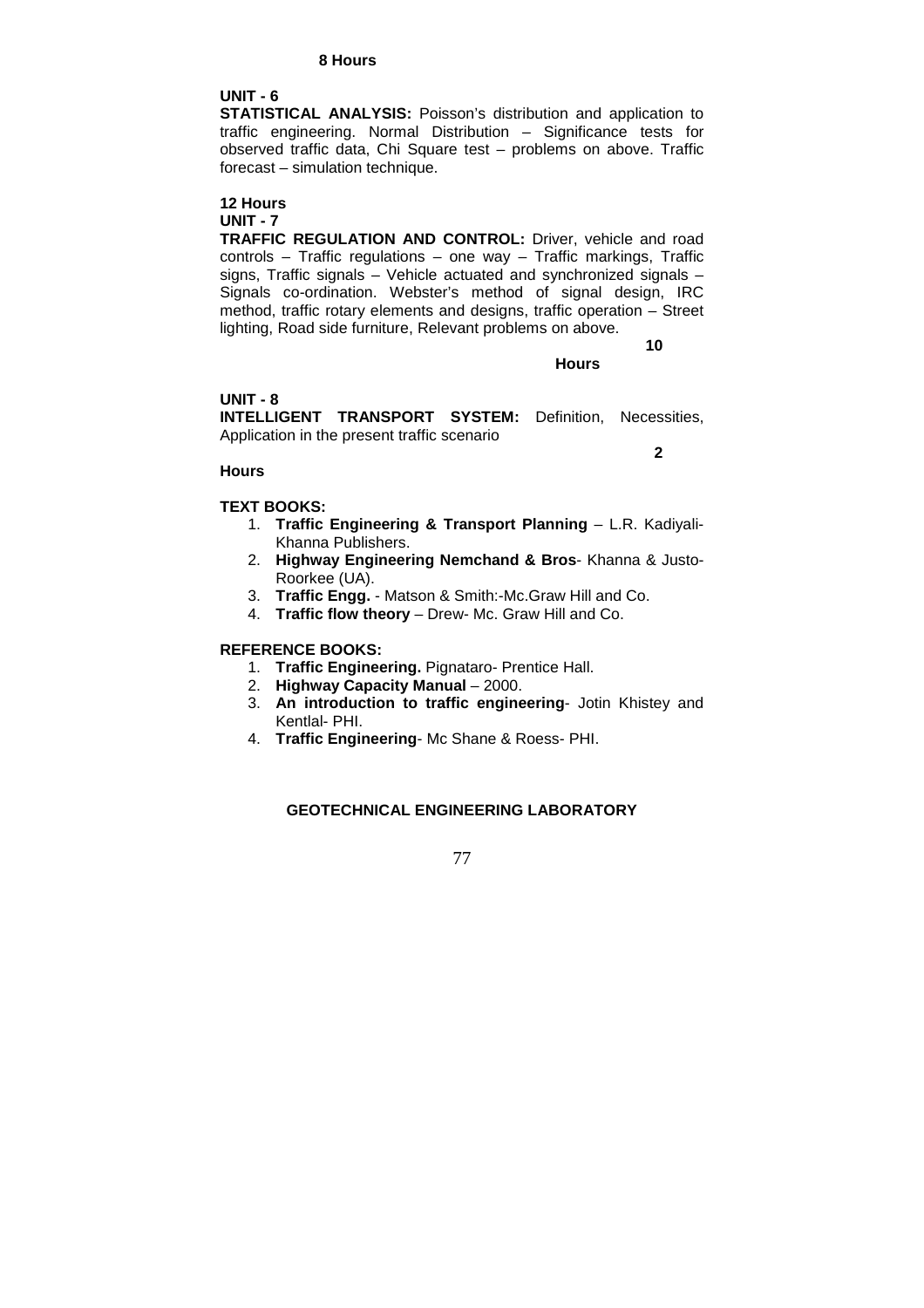**8 Hours**

**UNIT - 6**

**STATISTICAL ANALYSIS:** Poisson's distribution and application to traffic engineering. Normal Distribution – Significance tests for observed traffic data, Chi Square test – problems on above. Traffic forecast – simulation technique.

**12 Hours**

**UNIT - 7**

**TRAFFIC REGULATION AND CONTROL:** Driver, vehicle and road controls – Traffic regulations – one way – Traffic markings, Traffic signs, Traffic signals – Vehicle actuated and synchronized signals – Signals co-ordination. Webster's method of signal design, IRC method, traffic rotary elements and designs, traffic operation – Street lighting, Road side furniture, Relevant problems on above.

**10 Hours**

**UNIT - 8**

**INTELLIGENT TRANSPORT SYSTEM:** Definition, Necessities, Application in the present traffic scenario

**2 Hours**

**TEXT BOOKS:**

1. **Traffic Engineering & Transport Planning** – L.R. Kadiyali- Khanna Publishers.
2. **Highway Engineering Nemchand & Bros**- Khanna & Justo- Roorkee (UA).
3. **Traffic Engg.** - Matson & Smith:-Mc.Graw Hill and Co.
4. **Traffic flow theory** – Drew- Mc. Graw Hill and Co.

**REFERENCE BOOKS:**

1. **Traffic Engineering.** Pignataro- Prentice Hall.
2. **Highway Capacity Manual** – 2000.
3. **An introduction to traffic engineering**- Jotin Khistey and Kentlal- PHI.
4. **Traffic Engineering**- Mc Shane & Roess- PHI.

## GEOTECHNICAL ENGINEERING LABORATORY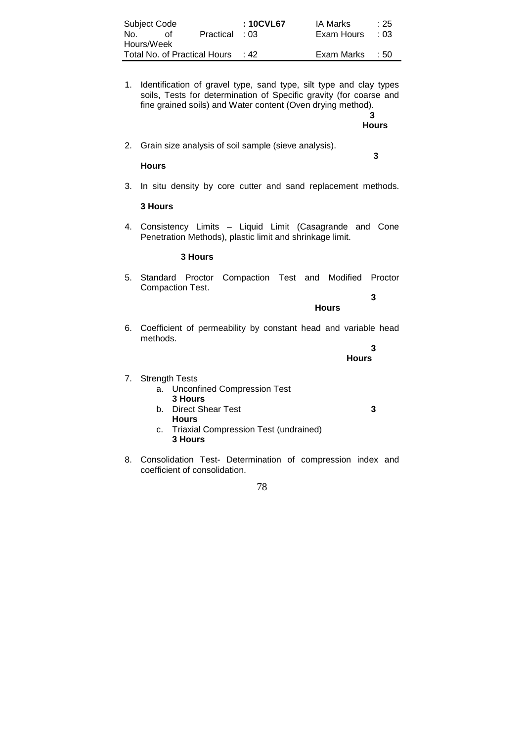| Subject Code | : 10CVL67 | IA Marks | : 25 |
|---|---|---|---|
| No. of Practical Hours/Week | : 03 | Exam Hours | : 03 |
| Total No. of Practical Hours | : 42 | Exam Marks | : 50 |

1. Identification of gravel type, sand type, silt type and clay types soils, Tests for determination of Specific gravity (for coarse and fine grained soils) and Water content (Oven drying method).
   **3 Hours**

2. Grain size analysis of soil sample (sieve analysis).
   **3 Hours**

3. In situ density by core cutter and sand replacement methods.
   **3 Hours**

4. Consistency Limits – Liquid Limit (Casagrande and Cone Penetration Methods), plastic limit and shrinkage limit.
   **3 Hours**

5. Standard Proctor Compaction Test and Modified Proctor Compaction Test.
   **3 Hours**

6. Coefficient of permeability by constant head and variable head methods.
   **3 Hours**

7. Strength Tests
   a. Unconfined Compression Test
      **3 Hours**
   b. Direct Shear Test
      **3 Hours**
   c. Triaxial Compression Test (undrained)
      **3 Hours**

8. Consolidation Test- Determination of compression index and coefficient of consolidation.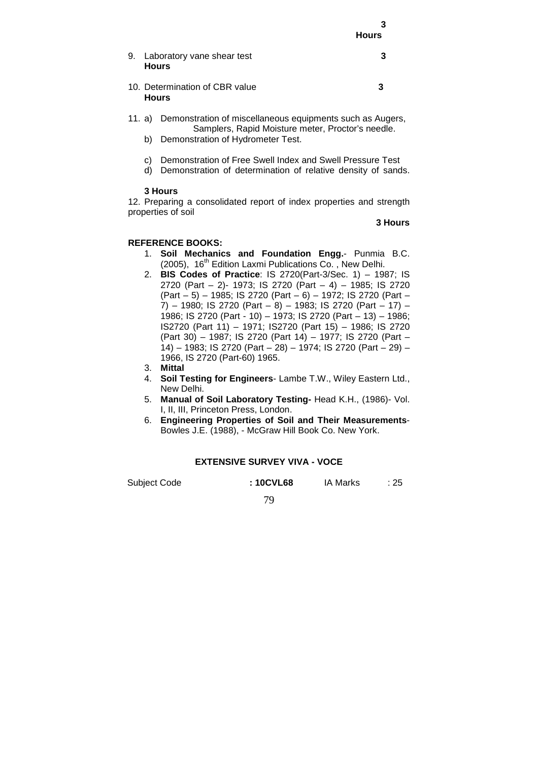**3 Hours**

9. Laboratory vane shear test **3 Hours**

10. Determination of CBR value **3 Hours**

11. a) Demonstration of miscellaneous equipments such as Augers, Samplers, Rapid Moisture meter, Proctor's needle.
    b) Demonstration of Hydrometer Test.
    c) Demonstration of Free Swell Index and Swell Pressure Test
    d) Demonstration of determination of relative density of sands.

**3 Hours**

12. Preparing a consolidated report of index properties and strength properties of soil

**3 Hours**

**REFERENCE BOOKS:**

1. **Soil Mechanics and Foundation Engg.**- Punmia B.C. (2005), 16th Edition Laxmi Publications Co. , New Delhi.
2. **BIS Codes of Practice**: IS 2720(Part-3/Sec. 1) – 1987; IS 2720 (Part – 2)- 1973; IS 2720 (Part – 4) – 1985; IS 2720 (Part – 5) – 1985; IS 2720 (Part – 6) – 1972; IS 2720 (Part – 7) – 1980; IS 2720 (Part – 8) – 1983; IS 2720 (Part – 17) – 1986; IS 2720 (Part - 10) – 1973; IS 2720 (Part – 13) – 1986; IS2720 (Part 11) – 1971; IS2720 (Part 15) – 1986; IS 2720 (Part 30) – 1987; IS 2720 (Part 14) – 1977; IS 2720 (Part – 14) – 1983; IS 2720 (Part – 28) – 1974; IS 2720 (Part – 29) – 1966, IS 2720 (Part-60) 1965.
3. **Mittal**
4. **Soil Testing for Engineers**- Lambe T.W., Wiley Eastern Ltd., New Delhi.
5. **Manual of Soil Laboratory Testing-** Head K.H., (1986)- Vol. I, II, III, Princeton Press, London.
6. **Engineering Properties of Soil and Their Measurements**- Bowles J.E. (1988), - McGraw Hill Book Co. New York.

**EXTENSIVE SURVEY VIVA - VOCE**

| Subject Code | **: 10CVL68** | IA Marks | : 25 |
|---|---|---|---|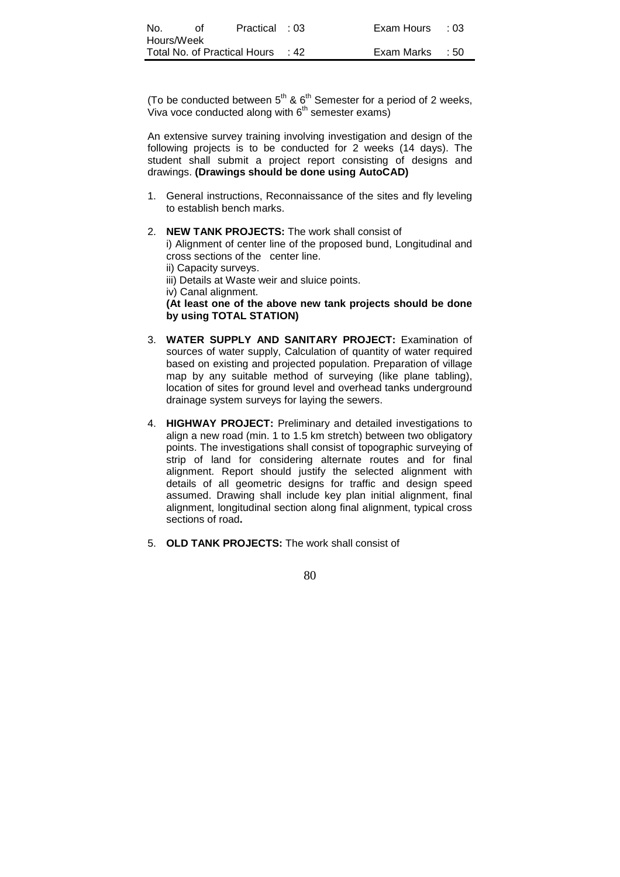| No. of Hours/Week | Practical : 03 | Exam Hours | : 03 |
|---|---|---|---|
| Total No. of Practical Hours | : 42 | Exam Marks | : 50 |

(To be conducted between 5th & 6th Semester for a period of 2 weeks, Viva voce conducted along with 6th semester exams)

An extensive survey training involving investigation and design of the following projects is to be conducted for 2 weeks (14 days). The student shall submit a project report consisting of designs and drawings. **(Drawings should be done using AutoCAD)**

1. General instructions, Reconnaissance of the sites and fly leveling to establish bench marks.

2. **NEW TANK PROJECTS:** The work shall consist of
   i) Alignment of center line of the proposed bund, Longitudinal and cross sections of the center line.
   ii) Capacity surveys.
   iii) Details at Waste weir and sluice points.
   iv) Canal alignment.
   **(At least one of the above new tank projects should be done by using TOTAL STATION)**

3. **WATER SUPPLY AND SANITARY PROJECT:** Examination of sources of water supply, Calculation of quantity of water required based on existing and projected population. Preparation of village map by any suitable method of surveying (like plane tabling), location of sites for ground level and overhead tanks underground drainage system surveys for laying the sewers.

4. **HIGHWAY PROJECT:** Preliminary and detailed investigations to align a new road (min. 1 to 1.5 km stretch) between two obligatory points. The investigations shall consist of topographic surveying of strip of land for considering alternate routes and for final alignment. Report should justify the selected alignment with details of all geometric designs for traffic and design speed assumed. Drawing shall include key plan initial alignment, final alignment, longitudinal section along final alignment, typical cross sections of road**.**

5. **OLD TANK PROJECTS:** The work shall consist of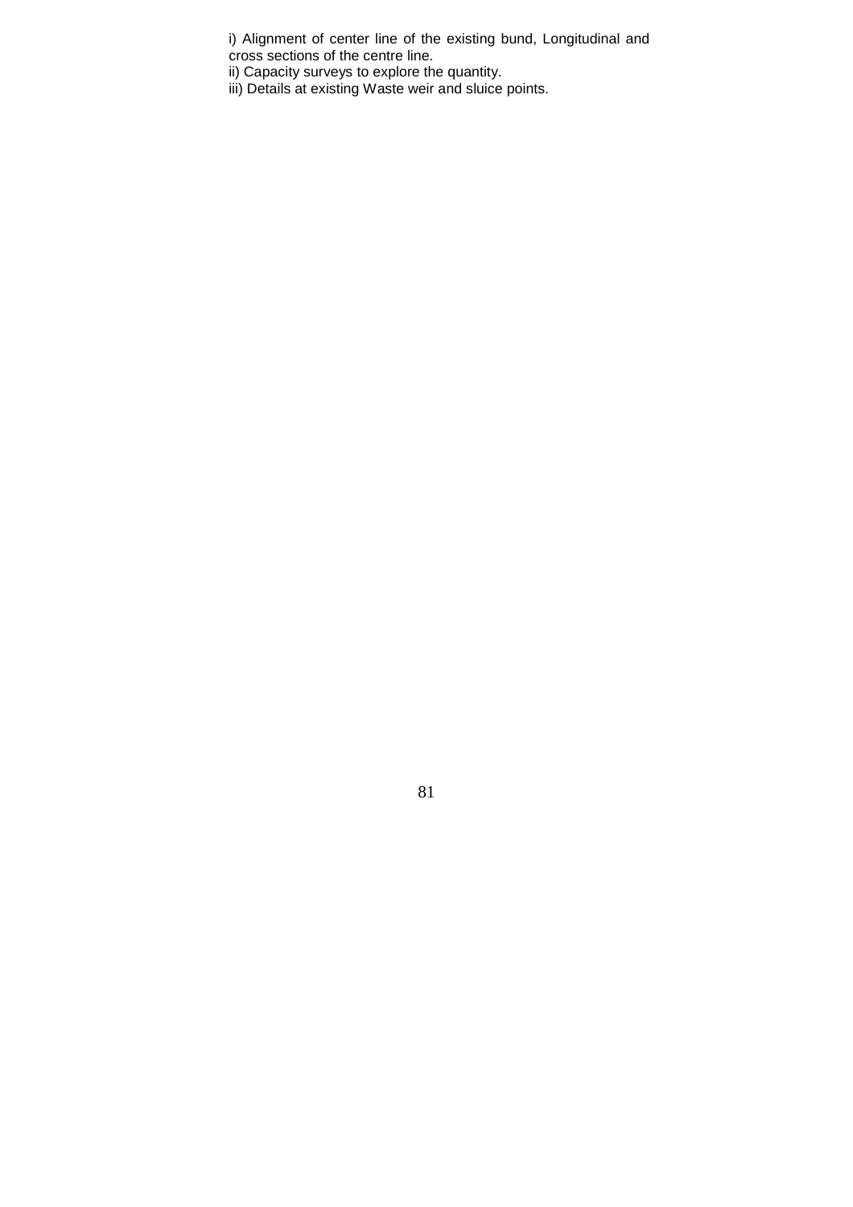i) Alignment of center line of the existing bund, Longitudinal and cross sections of the centre line.

ii) Capacity surveys to explore the quantity.

iii) Details at existing Waste weir and sluice points.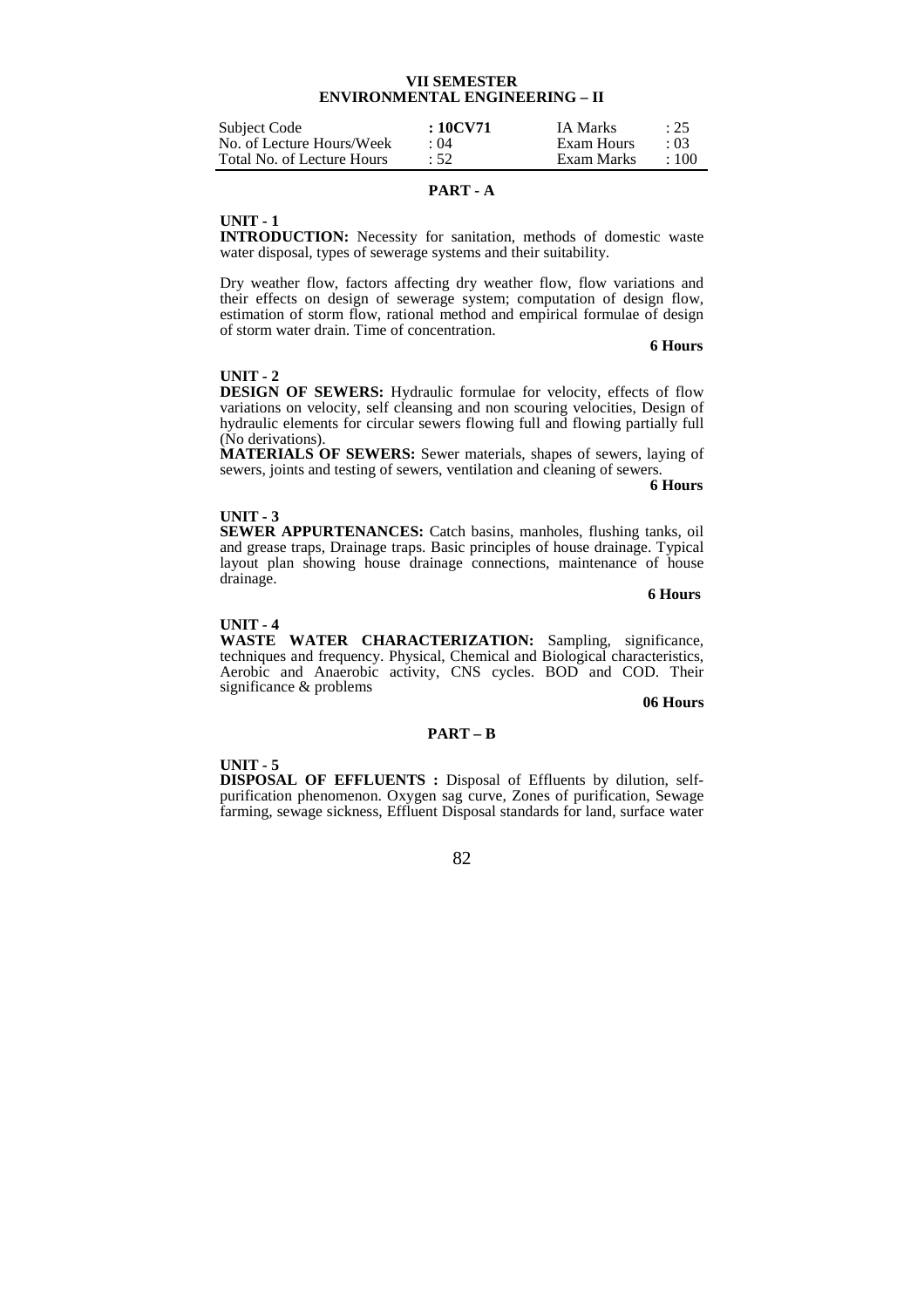## VII SEMESTER
## ENVIRONMENTAL ENGINEERING – II

| | | | |
|---|---|---|---|
| Subject Code | **: 10CV71** | IA Marks | : 25 |
| No. of Lecture Hours/Week | : 04 | Exam Hours | : 03 |
| Total No. of Lecture Hours | : 52 | Exam Marks | : 100 |

### PART - A

**UNIT - 1**

**INTRODUCTION:** Necessity for sanitation, methods of domestic waste water disposal, types of sewerage systems and their suitability.

Dry weather flow, factors affecting dry weather flow, flow variations and their effects on design of sewerage system; computation of design flow, estimation of storm flow, rational method and empirical formulae of design of storm water drain. Time of concentration.

**6 Hours**

**UNIT - 2**

**DESIGN OF SEWERS:** Hydraulic formulae for velocity, effects of flow variations on velocity, self cleansing and non scouring velocities, Design of hydraulic elements for circular sewers flowing full and flowing partially full (No derivations).

**MATERIALS OF SEWERS:** Sewer materials, shapes of sewers, laying of sewers, joints and testing of sewers, ventilation and cleaning of sewers.

**6 Hours**

**UNIT - 3**

**SEWER APPURTENANCES:** Catch basins, manholes, flushing tanks, oil and grease traps, Drainage traps. Basic principles of house drainage. Typical layout plan showing house drainage connections, maintenance of house drainage.

**6 Hours**

**UNIT - 4**

**WASTE WATER CHARACTERIZATION:** Sampling, significance, techniques and frequency. Physical, Chemical and Biological characteristics, Aerobic and Anaerobic activity, CNS cycles. BOD and COD. Their significance & problems

**06 Hours**

### PART – B

**UNIT - 5**

**DISPOSAL OF EFFLUENTS :** Disposal of Effluents by dilution, self-purification phenomenon. Oxygen sag curve, Zones of purification, Sewage farming, sewage sickness, Effluent Disposal standards for land, surface water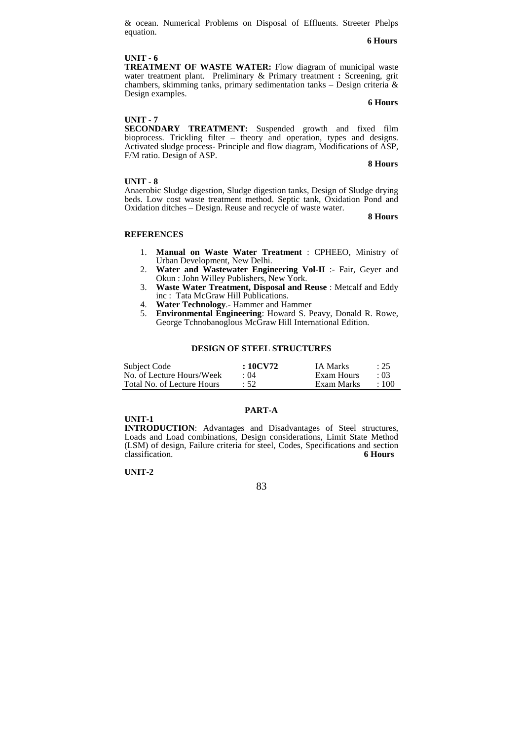& ocean. Numerical Problems on Disposal of Effluents. Streeter Phelps equation.

**6 Hours**

**UNIT - 6**

**TREATMENT OF WASTE WATER:** Flow diagram of municipal waste water treatment plant. Preliminary & Primary treatment **:** Screening, grit chambers, skimming tanks, primary sedimentation tanks – Design criteria & Design examples.

**6 Hours**

**UNIT - 7**

**SECONDARY TREATMENT:** Suspended growth and fixed film bioprocess. Trickling filter – theory and operation, types and designs. Activated sludge process- Principle and flow diagram, Modifications of ASP, F/M ratio. Design of ASP.

**8 Hours**

**UNIT - 8**

Anaerobic Sludge digestion, Sludge digestion tanks, Design of Sludge drying beds. Low cost waste treatment method. Septic tank, Oxidation Pond and Oxidation ditches – Design. Reuse and recycle of waste water.

**8 Hours**

**REFERENCES**

1. **Manual on Waste Water Treatment** : CPHEEO, Ministry of Urban Development, New Delhi.
2. **Water and Wastewater Engineering Vol-II** :- Fair, Geyer and Okun : John Willey Publishers, New York.
3. **Waste Water Treatment, Disposal and Reuse** : Metcalf and Eddy inc : Tata McGraw Hill Publications.
4. **Water Technology**.- Hammer and Hammer
5. **Environmental Engineering**: Howard S. Peavy, Donald R. Rowe, George Tchnobanoglous McGraw Hill International Edition.

## DESIGN OF STEEL STRUCTURES

| Subject Code | **: 10CV72** | IA Marks | : 25 |
|---|---|---|---|
| No. of Lecture Hours/Week | : 04 | Exam Hours | : 03 |
| Total No. of Lecture Hours | : 52 | Exam Marks | : 100 |

### PART-A

**UNIT-1**

**INTRODUCTION**: Advantages and Disadvantages of Steel structures, Loads and Load combinations, Design considerations, Limit State Method (LSM) of design, Failure criteria for steel, Codes, Specifications and section classification. **6 Hours**

**UNIT-2**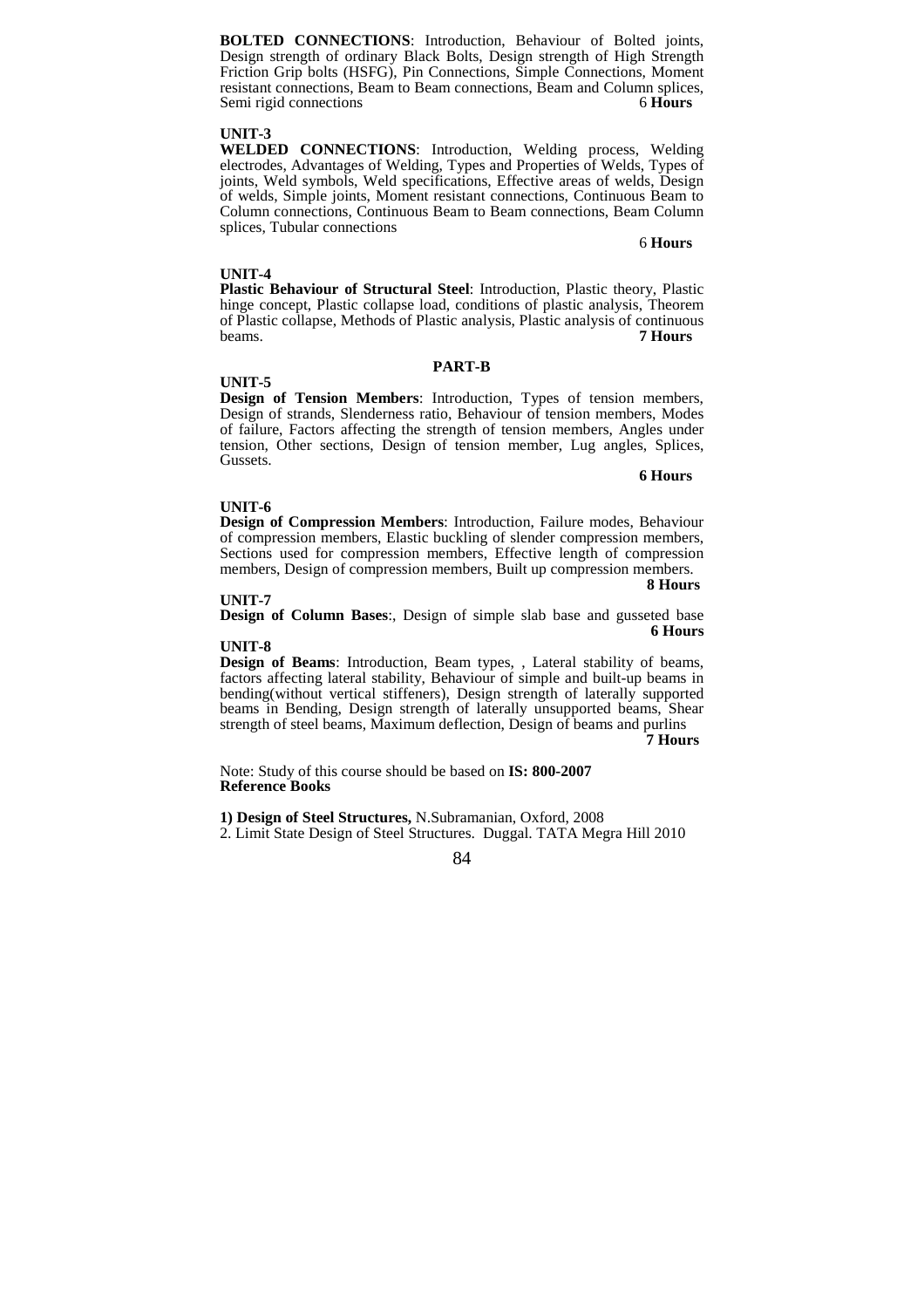**BOLTED CONNECTIONS**: Introduction, Behaviour of Bolted joints, Design strength of ordinary Black Bolts, Design strength of High Strength Friction Grip bolts (HSFG), Pin Connections, Simple Connections, Moment resistant connections, Beam to Beam connections, Beam and Column splices, Semi rigid connections **6 Hours**

**UNIT-3**

**WELDED CONNECTIONS**: Introduction, Welding process, Welding electrodes, Advantages of Welding, Types and Properties of Welds, Types of joints, Weld symbols, Weld specifications, Effective areas of welds, Design of welds, Simple joints, Moment resistant connections, Continuous Beam to Column connections, Continuous Beam to Beam connections, Beam Column splices, Tubular connections

**6 Hours**

**UNIT-4**

**Plastic Behaviour of Structural Steel**: Introduction, Plastic theory, Plastic hinge concept, Plastic collapse load, conditions of plastic analysis, Theorem of Plastic collapse, Methods of Plastic analysis, Plastic analysis of continuous beams. **7 Hours**

## PART-B

**UNIT-5**

**Design of Tension Members**: Introduction, Types of tension members, Design of strands, Slenderness ratio, Behaviour of tension members, Modes of failure, Factors affecting the strength of tension members, Angles under tension, Other sections, Design of tension member, Lug angles, Splices, Gussets.

**6 Hours**

**UNIT-6**

**Design of Compression Members**: Introduction, Failure modes, Behaviour of compression members, Elastic buckling of slender compression members, Sections used for compression members, Effective length of compression members, Design of compression members, Built up compression members.

**8 Hours**

**UNIT-7**

**Design of Column Bases**:, Design of simple slab base and gusseted base

**6 Hours**

**UNIT-8**

**Design of Beams**: Introduction, Beam types, , Lateral stability of beams, factors affecting lateral stability, Behaviour of simple and built-up beams in bending(without vertical stiffeners), Design strength of laterally supported beams in Bending, Design strength of laterally unsupported beams, Shear strength of steel beams, Maximum deflection, Design of beams and purlins

**7 Hours**

Note: Study of this course should be based on **IS: 800-2007**

**Reference Books**

**1) Design of Steel Structures,** N.Subramanian, Oxford, 2008

2. Limit State Design of Steel Structures. Duggal. TATA Megra Hill 2010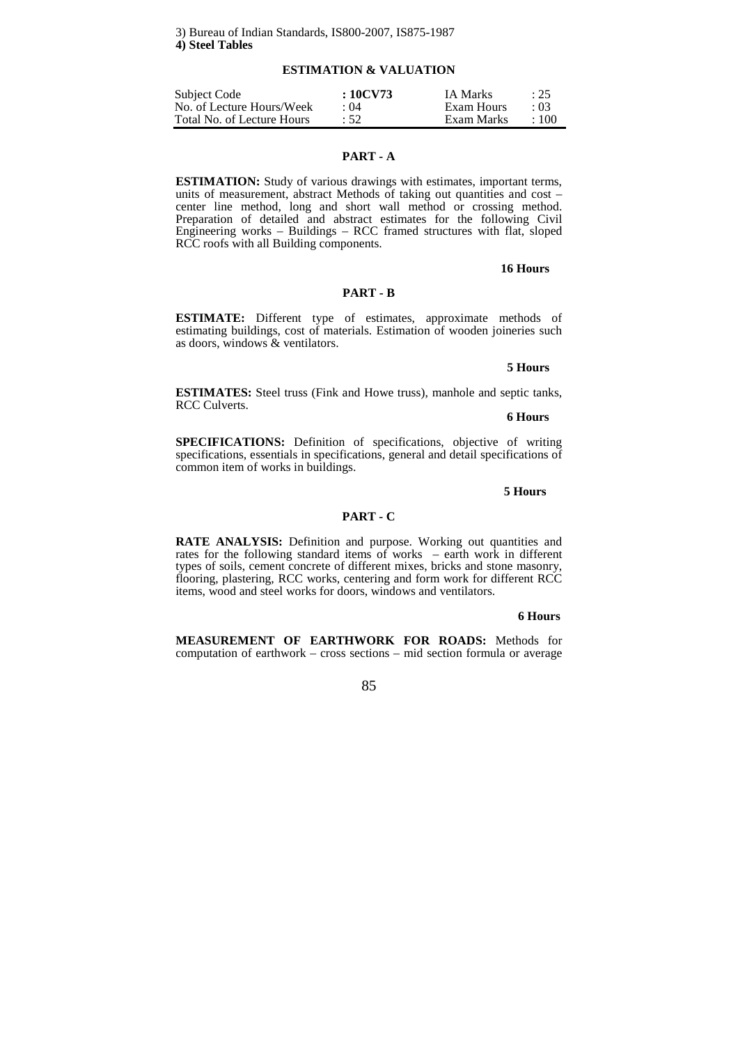3) Bureau of Indian Standards, IS800-2007, IS875-1987

**4) Steel Tables**

## ESTIMATION & VALUATION

| Subject Code | **: 10CV73** | IA Marks | : 25 |
|---|---|---|---|
| No. of Lecture Hours/Week | : 04 | Exam Hours | : 03 |
| Total No. of Lecture Hours | : 52 | Exam Marks | : 100 |

### PART - A

**ESTIMATION:** Study of various drawings with estimates, important terms, units of measurement, abstract Methods of taking out quantities and cost – center line method, long and short wall method or crossing method. Preparation of detailed and abstract estimates for the following Civil Engineering works – Buildings – RCC framed structures with flat, sloped RCC roofs with all Building components.

**16 Hours**

### PART - B

**ESTIMATE:** Different type of estimates, approximate methods of estimating buildings, cost of materials. Estimation of wooden joineries such as doors, windows & ventilators.

**5 Hours**

**ESTIMATES:** Steel truss (Fink and Howe truss), manhole and septic tanks, RCC Culverts.

**6 Hours**

**SPECIFICATIONS:** Definition of specifications, objective of writing specifications, essentials in specifications, general and detail specifications of common item of works in buildings.

**5 Hours**

### PART - C

**RATE ANALYSIS:** Definition and purpose. Working out quantities and rates for the following standard items of works – earth work in different types of soils, cement concrete of different mixes, bricks and stone masonry, flooring, plastering, RCC works, centering and form work for different RCC items, wood and steel works for doors, windows and ventilators.

**6 Hours**

**MEASUREMENT OF EARTHWORK FOR ROADS:** Methods for computation of earthwork – cross sections – mid section formula or average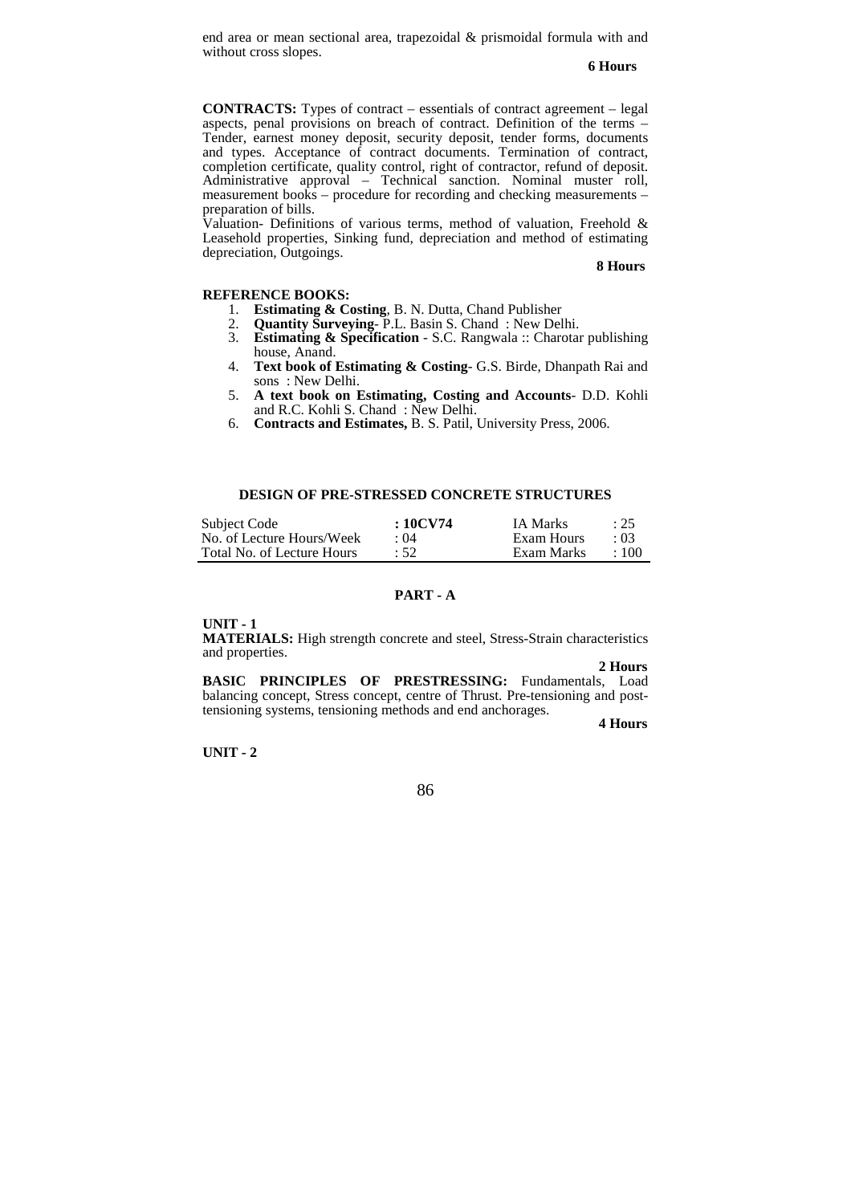end area or mean sectional area, trapezoidal & prismoidal formula with and without cross slopes.

**6 Hours**

**CONTRACTS:** Types of contract – essentials of contract agreement – legal aspects, penal provisions on breach of contract. Definition of the terms – Tender, earnest money deposit, security deposit, tender forms, documents and types. Acceptance of contract documents. Termination of contract, completion certificate, quality control, right of contractor, refund of deposit. Administrative approval – Technical sanction. Nominal muster roll, measurement books – procedure for recording and checking measurements – preparation of bills.

Valuation- Definitions of various terms, method of valuation, Freehold & Leasehold properties, Sinking fund, depreciation and method of estimating depreciation, Outgoings.

**8 Hours**

**REFERENCE BOOKS:**

1. **Estimating & Costing**, B. N. Dutta, Chand Publisher
2. **Quantity Surveying**- P.L. Basin S. Chand : New Delhi.
3. **Estimating & Specification** - S.C. Rangwala :: Charotar publishing house, Anand.
4. **Text book of Estimating & Costing**- G.S. Birde, Dhanpath Rai and sons : New Delhi.
5. **A text book on Estimating, Costing and Accounts**- D.D. Kohli and R.C. Kohli S. Chand : New Delhi.
6. **Contracts and Estimates,** B. S. Patil, University Press, 2006.

## DESIGN OF PRE-STRESSED CONCRETE STRUCTURES

| | | | |
|---|---|---|---|
| Subject Code | **: 10CV74** | IA Marks | : 25 |
| No. of Lecture Hours/Week | : 04 | Exam Hours | : 03 |
| Total No. of Lecture Hours | : 52 | Exam Marks | : 100 |

### PART - A

**UNIT - 1**

**MATERIALS:** High strength concrete and steel, Stress-Strain characteristics and properties.

**2 Hours**

**BASIC PRINCIPLES OF PRESTRESSING:** Fundamentals, Load balancing concept, Stress concept, centre of Thrust. Pre-tensioning and post-tensioning systems, tensioning methods and end anchorages.

**4 Hours**

**UNIT - 2**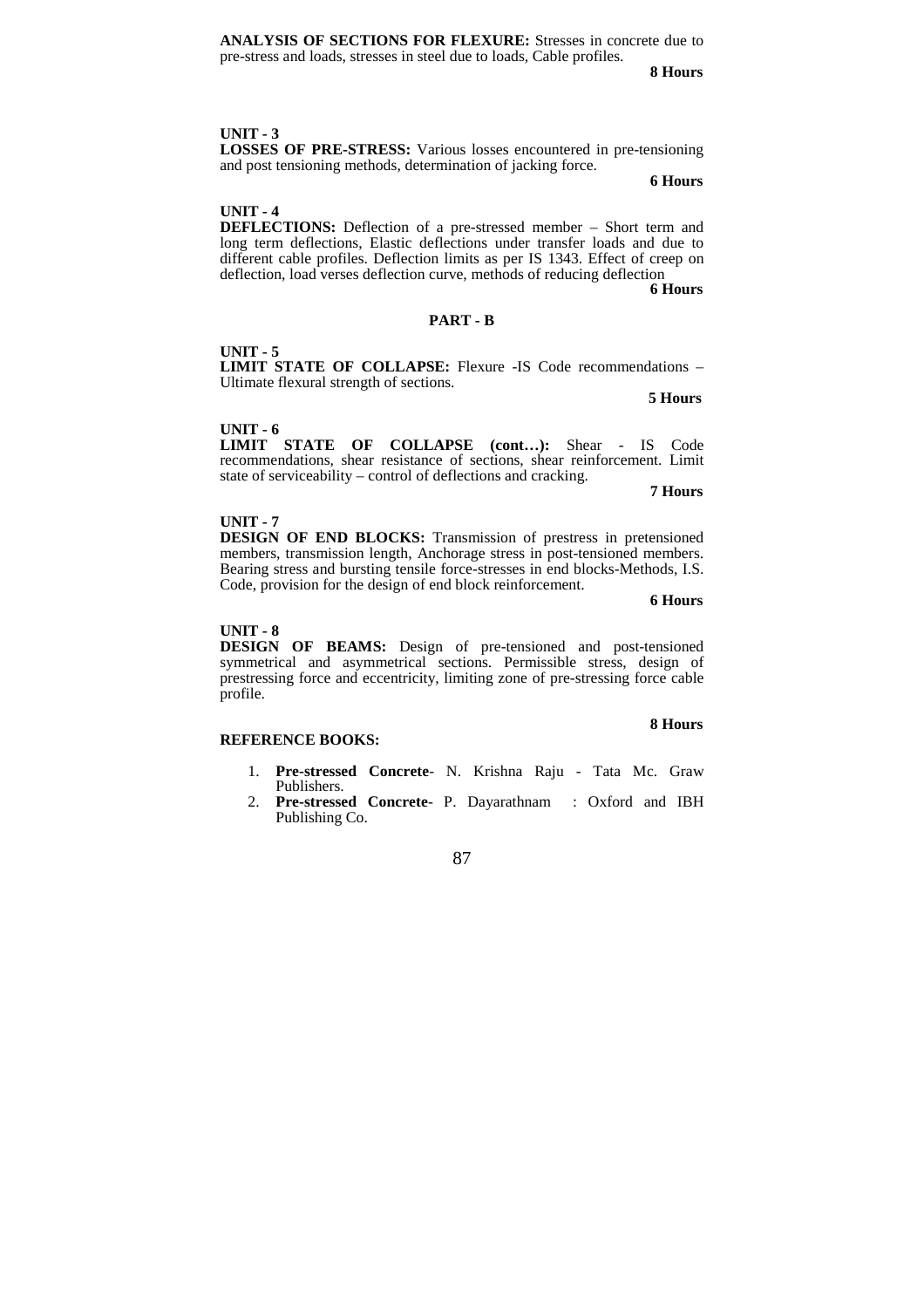**ANALYSIS OF SECTIONS FOR FLEXURE:** Stresses in concrete due to pre-stress and loads, stresses in steel due to loads, Cable profiles.

**8 Hours**

**UNIT - 3**

**LOSSES OF PRE-STRESS:** Various losses encountered in pre-tensioning and post tensioning methods, determination of jacking force.

**6 Hours**

**UNIT - 4**

**DEFLECTIONS:** Deflection of a pre-stressed member – Short term and long term deflections, Elastic deflections under transfer loads and due to different cable profiles. Deflection limits as per IS 1343. Effect of creep on deflection, load verses deflection curve, methods of reducing deflection

**6 Hours**

## PART - B

**UNIT - 5**

**LIMIT STATE OF COLLAPSE:** Flexure -IS Code recommendations – Ultimate flexural strength of sections.

**5 Hours**

**UNIT - 6**

**LIMIT STATE OF COLLAPSE (cont…):** Shear - IS Code recommendations, shear resistance of sections, shear reinforcement. Limit state of serviceability – control of deflections and cracking.

**7 Hours**

**UNIT - 7**

**DESIGN OF END BLOCKS:** Transmission of prestress in pretensioned members, transmission length, Anchorage stress in post-tensioned members. Bearing stress and bursting tensile force-stresses in end blocks-Methods, I.S. Code, provision for the design of end block reinforcement.

**6 Hours**

**UNIT - 8**

**DESIGN OF BEAMS:** Design of pre-tensioned and post-tensioned symmetrical and asymmetrical sections. Permissible stress, design of prestressing force and eccentricity, limiting zone of pre-stressing force cable profile.

**8 Hours**

**REFERENCE BOOKS:**

1. **Pre-stressed Concrete**- N. Krishna Raju - Tata Mc. Graw Publishers.
2. **Pre-stressed Concrete**- P. Dayarathnam : Oxford and IBH Publishing Co.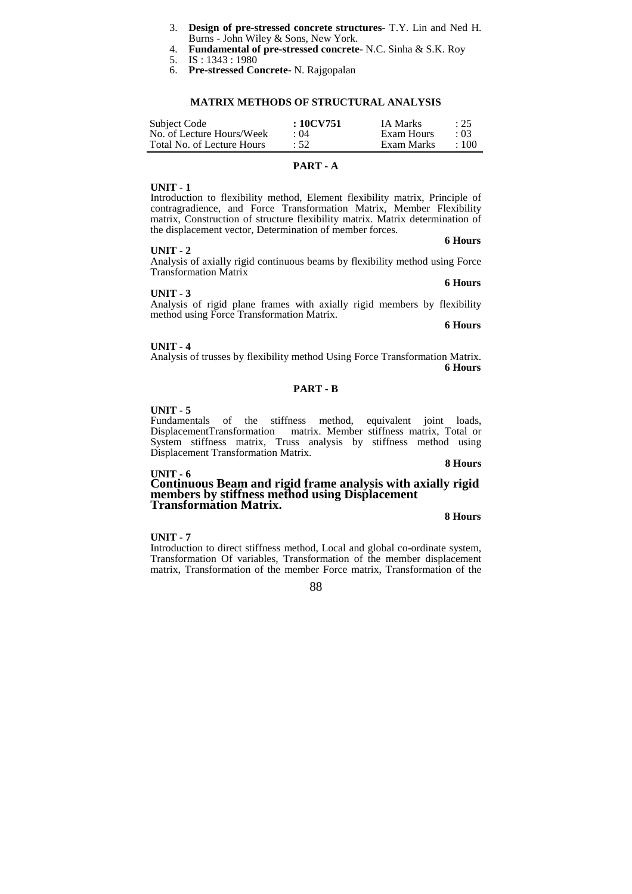3. **Design of pre-stressed concrete structures**- T.Y. Lin and Ned H. Burns - John Wiley & Sons, New York.
4. **Fundamental of pre-stressed concrete**- N.C. Sinha & S.K. Roy
5. IS : 1343 : 1980
6. **Pre-stressed Concrete**- N. Rajgopalan

## MATRIX METHODS OF STRUCTURAL ANALYSIS

| Subject Code | **: 10CV751** | IA Marks | : 25 |
|---|---|---|---|
| No. of Lecture Hours/Week | : 04 | Exam Hours | : 03 |
| Total No. of Lecture Hours | : 52 | Exam Marks | : 100 |

### PART - A

**UNIT - 1**

Introduction to flexibility method, Element flexibility matrix, Principle of contragradience, and Force Transformation Matrix, Member Flexibility matrix, Construction of structure flexibility matrix. Matrix determination of the displacement vector, Determination of member forces.

**6 Hours**

**UNIT - 2**

Analysis of axially rigid continuous beams by flexibility method using Force Transformation Matrix

**6 Hours**

**UNIT - 3**

Analysis of rigid plane frames with axially rigid members by flexibility method using Force Transformation Matrix.

**6 Hours**

**UNIT - 4**

Analysis of trusses by flexibility method Using Force Transformation Matrix.

**6 Hours**

### PART - B

**UNIT - 5**

Fundamentals of the stiffness method, equivalent joint loads, DisplacementTransformation matrix. Member stiffness matrix, Total or System stiffness matrix, Truss analysis by stiffness method using Displacement Transformation Matrix.

**8 Hours**

**UNIT - 6**

**Continuous Beam and rigid frame analysis with axially rigid members by stiffness method using Displacement Transformation Matrix.**

**8 Hours**

**UNIT - 7**

Introduction to direct stiffness method, Local and global co-ordinate system, Transformation Of variables, Transformation of the member displacement matrix, Transformation of the member Force matrix, Transformation of the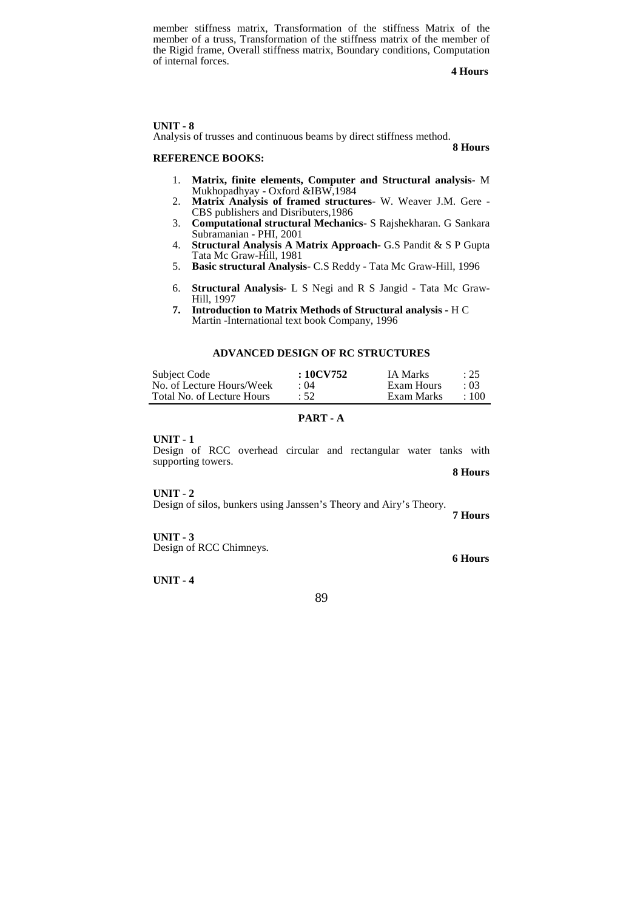member stiffness matrix, Transformation of the stiffness Matrix of the member of a truss, Transformation of the stiffness matrix of the member of the Rigid frame, Overall stiffness matrix, Boundary conditions, Computation of internal forces.

**4 Hours**

**UNIT - 8**

Analysis of trusses and continuous beams by direct stiffness method.

**8 Hours**

**REFERENCE BOOKS:**

1. **Matrix, finite elements, Computer and Structural analysis**- M Mukhopadhyay - Oxford &IBW,1984
2. **Matrix Analysis of framed structures**- W. Weaver J.M. Gere - CBS publishers and Disributers,1986
3. **Computational structural Mechanics**- S Rajshekharan. G Sankara Subramanian - PHI, 2001
4. **Structural Analysis A Matrix Approach**- G.S Pandit & S P Gupta Tata Mc Graw-Hill, 1981
5. **Basic structural Analysis**- C.S Reddy - Tata Mc Graw-Hill, 1996
6. **Structural Analysis**- L S Negi and R S Jangid - Tata Mc Graw-Hill, 1997
7. **Introduction to Matrix Methods of Structural analysis -** H C Martin -International text book Company, 1996

## ADVANCED DESIGN OF RC STRUCTURES

| Subject Code | **: 10CV752** | IA Marks | : 25 |
|---|---|---|---|
| No. of Lecture Hours/Week | : 04 | Exam Hours | : 03 |
| Total No. of Lecture Hours | : 52 | Exam Marks | : 100 |

### PART - A

**UNIT - 1**

Design of RCC overhead circular and rectangular water tanks with supporting towers.

**8 Hours**

**UNIT - 2**

Design of silos, bunkers using Janssen's Theory and Airy's Theory.

**7 Hours**

**UNIT - 3**

Design of RCC Chimneys.

**6 Hours**

**UNIT - 4**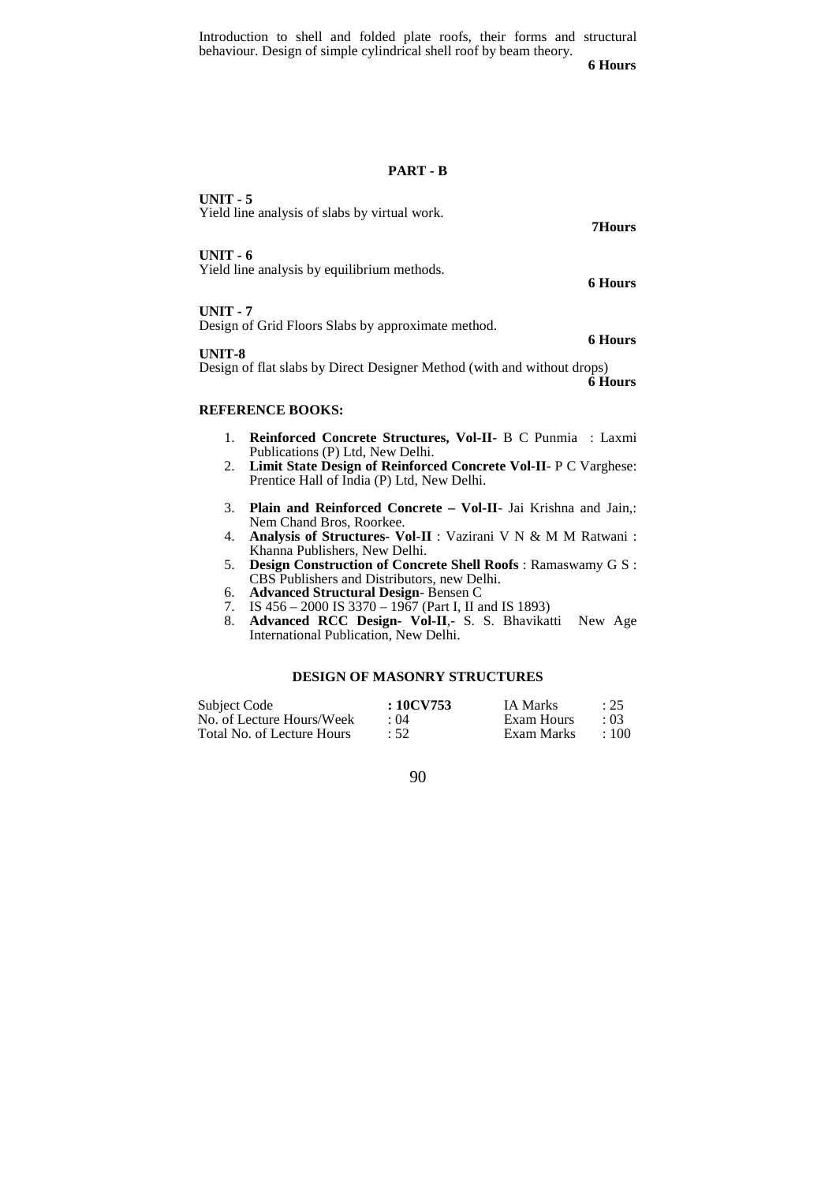Introduction to shell and folded plate roofs, their forms and structural behaviour. Design of simple cylindrical shell roof by beam theory.

**6 Hours**

## PART - B

**UNIT - 5**

Yield line analysis of slabs by virtual work.

**7Hours**

**UNIT - 6**

Yield line analysis by equilibrium methods.

**6 Hours**

**UNIT - 7**

Design of Grid Floors Slabs by approximate method.

**6 Hours**

**UNIT-8**

Design of flat slabs by Direct Designer Method (with and without drops)

**6 Hours**

**REFERENCE BOOKS:**

1. **Reinforced Concrete Structures, Vol-II**- B C Punmia : Laxmi Publications (P) Ltd, New Delhi.
2. **Limit State Design of Reinforced Concrete Vol-II**- P C Varghese: Prentice Hall of India (P) Ltd, New Delhi.
3. **Plain and Reinforced Concrete – Vol-II**- Jai Krishna and Jain,: Nem Chand Bros, Roorkee.
4. **Analysis of Structures- Vol-II** : Vazirani V N & M M Ratwani : Khanna Publishers, New Delhi.
5. **Design Construction of Concrete Shell Roofs** : Ramaswamy G S : CBS Publishers and Distributors, new Delhi.
6. **Advanced Structural Design**- Bensen C
7. IS 456 – 2000 IS 3370 – 1967 (Part I, II and IS 1893)
8. **Advanced RCC Design- Vol-II**,- S. S. Bhavikatti New Age International Publication, New Delhi.

## DESIGN OF MASONRY STRUCTURES

| | | | |
|---|---|---|---|
| Subject Code | **: 10CV753** | IA Marks | : 25 |
| No. of Lecture Hours/Week | : 04 | Exam Hours | : 03 |
| Total No. of Lecture Hours | : 52 | Exam Marks | : 100 |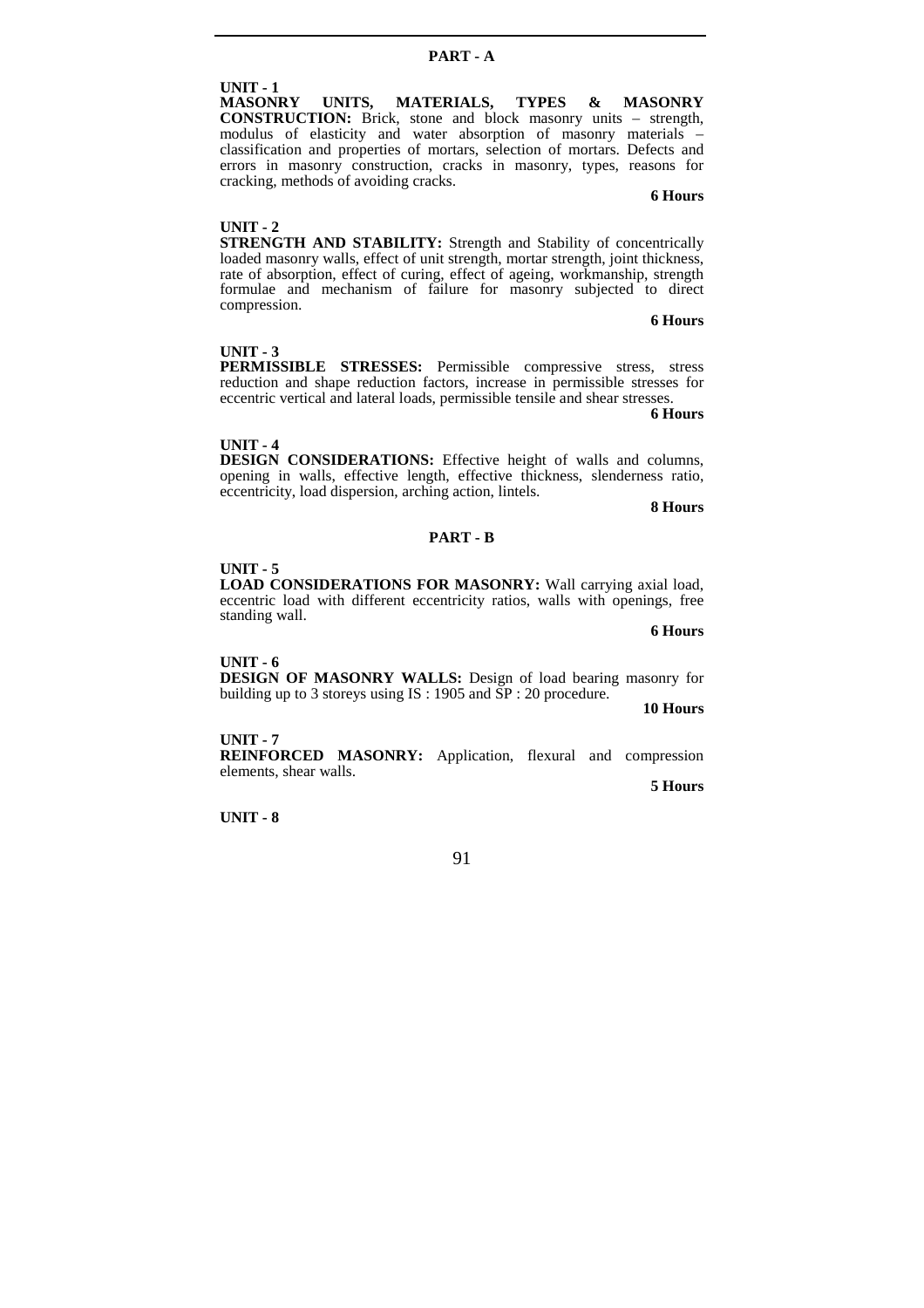## PART - A

**UNIT - 1**

**MASONRY UNITS, MATERIALS, TYPES & MASONRY CONSTRUCTION:** Brick, stone and block masonry units – strength, modulus of elasticity and water absorption of masonry materials – classification and properties of mortars, selection of mortars. Defects and errors in masonry construction, cracks in masonry, types, reasons for cracking, methods of avoiding cracks.

**6 Hours**

**UNIT - 2**

**STRENGTH AND STABILITY:** Strength and Stability of concentrically loaded masonry walls, effect of unit strength, mortar strength, joint thickness, rate of absorption, effect of curing, effect of ageing, workmanship, strength formulae and mechanism of failure for masonry subjected to direct compression.

**6 Hours**

**UNIT - 3**

**PERMISSIBLE STRESSES:** Permissible compressive stress, stress reduction and shape reduction factors, increase in permissible stresses for eccentric vertical and lateral loads, permissible tensile and shear stresses.

**6 Hours**

**UNIT - 4**

**DESIGN CONSIDERATIONS:** Effective height of walls and columns, opening in walls, effective length, effective thickness, slenderness ratio, eccentricity, load dispersion, arching action, lintels.

**8 Hours**

## PART - B

**UNIT - 5**

**LOAD CONSIDERATIONS FOR MASONRY:** Wall carrying axial load, eccentric load with different eccentricity ratios, walls with openings, free standing wall.

**6 Hours**

**UNIT - 6**

**DESIGN OF MASONRY WALLS:** Design of load bearing masonry for building up to 3 storeys using IS : 1905 and SP : 20 procedure.

**10 Hours**

**UNIT - 7**

**REINFORCED MASONRY:** Application, flexural and compression elements, shear walls.

**5 Hours**

**UNIT - 8**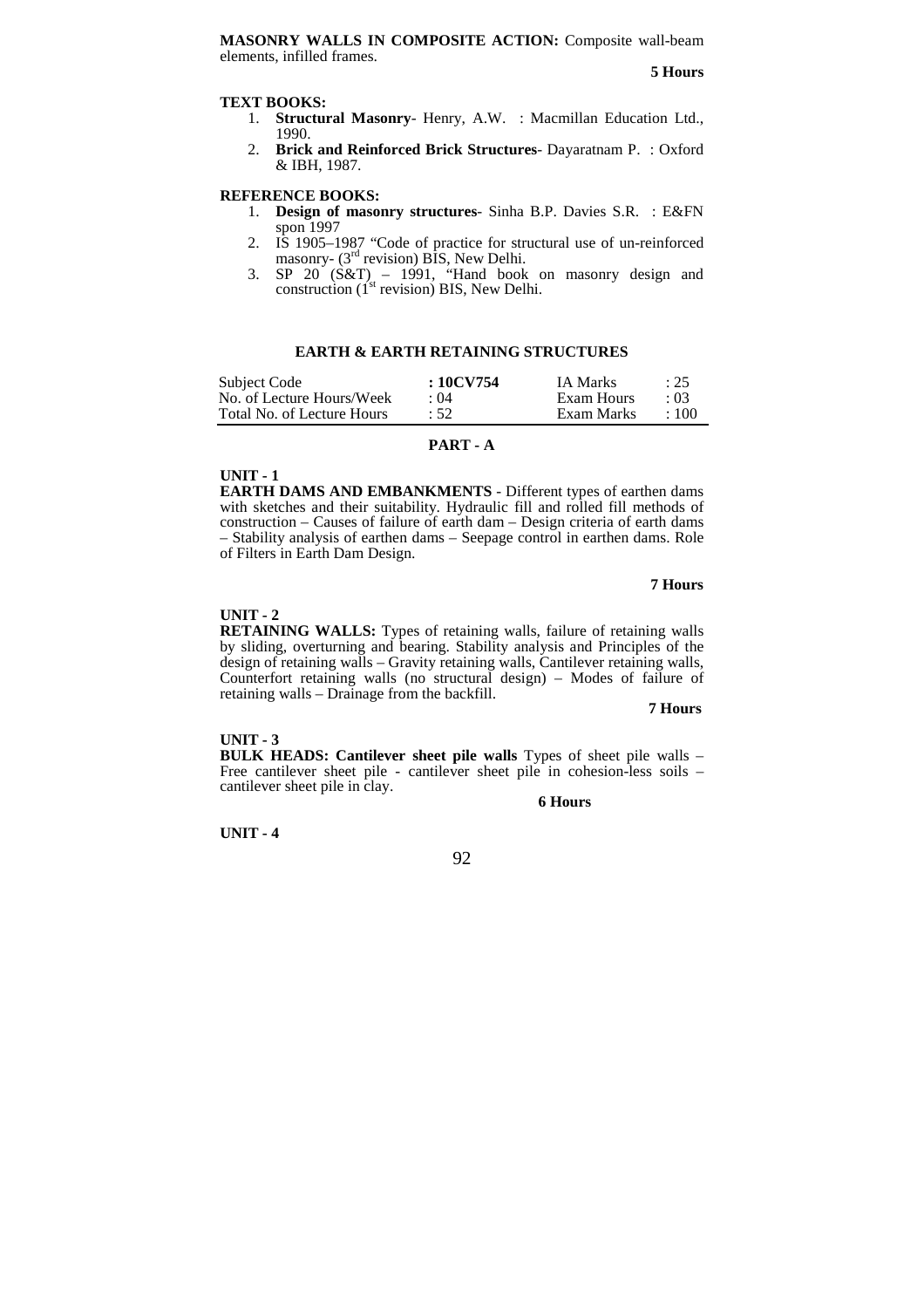**MASONRY WALLS IN COMPOSITE ACTION:** Composite wall-beam elements, infilled frames.

**5 Hours**

**TEXT BOOKS:**

1. **Structural Masonry**- Henry, A.W. : Macmillan Education Ltd., 1990.
2. **Brick and Reinforced Brick Structures**- Dayaratnam P. : Oxford & IBH, 1987.

**REFERENCE BOOKS:**

1. **Design of masonry structures**- Sinha B.P. Davies S.R. : E&FN spon 1997
2. IS 1905–1987 "Code of practice for structural use of un-reinforced masonry- (3rd revision) BIS, New Delhi.
3. SP 20 (S&T) – 1991, "Hand book on masonry design and construction (1st revision) BIS, New Delhi.

## EARTH & EARTH RETAINING STRUCTURES

| Subject Code | : 10CV754 | IA Marks | : 25 |
|---|---|---|---|
| No. of Lecture Hours/Week | : 04 | Exam Hours | : 03 |
| Total No. of Lecture Hours | : 52 | Exam Marks | : 100 |

### PART - A

**UNIT - 1**

**EARTH DAMS AND EMBANKMENTS** - Different types of earthen dams with sketches and their suitability. Hydraulic fill and rolled fill methods of construction – Causes of failure of earth dam – Design criteria of earth dams – Stability analysis of earthen dams – Seepage control in earthen dams. Role of Filters in Earth Dam Design.

**7 Hours**

**UNIT - 2**

**RETAINING WALLS:** Types of retaining walls, failure of retaining walls by sliding, overturning and bearing. Stability analysis and Principles of the design of retaining walls – Gravity retaining walls, Cantilever retaining walls, Counterfort retaining walls (no structural design) – Modes of failure of retaining walls – Drainage from the backfill.

**7 Hours**

**UNIT - 3**

**BULK HEADS: Cantilever sheet pile walls** Types of sheet pile walls – Free cantilever sheet pile - cantilever sheet pile in cohesion-less soils – cantilever sheet pile in clay.

**6 Hours**

**UNIT - 4**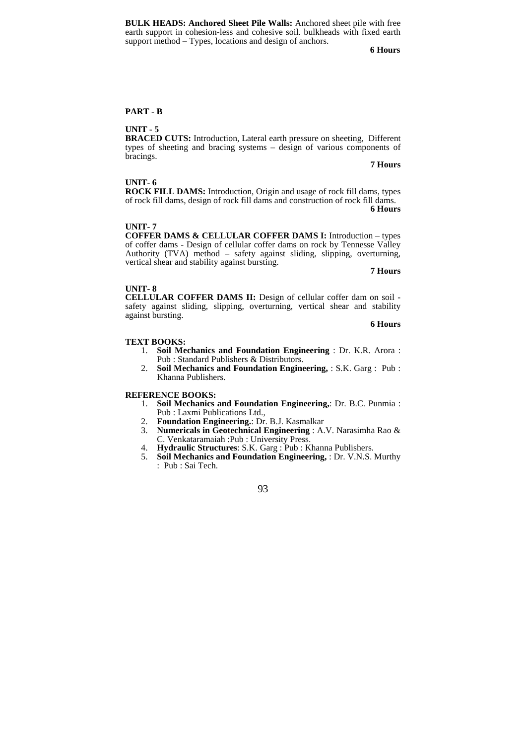**BULK HEADS: Anchored Sheet Pile Walls:** Anchored sheet pile with free earth support in cohesion-less and cohesive soil. bulkheads with fixed earth support method – Types, locations and design of anchors.

**6 Hours**

## PART - B

### UNIT - 5

**BRACED CUTS:** Introduction, Lateral earth pressure on sheeting, Different types of sheeting and bracing systems – design of various components of bracings.

**7 Hours**

### UNIT- 6

**ROCK FILL DAMS:** Introduction, Origin and usage of rock fill dams, types of rock fill dams, design of rock fill dams and construction of rock fill dams.

**6 Hours**

### UNIT- 7

**COFFER DAMS & CELLULAR COFFER DAMS I:** Introduction – types of coffer dams - Design of cellular coffer dams on rock by Tennesse Valley Authority (TVA) method – safety against sliding, slipping, overturning, vertical shear and stability against bursting.

**7 Hours**

### UNIT- 8

**CELLULAR COFFER DAMS II:** Design of cellular coffer dam on soil - safety against sliding, slipping, overturning, vertical shear and stability against bursting.

**6 Hours**

### TEXT BOOKS:

1. **Soil Mechanics and Foundation Engineering** : Dr. K.R. Arora : Pub : Standard Publishers & Distributors.
2. **Soil Mechanics and Foundation Engineering,** : S.K. Garg : Pub : Khanna Publishers.

### REFERENCE BOOKS:

1. **Soil Mechanics and Foundation Engineering,**: Dr. B.C. Punmia : Pub : Laxmi Publications Ltd.,
2. **Foundation Engineering.**: Dr. B.J. Kasmalkar
3. **Numericals in Geotechnical Engineering** : A.V. Narasimha Rao & C. Venkataramaiah :Pub : University Press.
4. **Hydraulic Structures**: S.K. Garg : Pub : Khanna Publishers.
5. **Soil Mechanics and Foundation Engineering,** : Dr. V.N.S. Murthy : Pub : Sai Tech.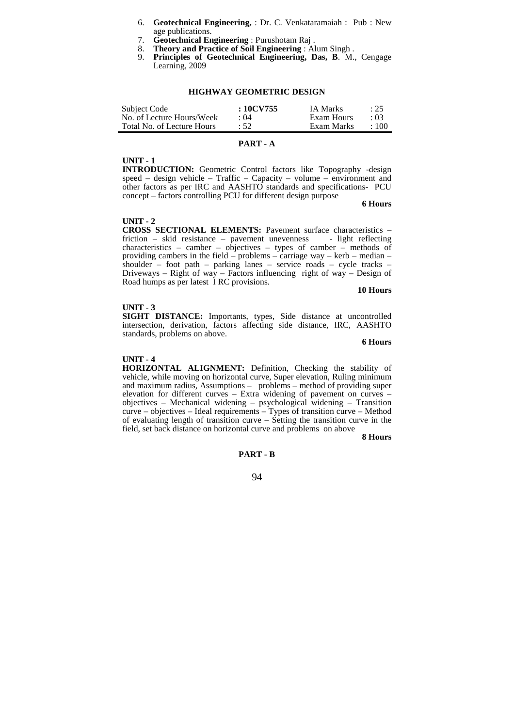6. **Geotechnical Engineering,** : Dr. C. Venkataramaiah : Pub : New age publications.
7. **Geotechnical Engineering** : Purushotam Raj .
8. **Theory and Practice of Soil Engineering** : Alum Singh .
9. **Principles of Geotechnical Engineering, Das, B**. M., Cengage Learning, 2009

## HIGHWAY GEOMETRIC DESIGN

| Subject Code | **: 10CV755** | IA Marks | : 25 |
|---|---|---|---|
| No. of Lecture Hours/Week | : 04 | Exam Hours | : 03 |
| Total No. of Lecture Hours | : 52 | Exam Marks | : 100 |

### PART - A

**UNIT - 1**

**INTRODUCTION:** Geometric Control factors like Topography -design speed – design vehicle – Traffic – Capacity – volume – environment and other factors as per IRC and AASHTO standards and specifications- PCU concept – factors controlling PCU for different design purpose

**6 Hours**

**UNIT - 2**

**CROSS SECTIONAL ELEMENTS:** Pavement surface characteristics – friction – skid resistance – pavement unevenness - light reflecting characteristics – camber – objectives – types of camber – methods of providing cambers in the field – problems – carriage way – kerb – median – shoulder – foot path – parking lanes – service roads – cycle tracks – Driveways – Right of way – Factors influencing right of way – Design of Road humps as per latest I RC provisions.

**10 Hours**

**UNIT - 3**

**SIGHT DISTANCE:** Importants, types, Side distance at uncontrolled intersection, derivation, factors affecting side distance, IRC, AASHTO standards, problems on above.

**6 Hours**

**UNIT - 4**

**HORIZONTAL ALIGNMENT:** Definition, Checking the stability of vehicle, while moving on horizontal curve, Super elevation, Ruling minimum and maximum radius, Assumptions – problems – method of providing super elevation for different curves – Extra widening of pavement on curves – objectives – Mechanical widening – psychological widening – Transition curve – objectives – Ideal requirements – Types of transition curve – Method of evaluating length of transition curve – Setting the transition curve in the field, set back distance on horizontal curve and problems on above

**8 Hours**

### PART - B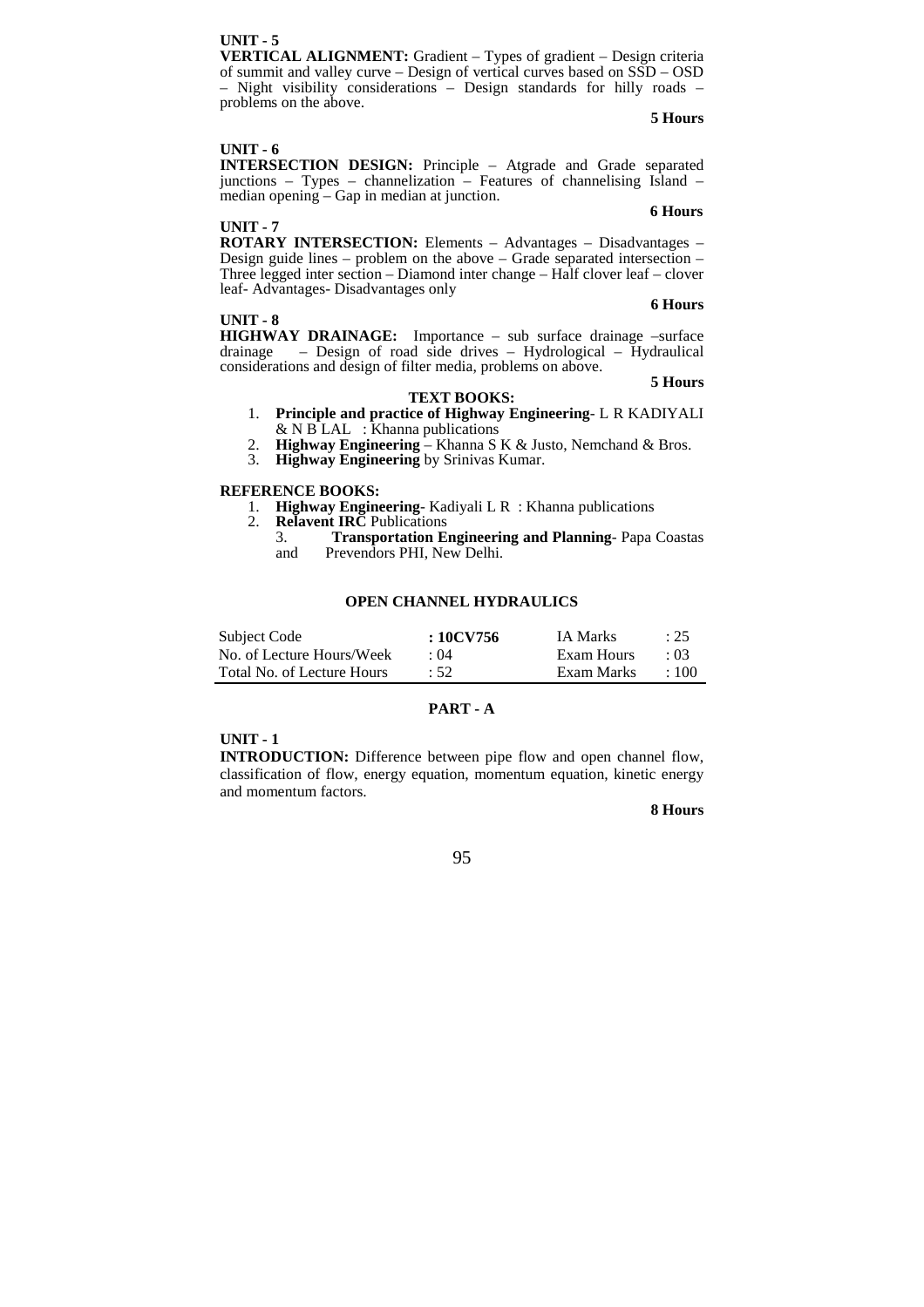**UNIT - 5**

**VERTICAL ALIGNMENT:** Gradient – Types of gradient – Design criteria of summit and valley curve – Design of vertical curves based on SSD – OSD – Night visibility considerations – Design standards for hilly roads – problems on the above.

**5 Hours**

**UNIT - 6**

**INTERSECTION DESIGN:** Principle – Atgrade and Grade separated junctions – Types – channelization – Features of channelising Island – median opening – Gap in median at junction.

**6 Hours**

**UNIT - 7**

**ROTARY INTERSECTION:** Elements – Advantages – Disadvantages – Design guide lines – problem on the above – Grade separated intersection – Three legged inter section – Diamond inter change – Half clover leaf – clover leaf- Advantages- Disadvantages only

**6 Hours**

**UNIT - 8**

**HIGHWAY DRAINAGE:** Importance – sub surface drainage –surface drainage – Design of road side drives – Hydrological – Hydraulical considerations and design of filter media, problems on above.

**5 Hours**

**TEXT BOOKS:**

1. **Principle and practice of Highway Engineering**- L R KADIYALI & N B LAL : Khanna publications
2. **Highway Engineering** – Khanna S K & Justo, Nemchand & Bros.
3. **Highway Engineering** by Srinivas Kumar.

**REFERENCE BOOKS:**

1. **Highway Engineering**- Kadiyali L R : Khanna publications
2. **Relavent IRC** Publications
3. **Transportation Engineering and Planning**- Papa Coastas and Prevendors PHI, New Delhi.

## OPEN CHANNEL HYDRAULICS

| | | | |
|---|---|---|---|
| Subject Code | **: 10CV756** | IA Marks | : 25 |
| No. of Lecture Hours/Week | : 04 | Exam Hours | : 03 |
| Total No. of Lecture Hours | : 52 | Exam Marks | : 100 |

### PART - A

**UNIT - 1**

**INTRODUCTION:** Difference between pipe flow and open channel flow, classification of flow, energy equation, momentum equation, kinetic energy and momentum factors.

**8 Hours**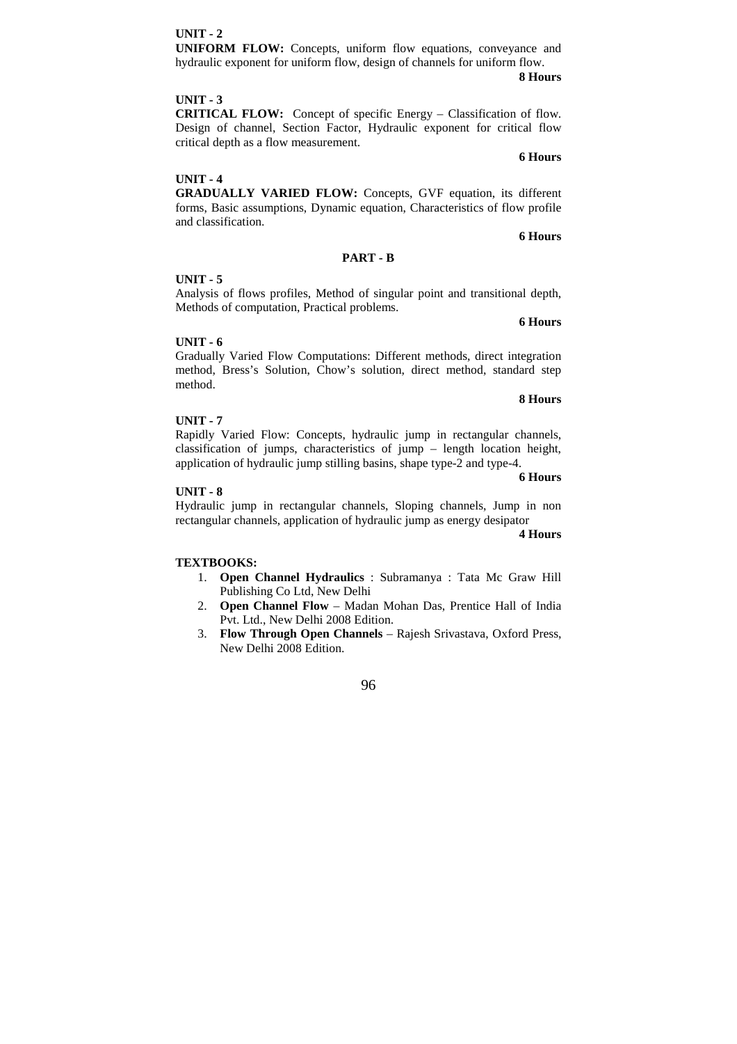**UNIT - 2**

**UNIFORM FLOW:** Concepts, uniform flow equations, conveyance and hydraulic exponent for uniform flow, design of channels for uniform flow.

**8 Hours**

**UNIT - 3**

**CRITICAL FLOW:** Concept of specific Energy – Classification of flow. Design of channel, Section Factor, Hydraulic exponent for critical flow critical depth as a flow measurement.

**6 Hours**

**UNIT - 4**

**GRADUALLY VARIED FLOW:** Concepts, GVF equation, its different forms, Basic assumptions, Dynamic equation, Characteristics of flow profile and classification.

**6 Hours**

## PART - B

**UNIT - 5**

Analysis of flows profiles, Method of singular point and transitional depth, Methods of computation, Practical problems.

**6 Hours**

**UNIT - 6**

Gradually Varied Flow Computations: Different methods, direct integration method, Bress's Solution, Chow's solution, direct method, standard step method.

**8 Hours**

**UNIT - 7**

Rapidly Varied Flow: Concepts, hydraulic jump in rectangular channels, classification of jumps, characteristics of jump – length location height, application of hydraulic jump stilling basins, shape type-2 and type-4.

**6 Hours**

**UNIT - 8**

Hydraulic jump in rectangular channels, Sloping channels, Jump in non rectangular channels, application of hydraulic jump as energy desipator

**4 Hours**

**TEXTBOOKS:**

1. **Open Channel Hydraulics** : Subramanya : Tata Mc Graw Hill Publishing Co Ltd, New Delhi
2. **Open Channel Flow** – Madan Mohan Das, Prentice Hall of India Pvt. Ltd., New Delhi 2008 Edition.
3. **Flow Through Open Channels** – Rajesh Srivastava, Oxford Press, New Delhi 2008 Edition.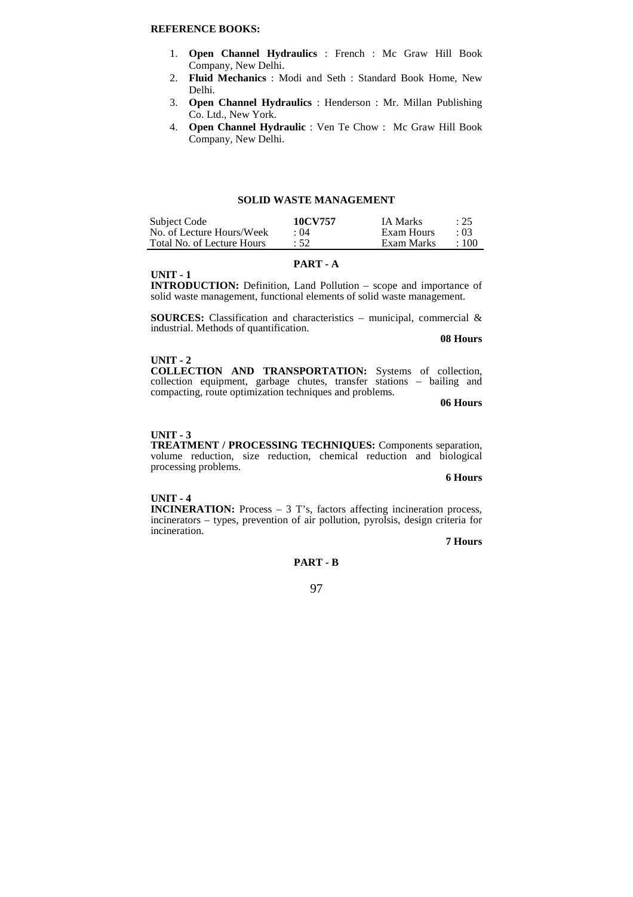**REFERENCE BOOKS:**

1. **Open Channel Hydraulics** : French : Mc Graw Hill Book Company, New Delhi.
2. **Fluid Mechanics** : Modi and Seth : Standard Book Home, New Delhi.
3. **Open Channel Hydraulics** : Henderson : Mr. Millan Publishing Co. Ltd., New York.
4. **Open Channel Hydraulic** : Ven Te Chow : Mc Graw Hill Book Company, New Delhi.

## SOLID WASTE MANAGEMENT

| Subject Code | **10CV757** | IA Marks | : 25 |
|---|---|---|---|
| No. of Lecture Hours/Week | : 04 | Exam Hours | : 03 |
| Total No. of Lecture Hours | : 52 | Exam Marks | : 100 |

### PART - A

**UNIT - 1**

**INTRODUCTION:** Definition, Land Pollution – scope and importance of solid waste management, functional elements of solid waste management.

**SOURCES:** Classification and characteristics – municipal, commercial & industrial. Methods of quantification.

**08 Hours**

**UNIT - 2**

**COLLECTION AND TRANSPORTATION:** Systems of collection, collection equipment, garbage chutes, transfer stations – bailing and compacting, route optimization techniques and problems.

**06 Hours**

**UNIT - 3**

**TREATMENT / PROCESSING TECHNIQUES:** Components separation, volume reduction, size reduction, chemical reduction and biological processing problems.

**6 Hours**

**UNIT - 4**

**INCINERATION:** Process – 3 T's, factors affecting incineration process, incinerators – types, prevention of air pollution, pyrolsis, design criteria for incineration.

**7 Hours**

### PART - B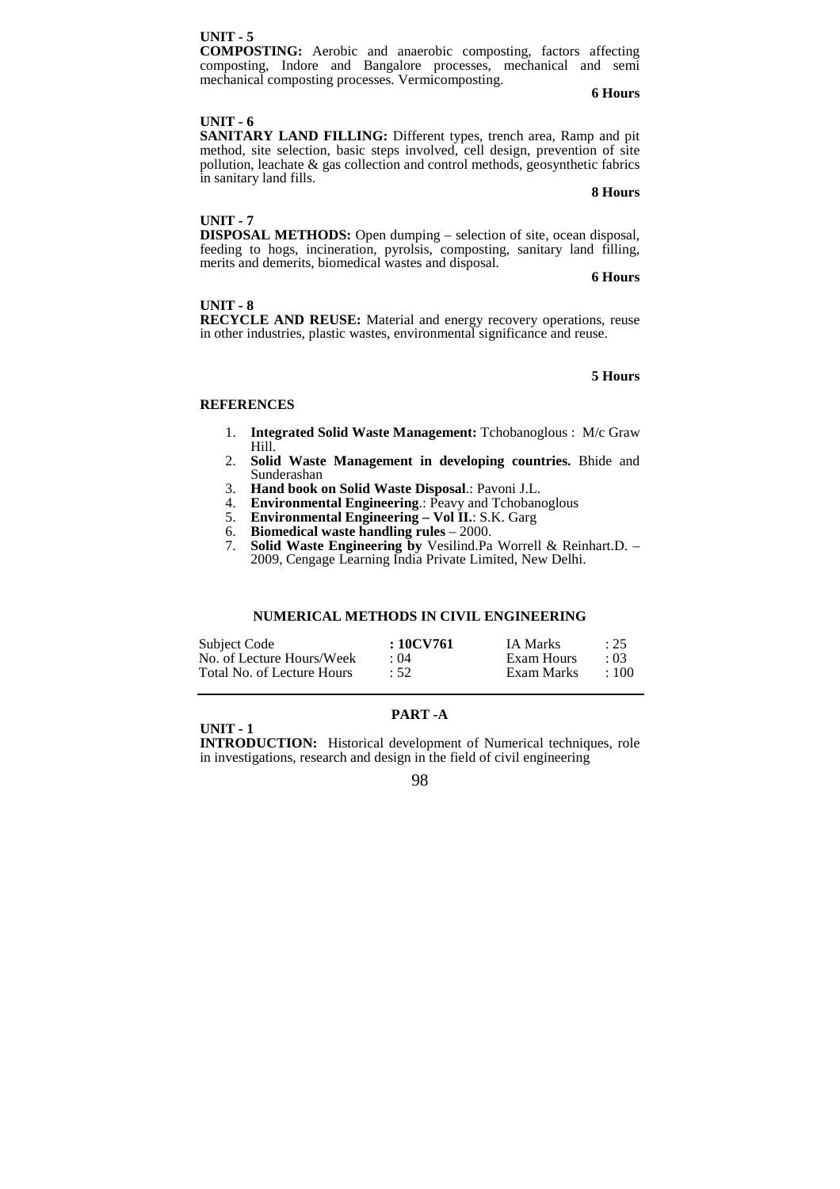**UNIT - 5**

**COMPOSTING:** Aerobic and anaerobic composting, factors affecting composting, Indore and Bangalore processes, mechanical and semi mechanical composting processes. Vermicomposting.

**6 Hours**

**UNIT - 6**

**SANITARY LAND FILLING:** Different types, trench area, Ramp and pit method, site selection, basic steps involved, cell design, prevention of site pollution, leachate & gas collection and control methods, geosynthetic fabrics in sanitary land fills.

**8 Hours**

**UNIT - 7**

**DISPOSAL METHODS:** Open dumping – selection of site, ocean disposal, feeding to hogs, incineration, pyrolsis, composting, sanitary land filling, merits and demerits, biomedical wastes and disposal.

**6 Hours**

**UNIT - 8**

**RECYCLE AND REUSE:** Material and energy recovery operations, reuse in other industries, plastic wastes, environmental significance and reuse.

**5 Hours**

**REFERENCES**

1. **Integrated Solid Waste Management:** Tchobanoglous : M/c Graw Hill.
2. **Solid Waste Management in developing countries.** Bhide and Sunderashan
3. **Hand book on Solid Waste Disposal**.: Pavoni J.L.
4. **Environmental Engineering**.: Peavy and Tchobanoglous
5. **Environmental Engineering – Vol II.**: S.K. Garg
6. **Biomedical waste handling rules** – 2000.
7. **Solid Waste Engineering by** Vesilind.Pa Worrell & Reinhart.D. – 2009, Cengage Learning India Private Limited, New Delhi.

## NUMERICAL METHODS IN CIVIL ENGINEERING

| | | | |
|---|---|---|---|
| Subject Code | **: 10CV761** | IA Marks | : 25 |
| No. of Lecture Hours/Week | : 04 | Exam Hours | : 03 |
| Total No. of Lecture Hours | : 52 | Exam Marks | : 100 |

### PART -A

**UNIT - 1**

**INTRODUCTION:** Historical development of Numerical techniques, role in investigations, research and design in the field of civil engineering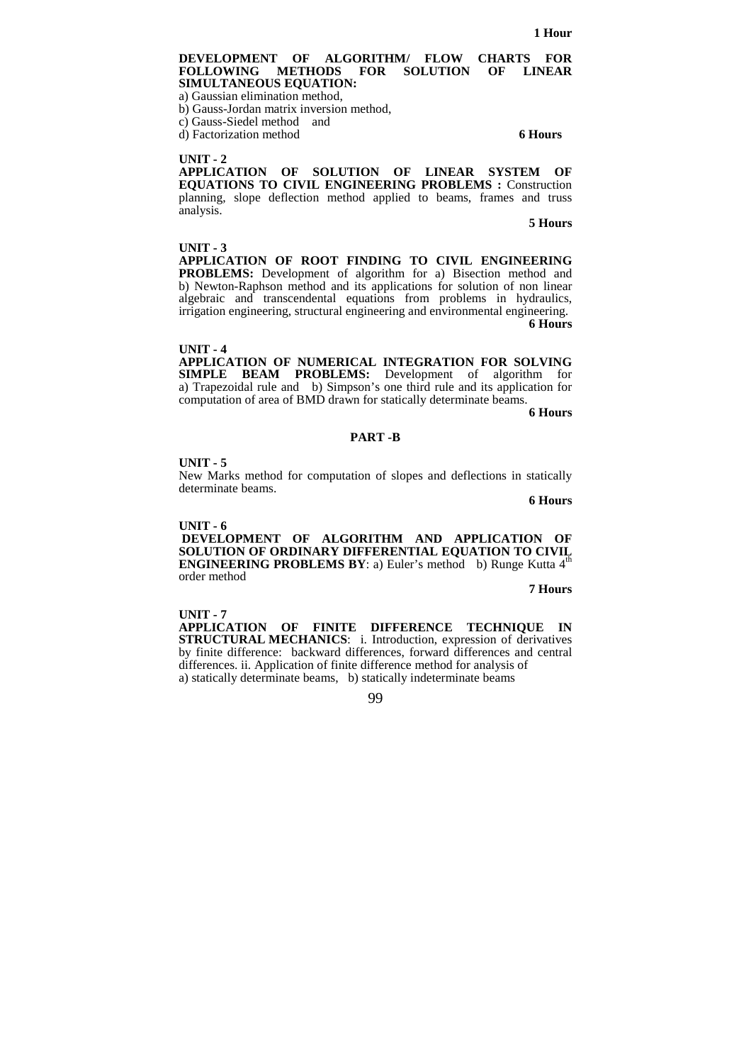**1 Hour**

**DEVELOPMENT OF ALGORITHM/ FLOW CHARTS FOR FOLLOWING METHODS FOR SOLUTION OF LINEAR SIMULTANEOUS EQUATION:**

a) Gaussian elimination method,

b) Gauss-Jordan matrix inversion method,

c) Gauss-Siedel method and

d) Factorization method **6 Hours**

**UNIT - 2**

**APPLICATION OF SOLUTION OF LINEAR SYSTEM OF EQUATIONS TO CIVIL ENGINEERING PROBLEMS :** Construction planning, slope deflection method applied to beams, frames and truss analysis.

**5 Hours**

**UNIT - 3**

**APPLICATION OF ROOT FINDING TO CIVIL ENGINEERING PROBLEMS:** Development of algorithm for a) Bisection method and b) Newton-Raphson method and its applications for solution of non linear algebraic and transcendental equations from problems in hydraulics, irrigation engineering, structural engineering and environmental engineering.

**6 Hours**

**UNIT - 4**

**APPLICATION OF NUMERICAL INTEGRATION FOR SOLVING SIMPLE BEAM PROBLEMS:** Development of algorithm for a) Trapezoidal rule and b) Simpson's one third rule and its application for computation of area of BMD drawn for statically determinate beams.

**6 Hours**

**PART -B**

**UNIT - 5**

New Marks method for computation of slopes and deflections in statically determinate beams.

**6 Hours**

**UNIT - 6**

**DEVELOPMENT OF ALGORITHM AND APPLICATION OF SOLUTION OF ORDINARY DIFFERENTIAL EQUATION TO CIVIL ENGINEERING PROBLEMS BY**: a) Euler's method b) Runge Kutta 4th order method

**7 Hours**

**UNIT - 7**

**APPLICATION OF FINITE DIFFERENCE TECHNIQUE IN STRUCTURAL MECHANICS**: i. Introduction, expression of derivatives by finite difference: backward differences, forward differences and central differences. ii. Application of finite difference method for analysis of a) statically determinate beams, b) statically indeterminate beams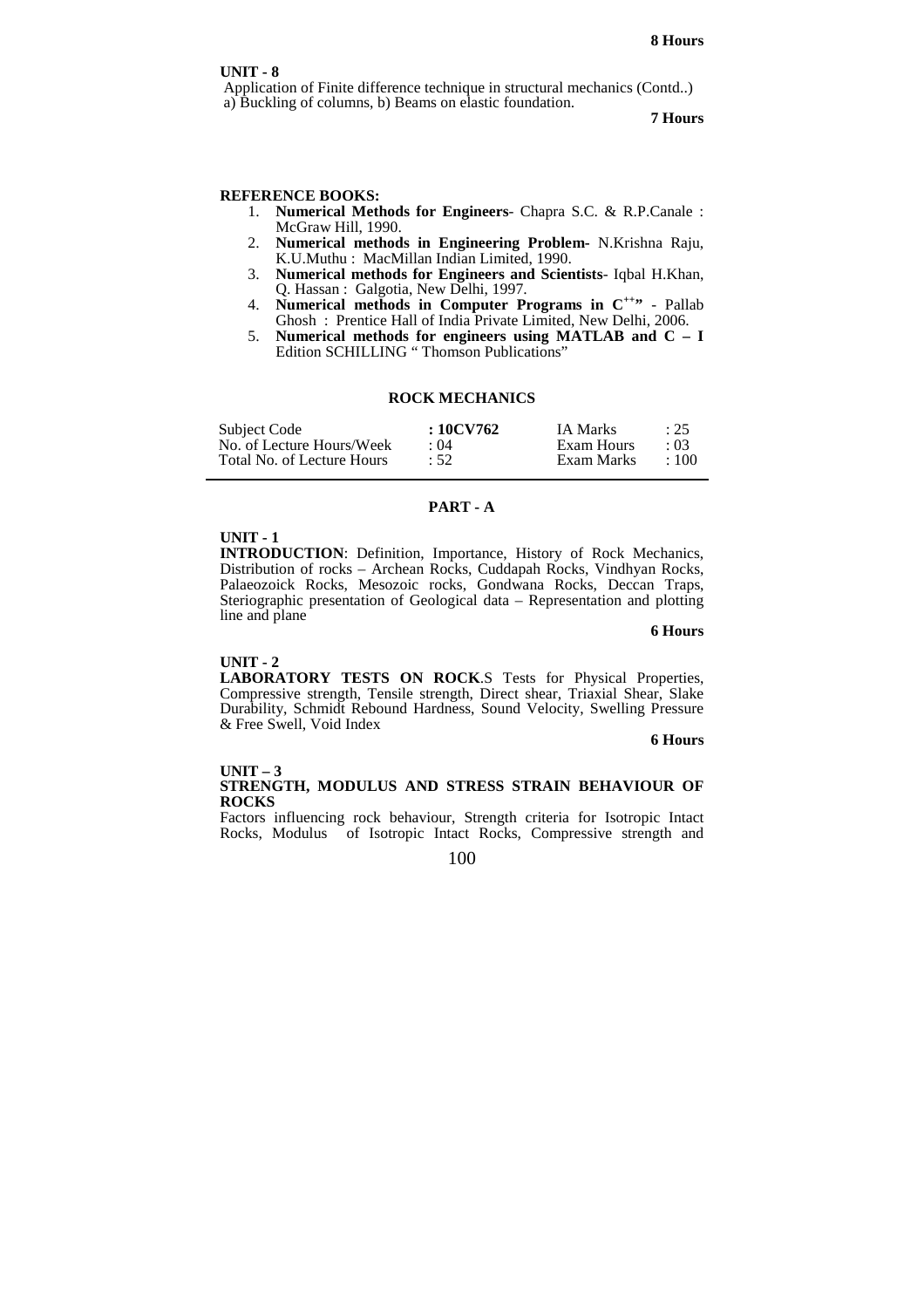**8 Hours**

**UNIT - 8**

Application of Finite difference technique in structural mechanics (Contd..)
a) Buckling of columns, b) Beams on elastic foundation.

**7 Hours**

**REFERENCE BOOKS:**

1. **Numerical Methods for Engineers**- Chapra S.C. & R.P.Canale : McGraw Hill, 1990.
2. **Numerical methods in Engineering Problem-** N.Krishna Raju, K.U.Muthu : MacMillan Indian Limited, 1990.
3. **Numerical methods for Engineers and Scientists**- Iqbal H.Khan, Q. Hassan : Galgotia, New Delhi, 1997.
4. **Numerical methods in Computer Programs in C++"** - Pallab Ghosh : Prentice Hall of India Private Limited, New Delhi, 2006.
5. **Numerical methods for engineers using MATLAB and C – I** Edition SCHILLING " Thomson Publications"

## ROCK MECHANICS

| | | | |
|---|---|---|---|
| Subject Code | **: 10CV762** | IA Marks | : 25 |
| No. of Lecture Hours/Week | : 04 | Exam Hours | : 03 |
| Total No. of Lecture Hours | : 52 | Exam Marks | : 100 |

### PART - A

**UNIT - 1**

**INTRODUCTION**: Definition, Importance, History of Rock Mechanics, Distribution of rocks – Archean Rocks, Cuddapah Rocks, Vindhyan Rocks, Palaeozoick Rocks, Mesozoic rocks, Gondwana Rocks, Deccan Traps, Steriographic presentation of Geological data – Representation and plotting line and plane

**6 Hours**

**UNIT - 2**

**LABORATORY TESTS ON ROCK**.S Tests for Physical Properties, Compressive strength, Tensile strength, Direct shear, Triaxial Shear, Slake Durability, Schmidt Rebound Hardness, Sound Velocity, Swelling Pressure & Free Swell, Void Index

**6 Hours**

**UNIT – 3**

**STRENGTH, MODULUS AND STRESS STRAIN BEHAVIOUR OF ROCKS**

Factors influencing rock behaviour, Strength criteria for Isotropic Intact Rocks, Modulus of Isotropic Intact Rocks, Compressive strength and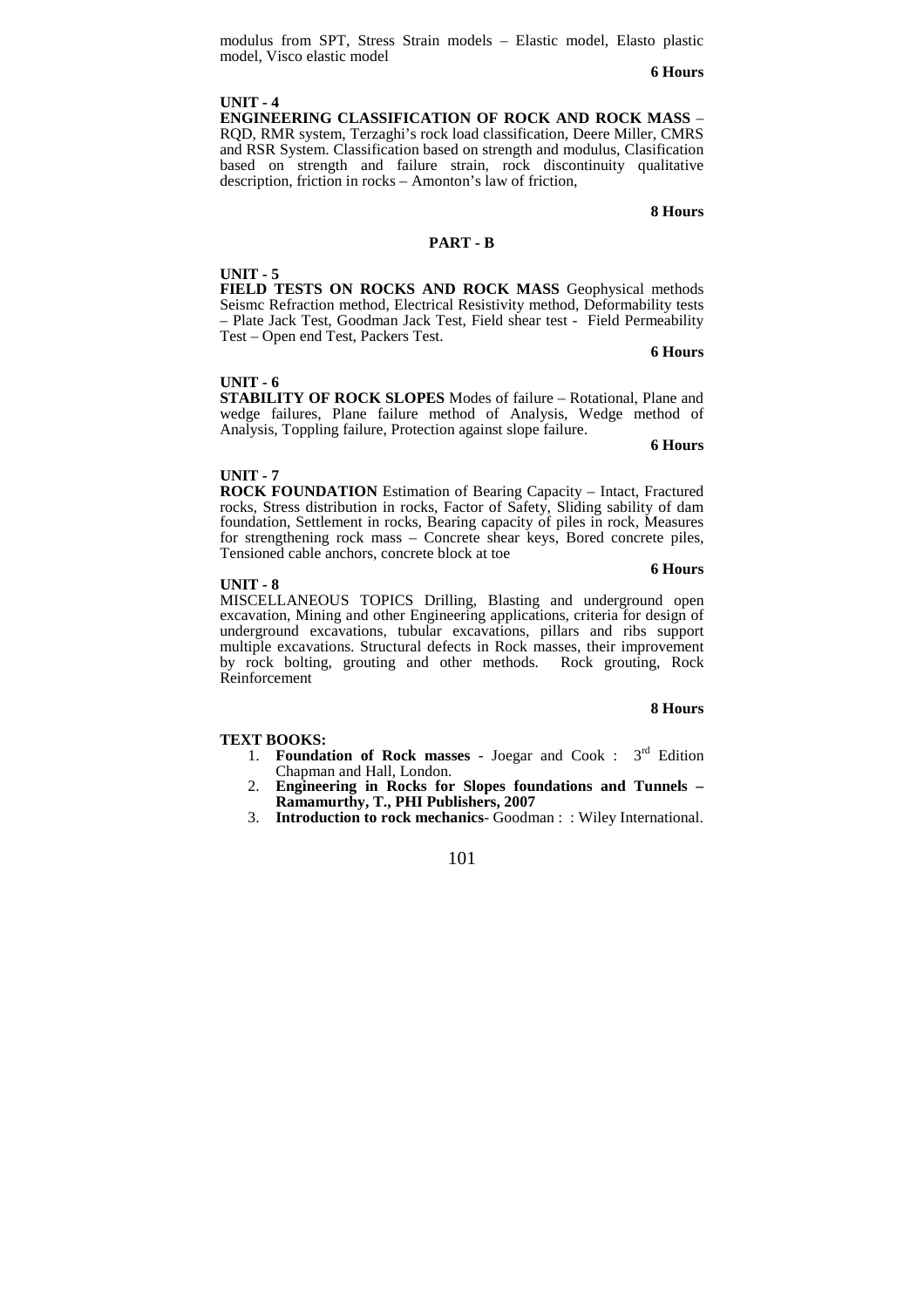modulus from SPT, Stress Strain models – Elastic model, Elasto plastic model, Visco elastic model

**6 Hours**

**UNIT - 4**

**ENGINEERING CLASSIFICATION OF ROCK AND ROCK MASS** – RQD, RMR system, Terzaghi's rock load classification, Deere Miller, CMRS and RSR System. Classification based on strength and modulus, Clasification based on strength and failure strain, rock discontinuity qualitative description, friction in rocks – Amonton's law of friction,

**8 Hours**

## PART - B

**UNIT - 5**

**FIELD TESTS ON ROCKS AND ROCK MASS** Geophysical methods Seismc Refraction method, Electrical Resistivity method, Deformability tests – Plate Jack Test, Goodman Jack Test, Field shear test - Field Permeability Test – Open end Test, Packers Test.

**6 Hours**

**UNIT - 6**

**STABILITY OF ROCK SLOPES** Modes of failure – Rotational, Plane and wedge failures, Plane failure method of Analysis, Wedge method of Analysis, Toppling failure, Protection against slope failure.

**6 Hours**

**UNIT - 7**

**ROCK FOUNDATION** Estimation of Bearing Capacity – Intact, Fractured rocks, Stress distribution in rocks, Factor of Safety, Sliding sability of dam foundation, Settlement in rocks, Bearing capacity of piles in rock, Measures for strengthening rock mass – Concrete shear keys, Bored concrete piles, Tensioned cable anchors, concrete block at toe

**6 Hours**

**UNIT - 8**

MISCELLANEOUS TOPICS Drilling, Blasting and underground open excavation, Mining and other Engineering applications, criteria for design of underground excavations, tubular excavations, pillars and ribs support multiple excavations. Structural defects in Rock masses, their improvement by rock bolting, grouting and other methods. Rock grouting, Rock Reinforcement

**8 Hours**

**TEXT BOOKS:**

1. **Foundation of Rock masses** - Joegar and Cook : 3rd Edition Chapman and Hall, London.
2. **Engineering in Rocks for Slopes foundations and Tunnels – Ramamurthy, T., PHI Publishers, 2007**
3. **Introduction to rock mechanics**- Goodman : : Wiley International.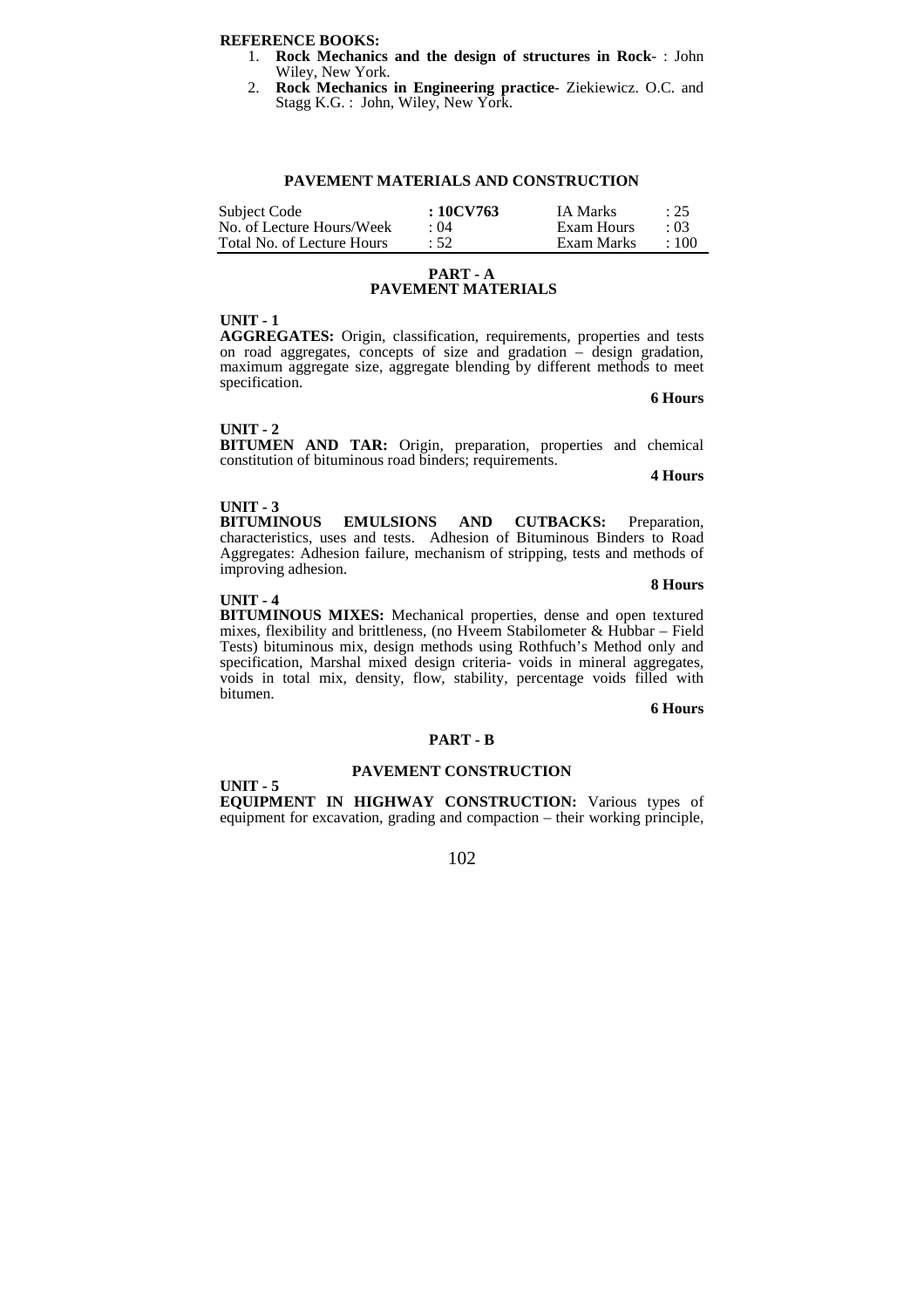**REFERENCE BOOKS:**

1. **Rock Mechanics and the design of structures in Rock**- : John Wiley, New York.
2. **Rock Mechanics in Engineering practice**- Ziekiewicz. O.C. and Stagg K.G. : John, Wiley, New York.

## PAVEMENT MATERIALS AND CONSTRUCTION

| Subject Code | : 10CV763 | IA Marks | : 25 |
|---|---|---|---|
| No. of Lecture Hours/Week | : 04 | Exam Hours | : 03 |
| Total No. of Lecture Hours | : 52 | Exam Marks | : 100 |

### PART - A
### PAVEMENT MATERIALS

**UNIT - 1**

**AGGREGATES:** Origin, classification, requirements, properties and tests on road aggregates, concepts of size and gradation – design gradation, maximum aggregate size, aggregate blending by different methods to meet specification.

**6 Hours**

**UNIT - 2**

**BITUMEN AND TAR:** Origin, preparation, properties and chemical constitution of bituminous road binders; requirements.

**4 Hours**

**UNIT - 3**

**BITUMINOUS EMULSIONS AND CUTBACKS:** Preparation, characteristics, uses and tests. Adhesion of Bituminous Binders to Road Aggregates: Adhesion failure, mechanism of stripping, tests and methods of improving adhesion.

**8 Hours**

**UNIT - 4**

**BITUMINOUS MIXES:** Mechanical properties, dense and open textured mixes, flexibility and brittleness, (no Hveem Stabilometer & Hubbar – Field Tests) bituminous mix, design methods using Rothfuch's Method only and specification, Marshal mixed design criteria- voids in mineral aggregates, voids in total mix, density, flow, stability, percentage voids filled with bitumen.

**6 Hours**

### PART - B

### PAVEMENT CONSTRUCTION

**UNIT - 5**

**EQUIPMENT IN HIGHWAY CONSTRUCTION:** Various types of equipment for excavation, grading and compaction – their working principle,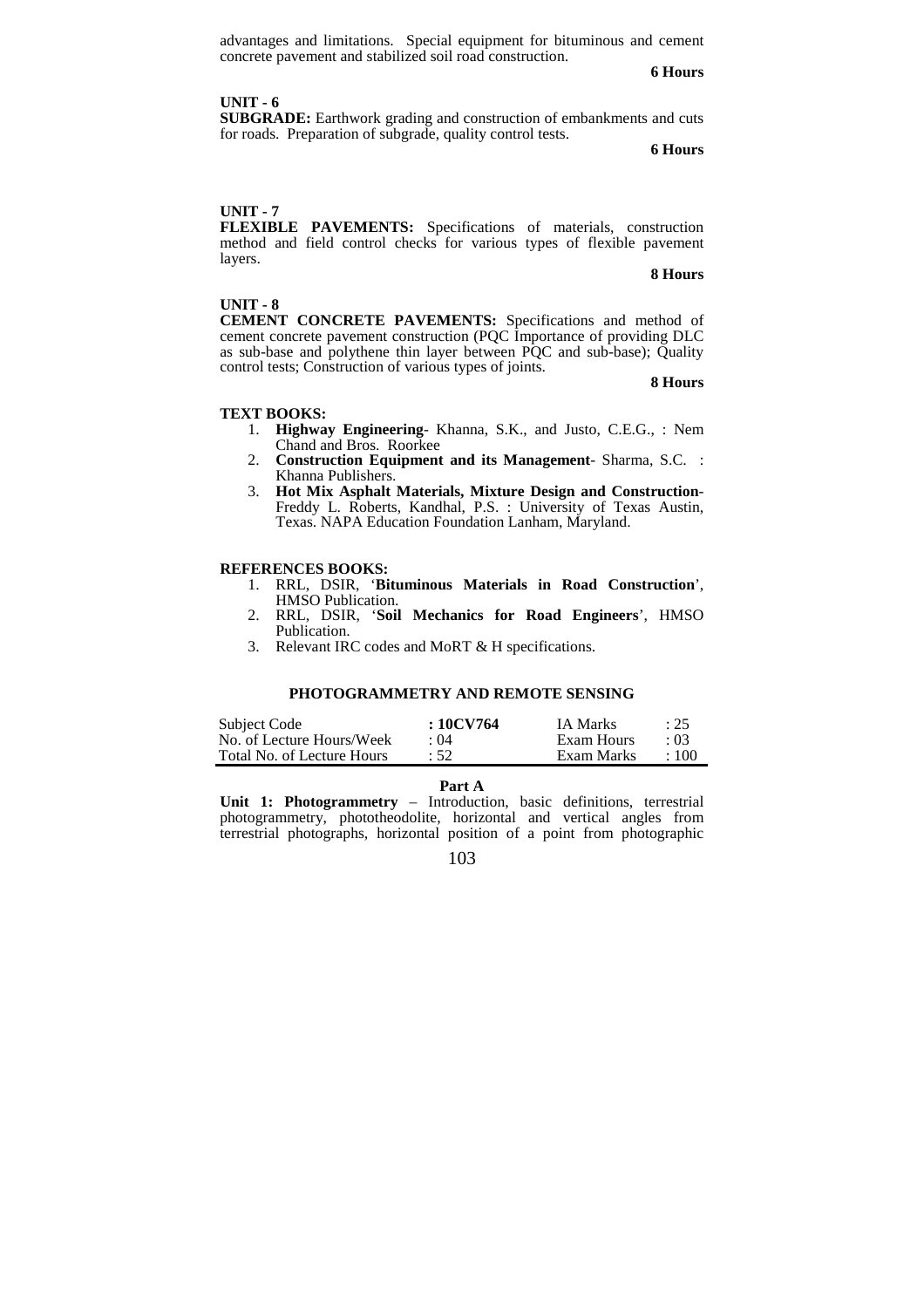advantages and limitations. Special equipment for bituminous and cement concrete pavement and stabilized soil road construction.

**6 Hours**

**UNIT - 6**

**SUBGRADE:** Earthwork grading and construction of embankments and cuts for roads. Preparation of subgrade, quality control tests.

**6 Hours**

**UNIT - 7**

**FLEXIBLE PAVEMENTS:** Specifications of materials, construction method and field control checks for various types of flexible pavement layers.

**8 Hours**

**UNIT - 8**

**CEMENT CONCRETE PAVEMENTS:** Specifications and method of cement concrete pavement construction (PQC Importance of providing DLC as sub-base and polythene thin layer between PQC and sub-base); Quality control tests; Construction of various types of joints.

**8 Hours**

**TEXT BOOKS:**

1. **Highway Engineering**- Khanna, S.K., and Justo, C.E.G., : Nem Chand and Bros. Roorkee
2. **Construction Equipment and its Management**- Sharma, S.C. : Khanna Publishers.
3. **Hot Mix Asphalt Materials, Mixture Design and Construction**- Freddy L. Roberts, Kandhal, P.S. : University of Texas Austin, Texas. NAPA Education Foundation Lanham, Maryland.

**REFERENCES BOOKS:**

1. RRL, DSIR, '**Bituminous Materials in Road Construction**', HMSO Publication.
2. RRL, DSIR, '**Soil Mechanics for Road Engineers**', HMSO Publication.
3. Relevant IRC codes and MoRT & H specifications.

## PHOTOGRAMMETRY AND REMOTE SENSING

| Subject Code | : 10CV764 | IA Marks | : 25 |
|---|---|---|---|
| No. of Lecture Hours/Week | : 04 | Exam Hours | : 03 |
| Total No. of Lecture Hours | : 52 | Exam Marks | : 100 |

**Part A**

**Unit 1: Photogrammetry** – Introduction, basic definitions, terrestrial photogrammetry, phototheodolite, horizontal and vertical angles from terrestrial photographs, horizontal position of a point from photographic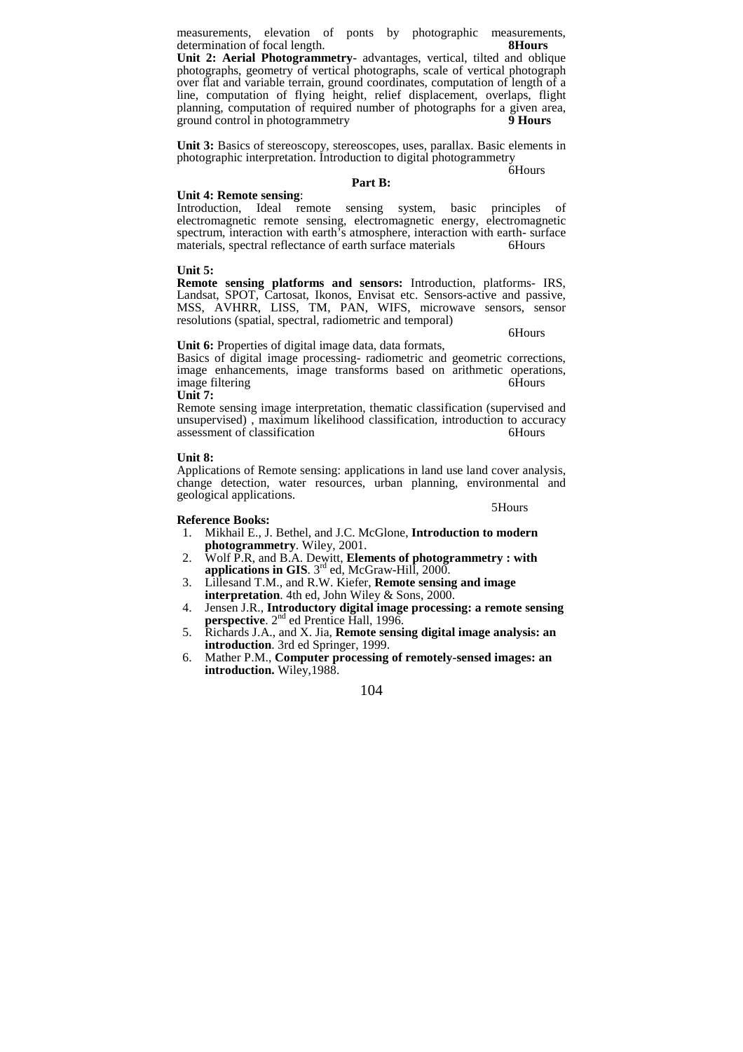measurements, elevation of ponts by photographic measurements, determination of focal length. **8Hours**

**Unit 2: Aerial Photogrammetry**- advantages, vertical, tilted and oblique photographs, geometry of vertical photographs, scale of vertical photograph over flat and variable terrain, ground coordinates, computation of length of a line, computation of flying height, relief displacement, overlaps, flight planning, computation of required number of photographs for a given area, ground control in photogrammetry **9 Hours**

**Unit 3:** Basics of stereoscopy, stereoscopes, uses, parallax. Basic elements in photographic interpretation. Introduction to digital photogrammetry 6Hours

**Part B:**

**Unit 4: Remote sensing**:
Introduction, Ideal remote sensing system, basic principles of electromagnetic remote sensing, electromagnetic energy, electromagnetic spectrum, interaction with earth's atmosphere, interaction with earth- surface materials, spectral reflectance of earth surface materials 6Hours

**Unit 5:**
**Remote sensing platforms and sensors:** Introduction, platforms- IRS, Landsat, SPOT, Cartosat, Ikonos, Envisat etc. Sensors-active and passive, MSS, AVHRR, LISS, TM, PAN, WIFS, microwave sensors, sensor resolutions (spatial, spectral, radiometric and temporal) 6Hours

**Unit 6:** Properties of digital image data, data formats,
Basics of digital image processing- radiometric and geometric corrections, image enhancements, image transforms based on arithmetic operations, image filtering 6Hours

**Unit 7:**
Remote sensing image interpretation, thematic classification (supervised and unsupervised) , maximum likelihood classification, introduction to accuracy assessment of classification 6Hours

**Unit 8:**
Applications of Remote sensing: applications in land use land cover analysis, change detection, water resources, urban planning, environmental and geological applications. 5Hours

**Reference Books:**

1. Mikhail E., J. Bethel, and J.C. McGlone, **Introduction to modern photogrammetry**. Wiley, 2001.
2. Wolf P.R, and B.A. Dewitt, **Elements of photogrammetry : with applications in GIS**. 3rd ed, McGraw-Hill, 2000.
3. Lillesand T.M., and R.W. Kiefer, **Remote sensing and image interpretation**. 4th ed, John Wiley & Sons, 2000.
4. Jensen J.R., **Introductory digital image processing: a remote sensing perspective**. 2nd ed Prentice Hall, 1996.
5. Richards J.A., and X. Jia, **Remote sensing digital image analysis: an introduction**. 3rd ed Springer, 1999.
6. Mather P.M., **Computer processing of remotely-sensed images: an introduction.** Wiley,1988.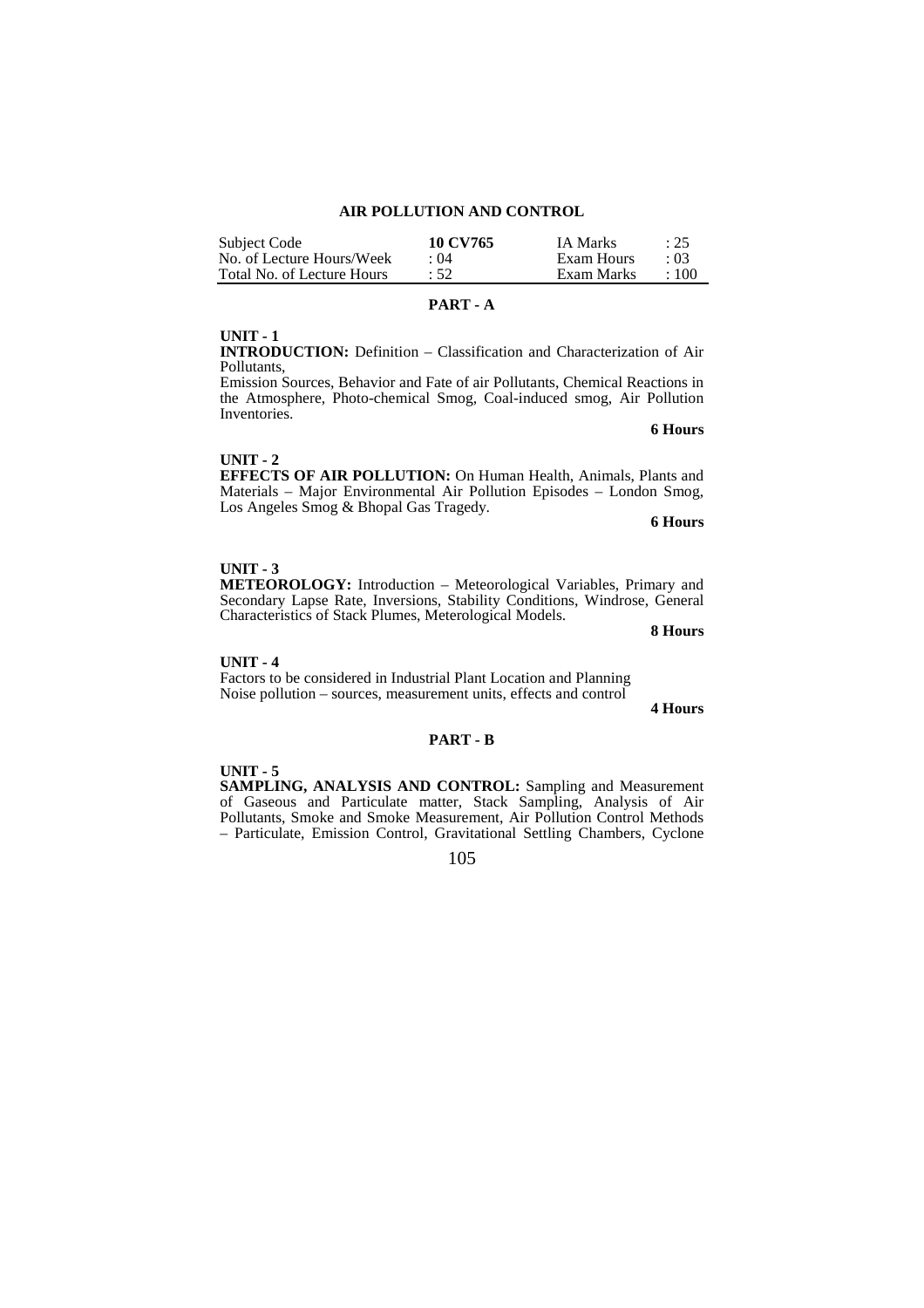## AIR POLLUTION AND CONTROL

| Subject Code | **10 CV765** | IA Marks | : 25 |
|---|---|---|---|
| No. of Lecture Hours/Week | : 04 | Exam Hours | : 03 |
| Total No. of Lecture Hours | : 52 | Exam Marks | : 100 |

### PART - A

**UNIT - 1**

**INTRODUCTION:** Definition – Classification and Characterization of Air Pollutants,

Emission Sources, Behavior and Fate of air Pollutants, Chemical Reactions in the Atmosphere, Photo-chemical Smog, Coal-induced smog, Air Pollution Inventories.

**6 Hours**

**UNIT - 2**

**EFFECTS OF AIR POLLUTION:** On Human Health, Animals, Plants and Materials – Major Environmental Air Pollution Episodes – London Smog, Los Angeles Smog & Bhopal Gas Tragedy.

**6 Hours**

**UNIT - 3**

**METEOROLOGY:** Introduction – Meteorological Variables, Primary and Secondary Lapse Rate, Inversions, Stability Conditions, Windrose, General Characteristics of Stack Plumes, Meterological Models.

**8 Hours**

**UNIT - 4**

Factors to be considered in Industrial Plant Location and Planning
Noise pollution – sources, measurement units, effects and control

**4 Hours**

### PART - B

**UNIT - 5**

**SAMPLING, ANALYSIS AND CONTROL:** Sampling and Measurement of Gaseous and Particulate matter, Stack Sampling, Analysis of Air Pollutants, Smoke and Smoke Measurement, Air Pollution Control Methods – Particulate, Emission Control, Gravitational Settling Chambers, Cyclone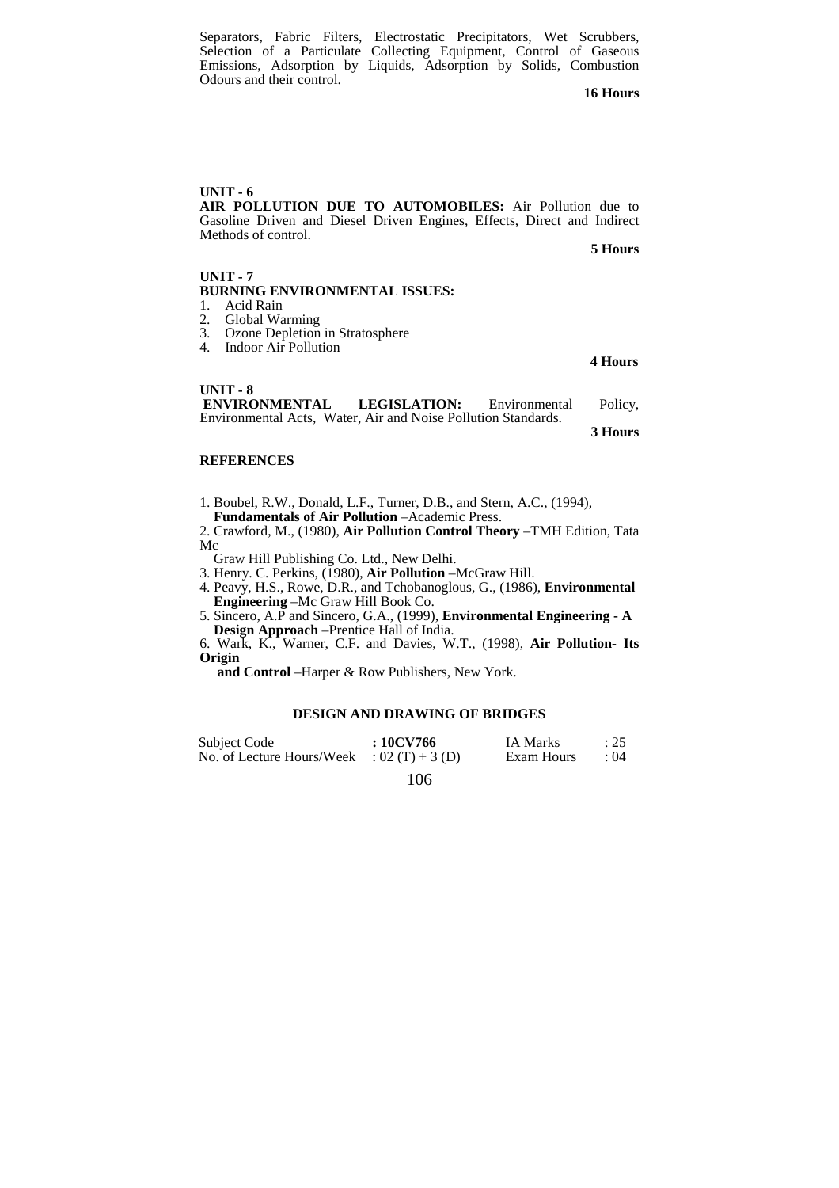Separators, Fabric Filters, Electrostatic Precipitators, Wet Scrubbers, Selection of a Particulate Collecting Equipment, Control of Gaseous Emissions, Adsorption by Liquids, Adsorption by Solids, Combustion Odours and their control.

**16 Hours**

**UNIT - 6**

**AIR POLLUTION DUE TO AUTOMOBILES:** Air Pollution due to Gasoline Driven and Diesel Driven Engines, Effects, Direct and Indirect Methods of control.

**5 Hours**

**UNIT - 7**

**BURNING ENVIRONMENTAL ISSUES:**

1. Acid Rain
2. Global Warming
3. Ozone Depletion in Stratosphere
4. Indoor Air Pollution

**4 Hours**

**UNIT - 8**

**ENVIRONMENTAL LEGISLATION:** Environmental Policy, Environmental Acts, Water, Air and Noise Pollution Standards.

**3 Hours**

**REFERENCES**

1. Boubel, R.W., Donald, L.F., Turner, D.B., and Stern, A.C., (1994), **Fundamentals of Air Pollution** –Academic Press.
2. Crawford, M., (1980), **Air Pollution Control Theory** –TMH Edition, Tata Mc Graw Hill Publishing Co. Ltd., New Delhi.
3. Henry. C. Perkins, (1980), **Air Pollution** –McGraw Hill.
4. Peavy, H.S., Rowe, D.R., and Tchobanoglous, G., (1986), **Environmental Engineering** –Mc Graw Hill Book Co.
5. Sincero, A.P and Sincero, G.A., (1999), **Environmental Engineering - A Design Approach** –Prentice Hall of India.
6. Wark, K., Warner, C.F. and Davies, W.T., (1998), **Air Pollution- Its Origin and Control** –Harper & Row Publishers, New York.

## DESIGN AND DRAWING OF BRIDGES

| | | | |
|---|---|---|---|
| Subject Code | **: 10CV766** | IA Marks | : 25 |
| No. of Lecture Hours/Week | : 02 (T) + 3 (D) | Exam Hours | : 04 |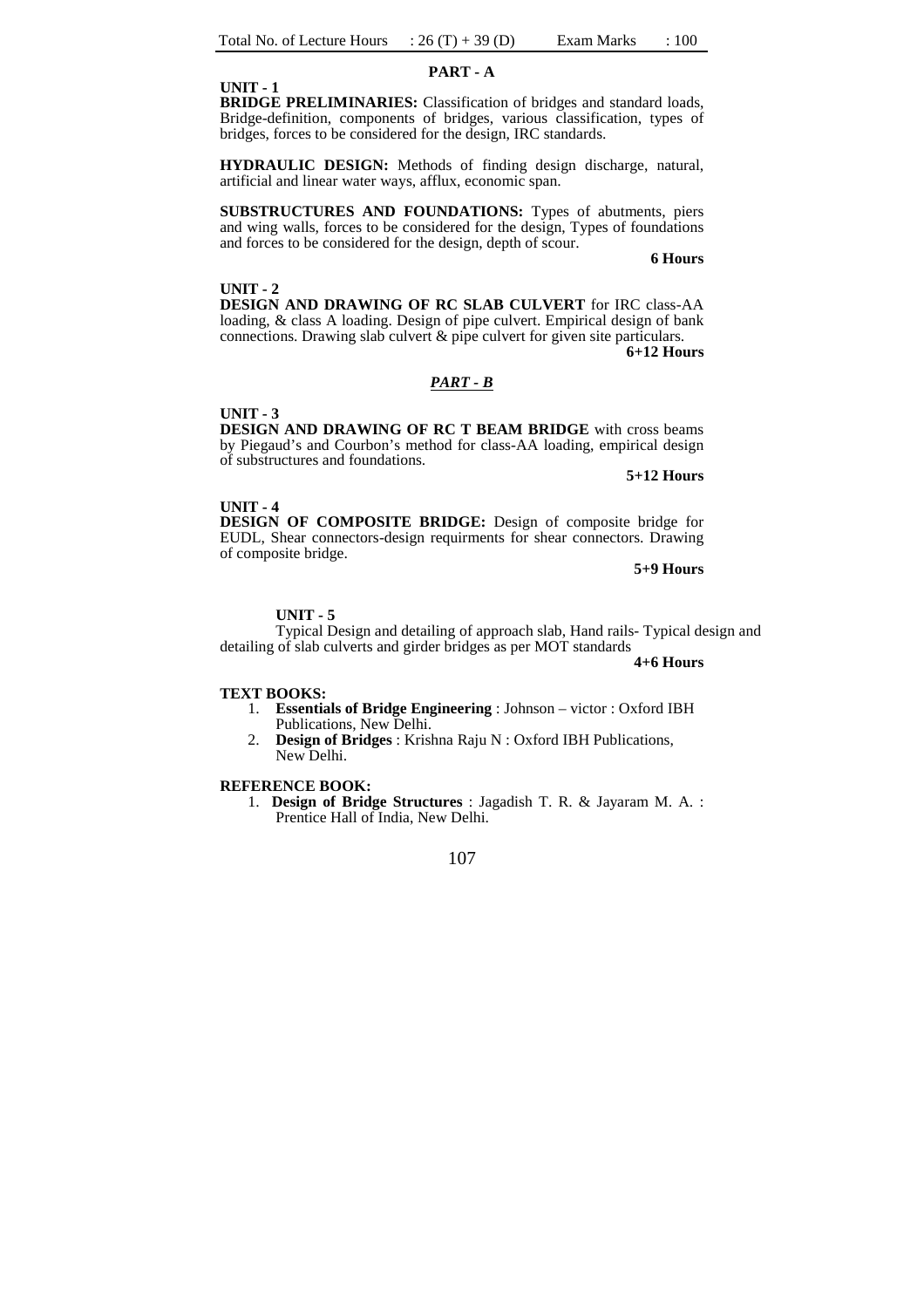Total No. of Lecture Hours : 26 (T) + 39 (D) Exam Marks : 100

## PART - A

### UNIT - 1

**BRIDGE PRELIMINARIES:** Classification of bridges and standard loads, Bridge-definition, components of bridges, various classification, types of bridges, forces to be considered for the design, IRC standards.

**HYDRAULIC DESIGN:** Methods of finding design discharge, natural, artificial and linear water ways, afflux, economic span.

**SUBSTRUCTURES AND FOUNDATIONS:** Types of abutments, piers and wing walls, forces to be considered for the design, Types of foundations and forces to be considered for the design, depth of scour.

**6 Hours**

### UNIT - 2

**DESIGN AND DRAWING OF RC SLAB CULVERT** for IRC class-AA loading, & class A loading. Design of pipe culvert. Empirical design of bank connections. Drawing slab culvert & pipe culvert for given site particulars.

**6+12 Hours**

## *PART - B*

### UNIT - 3

**DESIGN AND DRAWING OF RC T BEAM BRIDGE** with cross beams by Piegaud's and Courbon's method for class-AA loading, empirical design of substructures and foundations.

**5+12 Hours**

### UNIT - 4

**DESIGN OF COMPOSITE BRIDGE:** Design of composite bridge for EUDL, Shear connectors-design requirments for shear connectors. Drawing of composite bridge.

**5+9 Hours**

### UNIT - 5

Typical Design and detailing of approach slab, Hand rails- Typical design and detailing of slab culverts and girder bridges as per MOT standards

**4+6 Hours**

**TEXT BOOKS:**

1. **Essentials of Bridge Engineering** : Johnson – victor : Oxford IBH Publications, New Delhi.
2. **Design of Bridges** : Krishna Raju N : Oxford IBH Publications, New Delhi.

**REFERENCE BOOK:**

1. **Design of Bridge Structures** : Jagadish T. R. & Jayaram M. A. : Prentice Hall of India, New Delhi.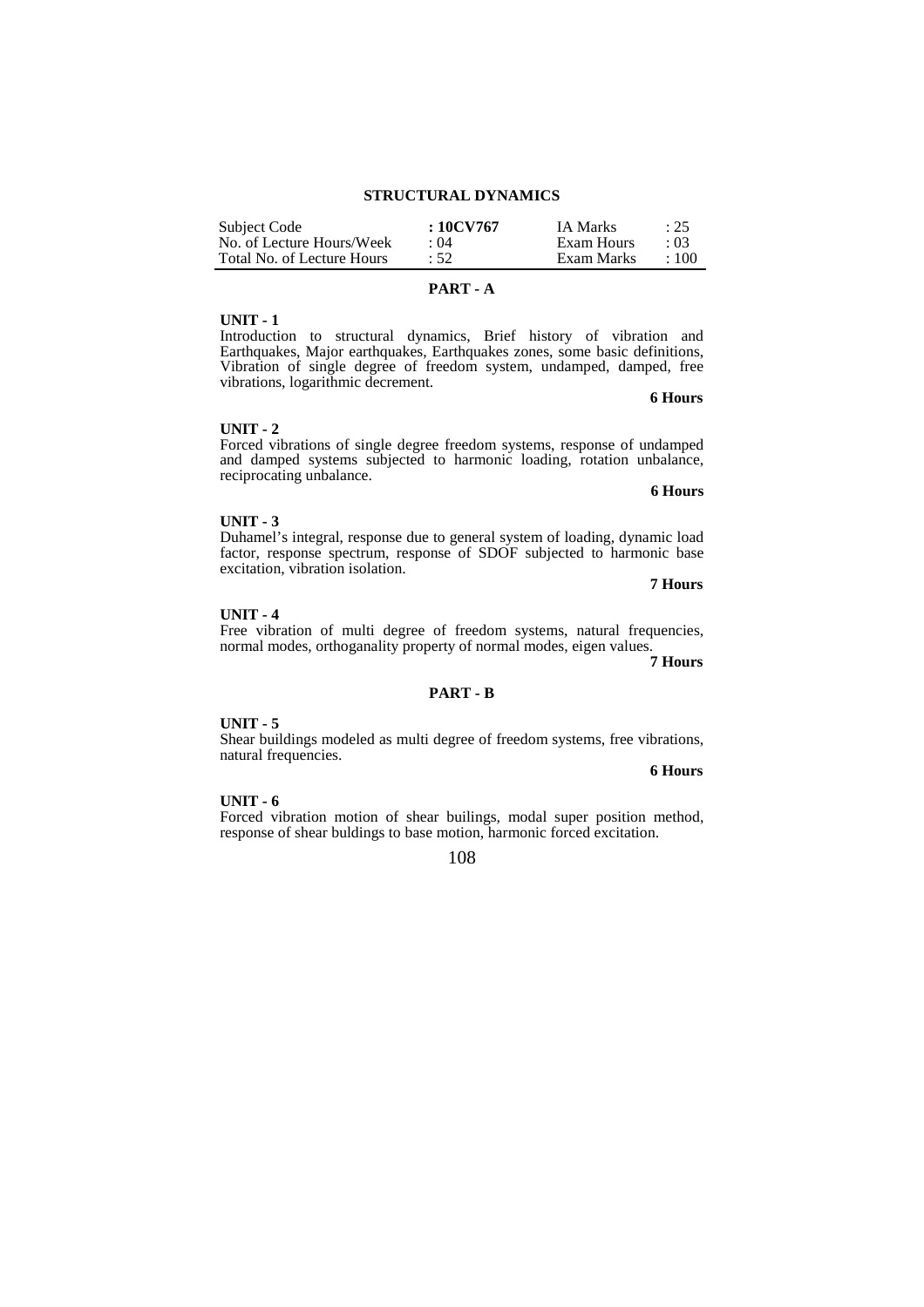## STRUCTURAL DYNAMICS

| Subject Code | : **10CV767** | IA Marks | : 25 |
|---|---|---|---|
| No. of Lecture Hours/Week | : 04 | Exam Hours | : 03 |
| Total No. of Lecture Hours | : 52 | Exam Marks | : 100 |

### PART - A

**UNIT - 1**

Introduction to structural dynamics, Brief history of vibration and Earthquakes, Major earthquakes, Earthquakes zones, some basic definitions, Vibration of single degree of freedom system, undamped, damped, free vibrations, logarithmic decrement.

**6 Hours**

**UNIT - 2**

Forced vibrations of single degree freedom systems, response of undamped and damped systems subjected to harmonic loading, rotation unbalance, reciprocating unbalance.

**6 Hours**

**UNIT - 3**

Duhamel's integral, response due to general system of loading, dynamic load factor, response spectrum, response of SDOF subjected to harmonic base excitation, vibration isolation.

**7 Hours**

**UNIT - 4**

Free vibration of multi degree of freedom systems, natural frequencies, normal modes, orthoganality property of normal modes, eigen values.

**7 Hours**

### PART - B

**UNIT - 5**

Shear buildings modeled as multi degree of freedom systems, free vibrations, natural frequencies.

**6 Hours**

**UNIT - 6**

Forced vibration motion of shear builings, modal super position method, response of shear buldings to base motion, harmonic forced excitation.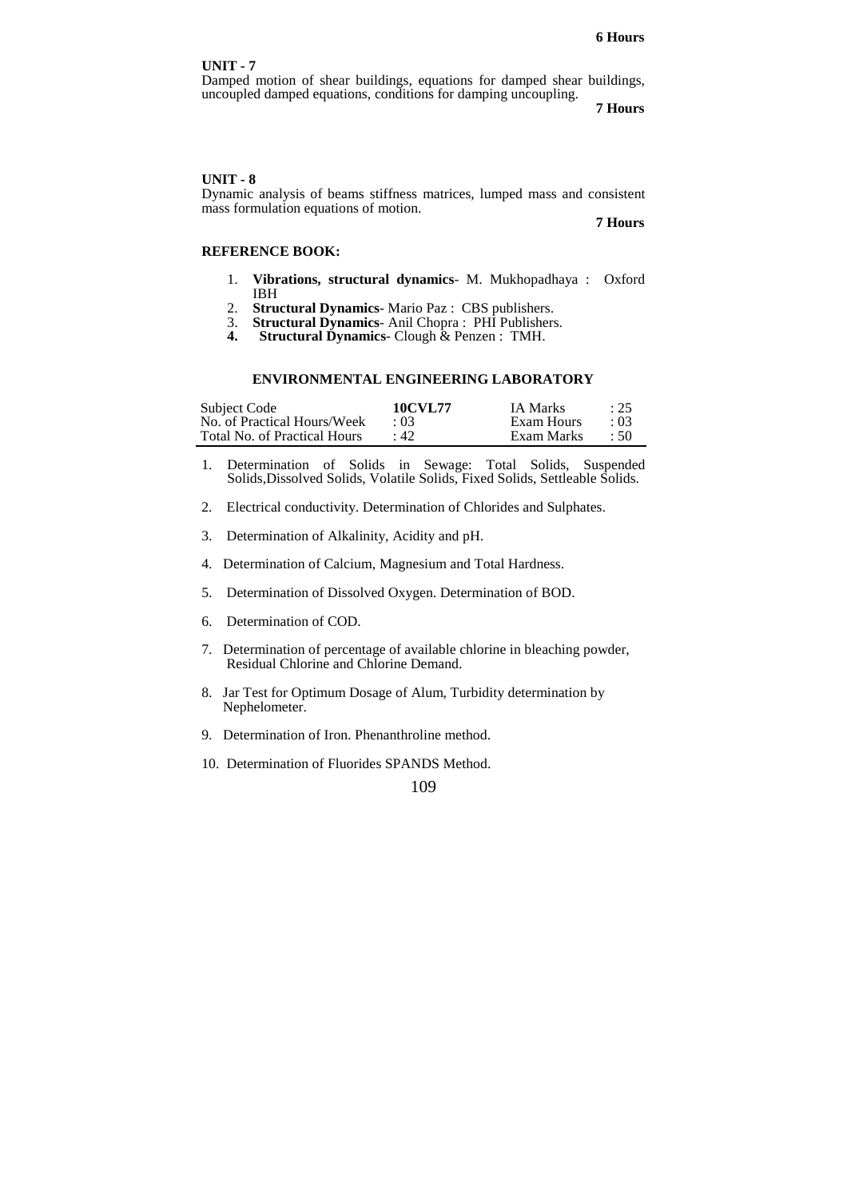**6 Hours**

**UNIT - 7**

Damped motion of shear buildings, equations for damped shear buildings, uncoupled damped equations, conditions for damping uncoupling.

**7 Hours**

**UNIT - 8**

Dynamic analysis of beams stiffness matrices, lumped mass and consistent mass formulation equations of motion.

**7 Hours**

**REFERENCE BOOK:**

1. **Vibrations, structural dynamics**- M. Mukhopadhaya : Oxford IBH
2. **Structural Dynamics**- Mario Paz : CBS publishers.
3. **Structural Dynamics**- Anil Chopra : PHI Publishers.
4. **Structural Dynamics**- Clough & Penzen : TMH.

## ENVIRONMENTAL ENGINEERING LABORATORY

| | | | |
|---|---|---|---|
| Subject Code | **10CVL77** | IA Marks | : 25 |
| No. of Practical Hours/Week | : 03 | Exam Hours | : 03 |
| Total No. of Practical Hours | : 42 | Exam Marks | : 50 |

1. Determination of Solids in Sewage: Total Solids, Suspended Solids,Dissolved Solids, Volatile Solids, Fixed Solids, Settleable Solids.
2. Electrical conductivity. Determination of Chlorides and Sulphates.
3. Determination of Alkalinity, Acidity and pH.
4. Determination of Calcium, Magnesium and Total Hardness.
5. Determination of Dissolved Oxygen. Determination of BOD.
6. Determination of COD.
7. Determination of percentage of available chlorine in bleaching powder, Residual Chlorine and Chlorine Demand.
8. Jar Test for Optimum Dosage of Alum, Turbidity determination by Nephelometer.
9. Determination of Iron. Phenanthroline method.
10. Determination of Fluorides SPANDS Method.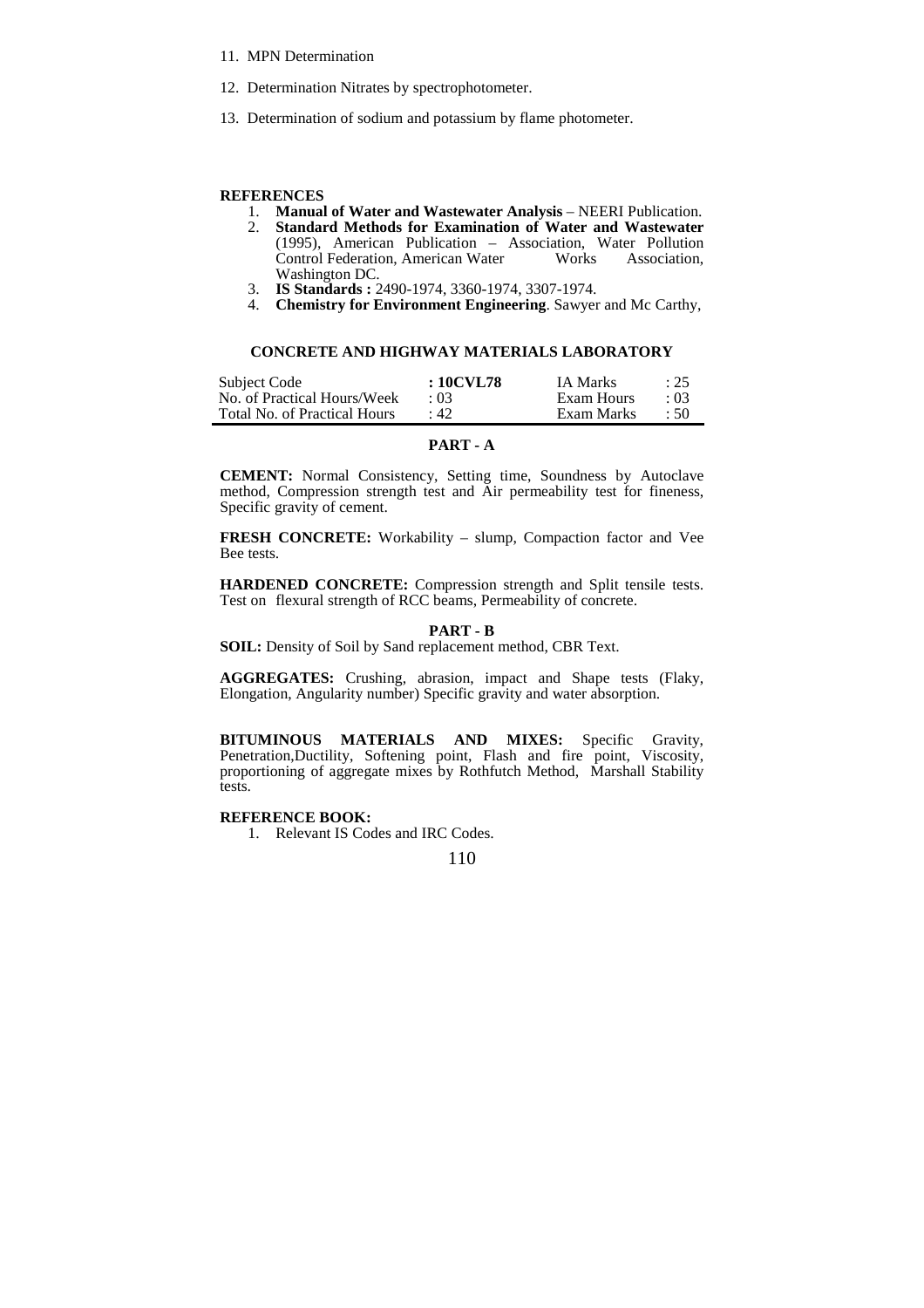11. MPN Determination

12. Determination Nitrates by spectrophotometer.

13. Determination of sodium and potassium by flame photometer.

**REFERENCES**

1. **Manual of Water and Wastewater Analysis** – NEERI Publication.
2. **Standard Methods for Examination of Water and Wastewater** (1995), American Publication – Association, Water Pollution Control Federation, American Water Works Association, Washington DC.
3. **IS Standards :** 2490-1974, 3360-1974, 3307-1974.
4. **Chemistry for Environment Engineering**. Sawyer and Mc Carthy,

## CONCRETE AND HIGHWAY MATERIALS LABORATORY

| Subject Code | **: 10CVL78** | IA Marks | : 25 |
|---|---|---|---|
| No. of Practical Hours/Week | : 03 | Exam Hours | : 03 |
| Total No. of Practical Hours | : 42 | Exam Marks | : 50 |

### PART - A

**CEMENT:** Normal Consistency, Setting time, Soundness by Autoclave method, Compression strength test and Air permeability test for fineness, Specific gravity of cement.

**FRESH CONCRETE:** Workability – slump, Compaction factor and Vee Bee tests.

**HARDENED CONCRETE:** Compression strength and Split tensile tests. Test on flexural strength of RCC beams, Permeability of concrete.

### PART - B

**SOIL:** Density of Soil by Sand replacement method, CBR Text.

**AGGREGATES:** Crushing, abrasion, impact and Shape tests (Flaky, Elongation, Angularity number) Specific gravity and water absorption.

**BITUMINOUS MATERIALS AND MIXES:** Specific Gravity, Penetration,Ductility, Softening point, Flash and fire point, Viscosity, proportioning of aggregate mixes by Rothfutch Method, Marshall Stability tests.

**REFERENCE BOOK:**

1. Relevant IS Codes and IRC Codes.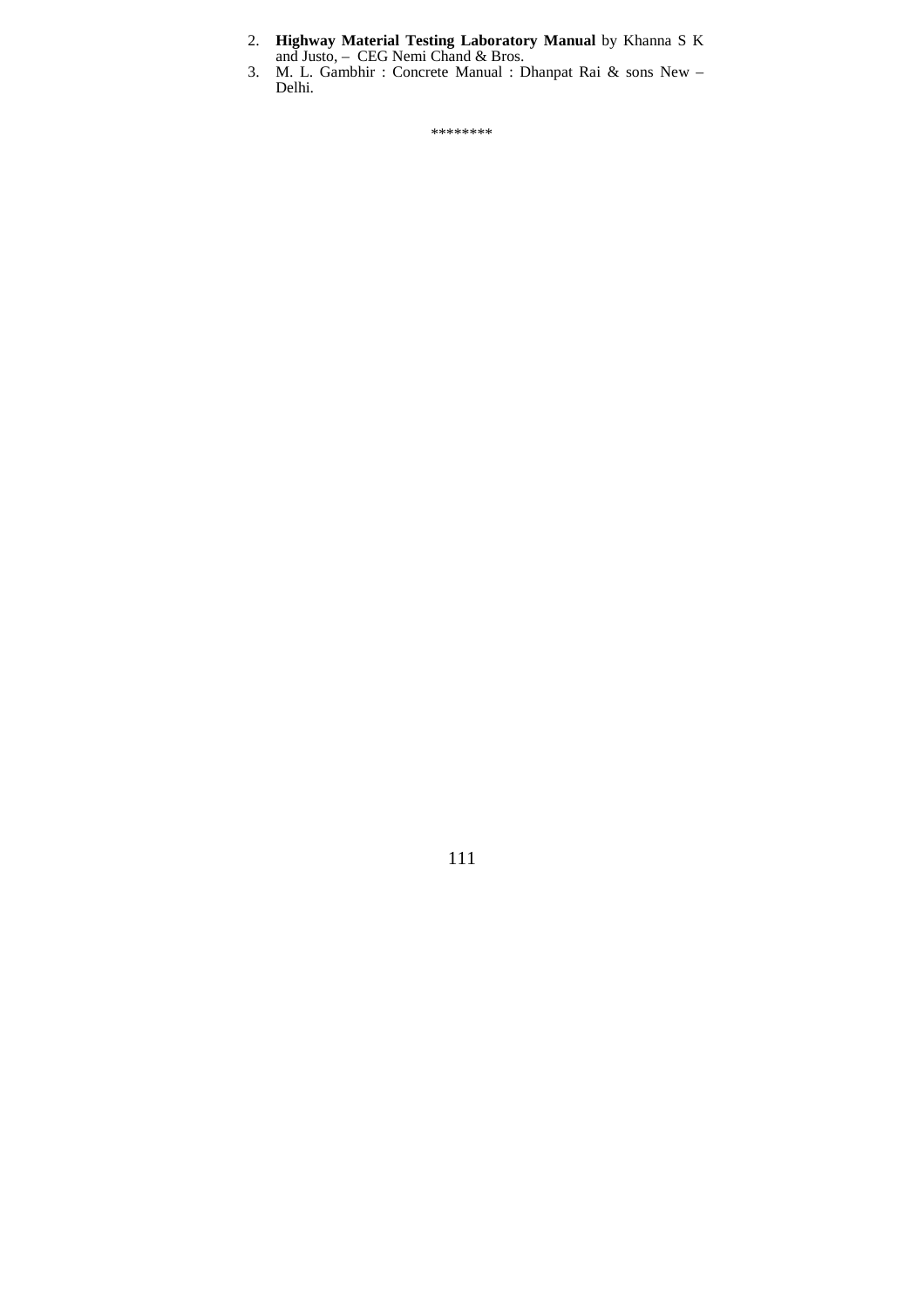2. **Highway Material Testing Laboratory Manual** by Khanna S K and Justo, – CEG Nemi Chand & Bros.
3. M. L. Gambhir : Concrete Manual : Dhanpat Rai & sons New – Delhi.

********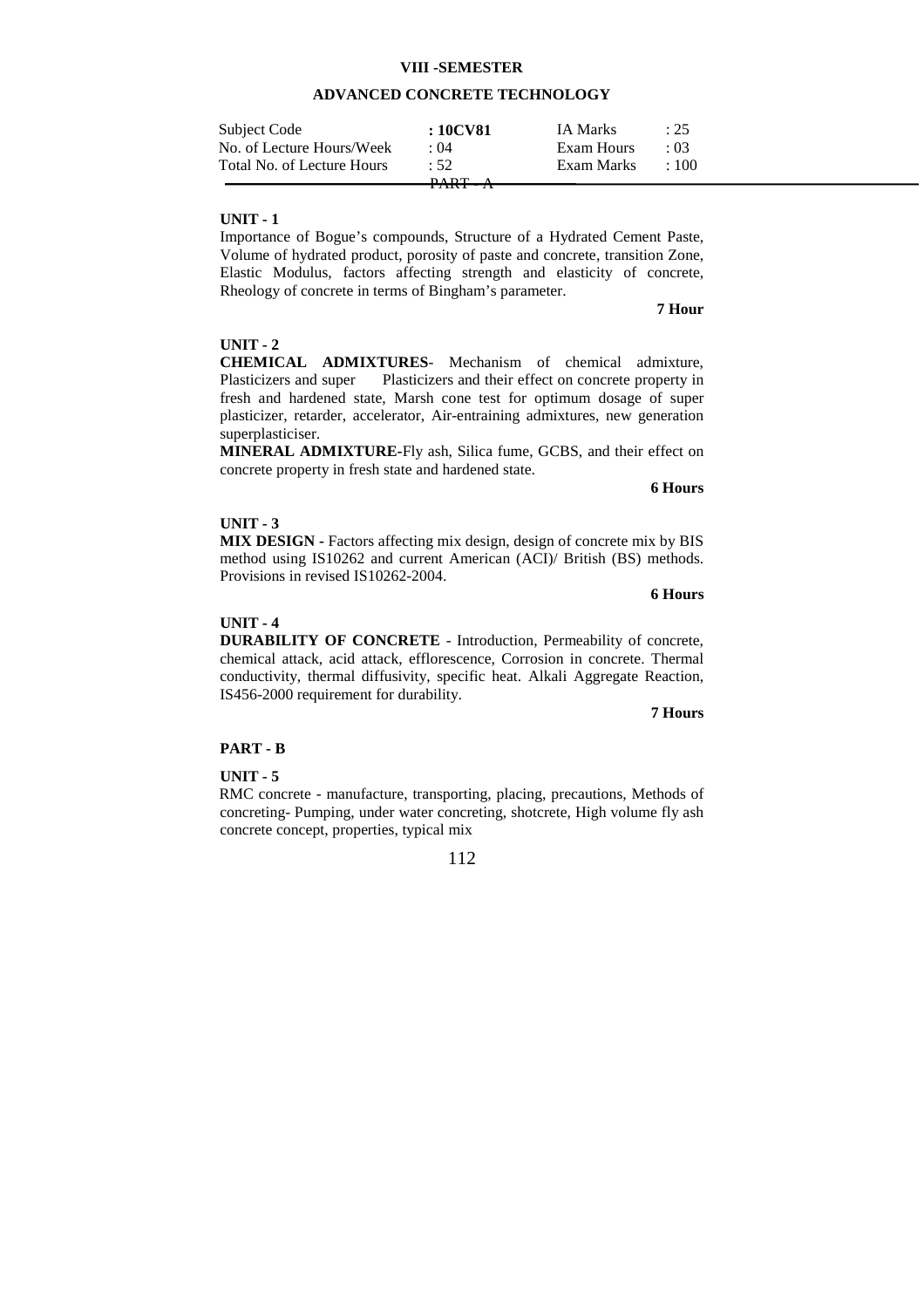**VIII -SEMESTER**

## ADVANCED CONCRETE TECHNOLOGY

| Subject Code | : 10CV81 | IA Marks | : 25 |
|---|---|---|---|
| No. of Lecture Hours/Week | : 04 | Exam Hours | : 03 |
| Total No. of Lecture Hours | : 52 | Exam Marks | : 100 |

### PART - A

**UNIT - 1**

Importance of Bogue's compounds, Structure of a Hydrated Cement Paste, Volume of hydrated product, porosity of paste and concrete, transition Zone, Elastic Modulus, factors affecting strength and elasticity of concrete, Rheology of concrete in terms of Bingham's parameter.

**7 Hour**

**UNIT - 2**

**CHEMICAL ADMIXTURES**- Mechanism of chemical admixture, Plasticizers and super Plasticizers and their effect on concrete property in fresh and hardened state, Marsh cone test for optimum dosage of super plasticizer, retarder, accelerator, Air-entraining admixtures, new generation superplasticiser.

**MINERAL ADMIXTURE**-Fly ash, Silica fume, GCBS, and their effect on concrete property in fresh state and hardened state.

**6 Hours**

**UNIT - 3**

**MIX DESIGN -** Factors affecting mix design, design of concrete mix by BIS method using IS10262 and current American (ACI)/ British (BS) methods. Provisions in revised IS10262-2004.

**6 Hours**

**UNIT - 4**

**DURABILITY OF CONCRETE** - Introduction, Permeability of concrete, chemical attack, acid attack, efflorescence, Corrosion in concrete. Thermal conductivity, thermal diffusivity, specific heat. Alkali Aggregate Reaction, IS456-2000 requirement for durability.

**7 Hours**

### PART - B

**UNIT - 5**

RMC concrete - manufacture, transporting, placing, precautions, Methods of concreting- Pumping, under water concreting, shotcrete, High volume fly ash concrete concept, properties, typical mix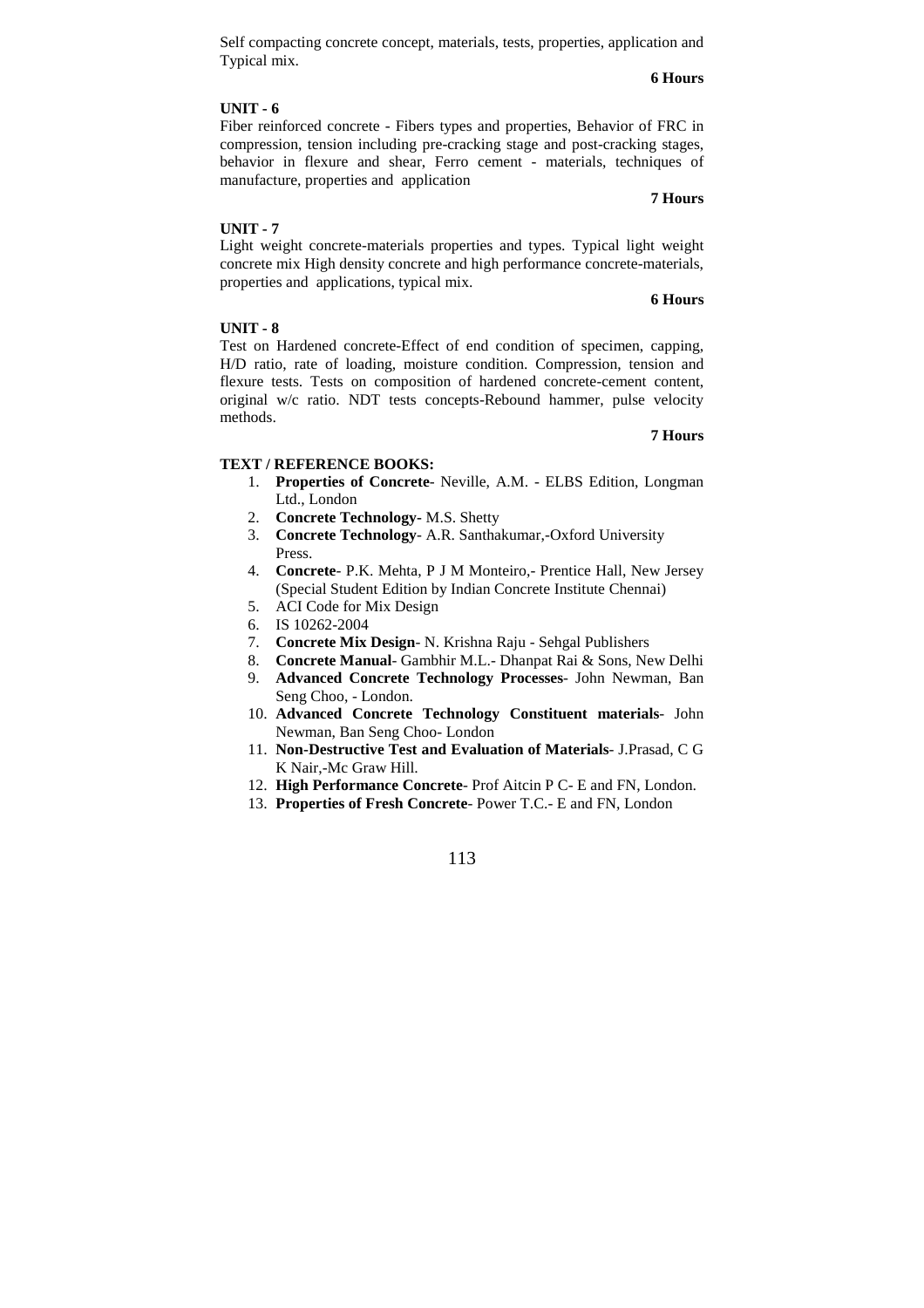Self compacting concrete concept, materials, tests, properties, application and Typical mix.

**6 Hours**

**UNIT - 6**

Fiber reinforced concrete - Fibers types and properties, Behavior of FRC in compression, tension including pre-cracking stage and post-cracking stages, behavior in flexure and shear, Ferro cement - materials, techniques of manufacture, properties and application

**7 Hours**

**UNIT - 7**

Light weight concrete-materials properties and types. Typical light weight concrete mix High density concrete and high performance concrete-materials, properties and applications, typical mix.

**6 Hours**

**UNIT - 8**

Test on Hardened concrete-Effect of end condition of specimen, capping, H/D ratio, rate of loading, moisture condition. Compression, tension and flexure tests. Tests on composition of hardened concrete-cement content, original w/c ratio. NDT tests concepts-Rebound hammer, pulse velocity methods.

**7 Hours**

**TEXT / REFERENCE BOOKS:**

1. **Properties of Concrete**- Neville, A.M. - ELBS Edition, Longman Ltd., London
2. **Concrete Technology-** M.S. Shetty
3. **Concrete Technology**- A.R. Santhakumar,-Oxford University Press.
4. **Concrete**- P.K. Mehta, P J M Monteiro,- Prentice Hall, New Jersey (Special Student Edition by Indian Concrete Institute Chennai)
5. ACI Code for Mix Design
6. IS 10262-2004
7. **Concrete Mix Design**- N. Krishna Raju - Sehgal Publishers
8. **Concrete Manual**- Gambhir M.L.- Dhanpat Rai & Sons, New Delhi
9. **Advanced Concrete Technology Processes**- John Newman, Ban Seng Choo, - London.
10. **Advanced Concrete Technology Constituent materials**- John Newman, Ban Seng Choo- London
11. **Non-Destructive Test and Evaluation of Materials**- J.Prasad, C G K Nair,-Mc Graw Hill.
12. **High Performance Concrete**- Prof Aitcin P C- E and FN, London.
13. **Properties of Fresh Concrete**- Power T.C.- E and FN, London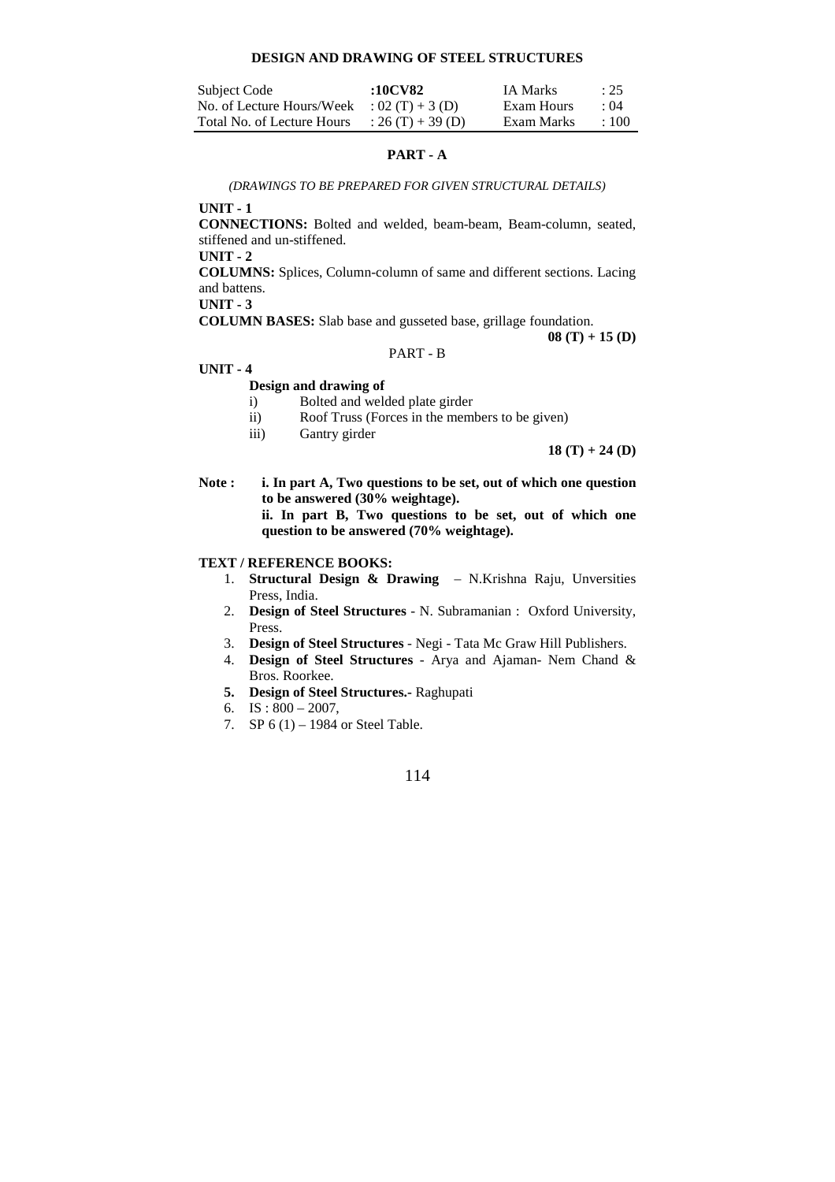# DESIGN AND DRAWING OF STEEL STRUCTURES

| Subject Code | **:10CV82** | IA Marks | : 25 |
|---|---|---|---|
| No. of Lecture Hours/Week | : 02 (T) + 3 (D) | Exam Hours | : 04 |
| Total No. of Lecture Hours | : 26 (T) + 39 (D) | Exam Marks | : 100 |

## PART - A

*(DRAWINGS TO BE PREPARED FOR GIVEN STRUCTURAL DETAILS)*

**UNIT - 1**

**CONNECTIONS:** Bolted and welded, beam-beam, Beam-column, seated, stiffened and un-stiffened.

**UNIT - 2**

**COLUMNS:** Splices, Column-column of same and different sections. Lacing and battens.

**UNIT - 3**

**COLUMN BASES:** Slab base and gusseted base, grillage foundation.

**08 (T) + 15 (D)**

## PART - B

**UNIT - 4**

**Design and drawing of**

i) Bolted and welded plate girder

ii) Roof Truss (Forces in the members to be given)

iii) Gantry girder

**18 (T) + 24 (D)**

**Note :** **i. In part A, Two questions to be set, out of which one question to be answered (30% weightage).**

**ii. In part B, Two questions to be set, out of which one question to be answered (70% weightage).**

**TEXT / REFERENCE BOOKS:**

1. **Structural Design & Drawing** – N.Krishna Raju, Unversities Press, India.
2. **Design of Steel Structures** - N. Subramanian : Oxford University, Press.
3. **Design of Steel Structures** - Negi - Tata Mc Graw Hill Publishers.
4. **Design of Steel Structures** - Arya and Ajaman- Nem Chand & Bros. Roorkee.
5. **Design of Steel Structures.-** Raghupati
6. IS : 800 – 2007,
7. SP 6 (1) – 1984 or Steel Table.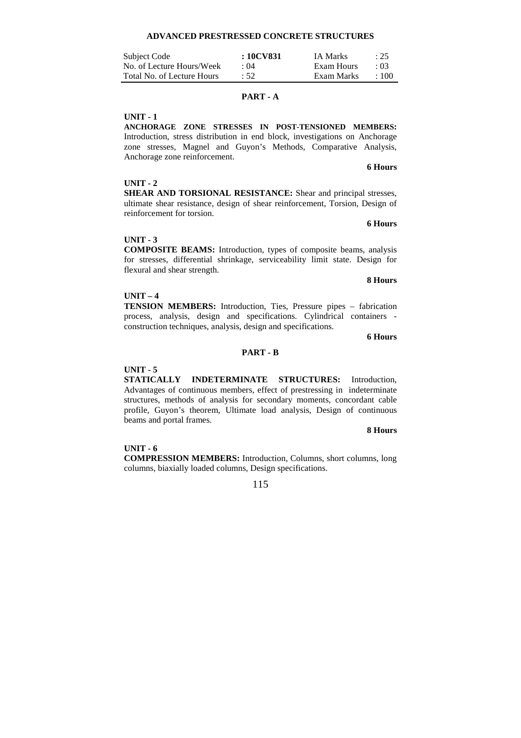# ADVANCED PRESTRESSED CONCRETE STRUCTURES

| Subject Code | **: 10CV831** | IA Marks | : 25 |
|---|---|---|---|
| No. of Lecture Hours/Week | : 04 | Exam Hours | : 03 |
| Total No. of Lecture Hours | : 52 | Exam Marks | : 100 |

## PART - A

**UNIT - 1**

**ANCHORAGE ZONE STRESSES IN POST-TENSIONED MEMBERS:** Introduction, stress distribution in end block, investigations on Anchorage zone stresses, Magnel and Guyon's Methods, Comparative Analysis, Anchorage zone reinforcement.

**6 Hours**

**UNIT - 2**

**SHEAR AND TORSIONAL RESISTANCE:** Shear and principal stresses, ultimate shear resistance, design of shear reinforcement, Torsion, Design of reinforcement for torsion.

**6 Hours**

**UNIT - 3**

**COMPOSITE BEAMS:** Introduction, types of composite beams, analysis for stresses, differential shrinkage, serviceability limit state. Design for flexural and shear strength.

**8 Hours**

**UNIT – 4**

**TENSION MEMBERS:** Introduction, Ties, Pressure pipes – fabrication process, analysis, design and specifications. Cylindrical containers - construction techniques, analysis, design and specifications.

**6 Hours**

## PART - B

**UNIT - 5**

**STATICALLY INDETERMINATE STRUCTURES:** Introduction, Advantages of continuous members, effect of prestressing in indeterminate structures, methods of analysis for secondary moments, concordant cable profile, Guyon's theorem, Ultimate load analysis, Design of continuous beams and portal frames.

**8 Hours**

**UNIT - 6**

**COMPRESSION MEMBERS:** Introduction, Columns, short columns, long columns, biaxially loaded columns, Design specifications.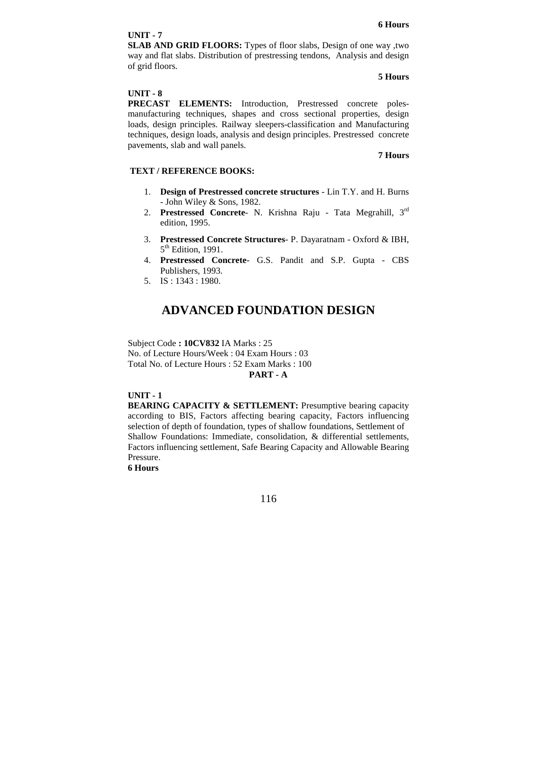**6 Hours**

**UNIT - 7**

**SLAB AND GRID FLOORS:** Types of floor slabs, Design of one way ,two way and flat slabs. Distribution of prestressing tendons, Analysis and design of grid floors.

**5 Hours**

**UNIT - 8**

**PRECAST ELEMENTS:** Introduction, Prestressed concrete poles-manufacturing techniques, shapes and cross sectional properties, design loads, design principles. Railway sleepers-classification and Manufacturing techniques, design loads, analysis and design principles. Prestressed concrete pavements, slab and wall panels.

**7 Hours**

**TEXT / REFERENCE BOOKS:**

1. **Design of Prestressed concrete structures** - Lin T.Y. and H. Burns - John Wiley & Sons, 1982.
2. **Prestressed Concrete**- N. Krishna Raju - Tata Megrahill, 3rd edition, 1995.
3. **Prestressed Concrete Structures**- P. Dayaratnam - Oxford & IBH, 5th Edition, 1991.
4. **Prestressed Concrete**- G.S. Pandit and S.P. Gupta - CBS Publishers, 1993.
5. IS : 1343 : 1980.

# ADVANCED FOUNDATION DESIGN

Subject Code **: 10CV832** IA Marks : 25
No. of Lecture Hours/Week : 04 Exam Hours : 03
Total No. of Lecture Hours : 52 Exam Marks : 100

**PART - A**

**UNIT - 1**

**BEARING CAPACITY & SETTLEMENT:** Presumptive bearing capacity according to BIS, Factors affecting bearing capacity, Factors influencing selection of depth of foundation, types of shallow foundations, Settlement of Shallow Foundations: Immediate, consolidation, & differential settlements, Factors influencing settlement, Safe Bearing Capacity and Allowable Bearing Pressure.

**6 Hours**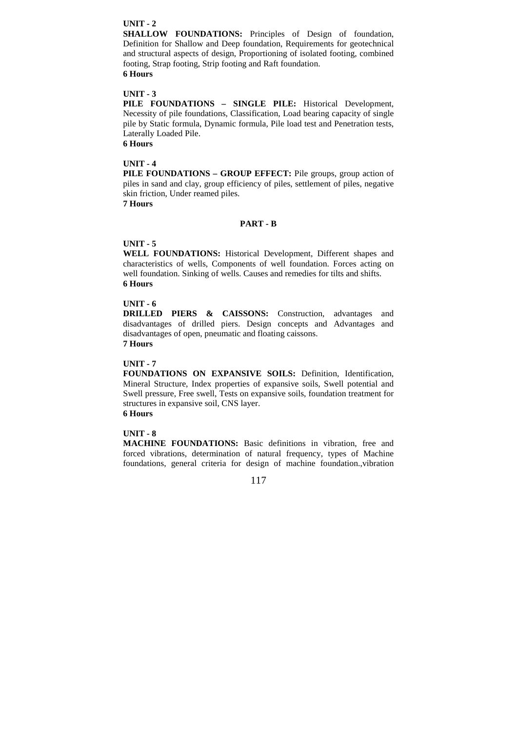**UNIT - 2**

**SHALLOW FOUNDATIONS:** Principles of Design of foundation, Definition for Shallow and Deep foundation, Requirements for geotechnical and structural aspects of design, Proportioning of isolated footing, combined footing, Strap footing, Strip footing and Raft foundation.

**6 Hours**

**UNIT - 3**

**PILE FOUNDATIONS – SINGLE PILE:** Historical Development, Necessity of pile foundations, Classification, Load bearing capacity of single pile by Static formula, Dynamic formula, Pile load test and Penetration tests, Laterally Loaded Pile.

**6 Hours**

**UNIT - 4**

**PILE FOUNDATIONS – GROUP EFFECT:** Pile groups, group action of piles in sand and clay, group efficiency of piles, settlement of piles, negative skin friction, Under reamed piles.

**7 Hours**

## PART - B

**UNIT - 5**

**WELL FOUNDATIONS:** Historical Development, Different shapes and characteristics of wells, Components of well foundation. Forces acting on well foundation. Sinking of wells. Causes and remedies for tilts and shifts.

**6 Hours**

**UNIT - 6**

**DRILLED PIERS & CAISSONS:** Construction, advantages and disadvantages of drilled piers. Design concepts and Advantages and disadvantages of open, pneumatic and floating caissons.

**7 Hours**

**UNIT - 7**

**FOUNDATIONS ON EXPANSIVE SOILS:** Definition, Identification, Mineral Structure, Index properties of expansive soils, Swell potential and Swell pressure, Free swell, Tests on expansive soils, foundation treatment for structures in expansive soil, CNS layer.

**6 Hours**

**UNIT - 8**

**MACHINE FOUNDATIONS:** Basic definitions in vibration, free and forced vibrations, determination of natural frequency, types of Machine foundations, general criteria for design of machine foundation.,vibration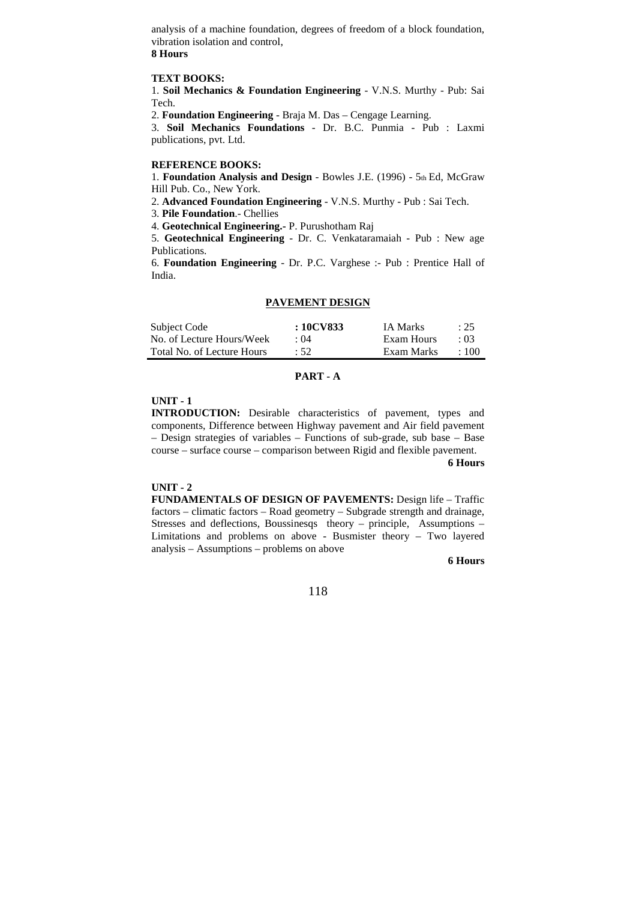analysis of a machine foundation, degrees of freedom of a block foundation, vibration isolation and control,
**8 Hours**

**TEXT BOOKS:**

1. **Soil Mechanics & Foundation Engineering** - V.N.S. Murthy - Pub: Sai Tech.
2. **Foundation Engineering** - Braja M. Das – Cengage Learning.
3. **Soil Mechanics Foundations** - Dr. B.C. Punmia - Pub : Laxmi publications, pvt. Ltd.

**REFERENCE BOOKS:**

1. **Foundation Analysis and Design** - Bowles J.E. (1996) - 5th Ed, McGraw Hill Pub. Co., New York.
2. **Advanced Foundation Engineering** - V.N.S. Murthy - Pub : Sai Tech.
3. **Pile Foundation**.- Chellies
4. **Geotechnical Engineering.-** P. Purushotham Raj
5. **Geotechnical Engineering** - Dr. C. Venkataramaiah - Pub : New age Publications.
6. **Foundation Engineering** - Dr. P.C. Varghese :- Pub : Prentice Hall of India.

## PAVEMENT DESIGN

| | | | |
|---|---|---|---|
| Subject Code | **: 10CV833** | IA Marks | : 25 |
| No. of Lecture Hours/Week | : 04 | Exam Hours | : 03 |
| Total No. of Lecture Hours | : 52 | Exam Marks | : 100 |

### PART - A

**UNIT - 1**

**INTRODUCTION:** Desirable characteristics of pavement, types and components, Difference between Highway pavement and Air field pavement – Design strategies of variables – Functions of sub-grade, sub base – Base course – surface course – comparison between Rigid and flexible pavement.
**6 Hours**

**UNIT - 2**

**FUNDAMENTALS OF DESIGN OF PAVEMENTS:** Design life – Traffic factors – climatic factors – Road geometry – Subgrade strength and drainage, Stresses and deflections, Boussinesqs theory – principle, Assumptions – Limitations and problems on above - Busmister theory – Two layered analysis – Assumptions – problems on above
**6 Hours**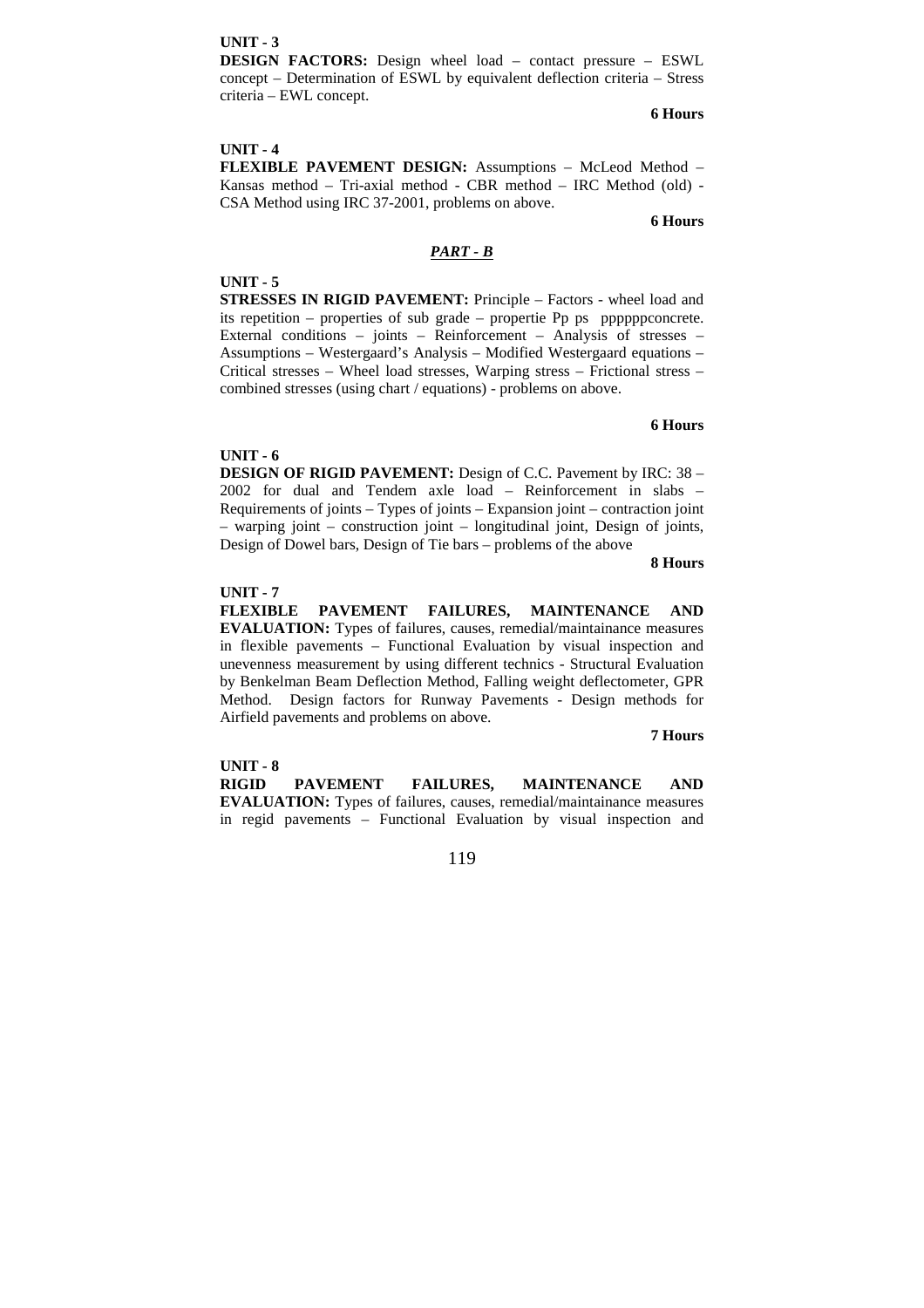**UNIT - 3**

**DESIGN FACTORS:** Design wheel load – contact pressure – ESWL concept – Determination of ESWL by equivalent deflection criteria – Stress criteria – EWL concept.

**6 Hours**

**UNIT - 4**

**FLEXIBLE PAVEMENT DESIGN:** Assumptions – McLeod Method – Kansas method – Tri-axial method - CBR method – IRC Method (old) - CSA Method using IRC 37-2001, problems on above.

**6 Hours**

***PART - B***

**UNIT - 5**

**STRESSES IN RIGID PAVEMENT:** Principle – Factors - wheel load and its repetition – properties of sub grade – propertie Pp ps pppppp concrete. External conditions – joints – Reinforcement – Analysis of stresses – Assumptions – Westergaard's Analysis – Modified Westergaard equations – Critical stresses – Wheel load stresses, Warping stress – Frictional stress – combined stresses (using chart / equations) - problems on above.

**6 Hours**

**UNIT - 6**

**DESIGN OF RIGID PAVEMENT:** Design of C.C. Pavement by IRC: 38 – 2002 for dual and Tendem axle load – Reinforcement in slabs – Requirements of joints – Types of joints – Expansion joint – contraction joint – warping joint – construction joint – longitudinal joint, Design of joints, Design of Dowel bars, Design of Tie bars – problems of the above

**8 Hours**

**UNIT - 7**

**FLEXIBLE PAVEMENT FAILURES, MAINTENANCE AND EVALUATION:** Types of failures, causes, remedial/maintainance measures in flexible pavements – Functional Evaluation by visual inspection and unevenness measurement by using different technics - Structural Evaluation by Benkelman Beam Deflection Method, Falling weight deflectometer, GPR Method. Design factors for Runway Pavements - Design methods for Airfield pavements and problems on above.

**7 Hours**

**UNIT - 8**

**RIGID PAVEMENT FAILURES, MAINTENANCE AND EVALUATION:** Types of failures, causes, remedial/maintainance measures in regid pavements – Functional Evaluation by visual inspection and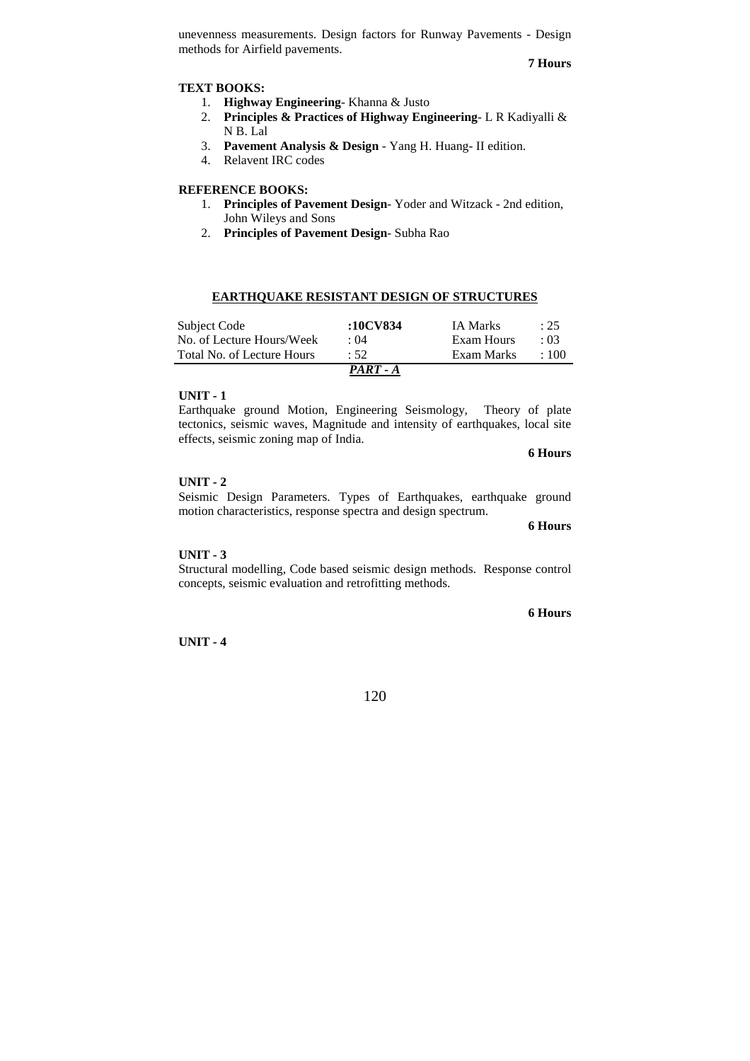unevenness measurements. Design factors for Runway Pavements - Design methods for Airfield pavements.

**7 Hours**

**TEXT BOOKS:**

1. **Highway Engineering**- Khanna & Justo
2. **Principles & Practices of Highway Engineering**- L R Kadiyalli & N B. Lal
3. **Pavement Analysis & Design** - Yang H. Huang- II edition.
4. Relavent IRC codes

**REFERENCE BOOKS:**

1. **Principles of Pavement Design**- Yoder and Witzack - 2nd edition, John Wileys and Sons
2. **Principles of Pavement Design**- Subha Rao

## EARTHQUAKE RESISTANT DESIGN OF STRUCTURES

| Subject Code | **:10CV834** | IA Marks | : 25 |
|---|---|---|---|
| No. of Lecture Hours/Week | : 04 | Exam Hours | : 03 |
| Total No. of Lecture Hours | : 52 | Exam Marks | : 100 |

***PART - A***

**UNIT - 1**

Earthquake ground Motion, Engineering Seismology, Theory of plate tectonics, seismic waves, Magnitude and intensity of earthquakes, local site effects, seismic zoning map of India.

**6 Hours**

**UNIT - 2**

Seismic Design Parameters. Types of Earthquakes, earthquake ground motion characteristics, response spectra and design spectrum.

**6 Hours**

**UNIT - 3**

Structural modelling, Code based seismic design methods. Response control concepts, seismic evaluation and retrofitting methods.

**6 Hours**

**UNIT - 4**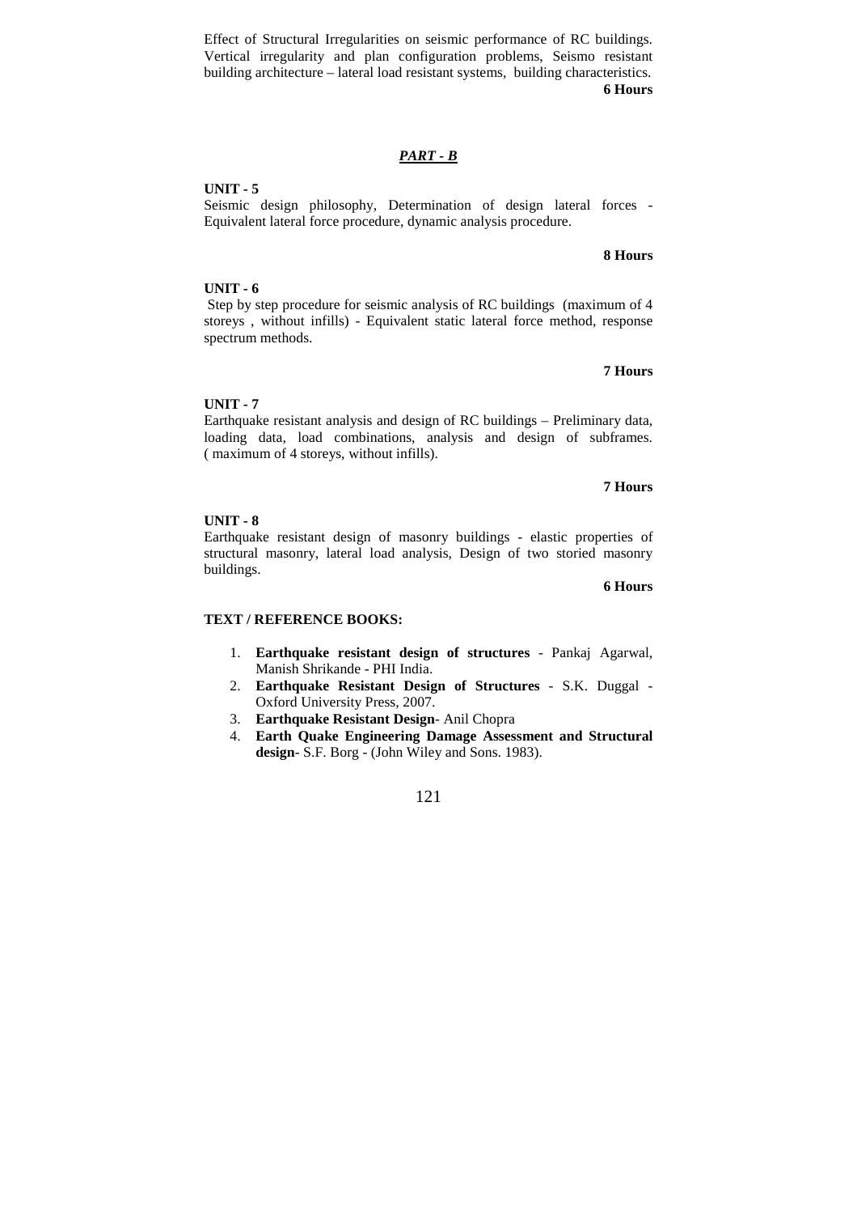Effect of Structural Irregularities on seismic performance of RC buildings. Vertical irregularity and plan configuration problems, Seismo resistant building architecture – lateral load resistant systems, building characteristics.

**6 Hours**

## ***PART - B***

**UNIT - 5**

Seismic design philosophy, Determination of design lateral forces - Equivalent lateral force procedure, dynamic analysis procedure.

**8 Hours**

**UNIT - 6**

Step by step procedure for seismic analysis of RC buildings (maximum of 4 storeys , without infills) - Equivalent static lateral force method, response spectrum methods.

**7 Hours**

**UNIT - 7**

Earthquake resistant analysis and design of RC buildings – Preliminary data, loading data, load combinations, analysis and design of subframes. ( maximum of 4 storeys, without infills).

**7 Hours**

**UNIT - 8**

Earthquake resistant design of masonry buildings - elastic properties of structural masonry, lateral load analysis, Design of two storied masonry buildings.

**6 Hours**

**TEXT / REFERENCE BOOKS:**

1. **Earthquake resistant design of structures** - Pankaj Agarwal, Manish Shrikande - PHI India.
2. **Earthquake Resistant Design of Structures** - S.K. Duggal - Oxford University Press, 2007.
3. **Earthquake Resistant Design**- Anil Chopra
4. **Earth Quake Engineering Damage Assessment and Structural design**- S.F. Borg - (John Wiley and Sons. 1983).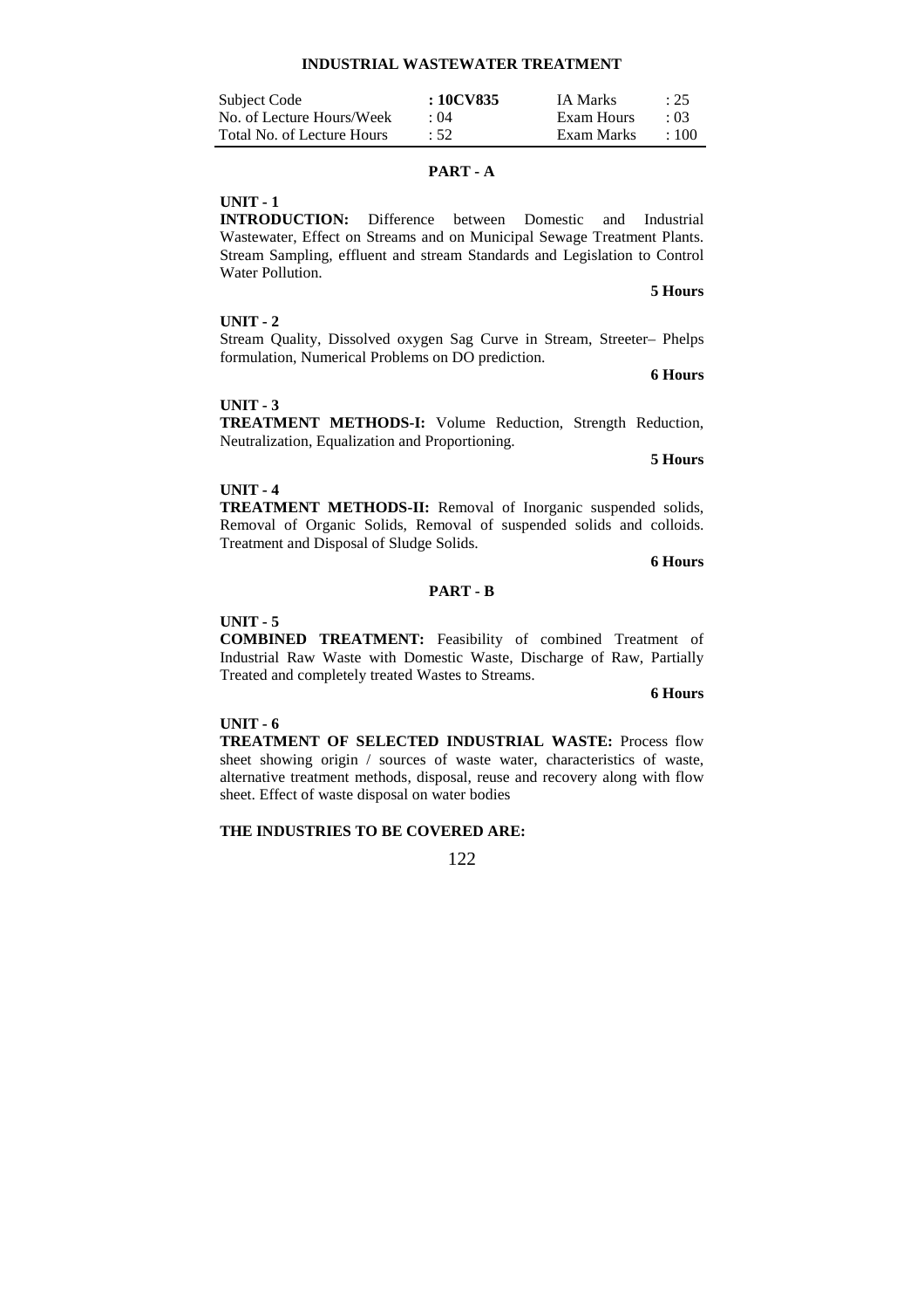## INDUSTRIAL WASTEWATER TREATMENT

| Subject Code | : 10CV835 | IA Marks | : 25 |
|---|---|---|---|
| No. of Lecture Hours/Week | : 04 | Exam Hours | : 03 |
| Total No. of Lecture Hours | : 52 | Exam Marks | : 100 |

### PART - A

**UNIT - 1**

**INTRODUCTION:** Difference between Domestic and Industrial Wastewater, Effect on Streams and on Municipal Sewage Treatment Plants. Stream Sampling, effluent and stream Standards and Legislation to Control Water Pollution.

**5 Hours**

**UNIT - 2**

Stream Quality, Dissolved oxygen Sag Curve in Stream, Streeter– Phelps formulation, Numerical Problems on DO prediction.

**6 Hours**

**UNIT - 3**

**TREATMENT METHODS-I:** Volume Reduction, Strength Reduction, Neutralization, Equalization and Proportioning.

**5 Hours**

**UNIT - 4**

**TREATMENT METHODS-II:** Removal of Inorganic suspended solids, Removal of Organic Solids, Removal of suspended solids and colloids. Treatment and Disposal of Sludge Solids.

**6 Hours**

### PART - B

**UNIT - 5**

**COMBINED TREATMENT:** Feasibility of combined Treatment of Industrial Raw Waste with Domestic Waste, Discharge of Raw, Partially Treated and completely treated Wastes to Streams.

**6 Hours**

**UNIT - 6**

**TREATMENT OF SELECTED INDUSTRIAL WASTE:** Process flow sheet showing origin / sources of waste water, characteristics of waste, alternative treatment methods, disposal, reuse and recovery along with flow sheet. Effect of waste disposal on water bodies

**THE INDUSTRIES TO BE COVERED ARE:**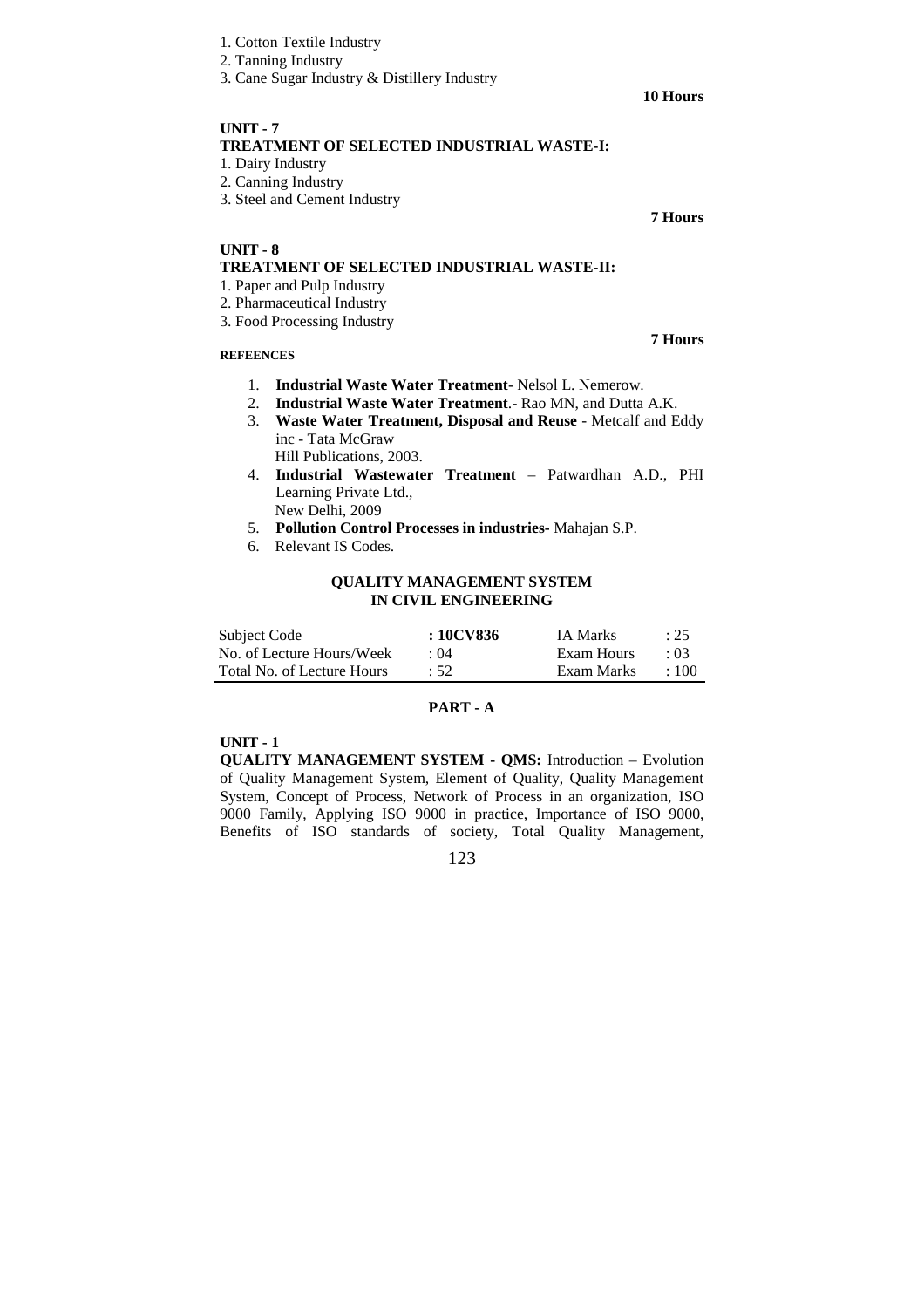1. Cotton Textile Industry
2. Tanning Industry
3. Cane Sugar Industry & Distillery Industry

**10 Hours**

**UNIT - 7**

**TREATMENT OF SELECTED INDUSTRIAL WASTE-I:**

1. Dairy Industry
2. Canning Industry
3. Steel and Cement Industry

**7 Hours**

**UNIT - 8**

**TREATMENT OF SELECTED INDUSTRIAL WASTE-II:**

1. Paper and Pulp Industry
2. Pharmaceutical Industry
3. Food Processing Industry

**7 Hours**

**REFEENCES**

1. **Industrial Waste Water Treatment**- Nelsol L. Nemerow.
2. **Industrial Waste Water Treatment**.- Rao MN, and Dutta A.K.
3. **Waste Water Treatment, Disposal and Reuse** - Metcalf and Eddy inc - Tata McGraw Hill Publications, 2003.
4. **Industrial Wastewater Treatment** – Patwardhan A.D., PHI Learning Private Ltd., New Delhi, 2009
5. **Pollution Control Processes in industries**- Mahajan S.P.
6. Relevant IS Codes.

## QUALITY MANAGEMENT SYSTEM IN CIVIL ENGINEERING

| Subject Code | **: 10CV836** | IA Marks | : 25 |
|---|---|---|---|
| No. of Lecture Hours/Week | : 04 | Exam Hours | : 03 |
| Total No. of Lecture Hours | : 52 | Exam Marks | : 100 |

### PART - A

**UNIT - 1**

**QUALITY MANAGEMENT SYSTEM - QMS:** Introduction – Evolution of Quality Management System, Element of Quality, Quality Management System, Concept of Process, Network of Process in an organization, ISO 9000 Family, Applying ISO 9000 in practice, Importance of ISO 9000, Benefits of ISO standards of society, Total Quality Management,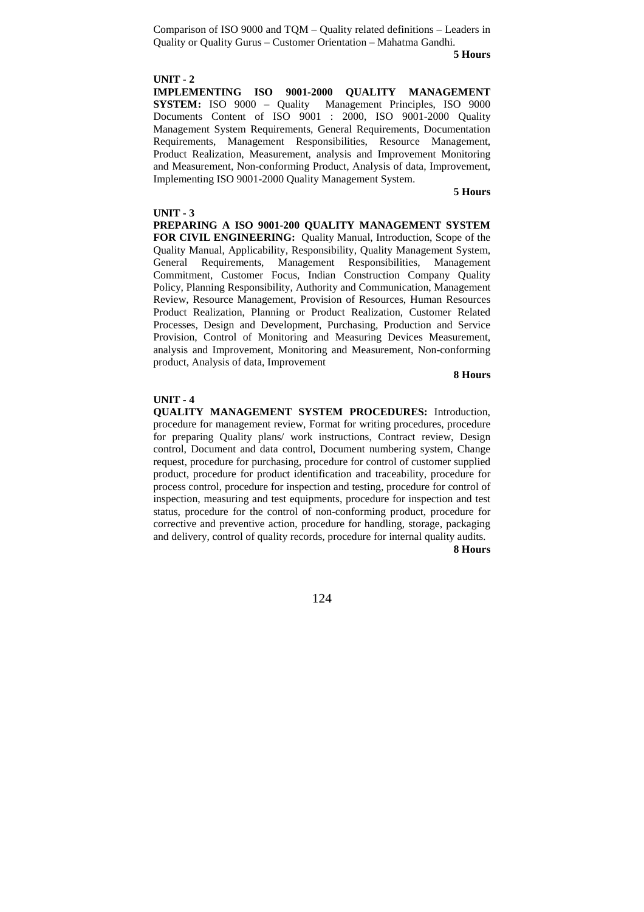Comparison of ISO 9000 and TQM – Quality related definitions – Leaders in Quality or Quality Gurus – Customer Orientation – Mahatma Gandhi.

**5 Hours**

**UNIT - 2**

**IMPLEMENTING ISO 9001-2000 QUALITY MANAGEMENT SYSTEM:** ISO 9000 – Quality Management Principles, ISO 9000 Documents Content of ISO 9001 : 2000, ISO 9001-2000 Quality Management System Requirements, General Requirements, Documentation Requirements, Management Responsibilities, Resource Management, Product Realization, Measurement, analysis and Improvement Monitoring and Measurement, Non-conforming Product, Analysis of data, Improvement, Implementing ISO 9001-2000 Quality Management System.

**5 Hours**

**UNIT - 3**

**PREPARING A ISO 9001-200 QUALITY MANAGEMENT SYSTEM FOR CIVIL ENGINEERING:** Quality Manual, Introduction, Scope of the Quality Manual, Applicability, Responsibility, Quality Management System, General Requirements, Management Responsibilities, Management Commitment, Customer Focus, Indian Construction Company Quality Policy, Planning Responsibility, Authority and Communication, Management Review, Resource Management, Provision of Resources, Human Resources Product Realization, Planning or Product Realization, Customer Related Processes, Design and Development, Purchasing, Production and Service Provision, Control of Monitoring and Measuring Devices Measurement, analysis and Improvement, Monitoring and Measurement, Non-conforming product, Analysis of data, Improvement

**8 Hours**

**UNIT - 4**

**QUALITY MANAGEMENT SYSTEM PROCEDURES:** Introduction, procedure for management review, Format for writing procedures, procedure for preparing Quality plans/ work instructions, Contract review, Design control, Document and data control, Document numbering system, Change request, procedure for purchasing, procedure for control of customer supplied product, procedure for product identification and traceability, procedure for process control, procedure for inspection and testing, procedure for control of inspection, measuring and test equipments, procedure for inspection and test status, procedure for the control of non-conforming product, procedure for corrective and preventive action, procedure for handling, storage, packaging and delivery, control of quality records, procedure for internal quality audits.

**8 Hours**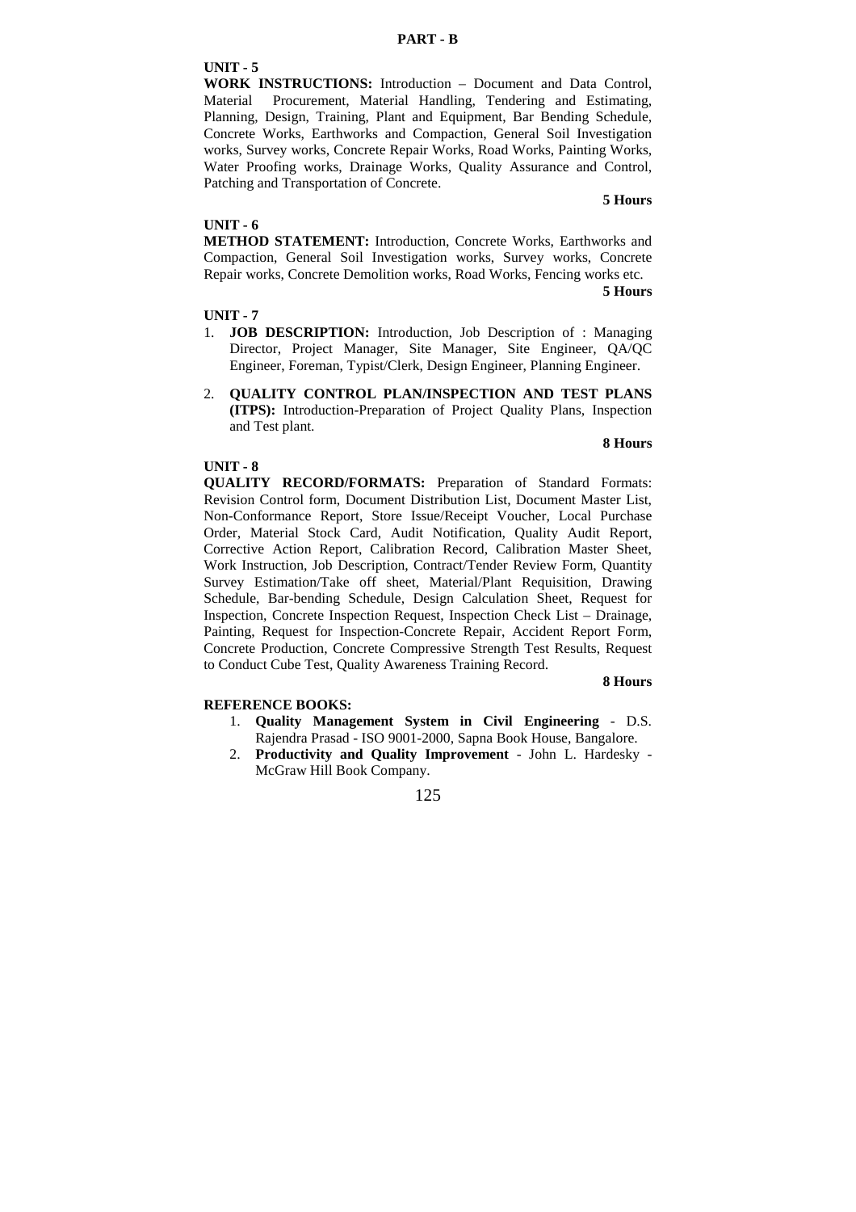## PART - B

### UNIT - 5

**WORK INSTRUCTIONS:** Introduction – Document and Data Control, Material Procurement, Material Handling, Tendering and Estimating, Planning, Design, Training, Plant and Equipment, Bar Bending Schedule, Concrete Works, Earthworks and Compaction, General Soil Investigation works, Survey works, Concrete Repair Works, Road Works, Painting Works, Water Proofing works, Drainage Works, Quality Assurance and Control, Patching and Transportation of Concrete.

**5 Hours**

### UNIT - 6

**METHOD STATEMENT:** Introduction, Concrete Works, Earthworks and Compaction, General Soil Investigation works, Survey works, Concrete Repair works, Concrete Demolition works, Road Works, Fencing works etc.

**5 Hours**

### UNIT - 7

1. **JOB DESCRIPTION:** Introduction, Job Description of : Managing Director, Project Manager, Site Manager, Site Engineer, QA/QC Engineer, Foreman, Typist/Clerk, Design Engineer, Planning Engineer.
2. **QUALITY CONTROL PLAN/INSPECTION AND TEST PLANS (ITPS):** Introduction-Preparation of Project Quality Plans, Inspection and Test plant.

**8 Hours**

### UNIT - 8

**QUALITY RECORD/FORMATS:** Preparation of Standard Formats: Revision Control form, Document Distribution List, Document Master List, Non-Conformance Report, Store Issue/Receipt Voucher, Local Purchase Order, Material Stock Card, Audit Notification, Quality Audit Report, Corrective Action Report, Calibration Record, Calibration Master Sheet, Work Instruction, Job Description, Contract/Tender Review Form, Quantity Survey Estimation/Take off sheet, Material/Plant Requisition, Drawing Schedule, Bar-bending Schedule, Design Calculation Sheet, Request for Inspection, Concrete Inspection Request, Inspection Check List – Drainage, Painting, Request for Inspection-Concrete Repair, Accident Report Form, Concrete Production, Concrete Compressive Strength Test Results, Request to Conduct Cube Test, Quality Awareness Training Record.

**8 Hours**

### REFERENCE BOOKS:

1. **Quality Management System in Civil Engineering** - D.S. Rajendra Prasad - ISO 9001-2000, Sapna Book House, Bangalore.
2. **Productivity and Quality Improvement** - John L. Hardesky - McGraw Hill Book Company.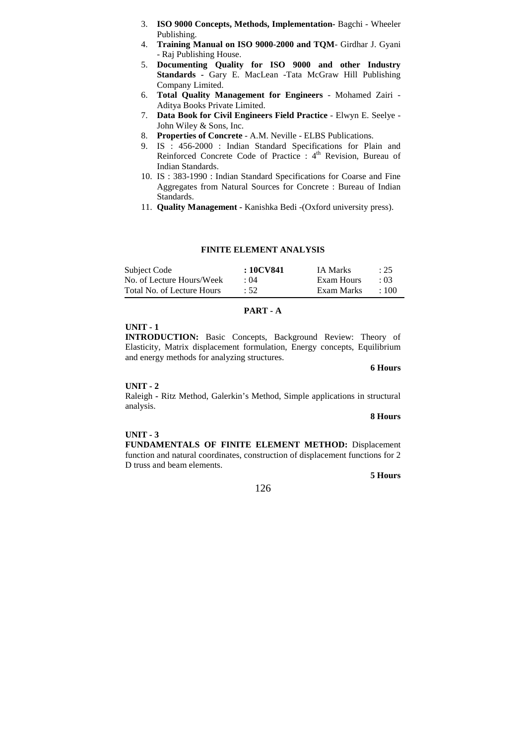3. **ISO 9000 Concepts, Methods, Implementation-** Bagchi - Wheeler Publishing.
4. **Training Manual on ISO 9000-2000 and TQM**- Girdhar J. Gyani - Raj Publishing House.
5. **Documenting Quality for ISO 9000 and other Industry Standards -** Gary E. MacLean -Tata McGraw Hill Publishing Company Limited.
6. **Total Quality Management for Engineers** - Mohamed Zairi - Aditya Books Private Limited.
7. **Data Book for Civil Engineers Field Practice** - Elwyn E. Seelye - John Wiley & Sons, Inc.
8. **Properties of Concrete** - A.M. Neville - ELBS Publications.
9. IS : 456-2000 : Indian Standard Specifications for Plain and Reinforced Concrete Code of Practice : 4th Revision, Bureau of Indian Standards.
10. IS : 383-1990 : Indian Standard Specifications for Coarse and Fine Aggregates from Natural Sources for Concrete : Bureau of Indian Standards.
11. **Quality Management -** Kanishka Bedi -(Oxford university press).

## FINITE ELEMENT ANALYSIS

| Subject Code | : 10CV841 | IA Marks | : 25 |
|---|---|---|---|
| No. of Lecture Hours/Week | : 04 | Exam Hours | : 03 |
| Total No. of Lecture Hours | : 52 | Exam Marks | : 100 |

### PART - A

**UNIT - 1**

**INTRODUCTION:** Basic Concepts, Background Review: Theory of Elasticity, Matrix displacement formulation, Energy concepts, Equilibrium and energy methods for analyzing structures.

**6 Hours**

**UNIT - 2**

Raleigh - Ritz Method, Galerkin's Method, Simple applications in structural analysis.

**8 Hours**

**UNIT - 3**

**FUNDAMENTALS OF FINITE ELEMENT METHOD:** Displacement function and natural coordinates, construction of displacement functions for 2 D truss and beam elements.

**5 Hours**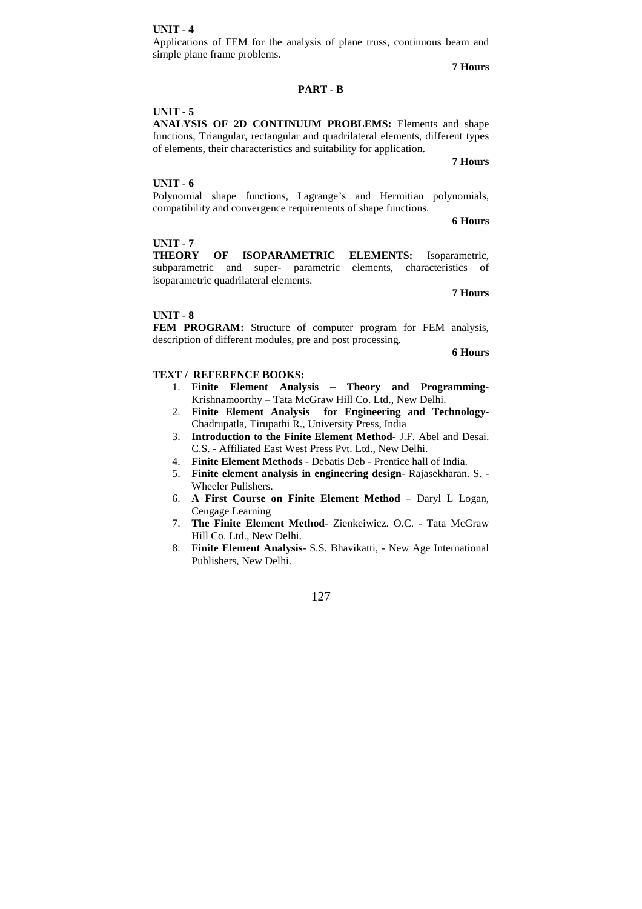**UNIT - 4**

Applications of FEM for the analysis of plane truss, continuous beam and simple plane frame problems.

**7 Hours**

## PART - B

**UNIT - 5**

**ANALYSIS OF 2D CONTINUUM PROBLEMS:** Elements and shape functions, Triangular, rectangular and quadrilateral elements, different types of elements, their characteristics and suitability for application.

**7 Hours**

**UNIT - 6**

Polynomial shape functions, Lagrange's and Hermitian polynomials, compatibility and convergence requirements of shape functions.

**6 Hours**

**UNIT - 7**

**THEORY OF ISOPARAMETRIC ELEMENTS:** Isoparametric, subparametric and super- parametric elements, characteristics of isoparametric quadrilateral elements.

**7 Hours**

**UNIT - 8**

**FEM PROGRAM:** Structure of computer program for FEM analysis, description of different modules, pre and post processing.

**6 Hours**

**TEXT / REFERENCE BOOKS:**

1. **Finite Element Analysis – Theory and Programming**- Krishnamoorthy – Tata McGraw Hill Co. Ltd., New Delhi.
2. **Finite Element Analysis for Engineering and Technology-** Chadrupatla, Tirupathi R., University Press, India
3. **Introduction to the Finite Element Method**- J.F. Abel and Desai. C.S. - Affiliated East West Press Pvt. Ltd., New Delhi.
4. **Finite Element Methods** - Debatis Deb - Prentice hall of India.
5. **Finite element analysis in engineering design**- Rajasekharan. S. - Wheeler Pulishers.
6. **A First Course on Finite Element Method** – Daryl L Logan, Cengage Learning
7. **The Finite Element Method**- Zienkeiwicz. O.C. - Tata McGraw Hill Co. Ltd., New Delhi.
8. **Finite Element Analysis**- S.S. Bhavikatti, - New Age International Publishers, New Delhi.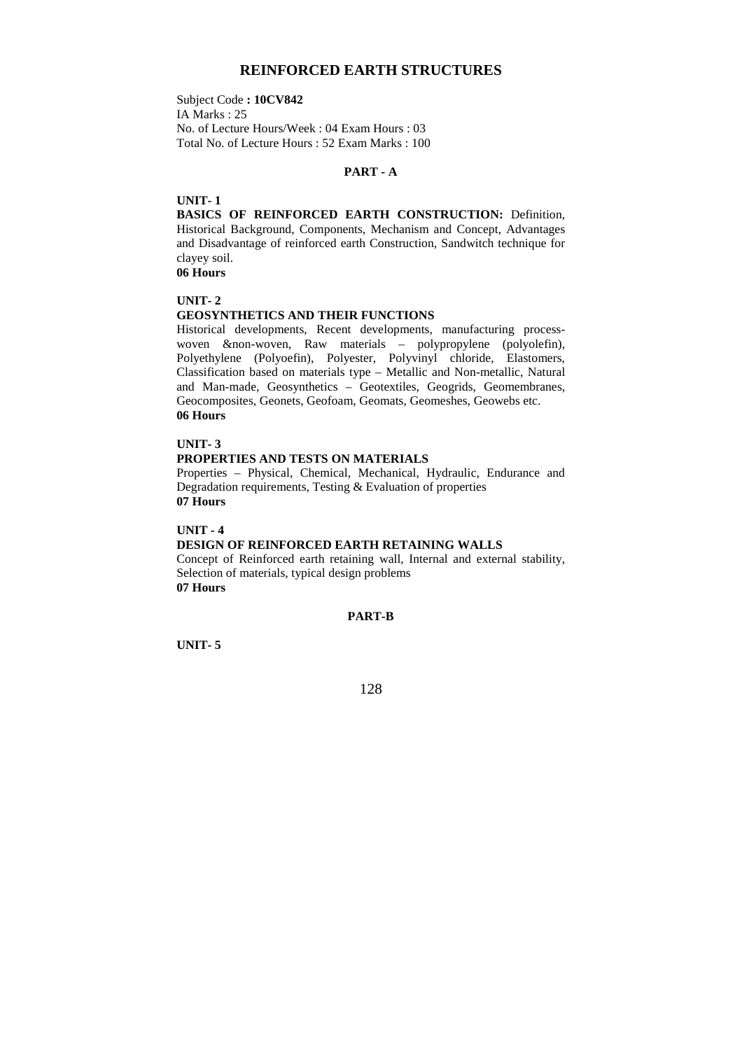# REINFORCED EARTH STRUCTURES

Subject Code **: 10CV842**
IA Marks : 25
No. of Lecture Hours/Week : 04 Exam Hours : 03
Total No. of Lecture Hours : 52 Exam Marks : 100

## PART - A

**UNIT- 1**

**BASICS OF REINFORCED EARTH CONSTRUCTION:** Definition, Historical Background, Components, Mechanism and Concept, Advantages and Disadvantage of reinforced earth Construction, Sandwitch technique for clayey soil.

**06 Hours**

**UNIT- 2**

**GEOSYNTHETICS AND THEIR FUNCTIONS**

Historical developments, Recent developments, manufacturing process-woven &non-woven, Raw materials – polypropylene (polyolefin), Polyethylene (Polyoefin), Polyester, Polyvinyl chloride, Elastomers, Classification based on materials type – Metallic and Non-metallic, Natural and Man-made, Geosynthetics – Geotextiles, Geogrids, Geomembranes, Geocomposites, Geonets, Geofoam, Geomats, Geomeshes, Geowebs etc.

**06 Hours**

**UNIT- 3**

**PROPERTIES AND TESTS ON MATERIALS**

Properties – Physical, Chemical, Mechanical, Hydraulic, Endurance and Degradation requirements, Testing & Evaluation of properties

**07 Hours**

**UNIT - 4**

**DESIGN OF REINFORCED EARTH RETAINING WALLS**

Concept of Reinforced earth retaining wall, Internal and external stability, Selection of materials, typical design problems

**07 Hours**

## PART-B

**UNIT- 5**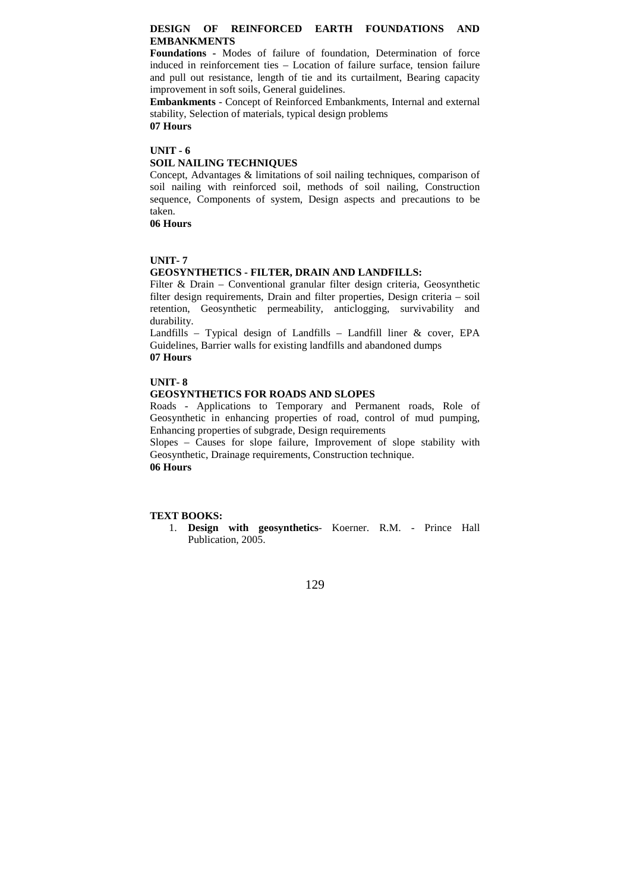**DESIGN OF REINFORCED EARTH FOUNDATIONS AND EMBANKMENTS**

**Foundations** - Modes of failure of foundation, Determination of force induced in reinforcement ties – Location of failure surface, tension failure and pull out resistance, length of tie and its curtailment, Bearing capacity improvement in soft soils, General guidelines.

**Embankments** - Concept of Reinforced Embankments, Internal and external stability, Selection of materials, typical design problems

**07 Hours**

**UNIT - 6**

**SOIL NAILING TECHNIQUES**

Concept, Advantages & limitations of soil nailing techniques, comparison of soil nailing with reinforced soil, methods of soil nailing, Construction sequence, Components of system, Design aspects and precautions to be taken.

**06 Hours**

**UNIT- 7**

**GEOSYNTHETICS - FILTER, DRAIN AND LANDFILLS:**

Filter & Drain – Conventional granular filter design criteria, Geosynthetic filter design requirements, Drain and filter properties, Design criteria – soil retention, Geosynthetic permeability, anticlogging, survivability and durability.

Landfills – Typical design of Landfills – Landfill liner & cover, EPA Guidelines, Barrier walls for existing landfills and abandoned dumps

**07 Hours**

**UNIT- 8**

**GEOSYNTHETICS FOR ROADS AND SLOPES**

Roads - Applications to Temporary and Permanent roads, Role of Geosynthetic in enhancing properties of road, control of mud pumping, Enhancing properties of subgrade, Design requirements

Slopes – Causes for slope failure, Improvement of slope stability with Geosynthetic, Drainage requirements, Construction technique.

**06 Hours**

**TEXT BOOKS:**

1. **Design with geosynthetics**- Koerner. R.M. - Prince Hall Publication, 2005.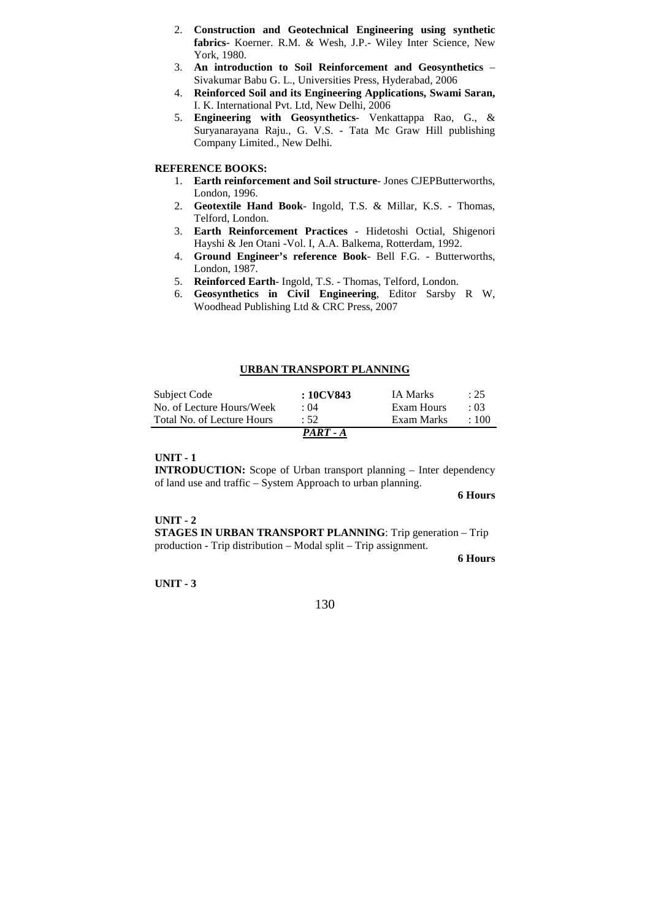2. **Construction and Geotechnical Engineering using synthetic fabrics**- Koerner. R.M. & Wesh, J.P.- Wiley Inter Science, New York, 1980.
3. **An introduction to Soil Reinforcement and Geosynthetics** – Sivakumar Babu G. L., Universities Press, Hyderabad, 2006
4. **Reinforced Soil and its Engineering Applications, Swami Saran,** I. K. International Pvt. Ltd, New Delhi, 2006
5. **Engineering with Geosynthetics**- Venkattappa Rao, G., & Suryanarayana Raju., G. V.S. - Tata Mc Graw Hill publishing Company Limited., New Delhi.

**REFERENCE BOOKS:**

1. **Earth reinforcement and Soil structure**- Jones CJEPButterworths, London, 1996.
2. **Geotextile Hand Book**- Ingold, T.S. & Millar, K.S. - Thomas, Telford, London.
3. **Earth Reinforcement Practices** - Hidetoshi Octial, Shigenori Hayshi & Jen Otani -Vol. I, A.A. Balkema, Rotterdam, 1992.
4. **Ground Engineer's reference Book**- Bell F.G. - Butterworths, London, 1987.
5. **Reinforced Earth**- Ingold, T.S. - Thomas, Telford, London.
6. **Geosynthetics in Civil Engineering**, Editor Sarsby R W, Woodhead Publishing Ltd & CRC Press, 2007

## URBAN TRANSPORT PLANNING

| | | | |
|---|---|---|---|
| Subject Code | **: 10CV843** | IA Marks | : 25 |
| No. of Lecture Hours/Week | : 04 | Exam Hours | : 03 |
| Total No. of Lecture Hours | : 52 | Exam Marks | : 100 |

***PART - A***

**UNIT - 1**

**INTRODUCTION:** Scope of Urban transport planning – Inter dependency of land use and traffic – System Approach to urban planning.

**6 Hours**

**UNIT - 2**

**STAGES IN URBAN TRANSPORT PLANNING**: Trip generation – Trip production - Trip distribution – Modal split – Trip assignment.

**6 Hours**

**UNIT - 3**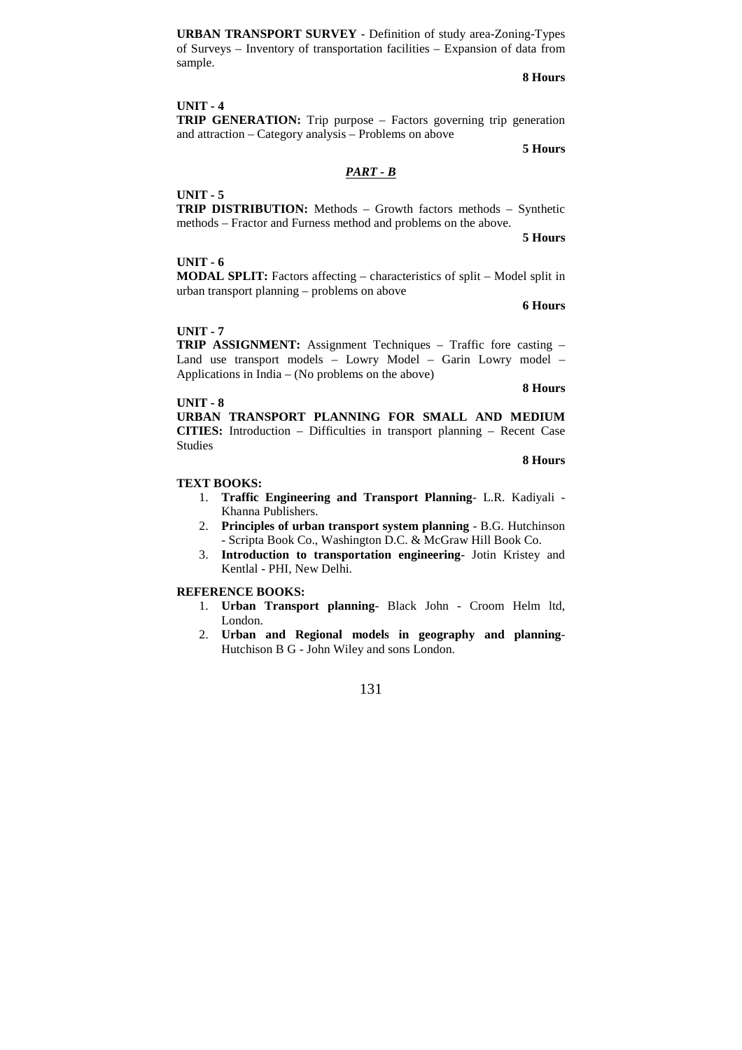**URBAN TRANSPORT SURVEY** - Definition of study area-Zoning-Types of Surveys – Inventory of transportation facilities – Expansion of data from sample.

**8 Hours**

**UNIT - 4**

**TRIP GENERATION:** Trip purpose – Factors governing trip generation and attraction – Category analysis – Problems on above

**5 Hours**

## ***PART - B***

**UNIT - 5**

**TRIP DISTRIBUTION:** Methods – Growth factors methods – Synthetic methods – Fractor and Furness method and problems on the above.

**5 Hours**

**UNIT - 6**

**MODAL SPLIT:** Factors affecting – characteristics of split – Model split in urban transport planning – problems on above

**6 Hours**

**UNIT - 7**

**TRIP ASSIGNMENT:** Assignment Techniques – Traffic fore casting – Land use transport models – Lowry Model – Garin Lowry model – Applications in India – (No problems on the above)

**8 Hours**

**UNIT - 8**

**URBAN TRANSPORT PLANNING FOR SMALL AND MEDIUM CITIES:** Introduction – Difficulties in transport planning – Recent Case Studies

**8 Hours**

**TEXT BOOKS:**

1. **Traffic Engineering and Transport Planning**- L.R. Kadiyali - Khanna Publishers.
2. **Principles of urban transport system planning** - B.G. Hutchinson - Scripta Book Co., Washington D.C. & McGraw Hill Book Co.
3. **Introduction to transportation engineering**- Jotin Kristey and Kentlal - PHI, New Delhi.

**REFERENCE BOOKS:**

1. **Urban Transport planning**- Black John - Croom Helm ltd, London.
2. **Urban and Regional models in geography and planning**- Hutchison B G - John Wiley and sons London.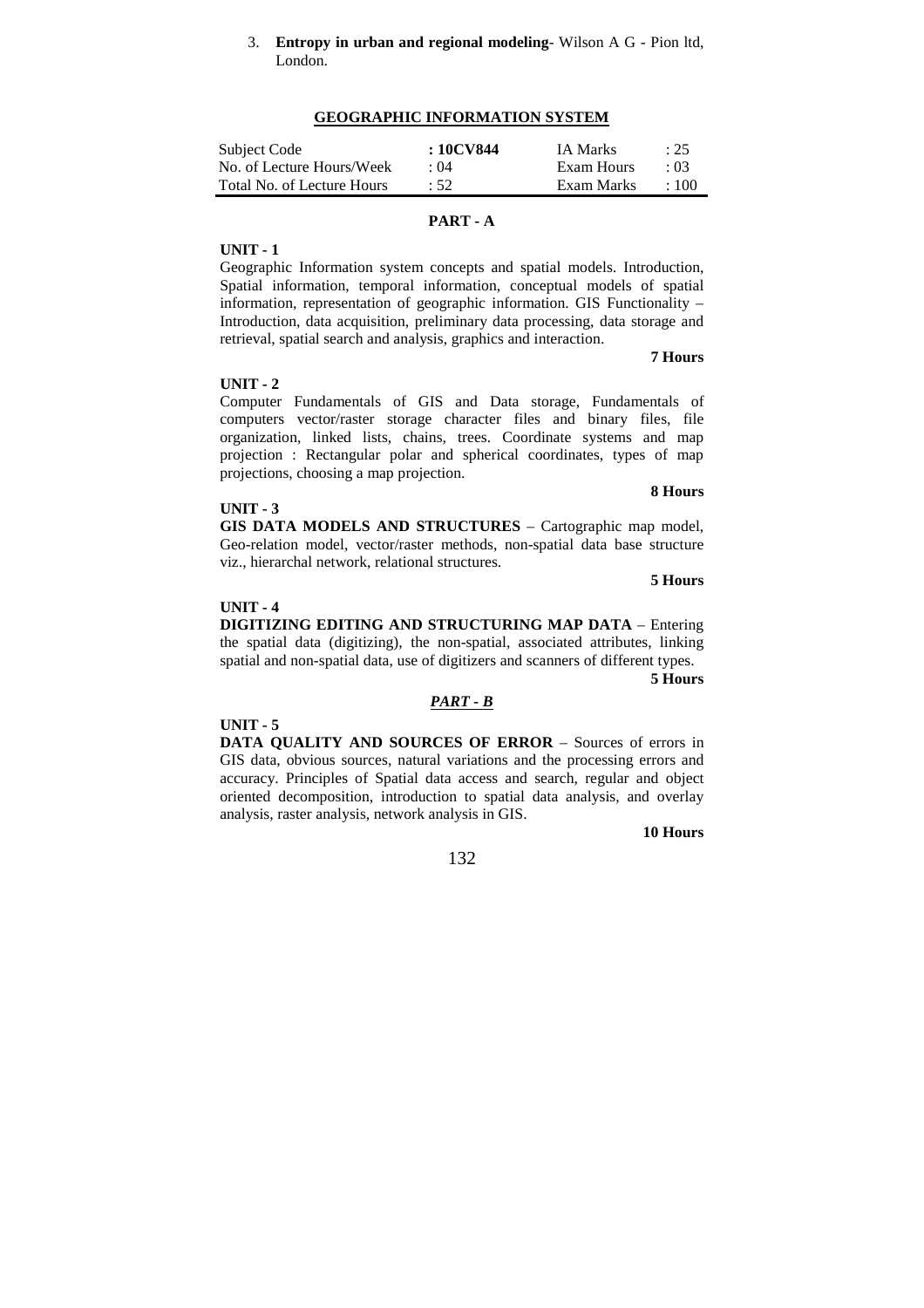3. **Entropy in urban and regional modeling**- Wilson A G - Pion ltd, London.

## GEOGRAPHIC INFORMATION SYSTEM

| Subject Code | **: 10CV844** | IA Marks | : 25 |
|---|---|---|---|
| No. of Lecture Hours/Week | : 04 | Exam Hours | : 03 |
| Total No. of Lecture Hours | : 52 | Exam Marks | : 100 |

### PART - A

**UNIT - 1**

Geographic Information system concepts and spatial models. Introduction, Spatial information, temporal information, conceptual models of spatial information, representation of geographic information. GIS Functionality – Introduction, data acquisition, preliminary data processing, data storage and retrieval, spatial search and analysis, graphics and interaction.

**7 Hours**

**UNIT - 2**

Computer Fundamentals of GIS and Data storage, Fundamentals of computers vector/raster storage character files and binary files, file organization, linked lists, chains, trees. Coordinate systems and map projection : Rectangular polar and spherical coordinates, types of map projections, choosing a map projection.

**8 Hours**

**UNIT - 3**

**GIS DATA MODELS AND STRUCTURES** – Cartographic map model, Geo-relation model, vector/raster methods, non-spatial data base structure viz., hierarchal network, relational structures.

**5 Hours**

**UNIT - 4**

**DIGITIZING EDITING AND STRUCTURING MAP DATA** – Entering the spatial data (digitizing), the non-spatial, associated attributes, linking spatial and non-spatial data, use of digitizers and scanners of different types.

**5 Hours**

### *PART - B*

**UNIT - 5**

**DATA QUALITY AND SOURCES OF ERROR** – Sources of errors in GIS data, obvious sources, natural variations and the processing errors and accuracy. Principles of Spatial data access and search, regular and object oriented decomposition, introduction to spatial data analysis, and overlay analysis, raster analysis, network analysis in GIS.

**10 Hours**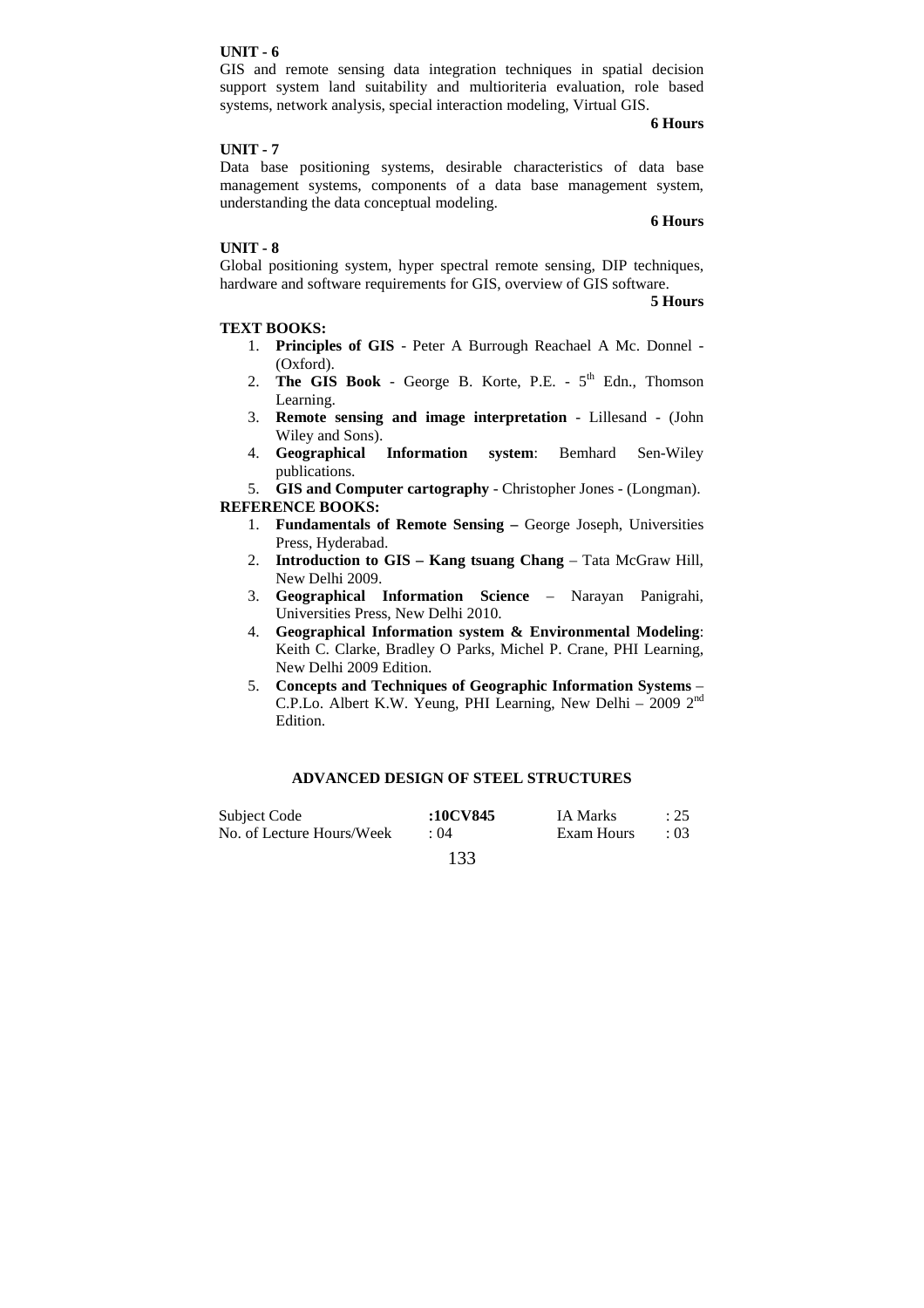**UNIT - 6**

GIS and remote sensing data integration techniques in spatial decision support system land suitability and multioriteria evaluation, role based systems, network analysis, special interaction modeling, Virtual GIS.

**6 Hours**

**UNIT - 7**

Data base positioning systems, desirable characteristics of data base management systems, components of a data base management system, understanding the data conceptual modeling.

**6 Hours**

**UNIT - 8**

Global positioning system, hyper spectral remote sensing, DIP techniques, hardware and software requirements for GIS, overview of GIS software.

**5 Hours**

**TEXT BOOKS:**

1. **Principles of GIS** - Peter A Burrough Reachael A Mc. Donnel - (Oxford).
2. **The GIS Book** - George B. Korte, P.E. - 5th Edn., Thomson Learning.
3. **Remote sensing and image interpretation** - Lillesand - (John Wiley and Sons).
4. **Geographical Information system**: Bemhard Sen-Wiley publications.
5. **GIS and Computer cartography** - Christopher Jones - (Longman).

**REFERENCE BOOKS:**

1. **Fundamentals of Remote Sensing –** George Joseph, Universities Press, Hyderabad.
2. **Introduction to GIS – Kang tsuang Chang** – Tata McGraw Hill, New Delhi 2009.
3. **Geographical Information Science** – Narayan Panigrahi, Universities Press, New Delhi 2010.
4. **Geographical Information system & Environmental Modeling**: Keith C. Clarke, Bradley O Parks, Michel P. Crane, PHI Learning, New Delhi 2009 Edition.
5. **Concepts and Techniques of Geographic Information Systems** – C.P.Lo. Albert K.W. Yeung, PHI Learning, New Delhi – 2009 2nd Edition.

## ADVANCED DESIGN OF STEEL STRUCTURES

| | | | |
|---|---|---|---|
| Subject Code | **:10CV845** | IA Marks | : 25 |
| No. of Lecture Hours/Week | : 04 | Exam Hours | : 03 |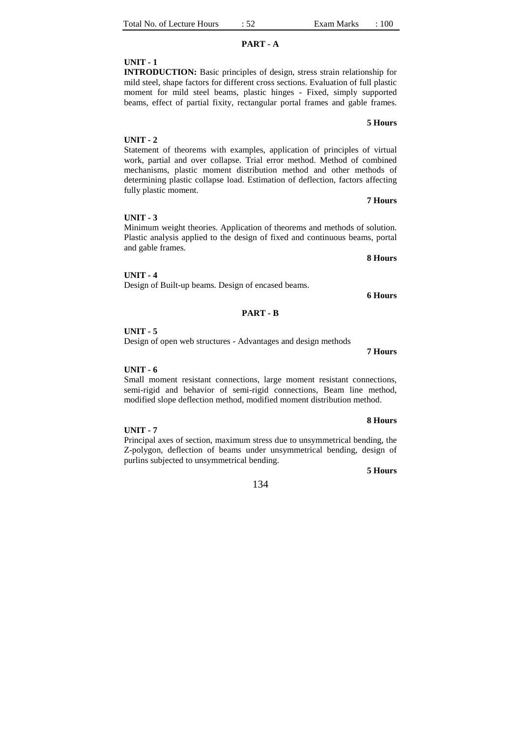| Total No. of Lecture Hours | : 52 | Exam Marks | : 100 |
| --- | --- | --- | --- |

## PART - A

**UNIT - 1**

**INTRODUCTION:** Basic principles of design, stress strain relationship for mild steel, shape factors for different cross sections. Evaluation of full plastic moment for mild steel beams, plastic hinges - Fixed, simply supported beams, effect of partial fixity, rectangular portal frames and gable frames.

**5 Hours**

**UNIT - 2**

Statement of theorems with examples, application of principles of virtual work, partial and over collapse. Trial error method. Method of combined mechanisms, plastic moment distribution method and other methods of determining plastic collapse load. Estimation of deflection, factors affecting fully plastic moment.

**7 Hours**

**UNIT - 3**

Minimum weight theories. Application of theorems and methods of solution. Plastic analysis applied to the design of fixed and continuous beams, portal and gable frames.

**8 Hours**

**UNIT - 4**

Design of Built-up beams. Design of encased beams.

**6 Hours**

## PART - B

**UNIT - 5**

Design of open web structures - Advantages and design methods

**7 Hours**

**UNIT - 6**

Small moment resistant connections, large moment resistant connections, semi-rigid and behavior of semi-rigid connections, Beam line method, modified slope deflection method, modified moment distribution method.

**8 Hours**

**UNIT - 7**

Principal axes of section, maximum stress due to unsymmetrical bending, the Z-polygon, deflection of beams under unsymmetrical bending, design of purlins subjected to unsymmetrical bending.

**5 Hours**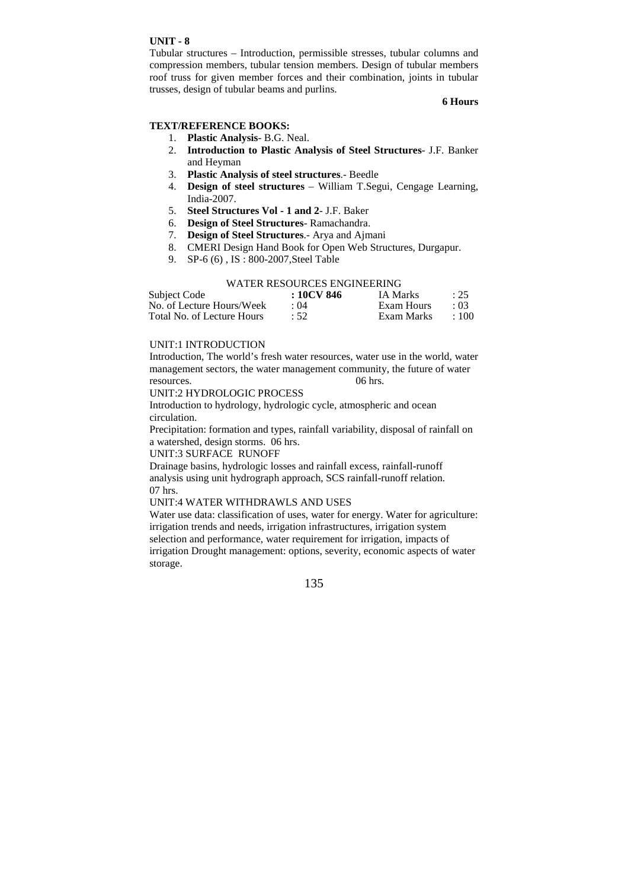**UNIT - 8**

Tubular structures – Introduction, permissible stresses, tubular columns and compression members, tubular tension members. Design of tubular members roof truss for given member forces and their combination, joints in tubular trusses, design of tubular beams and purlins.

**6 Hours**

**TEXT/REFERENCE BOOKS:**

1. **Plastic Analysis**- B.G. Neal.
2. **Introduction to Plastic Analysis of Steel Structures**- J.F. Banker and Heyman
3. **Plastic Analysis of steel structures**.- Beedle
4. **Design of steel structures** – William T.Segui, Cengage Learning, India-2007.
5. **Steel Structures Vol - 1 and 2**- J.F. Baker
6. **Design of Steel Structures**- Ramachandra.
7. **Design of Steel Structures**.- Arya and Ajmani
8. CMERI Design Hand Book for Open Web Structures, Durgapur.
9. SP-6 (6) , IS : 800-2007,Steel Table

WATER RESOURCES ENGINEERING

| | | | |
|---|---|---|---|
| Subject Code | **: 10CV 846** | IA Marks | : 25 |
| No. of Lecture Hours/Week | : 04 | Exam Hours | : 03 |
| Total No. of Lecture Hours | : 52 | Exam Marks | : 100 |

UNIT:1 INTRODUCTION

Introduction, The world's fresh water resources, water use in the world, water management sectors, the water management community, the future of water resources. 06 hrs.

UNIT:2 HYDROLOGIC PROCESS

Introduction to hydrology, hydrologic cycle, atmospheric and ocean circulation.

Precipitation: formation and types, rainfall variability, disposal of rainfall on a watershed, design storms. 06 hrs.

UNIT:3 SURFACE RUNOFF

Drainage basins, hydrologic losses and rainfall excess, rainfall-runoff analysis using unit hydrograph approach, SCS rainfall-runoff relation. 07 hrs.

UNIT:4 WATER WITHDRAWLS AND USES

Water use data: classification of uses, water for energy. Water for agriculture: irrigation trends and needs, irrigation infrastructures, irrigation system selection and performance, water requirement for irrigation, impacts of irrigation Drought management: options, severity, economic aspects of water storage.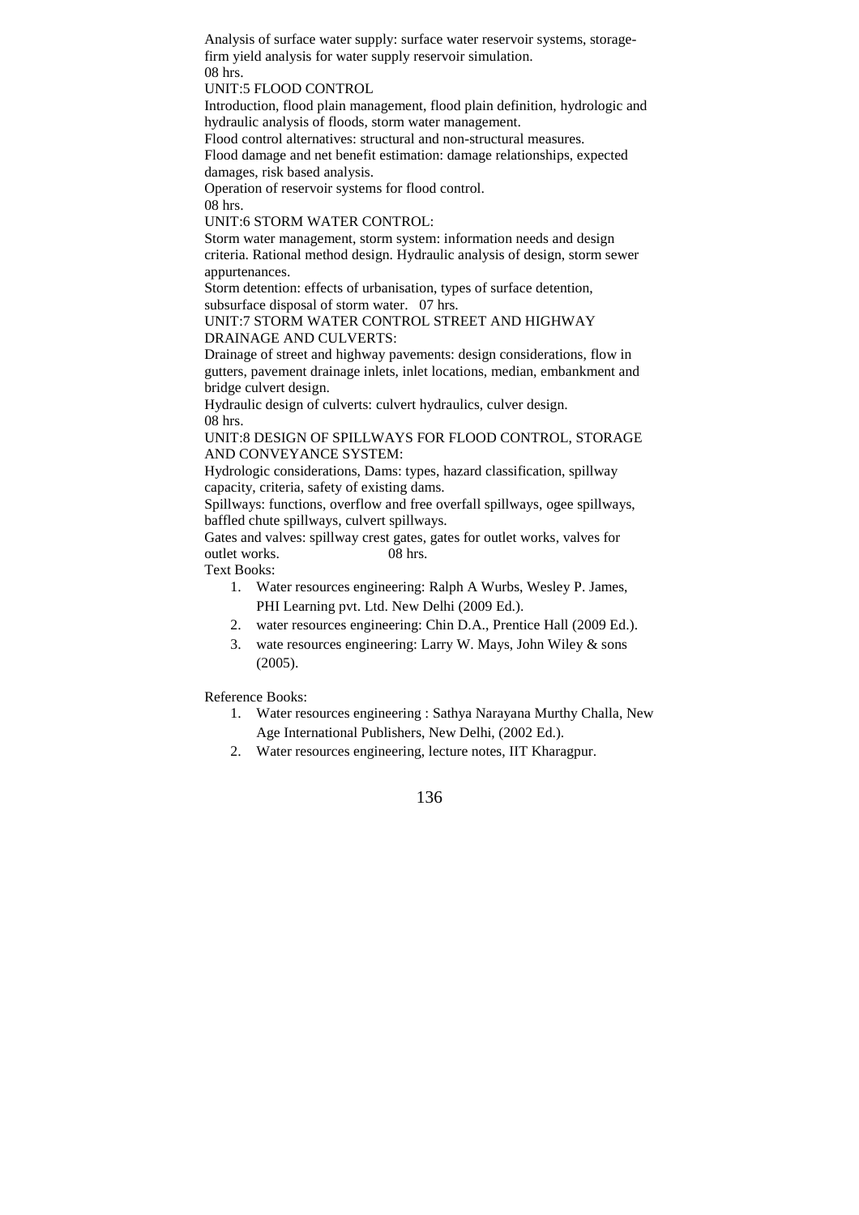Analysis of surface water supply: surface water reservoir systems, storage-firm yield analysis for water supply reservoir simulation.
08 hrs.

UNIT:5 FLOOD CONTROL

Introduction, flood plain management, flood plain definition, hydrologic and hydraulic analysis of floods, storm water management.

Flood control alternatives: structural and non-structural measures.

Flood damage and net benefit estimation: damage relationships, expected damages, risk based analysis.

Operation of reservoir systems for flood control.
08 hrs.

UNIT:6 STORM WATER CONTROL:

Storm water management, storm system: information needs and design criteria. Rational method design. Hydraulic analysis of design, storm sewer appurtenances.

Storm detention: effects of urbanisation, types of surface detention, subsurface disposal of storm water. 07 hrs.

UNIT:7 STORM WATER CONTROL STREET AND HIGHWAY DRAINAGE AND CULVERTS:

Drainage of street and highway pavements: design considerations, flow in gutters, pavement drainage inlets, inlet locations, median, embankment and bridge culvert design.

Hydraulic design of culverts: culvert hydraulics, culver design.
08 hrs.

UNIT:8 DESIGN OF SPILLWAYS FOR FLOOD CONTROL, STORAGE AND CONVEYANCE SYSTEM:

Hydrologic considerations, Dams: types, hazard classification, spillway capacity, criteria, safety of existing dams.

Spillways: functions, overflow and free overfall spillways, ogee spillways, baffled chute spillways, culvert spillways.

Gates and valves: spillway crest gates, gates for outlet works, valves for outlet works. 08 hrs.

Text Books:

1. Water resources engineering: Ralph A Wurbs, Wesley P. James, PHI Learning pvt. Ltd. New Delhi (2009 Ed.).
2. water resources engineering: Chin D.A., Prentice Hall (2009 Ed.).
3. wate resources engineering: Larry W. Mays, John Wiley & sons (2005).

Reference Books:

1. Water resources engineering : Sathya Narayana Murthy Challa, New Age International Publishers, New Delhi, (2002 Ed.).
2. Water resources engineering, lecture notes, IIT Kharagpur.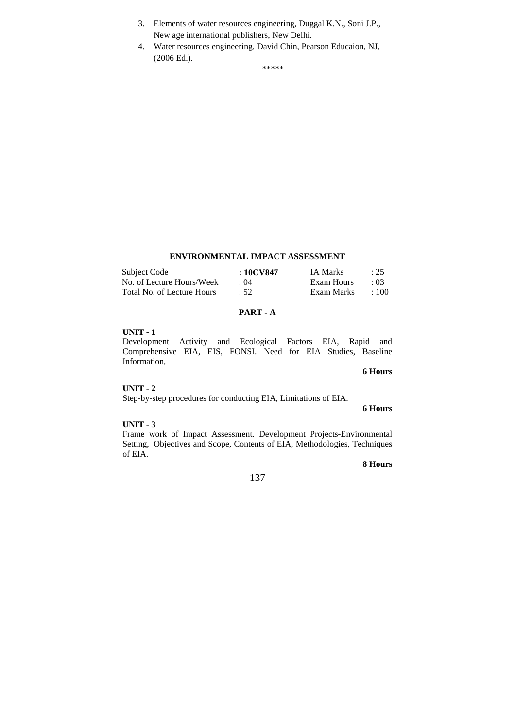3. Elements of water resources engineering, Duggal K.N., Soni J.P., New age international publishers, New Delhi.
4. Water resources engineering, David Chin, Pearson Educaion, NJ, (2006 Ed.).

\*\*\*\*\*

## ENVIRONMENTAL IMPACT ASSESSMENT

| | | | |
|---|---|---|---|
| Subject Code | **: 10CV847** | IA Marks | : 25 |
| No. of Lecture Hours/Week | : 04 | Exam Hours | : 03 |
| Total No. of Lecture Hours | : 52 | Exam Marks | : 100 |

### PART - A

**UNIT - 1**

Development Activity and Ecological Factors EIA, Rapid and Comprehensive EIA, EIS, FONSI. Need for EIA Studies, Baseline Information,

**6 Hours**

**UNIT - 2**

Step-by-step procedures for conducting EIA, Limitations of EIA.

**6 Hours**

**UNIT - 3**

Frame work of Impact Assessment. Development Projects-Environmental Setting, Objectives and Scope, Contents of EIA, Methodologies, Techniques of EIA.

**8 Hours**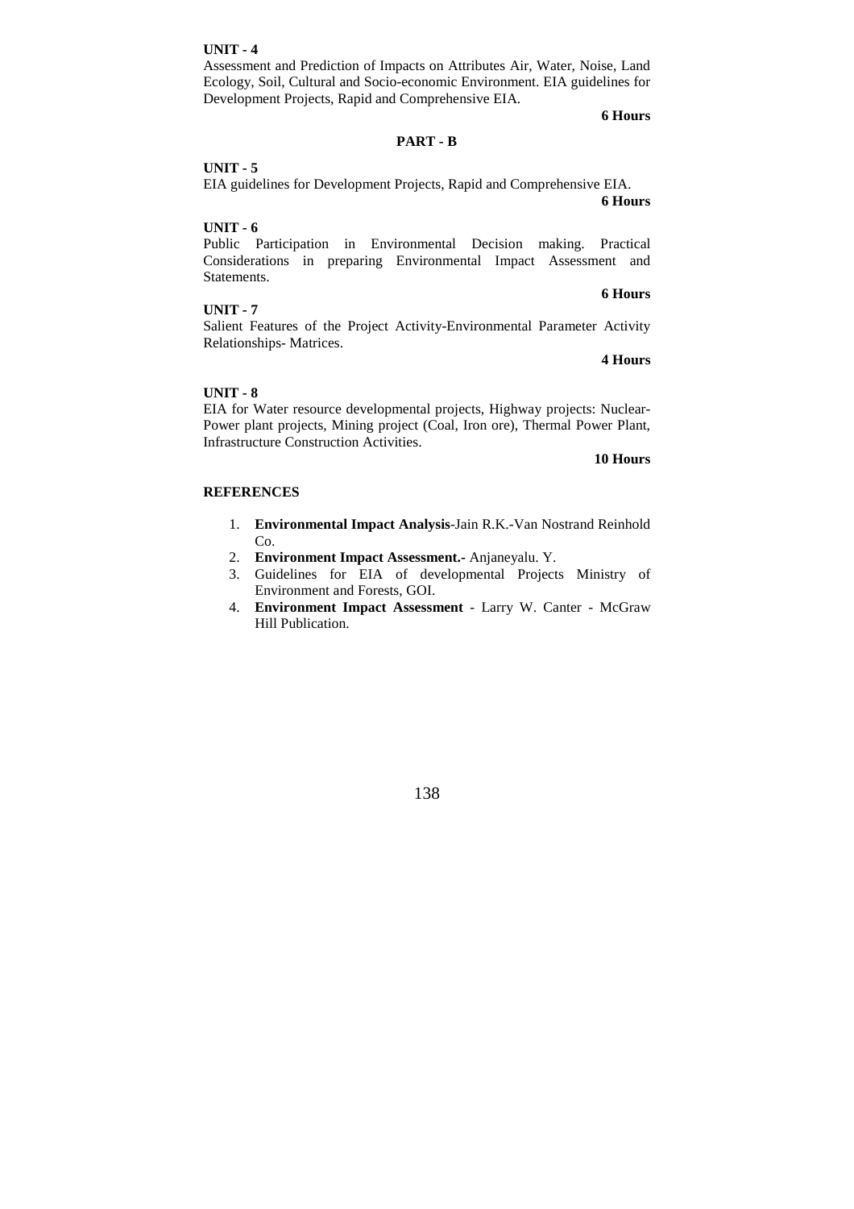**UNIT - 4**

Assessment and Prediction of Impacts on Attributes Air, Water, Noise, Land Ecology, Soil, Cultural and Socio-economic Environment. EIA guidelines for Development Projects, Rapid and Comprehensive EIA.

**6 Hours**

## PART - B

**UNIT - 5**

EIA guidelines for Development Projects, Rapid and Comprehensive EIA.

**6 Hours**

**UNIT - 6**

Public Participation in Environmental Decision making. Practical Considerations in preparing Environmental Impact Assessment and Statements.

**6 Hours**

**UNIT - 7**

Salient Features of the Project Activity-Environmental Parameter Activity Relationships- Matrices.

**4 Hours**

**UNIT - 8**

EIA for Water resource developmental projects, Highway projects: Nuclear-Power plant projects, Mining project (Coal, Iron ore), Thermal Power Plant, Infrastructure Construction Activities.

**10 Hours**

**REFERENCES**

1. **Environmental Impact Analysis**-Jain R.K.-Van Nostrand Reinhold Co.
2. **Environment Impact Assessment.-** Anjaneyalu. Y.
3. Guidelines for EIA of developmental Projects Ministry of Environment and Forests, GOI.
4. **Environment Impact Assessment** - Larry W. Canter - McGraw Hill Publication.